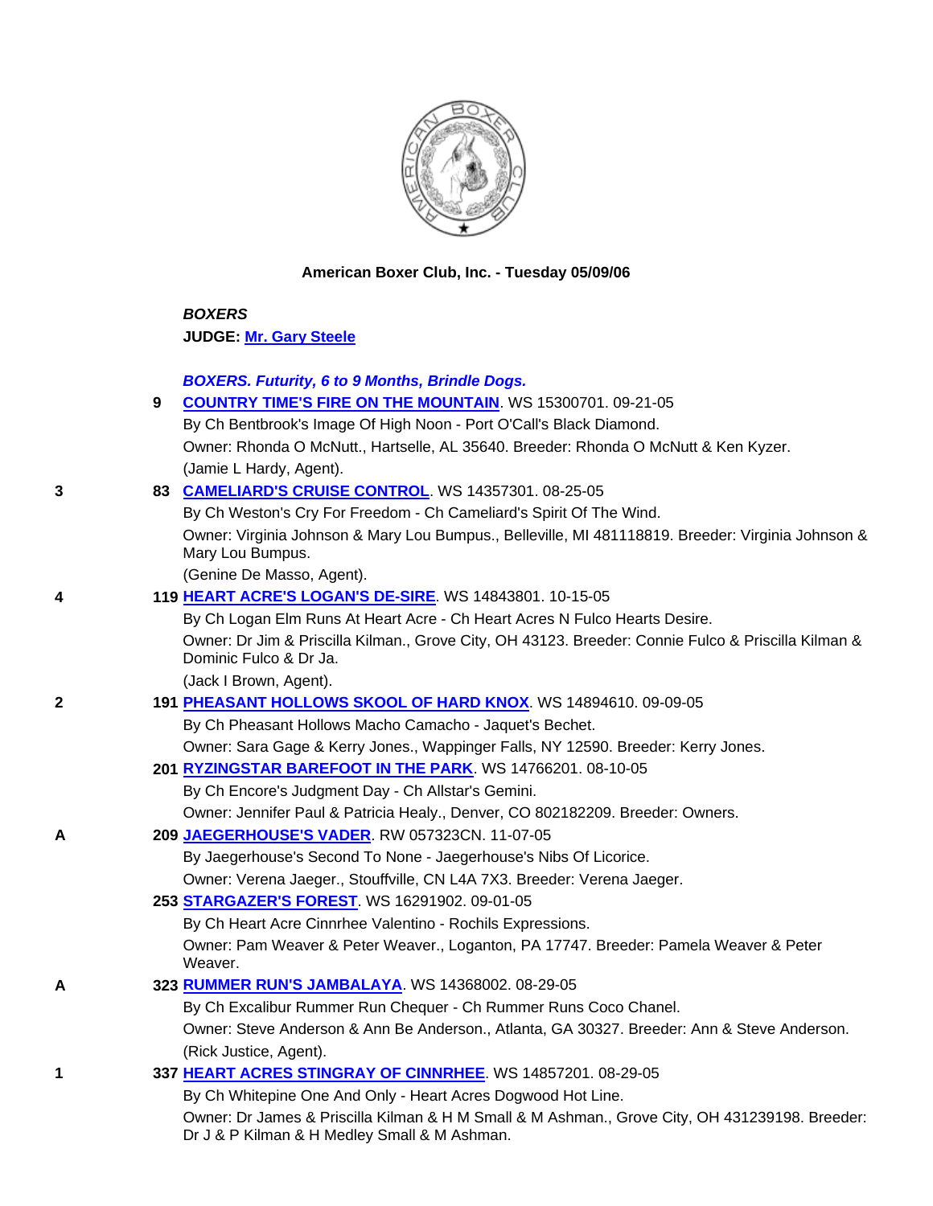**American Boxer Club, Inc. - Tuesday 05/09/06**

***BOXERS***

**JUDGE: Mr. Gary Steele**

***BOXERS. Futurity, 6 to 9 Months, Brindle Dogs.***

**9** **COUNTRY TIME'S FIRE ON THE MOUNTAIN**. WS 15300701. 09-21-05
By Ch Bentbrook's Image Of High Noon - Port O'Call's Black Diamond.
Owner: Rhonda O McNutt., Hartselle, AL 35640. Breeder: Rhonda O McNutt & Ken Kyzer.
(Jamie L Hardy, Agent).

**3** — **83** **CAMELIARD'S CRUISE CONTROL**. WS 14357301. 08-25-05
By Ch Weston's Cry For Freedom - Ch Cameliard's Spirit Of The Wind.
Owner: Virginia Johnson & Mary Lou Bumpus., Belleville, MI 481118819. Breeder: Virginia Johnson & Mary Lou Bumpus.
(Genine De Masso, Agent).

**4** — **119** **HEART ACRE'S LOGAN'S DE-SIRE**. WS 14843801. 10-15-05
By Ch Logan Elm Runs At Heart Acre - Ch Heart Acres N Fulco Hearts Desire.
Owner: Dr Jim & Priscilla Kilman., Grove City, OH 43123. Breeder: Connie Fulco & Priscilla Kilman & Dominic Fulco & Dr Ja.
(Jack I Brown, Agent).

**2** — **191** **PHEASANT HOLLOWS SKOOL OF HARD KNOX**. WS 14894610. 09-09-05
By Ch Pheasant Hollows Macho Camacho - Jaquet's Bechet.
Owner: Sara Gage & Kerry Jones., Wappinger Falls, NY 12590. Breeder: Kerry Jones.

**201** **RYZINGSTAR BAREFOOT IN THE PARK**. WS 14766201. 08-10-05
By Ch Encore's Judgment Day - Ch Allstar's Gemini.
Owner: Jennifer Paul & Patricia Healy., Denver, CO 802182209. Breeder: Owners.

**A** — **209** **JAEGERHOUSE'S VADER**. RW 057323CN. 11-07-05
By Jaegerhouse's Second To None - Jaegerhouse's Nibs Of Licorice.
Owner: Verena Jaeger., Stouffville, CN L4A 7X3. Breeder: Verena Jaeger.

**253** **STARGAZER'S FOREST**. WS 16291902. 09-01-05
By Ch Heart Acre Cinnrhee Valentino - Rochils Expressions.
Owner: Pam Weaver & Peter Weaver., Loganton, PA 17747. Breeder: Pamela Weaver & Peter Weaver.

**A** — **323** **RUMMER RUN'S JAMBALAYA**. WS 14368002. 08-29-05
By Ch Excalibur Rummer Run Chequer - Ch Rummer Runs Coco Chanel.
Owner: Steve Anderson & Ann Be Anderson., Atlanta, GA 30327. Breeder: Ann & Steve Anderson.
(Rick Justice, Agent).

**1** — **337** **HEART ACRES STINGRAY OF CINNRHEE**. WS 14857201. 08-29-05
By Ch Whitepine One And Only - Heart Acres Dogwood Hot Line.
Owner: Dr James & Priscilla Kilman & H M Small & M Ashman., Grove City, OH 431239198. Breeder: Dr J & P Kilman & H Medley Small & M Ashman.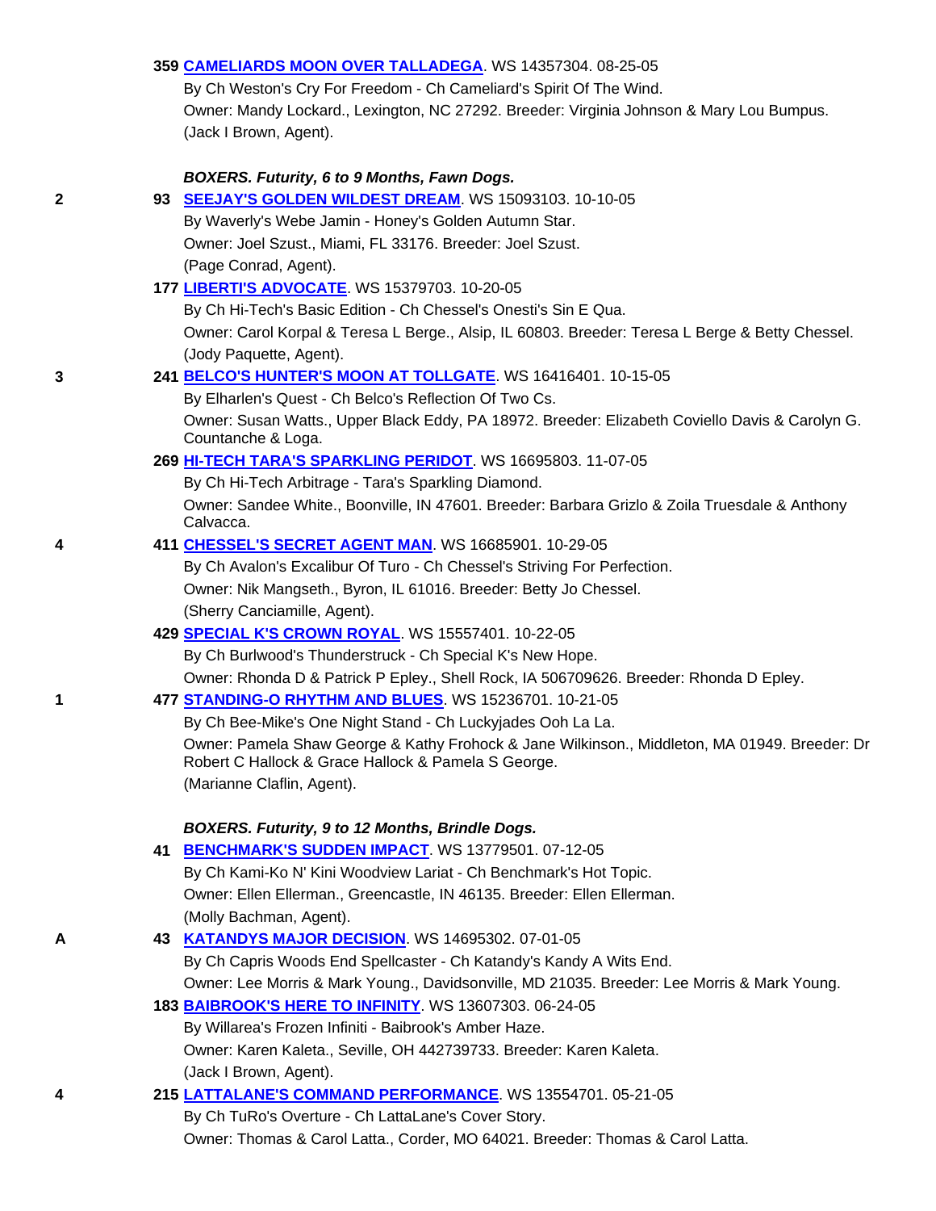359 **CAMELIARDS MOON OVER TALLADEGA**. WS 14357304. 08-25-05
By Ch Weston's Cry For Freedom - Ch Cameliard's Spirit Of The Wind.
Owner: Mandy Lockard., Lexington, NC 27292. Breeder: Virginia Johnson & Mary Lou Bumpus.
(Jack I Brown, Agent).

***BOXERS. Futurity, 6 to 9 Months, Fawn Dogs.***

2 — 93 **SEEJAY'S GOLDEN WILDEST DREAM**. WS 15093103. 10-10-05
By Waverly's Webe Jamin - Honey's Golden Autumn Star.
Owner: Joel Szust., Miami, FL 33176. Breeder: Joel Szust.
(Page Conrad, Agent).

177 **LIBERTI'S ADVOCATE**. WS 15379703. 10-20-05
By Ch Hi-Tech's Basic Edition - Ch Chessel's Onesti's Sin E Qua.
Owner: Carol Korpal & Teresa L Berge., Alsip, IL 60803. Breeder: Teresa L Berge & Betty Chessel.
(Jody Paquette, Agent).

3 — 241 **BELCO'S HUNTER'S MOON AT TOLLGATE**. WS 16416401. 10-15-05
By Elharlen's Quest - Ch Belco's Reflection Of Two Cs.
Owner: Susan Watts., Upper Black Eddy, PA 18972. Breeder: Elizabeth Coviello Davis & Carolyn G. Countanche & Loga.

269 **HI-TECH TARA'S SPARKLING PERIDOT**. WS 16695803. 11-07-05
By Ch Hi-Tech Arbitrage - Tara's Sparkling Diamond.
Owner: Sandee White., Boonville, IN 47601. Breeder: Barbara Grizlo & Zoila Truesdale & Anthony Calvacca.

4 — 411 **CHESSEL'S SECRET AGENT MAN**. WS 16685901. 10-29-05
By Ch Avalon's Excalibur Of Turo - Ch Chessel's Striving For Perfection.
Owner: Nik Mangseth., Byron, IL 61016. Breeder: Betty Jo Chessel.
(Sherry Canciamille, Agent).

429 **SPECIAL K'S CROWN ROYAL**. WS 15557401. 10-22-05
By Ch Burlwood's Thunderstruck - Ch Special K's New Hope.
Owner: Rhonda D & Patrick P Epley., Shell Rock, IA 506709626. Breeder: Rhonda D Epley.

1 — 477 **STANDING-O RHYTHM AND BLUES**. WS 15236701. 10-21-05
By Ch Bee-Mike's One Night Stand - Ch Luckyjades Ooh La La.
Owner: Pamela Shaw George & Kathy Frohock & Jane Wilkinson., Middleton, MA 01949. Breeder: Dr Robert C Hallock & Grace Hallock & Pamela S George.
(Marianne Claflin, Agent).

***BOXERS. Futurity, 9 to 12 Months, Brindle Dogs.***

41 **BENCHMARK'S SUDDEN IMPACT**. WS 13779501. 07-12-05
By Ch Kami-Ko N' Kini Woodview Lariat - Ch Benchmark's Hot Topic.
Owner: Ellen Ellerman., Greencastle, IN 46135. Breeder: Ellen Ellerman.
(Molly Bachman, Agent).

A — 43 **KATANDYS MAJOR DECISION**. WS 14695302. 07-01-05
By Ch Capris Woods End Spellcaster - Ch Katandy's Kandy A Wits End.
Owner: Lee Morris & Mark Young., Davidsonville, MD 21035. Breeder: Lee Morris & Mark Young.

183 **BAIBROOK'S HERE TO INFINITY**. WS 13607303. 06-24-05
By Willarea's Frozen Infiniti - Baibrook's Amber Haze.
Owner: Karen Kaleta., Seville, OH 442739733. Breeder: Karen Kaleta.
(Jack I Brown, Agent).

4 — 215 **LATTALANE'S COMMAND PERFORMANCE**. WS 13554701. 05-21-05
By Ch TuRo's Overture - Ch LattaLane's Cover Story.
Owner: Thomas & Carol Latta., Corder, MO 64021. Breeder: Thomas & Carol Latta.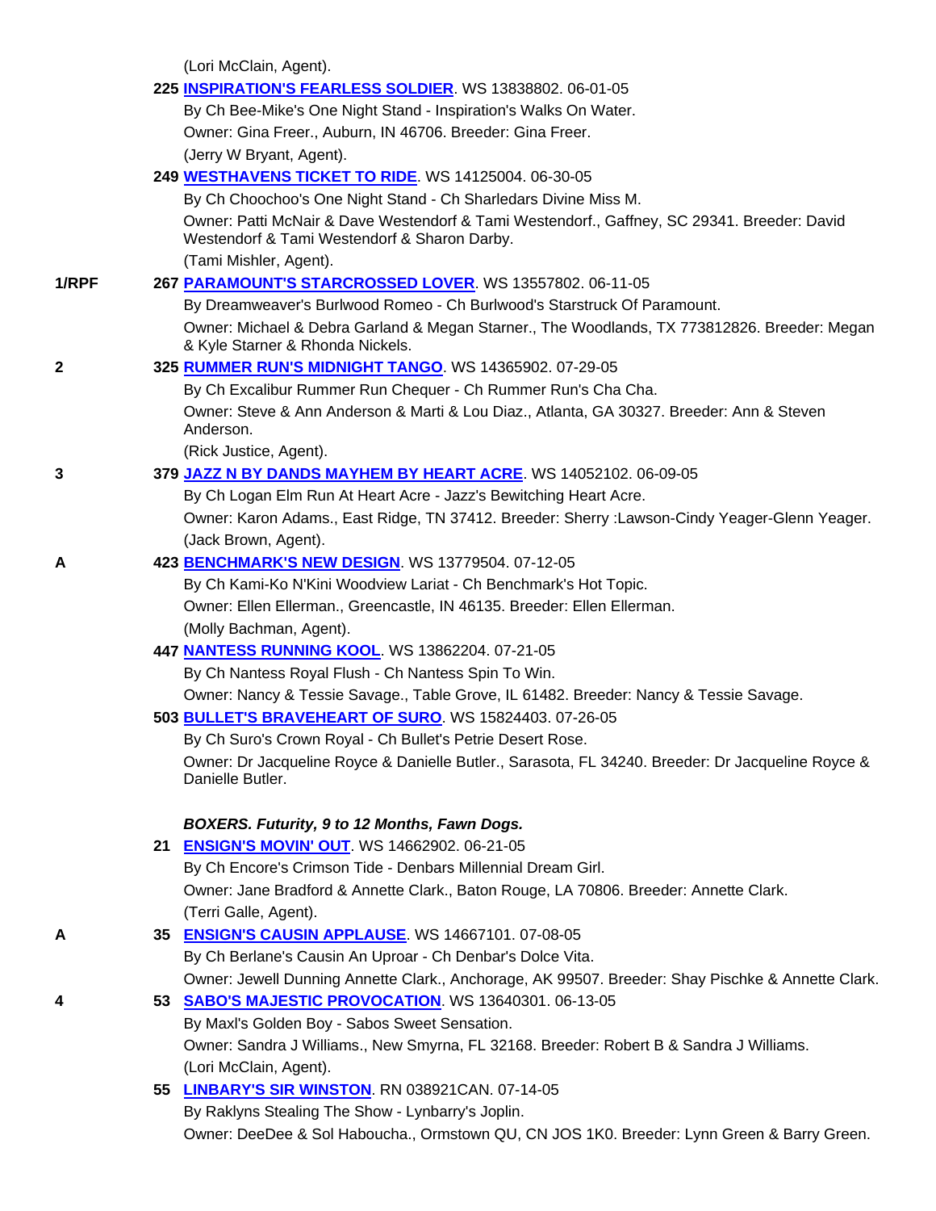(Lori McClain, Agent).

225 **INSPIRATION'S FEARLESS SOLDIER**. WS 13838802. 06-01-05
By Ch Bee-Mike's One Night Stand - Inspiration's Walks On Water.
Owner: Gina Freer., Auburn, IN 46706. Breeder: Gina Freer.
(Jerry W Bryant, Agent).

249 **WESTHAVENS TICKET TO RIDE**. WS 14125004. 06-30-05
By Ch Choochoo's One Night Stand - Ch Sharledars Divine Miss M.
Owner: Patti McNair & Dave Westendorf & Tami Westendorf., Gaffney, SC 29341. Breeder: David Westendorf & Tami Westendorf & Sharon Darby.
(Tami Mishler, Agent).

1/RPF 267 **PARAMOUNT'S STARCROSSED LOVER**. WS 13557802. 06-11-05
By Dreamweaver's Burlwood Romeo - Ch Burlwood's Starstruck Of Paramount.
Owner: Michael & Debra Garland & Megan Starner., The Woodlands, TX 773812826. Breeder: Megan & Kyle Starner & Rhonda Nickels.

2 325 **RUMMER RUN'S MIDNIGHT TANGO**. WS 14365902. 07-29-05
By Ch Excalibur Rummer Run Chequer - Ch Rummer Run's Cha Cha.
Owner: Steve & Ann Anderson & Marti & Lou Diaz., Atlanta, GA 30327. Breeder: Ann & Steven Anderson.
(Rick Justice, Agent).

3 379 **JAZZ N BY DANDS MAYHEM BY HEART ACRE**. WS 14052102. 06-09-05
By Ch Logan Elm Run At Heart Acre - Jazz's Bewitching Heart Acre.
Owner: Karon Adams., East Ridge, TN 37412. Breeder: Sherry :Lawson-Cindy Yeager-Glenn Yeager.
(Jack Brown, Agent).

A 423 **BENCHMARK'S NEW DESIGN**. WS 13779504. 07-12-05
By Ch Kami-Ko N'Kini Woodview Lariat - Ch Benchmark's Hot Topic.
Owner: Ellen Ellerman., Greencastle, IN 46135. Breeder: Ellen Ellerman.
(Molly Bachman, Agent).

447 **NANTESS RUNNING KOOL**. WS 13862204. 07-21-05
By Ch Nantess Royal Flush - Ch Nantess Spin To Win.
Owner: Nancy & Tessie Savage., Table Grove, IL 61482. Breeder: Nancy & Tessie Savage.

503 **BULLET'S BRAVEHEART OF SURO**. WS 15824403. 07-26-05
By Ch Suro's Crown Royal - Ch Bullet's Petrie Desert Rose.
Owner: Dr Jacqueline Royce & Danielle Butler., Sarasota, FL 34240. Breeder: Dr Jacqueline Royce & Danielle Butler.

***BOXERS. Futurity, 9 to 12 Months, Fawn Dogs.***

21 **ENSIGN'S MOVIN' OUT**. WS 14662902. 06-21-05
By Ch Encore's Crimson Tide - Denbars Millennial Dream Girl.
Owner: Jane Bradford & Annette Clark., Baton Rouge, LA 70806. Breeder: Annette Clark.
(Terri Galle, Agent).

A 35 **ENSIGN'S CAUSIN APPLAUSE**. WS 14667101. 07-08-05
By Ch Berlane's Causin An Uproar - Ch Denbar's Dolce Vita.
Owner: Jewell Dunning Annette Clark., Anchorage, AK 99507. Breeder: Shay Pischke & Annette Clark.

4 53 **SABO'S MAJESTIC PROVOCATION**. WS 13640301. 06-13-05
By Maxl's Golden Boy - Sabos Sweet Sensation.
Owner: Sandra J Williams., New Smyrna, FL 32168. Breeder: Robert B & Sandra J Williams.
(Lori McClain, Agent).

55 **LINBARY'S SIR WINSTON**. RN 038921CAN. 07-14-05
By Raklyns Stealing The Show - Lynbarry's Joplin.
Owner: DeeDee & Sol Haboucha., Ormstown QU, CN JOS 1K0. Breeder: Lynn Green & Barry Green.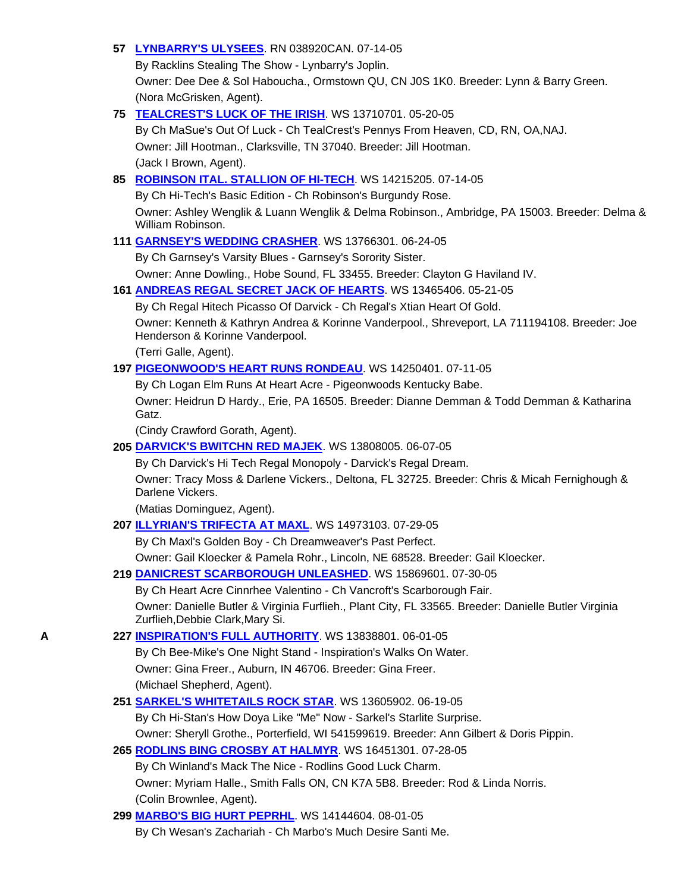**57** **LYNBARRY'S ULYSEES**. RN 038920CAN. 07-14-05
By Racklins Stealing The Show - Lynbarry's Joplin.
Owner: Dee Dee & Sol Haboucha., Ormstown QU, CN J0S 1K0. Breeder: Lynn & Barry Green.
(Nora McGrisken, Agent).

**75** **TEALCREST'S LUCK OF THE IRISH**. WS 13710701. 05-20-05
By Ch MaSue's Out Of Luck - Ch TealCrest's Pennys From Heaven, CD, RN, OA,NAJ.
Owner: Jill Hootman., Clarksville, TN 37040. Breeder: Jill Hootman.
(Jack I Brown, Agent).

**85** **ROBINSON ITAL. STALLION OF HI-TECH**. WS 14215205. 07-14-05
By Ch Hi-Tech's Basic Edition - Ch Robinson's Burgundy Rose.
Owner: Ashley Wenglik & Luann Wenglik & Delma Robinson., Ambridge, PA 15003. Breeder: Delma & William Robinson.

**111** **GARNSEY'S WEDDING CRASHER**. WS 13766301. 06-24-05
By Ch Garnsey's Varsity Blues - Garnsey's Sorority Sister.
Owner: Anne Dowling., Hobe Sound, FL 33455. Breeder: Clayton G Haviland IV.

**161** **ANDREAS REGAL SECRET JACK OF HEARTS**. WS 13465406. 05-21-05
By Ch Regal Hitech Picasso Of Darvick - Ch Regal's Xtian Heart Of Gold.
Owner: Kenneth & Kathryn Andrea & Korinne Vanderpool., Shreveport, LA 711194108. Breeder: Joe Henderson & Korinne Vanderpool.
(Terri Galle, Agent).

**197** **PIGEONWOOD'S HEART RUNS RONDEAU**. WS 14250401. 07-11-05
By Ch Logan Elm Runs At Heart Acre - Pigeonwoods Kentucky Babe.
Owner: Heidrun D Hardy., Erie, PA 16505. Breeder: Dianne Demman & Todd Demman & Katharina Gatz.
(Cindy Crawford Gorath, Agent).

**205** **DARVICK'S BWITCHN RED MAJEK**. WS 13808005. 06-07-05
By Ch Darvick's Hi Tech Regal Monopoly - Darvick's Regal Dream.
Owner: Tracy Moss & Darlene Vickers., Deltona, FL 32725. Breeder: Chris & Micah Fernighough & Darlene Vickers.
(Matias Dominguez, Agent).

**207** **ILLYRIAN'S TRIFECTA AT MAXL**. WS 14973103. 07-29-05
By Ch Maxl's Golden Boy - Ch Dreamweaver's Past Perfect.
Owner: Gail Kloecker & Pamela Rohr., Lincoln, NE 68528. Breeder: Gail Kloecker.

**219** **DANICREST SCARBOROUGH UNLEASHED**. WS 15869601. 07-30-05
By Ch Heart Acre Cinnrhee Valentino - Ch Vancroft's Scarborough Fair.
Owner: Danielle Butler & Virginia Furflieh., Plant City, FL 33565. Breeder: Danielle Butler Virginia Zurflieh,Debbie Clark,Mary Si.

**A** **227** **INSPIRATION'S FULL AUTHORITY**. WS 13838801. 06-01-05
By Ch Bee-Mike's One Night Stand - Inspiration's Walks On Water.
Owner: Gina Freer., Auburn, IN 46706. Breeder: Gina Freer.
(Michael Shepherd, Agent).

**251** **SARKEL'S WHITETAILS ROCK STAR**. WS 13605902. 06-19-05
By Ch Hi-Stan's How Doya Like "Me" Now - Sarkel's Starlite Surprise.
Owner: Sheryll Grothe., Porterfield, WI 541599619. Breeder: Ann Gilbert & Doris Pippin.

**265** **RODLINS BING CROSBY AT HALMYR**. WS 16451301. 07-28-05
By Ch Winland's Mack The Nice - Rodlins Good Luck Charm.
Owner: Myriam Halle., Smith Falls ON, CN K7A 5B8. Breeder: Rod & Linda Norris.
(Colin Brownlee, Agent).

**299** **MARBO'S BIG HURT PEPRHL**. WS 14144604. 08-01-05
By Ch Wesan's Zachariah - Ch Marbo's Much Desire Santi Me.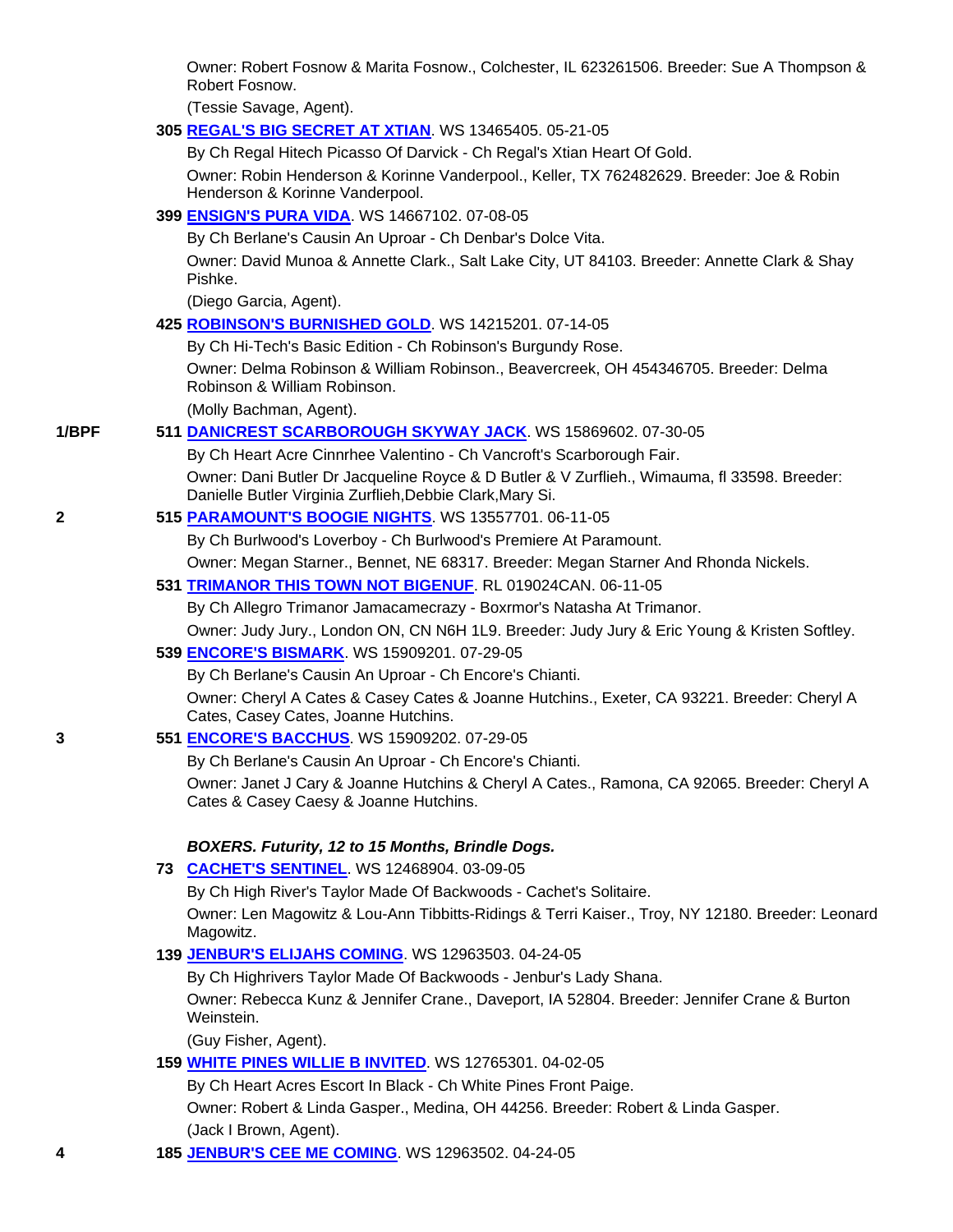Owner: Robert Fosnow & Marita Fosnow., Colchester, IL 623261506. Breeder: Sue A Thompson & Robert Fosnow.

(Tessie Savage, Agent).

**305** **REGAL'S BIG SECRET AT XTIAN**. WS 13465405. 05-21-05

By Ch Regal Hitech Picasso Of Darvick - Ch Regal's Xtian Heart Of Gold.

Owner: Robin Henderson & Korinne Vanderpool., Keller, TX 762482629. Breeder: Joe & Robin Henderson & Korinne Vanderpool.

**399** **ENSIGN'S PURA VIDA**. WS 14667102. 07-08-05

By Ch Berlane's Causin An Uproar - Ch Denbar's Dolce Vita.

Owner: David Munoa & Annette Clark., Salt Lake City, UT 84103. Breeder: Annette Clark & Shay Pishke.

(Diego Garcia, Agent).

**425** **ROBINSON'S BURNISHED GOLD**. WS 14215201. 07-14-05

By Ch Hi-Tech's Basic Edition - Ch Robinson's Burgundy Rose.

Owner: Delma Robinson & William Robinson., Beavercreek, OH 454346705. Breeder: Delma Robinson & William Robinson.

(Molly Bachman, Agent).

**1/BPF** **511** **DANICREST SCARBOROUGH SKYWAY JACK**. WS 15869602. 07-30-05

By Ch Heart Acre Cinnrhee Valentino - Ch Vancroft's Scarborough Fair.

Owner: Dani Butler Dr Jacqueline Royce & D Butler & V Zurflieh., Wimauma, fl 33598. Breeder: Danielle Butler Virginia Zurflieh,Debbie Clark,Mary Si.

**2** **515** **PARAMOUNT'S BOOGIE NIGHTS**. WS 13557701. 06-11-05

By Ch Burlwood's Loverboy - Ch Burlwood's Premiere At Paramount.

Owner: Megan Starner., Bennet, NE 68317. Breeder: Megan Starner And Rhonda Nickels.

**531** **TRIMANOR THIS TOWN NOT BIGENUF**. RL 019024CAN. 06-11-05

By Ch Allegro Trimanor Jamacamecrazy - Boxrmor's Natasha At Trimanor.

Owner: Judy Jury., London ON, CN N6H 1L9. Breeder: Judy Jury & Eric Young & Kristen Softley.

**539** **ENCORE'S BISMARK**. WS 15909201. 07-29-05

By Ch Berlane's Causin An Uproar - Ch Encore's Chianti.

Owner: Cheryl A Cates & Casey Cates & Joanne Hutchins., Exeter, CA 93221. Breeder: Cheryl A Cates, Casey Cates, Joanne Hutchins.

**3** **551** **ENCORE'S BACCHUS**. WS 15909202. 07-29-05

By Ch Berlane's Causin An Uproar - Ch Encore's Chianti.

Owner: Janet J Cary & Joanne Hutchins & Cheryl A Cates., Ramona, CA 92065. Breeder: Cheryl A Cates & Casey Caesy & Joanne Hutchins.

***BOXERS. Futurity, 12 to 15 Months, Brindle Dogs.***

**73** **CACHET'S SENTINEL**. WS 12468904. 03-09-05

By Ch High River's Taylor Made Of Backwoods - Cachet's Solitaire.

Owner: Len Magowitz & Lou-Ann Tibbitts-Ridings & Terri Kaiser., Troy, NY 12180. Breeder: Leonard Magowitz.

**139** **JENBUR'S ELIJAHS COMING**. WS 12963503. 04-24-05

By Ch Highrivers Taylor Made Of Backwoods - Jenbur's Lady Shana.

Owner: Rebecca Kunz & Jennifer Crane., Daveport, IA 52804. Breeder: Jennifer Crane & Burton Weinstein.

(Guy Fisher, Agent).

**159** **WHITE PINES WILLIE B INVITED**. WS 12765301. 04-02-05

By Ch Heart Acres Escort In Black - Ch White Pines Front Paige.

Owner: Robert & Linda Gasper., Medina, OH 44256. Breeder: Robert & Linda Gasper.

(Jack I Brown, Agent).

**4** **185** **JENBUR'S CEE ME COMING**. WS 12963502. 04-24-05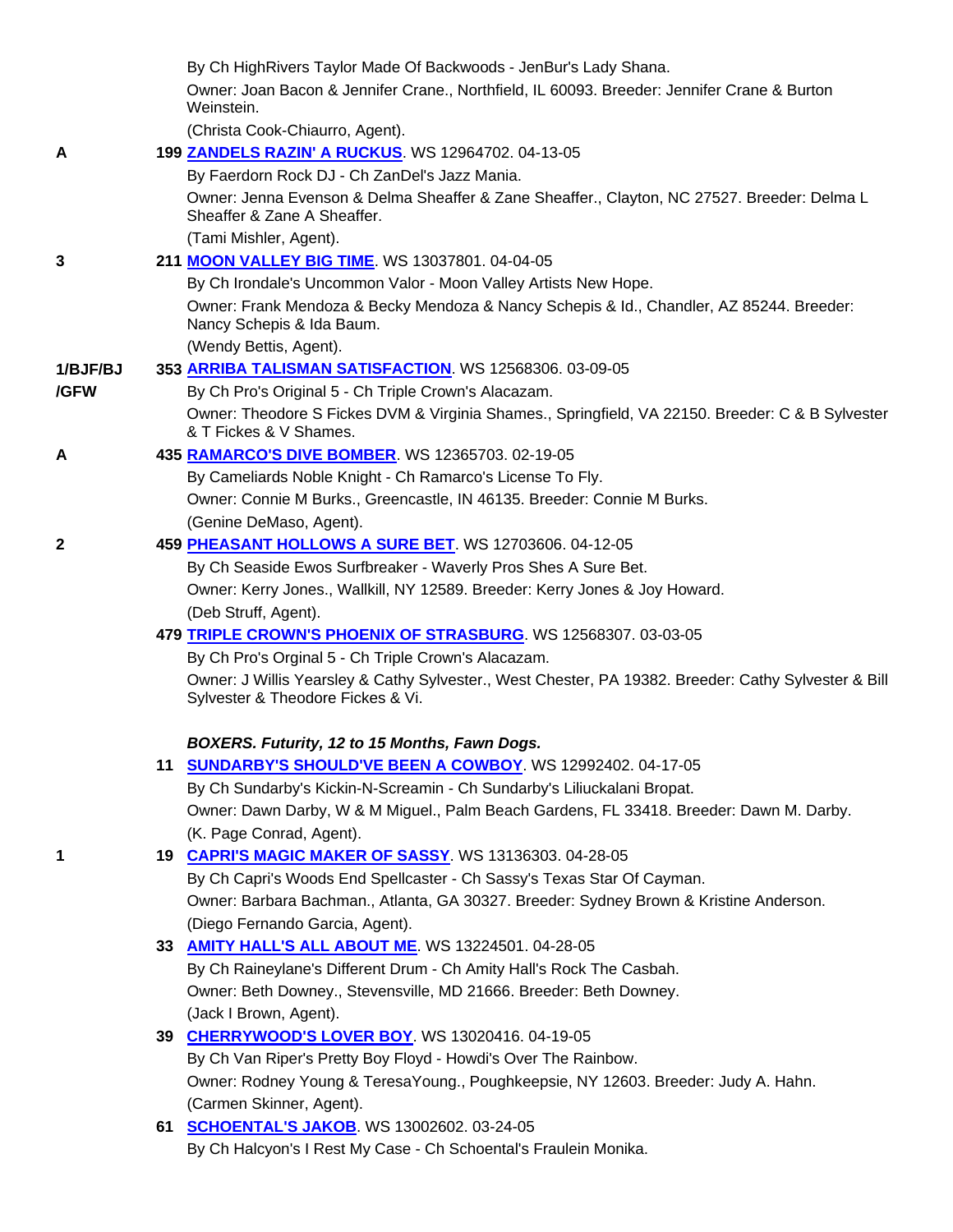By Ch HighRivers Taylor Made Of Backwoods - JenBur's Lady Shana.

Owner: Joan Bacon & Jennifer Crane., Northfield, IL 60093. Breeder: Jennifer Crane & Burton Weinstein.

(Christa Cook-Chiaurro, Agent).

A **199 ZANDELS RAZIN' A RUCKUS**. WS 12964702. 04-13-05

By Faerdorn Rock DJ - Ch ZanDel's Jazz Mania.

Owner: Jenna Evenson & Delma Sheaffer & Zane Sheaffer., Clayton, NC 27527. Breeder: Delma L Sheaffer & Zane A Sheaffer.

(Tami Mishler, Agent).

3 **211 MOON VALLEY BIG TIME**. WS 13037801. 04-04-05

By Ch Irondale's Uncommon Valor - Moon Valley Artists New Hope.

Owner: Frank Mendoza & Becky Mendoza & Nancy Schepis & Id., Chandler, AZ 85244. Breeder: Nancy Schepis & Ida Baum.

(Wendy Bettis, Agent).

1/BJF/BJ/GFW **353 ARRIBA TALISMAN SATISFACTION**. WS 12568306. 03-09-05

By Ch Pro's Original 5 - Ch Triple Crown's Alacazam.

Owner: Theodore S Fickes DVM & Virginia Shames., Springfield, VA 22150. Breeder: C & B Sylvester & T Fickes & V Shames.

A **435 RAMARCO'S DIVE BOMBER**. WS 12365703. 02-19-05

By Cameliards Noble Knight - Ch Ramarco's License To Fly.

Owner: Connie M Burks., Greencastle, IN 46135. Breeder: Connie M Burks.

(Genine DeMaso, Agent).

2 **459 PHEASANT HOLLOWS A SURE BET**. WS 12703606. 04-12-05

By Ch Seaside Ewos Surfbreaker - Waverly Pros Shes A Sure Bet.

Owner: Kerry Jones., Wallkill, NY 12589. Breeder: Kerry Jones & Joy Howard.

(Deb Struff, Agent).

**479 TRIPLE CROWN'S PHOENIX OF STRASBURG**. WS 12568307. 03-03-05

By Ch Pro's Orginal 5 - Ch Triple Crown's Alacazam.

Owner: J Willis Yearsley & Cathy Sylvester., West Chester, PA 19382. Breeder: Cathy Sylvester & Bill Sylvester & Theodore Fickes & Vi.

***BOXERS. Futurity, 12 to 15 Months, Fawn Dogs.***

**11 SUNDARBY'S SHOULD'VE BEEN A COWBOY**. WS 12992402. 04-17-05

By Ch Sundarby's Kickin-N-Screamin - Ch Sundarby's Liliuckalani Bropat.

Owner: Dawn Darby, W & M Miguel., Palm Beach Gardens, FL 33418. Breeder: Dawn M. Darby.

(K. Page Conrad, Agent).

1 **19 CAPRI'S MAGIC MAKER OF SASSY**. WS 13136303. 04-28-05

By Ch Capri's Woods End Spellcaster - Ch Sassy's Texas Star Of Cayman.

Owner: Barbara Bachman., Atlanta, GA 30327. Breeder: Sydney Brown & Kristine Anderson.

(Diego Fernando Garcia, Agent).

**33 AMITY HALL'S ALL ABOUT ME**. WS 13224501. 04-28-05

By Ch Raineylane's Different Drum - Ch Amity Hall's Rock The Casbah.

Owner: Beth Downey., Stevensville, MD 21666. Breeder: Beth Downey.

(Jack I Brown, Agent).

**39 CHERRYWOOD'S LOVER BOY**. WS 13020416. 04-19-05

By Ch Van Riper's Pretty Boy Floyd - Howdi's Over The Rainbow.

Owner: Rodney Young & TeresaYoung., Poughkeepsie, NY 12603. Breeder: Judy A. Hahn.

(Carmen Skinner, Agent).

**61 SCHOENTAL'S JAKOB**. WS 13002602. 03-24-05

By Ch Halcyon's I Rest My Case - Ch Schoental's Fraulein Monika.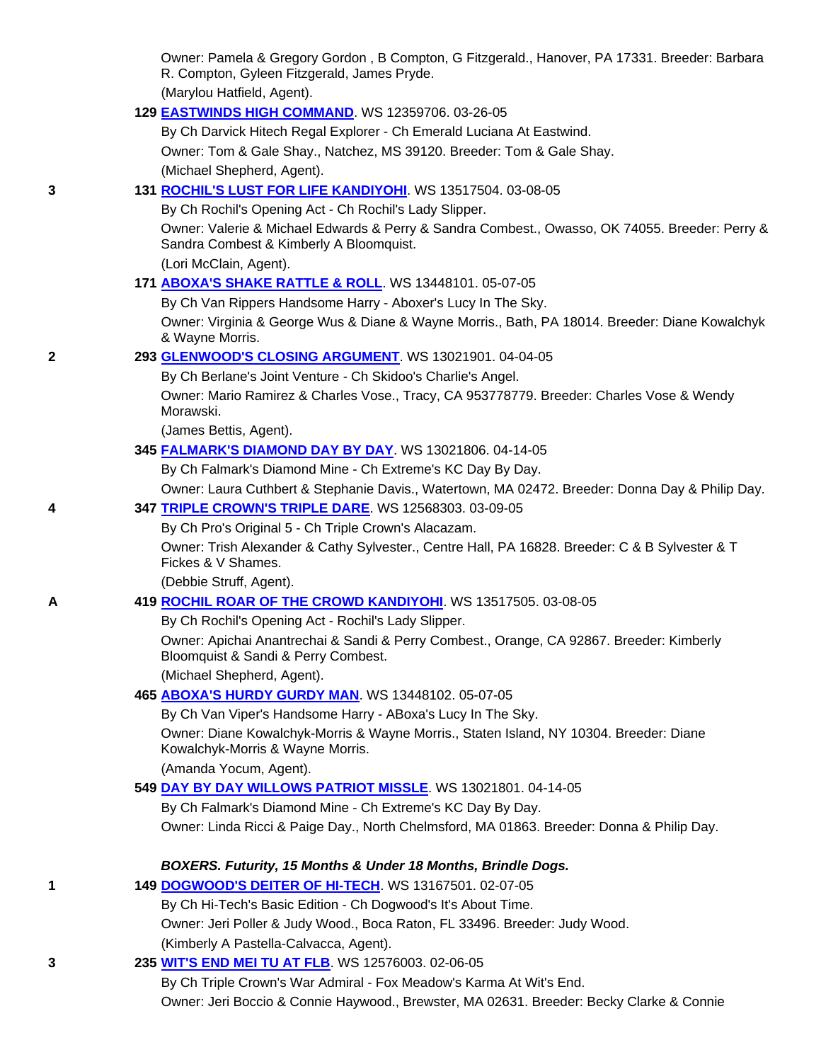Owner: Pamela & Gregory Gordon , B Compton, G Fitzgerald., Hanover, PA 17331. Breeder: Barbara R. Compton, Gyleen Fitzgerald, James Pryde.
(Marylou Hatfield, Agent).

129 **EASTWINDS HIGH COMMAND**. WS 12359706. 03-26-05
By Ch Darvick Hitech Regal Explorer - Ch Emerald Luciana At Eastwind.
Owner: Tom & Gale Shay., Natchez, MS 39120. Breeder: Tom & Gale Shay.
(Michael Shepherd, Agent).

3 — 131 **ROCHIL'S LUST FOR LIFE KANDIYOHI**. WS 13517504. 03-08-05
By Ch Rochil's Opening Act - Ch Rochil's Lady Slipper.
Owner: Valerie & Michael Edwards & Perry & Sandra Combest., Owasso, OK 74055. Breeder: Perry & Sandra Combest & Kimberly A Bloomquist.
(Lori McClain, Agent).

171 **ABOXA'S SHAKE RATTLE & ROLL**. WS 13448101. 05-07-05
By Ch Van Rippers Handsome Harry - Aboxer's Lucy In The Sky.
Owner: Virginia & George Wus & Diane & Wayne Morris., Bath, PA 18014. Breeder: Diane Kowalchyk & Wayne Morris.

2 — 293 **GLENWOOD'S CLOSING ARGUMENT**. WS 13021901. 04-04-05
By Ch Berlane's Joint Venture - Ch Skidoo's Charlie's Angel.
Owner: Mario Ramirez & Charles Vose., Tracy, CA 953778779. Breeder: Charles Vose & Wendy Morawski.
(James Bettis, Agent).

345 **FALMARK'S DIAMOND DAY BY DAY**. WS 13021806. 04-14-05
By Ch Falmark's Diamond Mine - Ch Extreme's KC Day By Day.
Owner: Laura Cuthbert & Stephanie Davis., Watertown, MA 02472. Breeder: Donna Day & Philip Day.

4 — 347 **TRIPLE CROWN'S TRIPLE DARE**. WS 12568303. 03-09-05
By Ch Pro's Original 5 - Ch Triple Crown's Alacazam.
Owner: Trish Alexander & Cathy Sylvester., Centre Hall, PA 16828. Breeder: C & B Sylvester & T Fickes & V Shames.
(Debbie Struff, Agent).

A — 419 **ROCHIL ROAR OF THE CROWD KANDIYOHI**. WS 13517505. 03-08-05
By Ch Rochil's Opening Act - Rochil's Lady Slipper.
Owner: Apichai Anantrechai & Sandi & Perry Combest., Orange, CA 92867. Breeder: Kimberly Bloomquist & Sandi & Perry Combest.
(Michael Shepherd, Agent).

465 **ABOXA'S HURDY GURDY MAN**. WS 13448102. 05-07-05
By Ch Van Viper's Handsome Harry - ABoxa's Lucy In The Sky.
Owner: Diane Kowalchyk-Morris & Wayne Morris., Staten Island, NY 10304. Breeder: Diane Kowalchyk-Morris & Wayne Morris.
(Amanda Yocum, Agent).

549 **DAY BY DAY WILLOWS PATRIOT MISSLE**. WS 13021801. 04-14-05
By Ch Falmark's Diamond Mine - Ch Extreme's KC Day By Day.
Owner: Linda Ricci & Paige Day., North Chelmsford, MA 01863. Breeder: Donna & Philip Day.

***BOXERS. Futurity, 15 Months & Under 18 Months, Brindle Dogs.***

1 — 149 **DOGWOOD'S DEITER OF HI-TECH**. WS 13167501. 02-07-05
By Ch Hi-Tech's Basic Edition - Ch Dogwood's It's About Time.
Owner: Jeri Poller & Judy Wood., Boca Raton, FL 33496. Breeder: Judy Wood.
(Kimberly A Pastella-Calvacca, Agent).

3 — 235 **WIT'S END MEI TU AT FLB**. WS 12576003. 02-06-05
By Ch Triple Crown's War Admiral - Fox Meadow's Karma At Wit's End.
Owner: Jeri Boccio & Connie Haywood., Brewster, MA 02631. Breeder: Becky Clarke & Connie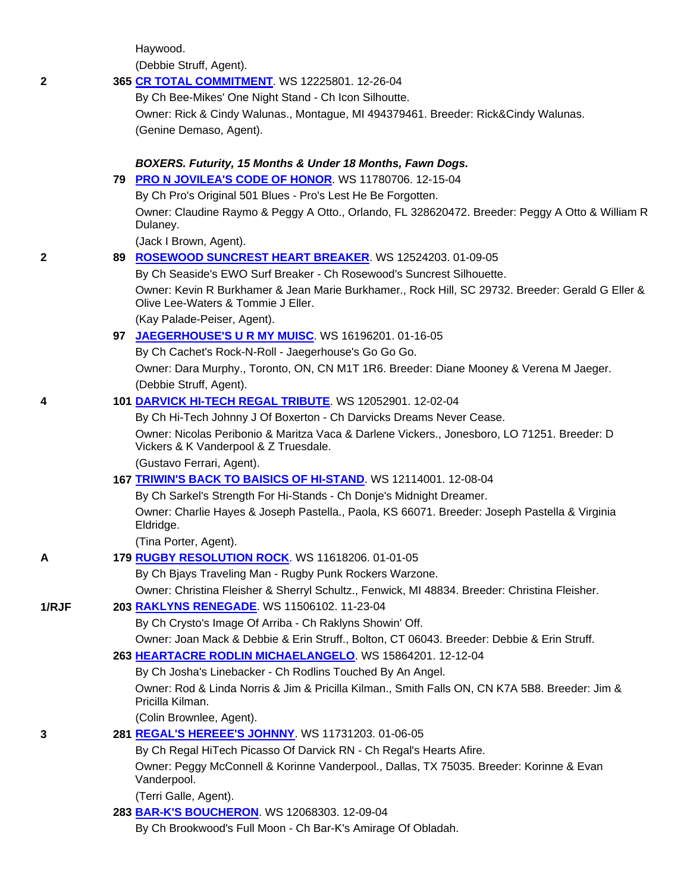Haywood.

(Debbie Struff, Agent).

**2** **365 CR TOTAL COMMITMENT**. WS 12225801. 12-26-04

By Ch Bee-Mikes' One Night Stand - Ch Icon Silhoutte.

Owner: Rick & Cindy Walunas., Montague, MI 494379461. Breeder: Rick&Cindy Walunas.

(Genine Demaso, Agent).

***BOXERS. Futurity, 15 Months & Under 18 Months, Fawn Dogs.***

**79 PRO N JOVILEA'S CODE OF HONOR**. WS 11780706. 12-15-04

By Ch Pro's Original 501 Blues - Pro's Lest He Be Forgotten.

Owner: Claudine Raymo & Peggy A Otto., Orlando, FL 328620472. Breeder: Peggy A Otto & William R Dulaney.

(Jack I Brown, Agent).

**2** **89 ROSEWOOD SUNCREST HEART BREAKER**. WS 12524203. 01-09-05

By Ch Seaside's EWO Surf Breaker - Ch Rosewood's Suncrest Silhouette.

Owner: Kevin R Burkhamer & Jean Marie Burkhamer., Rock Hill, SC 29732. Breeder: Gerald G Eller & Olive Lee-Waters & Tommie J Eller.

(Kay Palade-Peiser, Agent).

**97 JAEGERHOUSE'S U R MY MUISC**. WS 16196201. 01-16-05

By Ch Cachet's Rock-N-Roll - Jaegerhouse's Go Go Go.

Owner: Dara Murphy., Toronto, ON, CN M1T 1R6. Breeder: Diane Mooney & Verena M Jaeger.

(Debbie Struff, Agent).

**4** **101 DARVICK HI-TECH REGAL TRIBUTE**. WS 12052901. 12-02-04

By Ch Hi-Tech Johnny J Of Boxerton - Ch Darvicks Dreams Never Cease.

Owner: Nicolas Peribonio & Maritza Vaca & Darlene Vickers., Jonesboro, LO 71251. Breeder: D Vickers & K Vanderpool & Z Truesdale.

(Gustavo Ferrari, Agent).

**167 TRIWIN'S BACK TO BAISICS OF HI-STAND**. WS 12114001. 12-08-04

By Ch Sarkel's Strength For Hi-Stands - Ch Donje's Midnight Dreamer.

Owner: Charlie Hayes & Joseph Pastella., Paola, KS 66071. Breeder: Joseph Pastella & Virginia Eldridge.

(Tina Porter, Agent).

**A** **179 RUGBY RESOLUTION ROCK**. WS 11618206. 01-01-05

By Ch Bjays Traveling Man - Rugby Punk Rockers Warzone.

Owner: Christina Fleisher & Sherryl Schultz., Fenwick, MI 48834. Breeder: Christina Fleisher.

**1/RJF** **203 RAKLYNS RENEGADE**. WS 11506102. 11-23-04

By Ch Crysto's Image Of Arriba - Ch Raklyns Showin' Off.

Owner: Joan Mack & Debbie & Erin Struff., Bolton, CT 06043. Breeder: Debbie & Erin Struff.

**263 HEARTACRE RODLIN MICHAELANGELO**. WS 15864201. 12-12-04

By Ch Josha's Linebacker - Ch Rodlins Touched By An Angel.

Owner: Rod & Linda Norris & Jim & Pricilla Kilman., Smith Falls ON, CN K7A 5B8. Breeder: Jim & Pricilla Kilman.

(Colin Brownlee, Agent).

**3** **281 REGAL'S HEREEE'S JOHNNY**. WS 11731203. 01-06-05

By Ch Regal HiTech Picasso Of Darvick RN - Ch Regal's Hearts Afire.

Owner: Peggy McConnell & Korinne Vanderpool., Dallas, TX 75035. Breeder: Korinne & Evan Vanderpool.

(Terri Galle, Agent).

**283 BAR-K'S BOUCHERON**. WS 12068303. 12-09-04

By Ch Brookwood's Full Moon - Ch Bar-K's Amirage Of Obladah.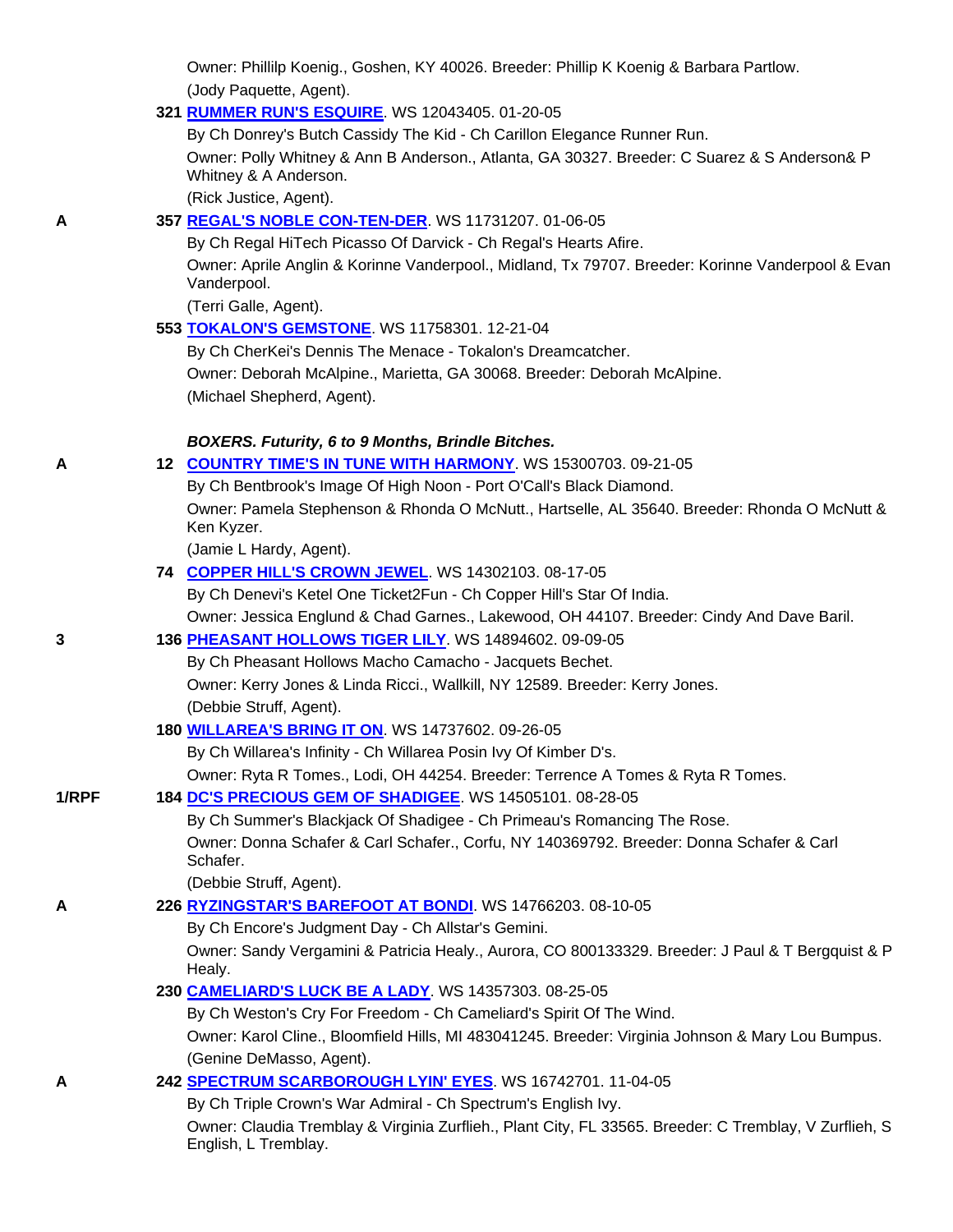Owner: Phillilp Koenig., Goshen, KY 40026. Breeder: Phillip K Koenig & Barbara Partlow.
(Jody Paquette, Agent).

**321 RUMMER RUN'S ESQUIRE**. WS 12043405. 01-20-05
By Ch Donrey's Butch Cassidy The Kid - Ch Carillon Elegance Runner Run.
Owner: Polly Whitney & Ann B Anderson., Atlanta, GA 30327. Breeder: C Suarez & S Anderson& P Whitney & A Anderson.
(Rick Justice, Agent).

A **357 REGAL'S NOBLE CON-TEN-DER**. WS 11731207. 01-06-05
By Ch Regal HiTech Picasso Of Darvick - Ch Regal's Hearts Afire.
Owner: Aprile Anglin & Korinne Vanderpool., Midland, Tx 79707. Breeder: Korinne Vanderpool & Evan Vanderpool.
(Terri Galle, Agent).

**553 TOKALON'S GEMSTONE**. WS 11758301. 12-21-04
By Ch CherKei's Dennis The Menace - Tokalon's Dreamcatcher.
Owner: Deborah McAlpine., Marietta, GA 30068. Breeder: Deborah McAlpine.
(Michael Shepherd, Agent).

***BOXERS. Futurity, 6 to 9 Months, Brindle Bitches.***

A **12 COUNTRY TIME'S IN TUNE WITH HARMONY**. WS 15300703. 09-21-05
By Ch Bentbrook's Image Of High Noon - Port O'Call's Black Diamond.
Owner: Pamela Stephenson & Rhonda O McNutt., Hartselle, AL 35640. Breeder: Rhonda O McNutt & Ken Kyzer.
(Jamie L Hardy, Agent).

**74 COPPER HILL'S CROWN JEWEL**. WS 14302103. 08-17-05
By Ch Denevi's Ketel One Ticket2Fun - Ch Copper Hill's Star Of India.
Owner: Jessica Englund & Chad Garnes., Lakewood, OH 44107. Breeder: Cindy And Dave Baril.

3 **136 PHEASANT HOLLOWS TIGER LILY**. WS 14894602. 09-09-05
By Ch Pheasant Hollows Macho Camacho - Jacquets Bechet.
Owner: Kerry Jones & Linda Ricci., Wallkill, NY 12589. Breeder: Kerry Jones.
(Debbie Struff, Agent).

**180 WILLAREA'S BRING IT ON**. WS 14737602. 09-26-05
By Ch Willarea's Infinity - Ch Willarea Posin Ivy Of Kimber D's.
Owner: Ryta R Tomes., Lodi, OH 44254. Breeder: Terrence A Tomes & Ryta R Tomes.

1/RPF **184 DC'S PRECIOUS GEM OF SHADIGEE**. WS 14505101. 08-28-05
By Ch Summer's Blackjack Of Shadigee - Ch Primeau's Romancing The Rose.
Owner: Donna Schafer & Carl Schafer., Corfu, NY 140369792. Breeder: Donna Schafer & Carl Schafer.
(Debbie Struff, Agent).

A **226 RYZINGSTAR'S BAREFOOT AT BONDI**. WS 14766203. 08-10-05
By Ch Encore's Judgment Day - Ch Allstar's Gemini.
Owner: Sandy Vergamini & Patricia Healy., Aurora, CO 800133329. Breeder: J Paul & T Bergquist & P Healy.

**230 CAMELIARD'S LUCK BE A LADY**. WS 14357303. 08-25-05
By Ch Weston's Cry For Freedom - Ch Cameliard's Spirit Of The Wind.
Owner: Karol Cline., Bloomfield Hills, MI 483041245. Breeder: Virginia Johnson & Mary Lou Bumpus.
(Genine DeMasso, Agent).

A **242 SPECTRUM SCARBOROUGH LYIN' EYES**. WS 16742701. 11-04-05
By Ch Triple Crown's War Admiral - Ch Spectrum's English Ivy.
Owner: Claudia Tremblay & Virginia Zurflieh., Plant City, FL 33565. Breeder: C Tremblay, V Zurflieh, S English, L Tremblay.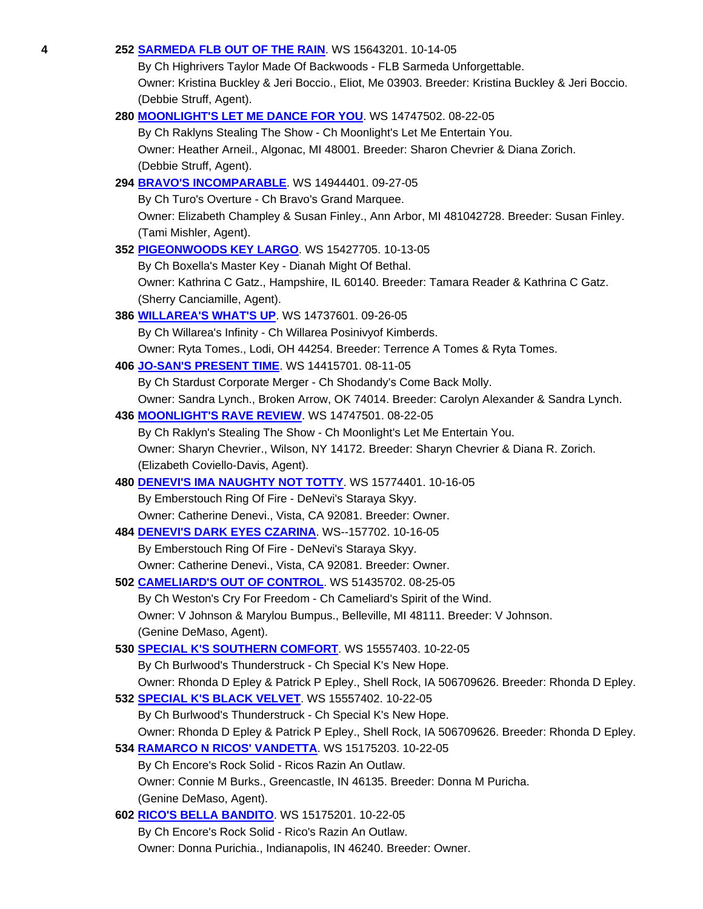**4** **252** **[SARMEDA FLB OUT OF THE RAIN](#)**. WS 15643201. 10-14-05
By Ch Highrivers Taylor Made Of Backwoods - FLB Sarmeda Unforgettable.
Owner: Kristina Buckley & Jeri Boccio., Eliot, Me 03903. Breeder: Kristina Buckley & Jeri Boccio.
(Debbie Struff, Agent).

**280** **[MOONLIGHT'S LET ME DANCE FOR YOU](#)**. WS 14747502. 08-22-05
By Ch Raklyns Stealing The Show - Ch Moonlight's Let Me Entertain You.
Owner: Heather Arneil., Algonac, MI 48001. Breeder: Sharon Chevrier & Diana Zorich.
(Debbie Struff, Agent).

**294** **[BRAVO'S INCOMPARABLE](#)**. WS 14944401. 09-27-05
By Ch Turo's Overture - Ch Bravo's Grand Marquee.
Owner: Elizabeth Champley & Susan Finley., Ann Arbor, MI 481042728. Breeder: Susan Finley.
(Tami Mishler, Agent).

**352** **[PIGEONWOODS KEY LARGO](#)**. WS 15427705. 10-13-05
By Ch Boxella's Master Key - Dianah Might Of Bethal.
Owner: Kathrina C Gatz., Hampshire, IL 60140. Breeder: Tamara Reader & Kathrina C Gatz.
(Sherry Canciamille, Agent).

**386** **[WILLAREA'S WHAT'S UP](#)**. WS 14737601. 09-26-05
By Ch Willarea's Infinity - Ch Willarea Posinivyof Kimberds.
Owner: Ryta Tomes., Lodi, OH 44254. Breeder: Terrence A Tomes & Ryta Tomes.

**406** **[JO-SAN'S PRESENT TIME](#)**. WS 14415701. 08-11-05
By Ch Stardust Corporate Merger - Ch Shodandy's Come Back Molly.
Owner: Sandra Lynch., Broken Arrow, OK 74014. Breeder: Carolyn Alexander & Sandra Lynch.

**436** **[MOONLIGHT'S RAVE REVIEW](#)**. WS 14747501. 08-22-05
By Ch Raklyn's Stealing The Show - Ch Moonlight's Let Me Entertain You.
Owner: Sharyn Chevrier., Wilson, NY 14172. Breeder: Sharyn Chevrier & Diana R. Zorich.
(Elizabeth Coviello-Davis, Agent).

**480** **[DENEVI'S IMA NAUGHTY NOT TOTTY](#)**. WS 15774401. 10-16-05
By Emberstouch Ring Of Fire - DeNevi's Staraya Skyy.
Owner: Catherine Denevi., Vista, CA 92081. Breeder: Owner.

**484** **[DENEVI'S DARK EYES CZARINA](#)**. WS--157702. 10-16-05
By Emberstouch Ring Of Fire - DeNevi's Staraya Skyy.
Owner: Catherine Denevi., Vista, CA 92081. Breeder: Owner.

**502** **[CAMELIARD'S OUT OF CONTROL](#)**. WS 51435702. 08-25-05
By Ch Weston's Cry For Freedom - Ch Cameliard's Spirit of the Wind.
Owner: V Johnson & Marylou Bumpus., Belleville, MI 48111. Breeder: V Johnson.
(Genine DeMaso, Agent).

**530** **[SPECIAL K'S SOUTHERN COMFORT](#)**. WS 15557403. 10-22-05
By Ch Burlwood's Thunderstruck - Ch Special K's New Hope.
Owner: Rhonda D Epley & Patrick P Epley., Shell Rock, IA 506709626. Breeder: Rhonda D Epley.

**532** **[SPECIAL K'S BLACK VELVET](#)**. WS 15557402. 10-22-05
By Ch Burlwood's Thunderstruck - Ch Special K's New Hope.
Owner: Rhonda D Epley & Patrick P Epley., Shell Rock, IA 506709626. Breeder: Rhonda D Epley.

**534** **[RAMARCO N RICOS' VANDETTA](#)**. WS 15175203. 10-22-05
By Ch Encore's Rock Solid - Ricos Razin An Outlaw.
Owner: Connie M Burks., Greencastle, IN 46135. Breeder: Donna M Puricha.
(Genine DeMaso, Agent).

**602** **[RICO'S BELLA BANDITO](#)**. WS 15175201. 10-22-05
By Ch Encore's Rock Solid - Rico's Razin An Outlaw.
Owner: Donna Purichia., Indianapolis, IN 46240. Breeder: Owner.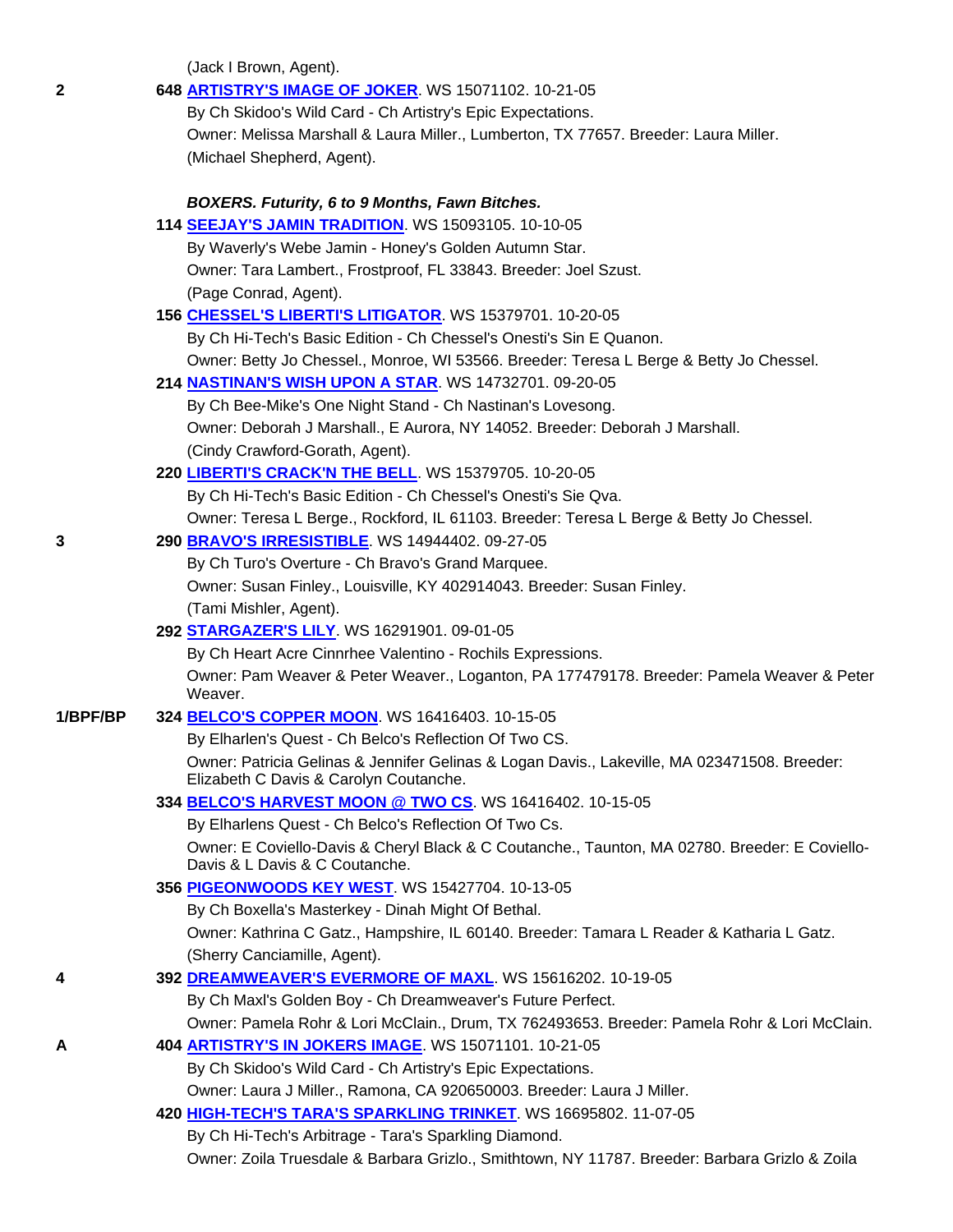(Jack I Brown, Agent).

2 **648 ARTISTRY'S IMAGE OF JOKER**. WS 15071102. 10-21-05
By Ch Skidoo's Wild Card - Ch Artistry's Epic Expectations.
Owner: Melissa Marshall & Laura Miller., Lumberton, TX 77657. Breeder: Laura Miller.
(Michael Shepherd, Agent).

***BOXERS. Futurity, 6 to 9 Months, Fawn Bitches.***

**114 SEEJAY'S JAMIN TRADITION**. WS 15093105. 10-10-05
By Waverly's Webe Jamin - Honey's Golden Autumn Star.
Owner: Tara Lambert., Frostproof, FL 33843. Breeder: Joel Szust.
(Page Conrad, Agent).

**156 CHESSEL'S LIBERTI'S LITIGATOR**. WS 15379701. 10-20-05
By Ch Hi-Tech's Basic Edition - Ch Chessel's Onesti's Sin E Quanon.
Owner: Betty Jo Chessel., Monroe, WI 53566. Breeder: Teresa L Berge & Betty Jo Chessel.

**214 NASTINAN'S WISH UPON A STAR**. WS 14732701. 09-20-05
By Ch Bee-Mike's One Night Stand - Ch Nastinan's Lovesong.
Owner: Deborah J Marshall., E Aurora, NY 14052. Breeder: Deborah J Marshall.
(Cindy Crawford-Gorath, Agent).

**220 LIBERTI'S CRACK'N THE BELL**. WS 15379705. 10-20-05
By Ch Hi-Tech's Basic Edition - Ch Chessel's Onesti's Sie Qva.
Owner: Teresa L Berge., Rockford, IL 61103. Breeder: Teresa L Berge & Betty Jo Chessel.

3 **290 BRAVO'S IRRESISTIBLE**. WS 14944402. 09-27-05
By Ch Turo's Overture - Ch Bravo's Grand Marquee.
Owner: Susan Finley., Louisville, KY 402914043. Breeder: Susan Finley.
(Tami Mishler, Agent).

**292 STARGAZER'S LILY**. WS 16291901. 09-01-05
By Ch Heart Acre Cinnrhee Valentino - Rochils Expressions.
Owner: Pam Weaver & Peter Weaver., Loganton, PA 177479178. Breeder: Pamela Weaver & Peter Weaver.

1/BPF/BP **324 BELCO'S COPPER MOON**. WS 16416403. 10-15-05
By Elharlen's Quest - Ch Belco's Reflection Of Two CS.
Owner: Patricia Gelinas & Jennifer Gelinas & Logan Davis., Lakeville, MA 023471508. Breeder: Elizabeth C Davis & Carolyn Coutanche.

**334 BELCO'S HARVEST MOON @ TWO CS**. WS 16416402. 10-15-05
By Elharlens Quest - Ch Belco's Reflection Of Two Cs.
Owner: E Coviello-Davis & Cheryl Black & C Coutanche., Taunton, MA 02780. Breeder: E Coviello-Davis & L Davis & C Coutanche.

**356 PIGEONWOODS KEY WEST**. WS 15427704. 10-13-05
By Ch Boxella's Masterkey - Dinah Might Of Bethal.
Owner: Kathrina C Gatz., Hampshire, IL 60140. Breeder: Tamara L Reader & Katharia L Gatz.
(Sherry Canciamille, Agent).

4 **392 DREAMWEAVER'S EVERMORE OF MAXL**. WS 15616202. 10-19-05
By Ch Maxl's Golden Boy - Ch Dreamweaver's Future Perfect.
Owner: Pamela Rohr & Lori McClain., Drum, TX 762493653. Breeder: Pamela Rohr & Lori McClain.

A **404 ARTISTRY'S IN JOKERS IMAGE**. WS 15071101. 10-21-05
By Ch Skidoo's Wild Card - Ch Artistry's Epic Expectations.
Owner: Laura J Miller., Ramona, CA 920650003. Breeder: Laura J Miller.

**420 HIGH-TECH'S TARA'S SPARKLING TRINKET**. WS 16695802. 11-07-05
By Ch Hi-Tech's Arbitrage - Tara's Sparkling Diamond.
Owner: Zoila Truesdale & Barbara Grizlo., Smithtown, NY 11787. Breeder: Barbara Grizlo & Zoila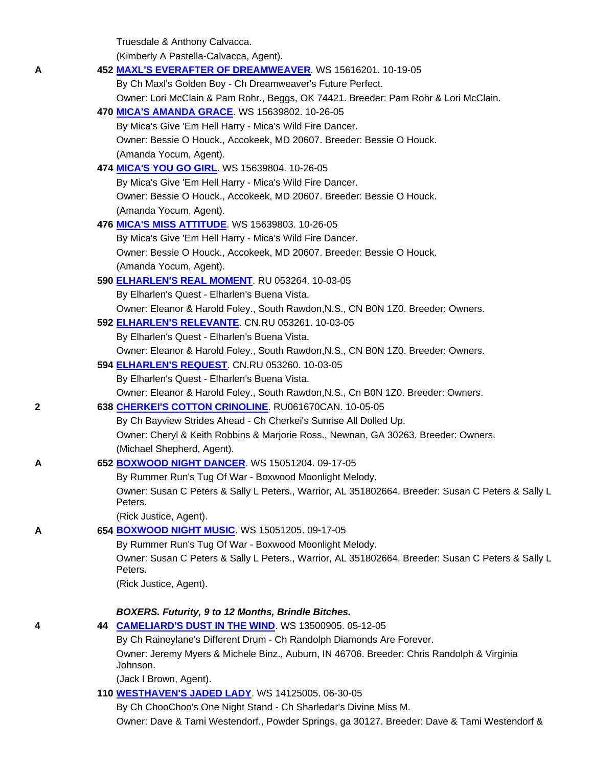Truesdale & Anthony Calvacca.
(Kimberly A Pastella-Calvacca, Agent).

A 452 **MAXL'S EVERAFTER OF DREAMWEAVER**. WS 15616201. 10-19-05
By Ch Maxl's Golden Boy - Ch Dreamweaver's Future Perfect.
Owner: Lori McClain & Pam Rohr., Beggs, OK 74421. Breeder: Pam Rohr & Lori McClain.

470 **MICA'S AMANDA GRACE**. WS 15639802. 10-26-05
By Mica's Give 'Em Hell Harry - Mica's Wild Fire Dancer.
Owner: Bessie O Houck., Accokeek, MD 20607. Breeder: Bessie O Houck.
(Amanda Yocum, Agent).

474 **MICA'S YOU GO GIRL**. WS 15639804. 10-26-05
By Mica's Give 'Em Hell Harry - Mica's Wild Fire Dancer.
Owner: Bessie O Houck., Accokeek, MD 20607. Breeder: Bessie O Houck.
(Amanda Yocum, Agent).

476 **MICA'S MISS ATTITUDE**. WS 15639803. 10-26-05
By Mica's Give 'Em Hell Harry - Mica's Wild Fire Dancer.
Owner: Bessie O Houck., Accokeek, MD 20607. Breeder: Bessie O Houck.
(Amanda Yocum, Agent).

590 **ELHARLEN'S REAL MOMENT**. RU 053264. 10-03-05
By Elharlen's Quest - Elharlen's Buena Vista.
Owner: Eleanor & Harold Foley., South Rawdon,N.S., CN B0N 1Z0. Breeder: Owners.

592 **ELHARLEN'S RELEVANTE**. CN.RU 053261. 10-03-05
By Elharlen's Quest - Elharlen's Buena Vista.
Owner: Eleanor & Harold Foley., South Rawdon,N.S., CN B0N 1Z0. Breeder: Owners.

594 **ELHARLEN'S REQUEST**. CN.RU 053260. 10-03-05
By Elharlen's Quest - Elharlen's Buena Vista.
Owner: Eleanor & Harold Foley., South Rawdon,N.S., Cn B0N 1Z0. Breeder: Owners.

2 638 **CHERKEI'S COTTON CRINOLINE**. RU061670CAN. 10-05-05
By Ch Bayview Strides Ahead - Ch Cherkei's Sunrise All Dolled Up.
Owner: Cheryl & Keith Robbins & Marjorie Ross., Newnan, GA 30263. Breeder: Owners.
(Michael Shepherd, Agent).

A 652 **BOXWOOD NIGHT DANCER**. WS 15051204. 09-17-05
By Rummer Run's Tug Of War - Boxwood Moonlight Melody.
Owner: Susan C Peters & Sally L Peters., Warrior, AL 351802664. Breeder: Susan C Peters & Sally L Peters.
(Rick Justice, Agent).

A 654 **BOXWOOD NIGHT MUSIC**. WS 15051205. 09-17-05
By Rummer Run's Tug Of War - Boxwood Moonlight Melody.
Owner: Susan C Peters & Sally L Peters., Warrior, AL 351802664. Breeder: Susan C Peters & Sally L Peters.
(Rick Justice, Agent).

***BOXERS. Futurity, 9 to 12 Months, Brindle Bitches.***

4 44 **CAMELIARD'S DUST IN THE WIND**. WS 13500905. 05-12-05
By Ch Raineylane's Different Drum - Ch Randolph Diamonds Are Forever.
Owner: Jeremy Myers & Michele Binz., Auburn, IN 46706. Breeder: Chris Randolph & Virginia Johnson.
(Jack I Brown, Agent).

110 **WESTHAVEN'S JADED LADY**. WS 14125005. 06-30-05
By Ch ChooChoo's One Night Stand - Ch Sharledar's Divine Miss M.
Owner: Dave & Tami Westendorf., Powder Springs, ga 30127. Breeder: Dave & Tami Westendorf &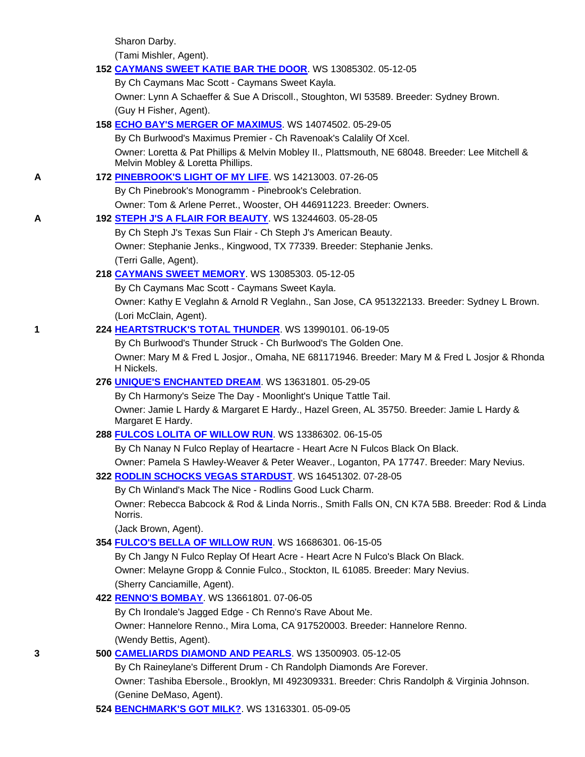Sharon Darby.

(Tami Mishler, Agent).

152 **CAYMANS SWEET KATIE BAR THE DOOR**. WS 13085302. 05-12-05

By Ch Caymans Mac Scott - Caymans Sweet Kayla.

Owner: Lynn A Schaeffer & Sue A Driscoll., Stoughton, WI 53589. Breeder: Sydney Brown.

(Guy H Fisher, Agent).

158 **ECHO BAY'S MERGER OF MAXIMUS**. WS 14074502. 05-29-05

By Ch Burlwood's Maximus Premier - Ch Ravenoak's Calalily Of Xcel.

Owner: Loretta & Pat Phillips & Melvin Mobley II., Plattsmouth, NE 68048. Breeder: Lee Mitchell & Melvin Mobley & Loretta Phillips.

A 172 **PINEBROOK'S LIGHT OF MY LIFE**. WS 14213003. 07-26-05

By Ch Pinebrook's Monogramm - Pinebrook's Celebration.

Owner: Tom & Arlene Perret., Wooster, OH 446911223. Breeder: Owners.

A 192 **STEPH J'S A FLAIR FOR BEAUTY**. WS 13244603. 05-28-05

By Ch Steph J's Texas Sun Flair - Ch Steph J's American Beauty.

Owner: Stephanie Jenks., Kingwood, TX 77339. Breeder: Stephanie Jenks.

(Terri Galle, Agent).

218 **CAYMANS SWEET MEMORY**. WS 13085303. 05-12-05

By Ch Caymans Mac Scott - Caymans Sweet Kayla.

Owner: Kathy E Veglahn & Arnold R Veglahn., San Jose, CA 951322133. Breeder: Sydney L Brown.

(Lori McClain, Agent).

1 224 **HEARTSTRUCK'S TOTAL THUNDER**. WS 13990101. 06-19-05

By Ch Burlwood's Thunder Struck - Ch Burlwood's The Golden One.

Owner: Mary M & Fred L Josjor., Omaha, NE 681171946. Breeder: Mary M & Fred L Josjor & Rhonda H Nickels.

276 **UNIQUE'S ENCHANTED DREAM**. WS 13631801. 05-29-05

By Ch Harmony's Seize The Day - Moonlight's Unique Tattle Tail.

Owner: Jamie L Hardy & Margaret E Hardy., Hazel Green, AL 35750. Breeder: Jamie L Hardy & Margaret E Hardy.

288 **FULCOS LOLITA OF WILLOW RUN**. WS 13386302. 06-15-05

By Ch Nanay N Fulco Replay of Heartacre - Heart Acre N Fulcos Black On Black.

Owner: Pamela S Hawley-Weaver & Peter Weaver., Loganton, PA 17747. Breeder: Mary Nevius.

322 **RODLIN SCHOCKS VEGAS STARDUST**. WS 16451302. 07-28-05

By Ch Winland's Mack The Nice - Rodlins Good Luck Charm.

Owner: Rebecca Babcock & Rod & Linda Norris., Smith Falls ON, CN K7A 5B8. Breeder: Rod & Linda Norris.

(Jack Brown, Agent).

354 **FULCO'S BELLA OF WILLOW RUN**. WS 16686301. 06-15-05

By Ch Jangy N Fulco Replay Of Heart Acre - Heart Acre N Fulco's Black On Black.

Owner: Melayne Gropp & Connie Fulco., Stockton, IL 61085. Breeder: Mary Nevius.

(Sherry Canciamille, Agent).

422 **RENNO'S BOMBAY**. WS 13661801. 07-06-05

By Ch Irondale's Jagged Edge - Ch Renno's Rave About Me.

Owner: Hannelore Renno., Mira Loma, CA 917520003. Breeder: Hannelore Renno.

(Wendy Bettis, Agent).

3 500 **CAMELIARDS DIAMOND AND PEARLS**. WS 13500903. 05-12-05

By Ch Raineylane's Different Drum - Ch Randolph Diamonds Are Forever.

Owner: Tashiba Ebersole., Brooklyn, MI 492309331. Breeder: Chris Randolph & Virginia Johnson.

(Genine DeMaso, Agent).

524 **BENCHMARK'S GOT MILK?**. WS 13163301. 05-09-05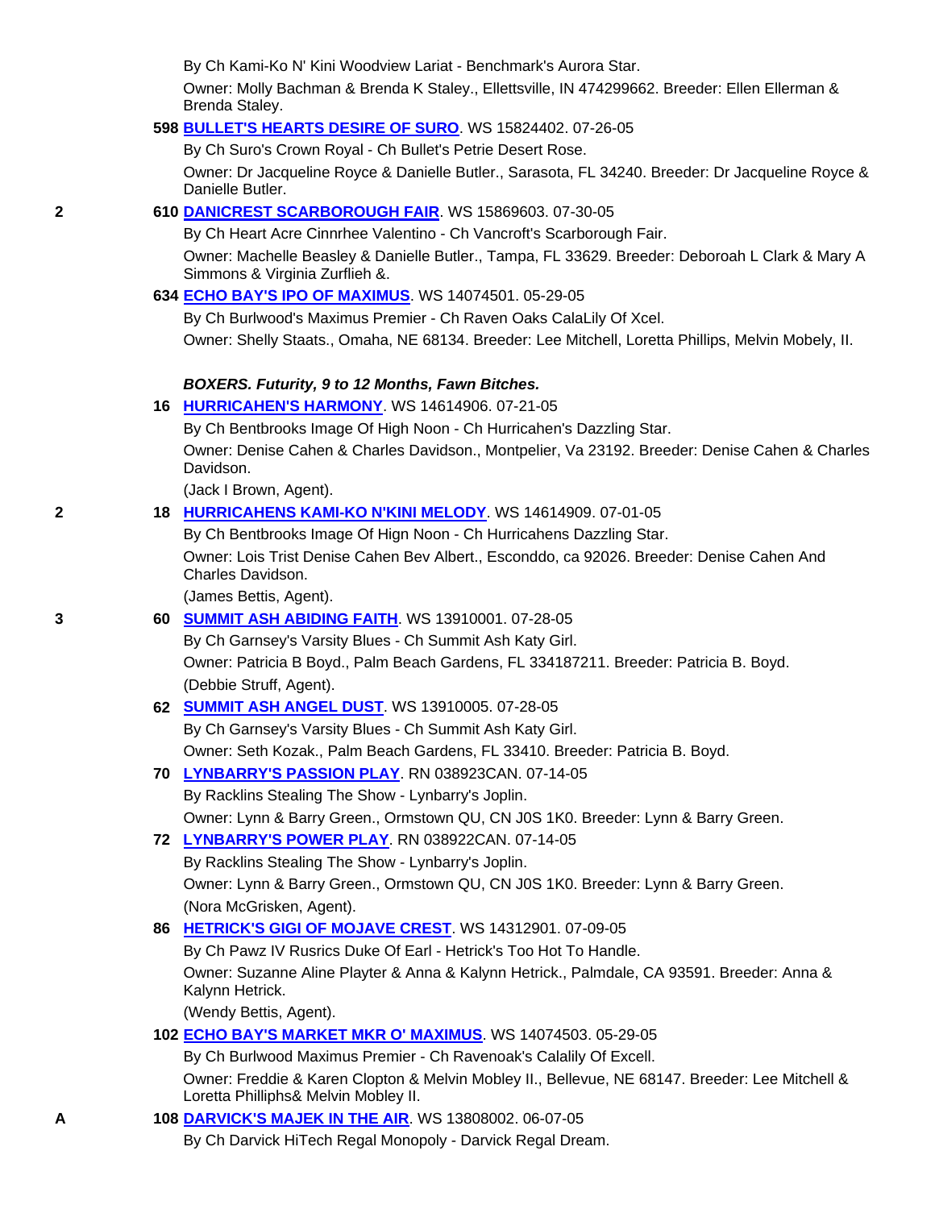By Ch Kami-Ko N' Kini Woodview Lariat - Benchmark's Aurora Star.

Owner: Molly Bachman & Brenda K Staley., Ellettsville, IN 474299662. Breeder: Ellen Ellerman & Brenda Staley.

**598** **BULLET'S HEARTS DESIRE OF SURO**. WS 15824402. 07-26-05

By Ch Suro's Crown Royal - Ch Bullet's Petrie Desert Rose.

Owner: Dr Jacqueline Royce & Danielle Butler., Sarasota, FL 34240. Breeder: Dr Jacqueline Royce & Danielle Butler.

**2** **610** **DANICREST SCARBOROUGH FAIR**. WS 15869603. 07-30-05

By Ch Heart Acre Cinnrhee Valentino - Ch Vancroft's Scarborough Fair.

Owner: Machelle Beasley & Danielle Butler., Tampa, FL 33629. Breeder: Deboroah L Clark & Mary A Simmons & Virginia Zurflieh &.

**634** **ECHO BAY'S IPO OF MAXIMUS**. WS 14074501. 05-29-05

By Ch Burlwood's Maximus Premier - Ch Raven Oaks CalaLily Of Xcel.

Owner: Shelly Staats., Omaha, NE 68134. Breeder: Lee Mitchell, Loretta Phillips, Melvin Mobely, II.

***BOXERS. Futurity, 9 to 12 Months, Fawn Bitches.***

**16** **HURRICAHEN'S HARMONY**. WS 14614906. 07-21-05

By Ch Bentbrooks Image Of High Noon - Ch Hurricahen's Dazzling Star.

Owner: Denise Cahen & Charles Davidson., Montpelier, Va 23192. Breeder: Denise Cahen & Charles Davidson.

(Jack I Brown, Agent).

**2** **18** **HURRICAHENS KAMI-KO N'KINI MELODY**. WS 14614909. 07-01-05

By Ch Bentbrooks Image Of Hign Noon - Ch Hurricahens Dazzling Star.

Owner: Lois Trist Denise Cahen Bev Albert., Esconddo, ca 92026. Breeder: Denise Cahen And Charles Davidson.

(James Bettis, Agent).

**3** **60** **SUMMIT ASH ABIDING FAITH**. WS 13910001. 07-28-05

By Ch Garnsey's Varsity Blues - Ch Summit Ash Katy Girl.

Owner: Patricia B Boyd., Palm Beach Gardens, FL 334187211. Breeder: Patricia B. Boyd.

(Debbie Struff, Agent).

**62** **SUMMIT ASH ANGEL DUST**. WS 13910005. 07-28-05

By Ch Garnsey's Varsity Blues - Ch Summit Ash Katy Girl.

Owner: Seth Kozak., Palm Beach Gardens, FL 33410. Breeder: Patricia B. Boyd.

**70** **LYNBARRY'S PASSION PLAY**. RN 038923CAN. 07-14-05

By Racklins Stealing The Show - Lynbarry's Joplin.

Owner: Lynn & Barry Green., Ormstown QU, CN J0S 1K0. Breeder: Lynn & Barry Green.

**72** **LYNBARRY'S POWER PLAY**. RN 038922CAN. 07-14-05

By Racklins Stealing The Show - Lynbarry's Joplin.

Owner: Lynn & Barry Green., Ormstown QU, CN J0S 1K0. Breeder: Lynn & Barry Green.

(Nora McGrisken, Agent).

**86** **HETRICK'S GIGI OF MOJAVE CREST**. WS 14312901. 07-09-05

By Ch Pawz IV Rusrics Duke Of Earl - Hetrick's Too Hot To Handle.

Owner: Suzanne Aline Playter & Anna & Kalynn Hetrick., Palmdale, CA 93591. Breeder: Anna & Kalynn Hetrick.

(Wendy Bettis, Agent).

**102** **ECHO BAY'S MARKET MKR O' MAXIMUS**. WS 14074503. 05-29-05

By Ch Burlwood Maximus Premier - Ch Ravenoak's Calalily Of Excell.

Owner: Freddie & Karen Clopton & Melvin Mobley II., Bellevue, NE 68147. Breeder: Lee Mitchell & Loretta Philliphs& Melvin Mobley II.

**A** **108** **DARVICK'S MAJEK IN THE AIR**. WS 13808002. 06-07-05

By Ch Darvick HiTech Regal Monopoly - Darvick Regal Dream.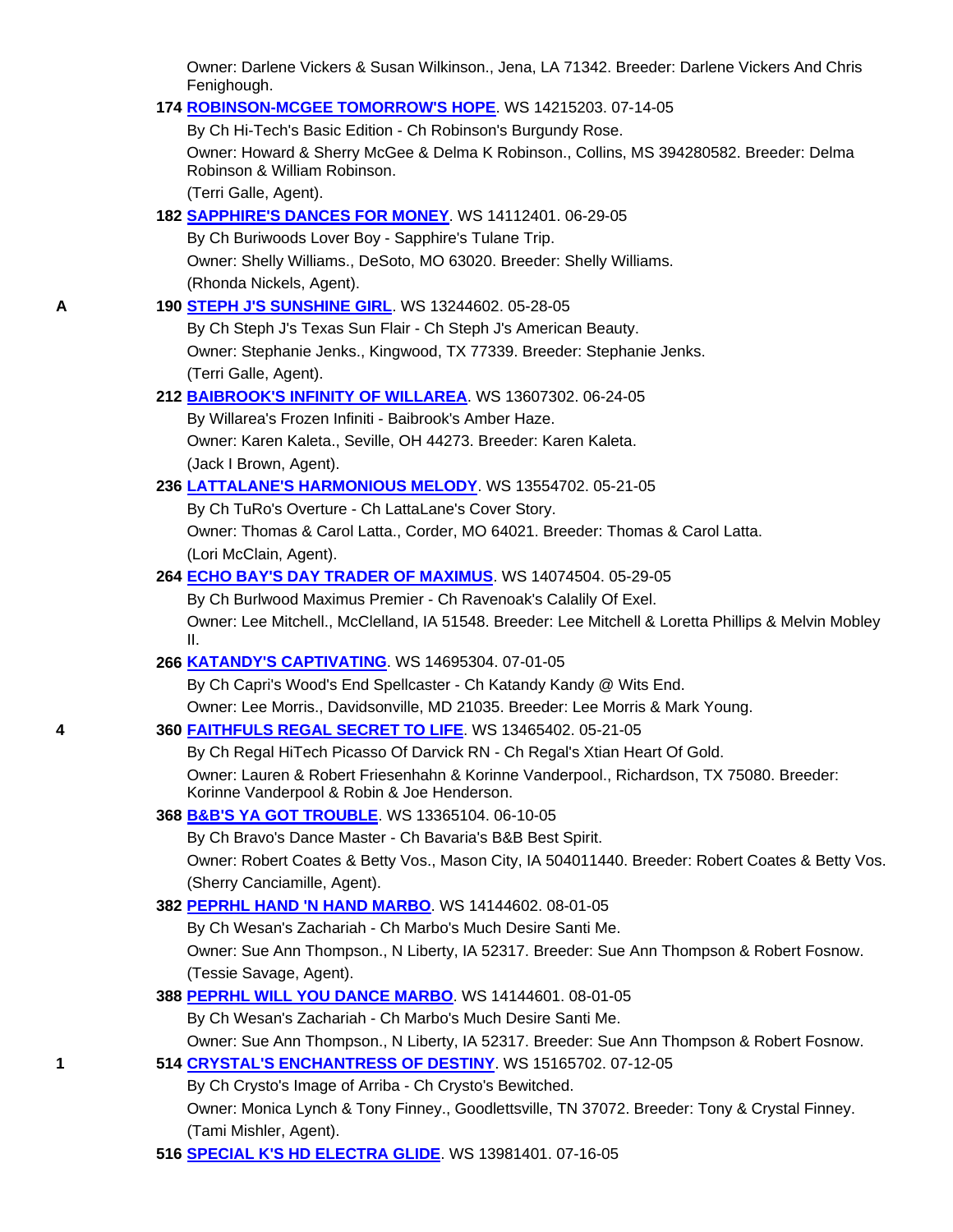Owner: Darlene Vickers & Susan Wilkinson., Jena, LA 71342. Breeder: Darlene Vickers And Chris Fenighough.

**174** **ROBINSON-MCGEE TOMORROW'S HOPE**. WS 14215203. 07-14-05

By Ch Hi-Tech's Basic Edition - Ch Robinson's Burgundy Rose.

Owner: Howard & Sherry McGee & Delma K Robinson., Collins, MS 394280582. Breeder: Delma Robinson & William Robinson.

(Terri Galle, Agent).

**182** **SAPPHIRE'S DANCES FOR MONEY**. WS 14112401. 06-29-05

By Ch Buriwoods Lover Boy - Sapphire's Tulane Trip.

Owner: Shelly Williams., DeSoto, MO 63020. Breeder: Shelly Williams.

(Rhonda Nickels, Agent).

**A** **190** **STEPH J'S SUNSHINE GIRL**. WS 13244602. 05-28-05

By Ch Steph J's Texas Sun Flair - Ch Steph J's American Beauty.

Owner: Stephanie Jenks., Kingwood, TX 77339. Breeder: Stephanie Jenks.

(Terri Galle, Agent).

**212** **BAIBROOK'S INFINITY OF WILLAREA**. WS 13607302. 06-24-05

By Willarea's Frozen Infiniti - Baibrook's Amber Haze.

Owner: Karen Kaleta., Seville, OH 44273. Breeder: Karen Kaleta.

(Jack I Brown, Agent).

**236** **LATTALANE'S HARMONIOUS MELODY**. WS 13554702. 05-21-05

By Ch TuRo's Overture - Ch LattaLane's Cover Story.

Owner: Thomas & Carol Latta., Corder, MO 64021. Breeder: Thomas & Carol Latta.

(Lori McClain, Agent).

**264** **ECHO BAY'S DAY TRADER OF MAXIMUS**. WS 14074504. 05-29-05

By Ch Burlwood Maximus Premier - Ch Ravenoak's Calalily Of Exel.

Owner: Lee Mitchell., McClelland, IA 51548. Breeder: Lee Mitchell & Loretta Phillips & Melvin Mobley II.

**266** **KATANDY'S CAPTIVATING**. WS 14695304. 07-01-05

By Ch Capri's Wood's End Spellcaster - Ch Katandy Kandy @ Wits End.

Owner: Lee Morris., Davidsonville, MD 21035. Breeder: Lee Morris & Mark Young.

**4** **360** **FAITHFULS REGAL SECRET TO LIFE**. WS 13465402. 05-21-05

By Ch Regal HiTech Picasso Of Darvick RN - Ch Regal's Xtian Heart Of Gold.

Owner: Lauren & Robert Friesenhahn & Korinne Vanderpool., Richardson, TX 75080. Breeder: Korinne Vanderpool & Robin & Joe Henderson.

**368** **B&B'S YA GOT TROUBLE**. WS 13365104. 06-10-05

By Ch Bravo's Dance Master - Ch Bavaria's B&B Best Spirit.

Owner: Robert Coates & Betty Vos., Mason City, IA 504011440. Breeder: Robert Coates & Betty Vos.

(Sherry Canciamille, Agent).

**382** **PEPRHL HAND 'N HAND MARBO**. WS 14144602. 08-01-05

By Ch Wesan's Zachariah - Ch Marbo's Much Desire Santi Me.

Owner: Sue Ann Thompson., N Liberty, IA 52317. Breeder: Sue Ann Thompson & Robert Fosnow.

(Tessie Savage, Agent).

**388** **PEPRHL WILL YOU DANCE MARBO**. WS 14144601. 08-01-05

By Ch Wesan's Zachariah - Ch Marbo's Much Desire Santi Me.

Owner: Sue Ann Thompson., N Liberty, IA 52317. Breeder: Sue Ann Thompson & Robert Fosnow.

**1** **514** **CRYSTAL'S ENCHANTRESS OF DESTINY**. WS 15165702. 07-12-05

By Ch Crysto's Image of Arriba - Ch Crysto's Bewitched.

Owner: Monica Lynch & Tony Finney., Goodlettsville, TN 37072. Breeder: Tony & Crystal Finney.

(Tami Mishler, Agent).

**516** **SPECIAL K'S HD ELECTRA GLIDE**. WS 13981401. 07-16-05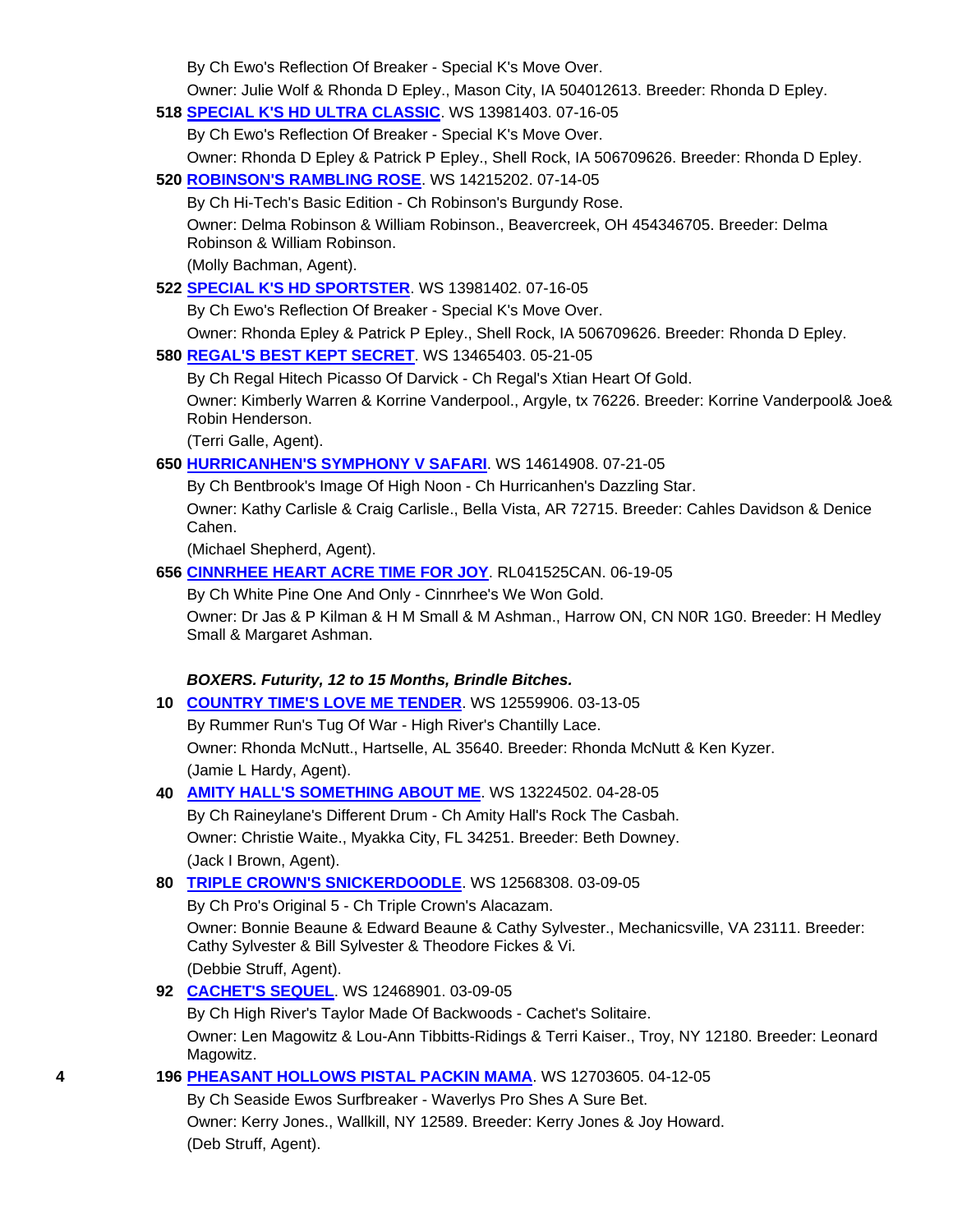By Ch Ewo's Reflection Of Breaker - Special K's Move Over.

Owner: Julie Wolf & Rhonda D Epley., Mason City, IA 504012613. Breeder: Rhonda D Epley.

**518** **SPECIAL K'S HD ULTRA CLASSIC**. WS 13981403. 07-16-05

By Ch Ewo's Reflection Of Breaker - Special K's Move Over.

Owner: Rhonda D Epley & Patrick P Epley., Shell Rock, IA 506709626. Breeder: Rhonda D Epley.

**520** **ROBINSON'S RAMBLING ROSE**. WS 14215202. 07-14-05

By Ch Hi-Tech's Basic Edition - Ch Robinson's Burgundy Rose.

Owner: Delma Robinson & William Robinson., Beavercreek, OH 454346705. Breeder: Delma Robinson & William Robinson.

(Molly Bachman, Agent).

**522** **SPECIAL K'S HD SPORTSTER**. WS 13981402. 07-16-05

By Ch Ewo's Reflection Of Breaker - Special K's Move Over.

Owner: Rhonda Epley & Patrick P Epley., Shell Rock, IA 506709626. Breeder: Rhonda D Epley.

**580** **REGAL'S BEST KEPT SECRET**. WS 13465403. 05-21-05

By Ch Regal Hitech Picasso Of Darvick - Ch Regal's Xtian Heart Of Gold.

Owner: Kimberly Warren & Korrine Vanderpool., Argyle, tx 76226. Breeder: Korrine Vanderpool& Joe& Robin Henderson.

(Terri Galle, Agent).

**650** **HURRICANHEN'S SYMPHONY V SAFARI**. WS 14614908. 07-21-05

By Ch Bentbrook's Image Of High Noon - Ch Hurricanhen's Dazzling Star.

Owner: Kathy Carlisle & Craig Carlisle., Bella Vista, AR 72715. Breeder: Cahles Davidson & Denice Cahen.

(Michael Shepherd, Agent).

**656** **CINNRHEE HEART ACRE TIME FOR JOY**. RL041525CAN. 06-19-05

By Ch White Pine One And Only - Cinnrhee's We Won Gold.

Owner: Dr Jas & P Kilman & H M Small & M Ashman., Harrow ON, CN N0R 1G0. Breeder: H Medley Small & Margaret Ashman.

***BOXERS. Futurity, 12 to 15 Months, Brindle Bitches.***

**10** **COUNTRY TIME'S LOVE ME TENDER**. WS 12559906. 03-13-05

By Rummer Run's Tug Of War - High River's Chantilly Lace.

Owner: Rhonda McNutt., Hartselle, AL 35640. Breeder: Rhonda McNutt & Ken Kyzer.

(Jamie L Hardy, Agent).

**40** **AMITY HALL'S SOMETHING ABOUT ME**. WS 13224502. 04-28-05

By Ch Raineylane's Different Drum - Ch Amity Hall's Rock The Casbah.

Owner: Christie Waite., Myakka City, FL 34251. Breeder: Beth Downey.

(Jack I Brown, Agent).

**80** **TRIPLE CROWN'S SNICKERDOODLE**. WS 12568308. 03-09-05

By Ch Pro's Original 5 - Ch Triple Crown's Alacazam.

Owner: Bonnie Beaune & Edward Beaune & Cathy Sylvester., Mechanicsville, VA 23111. Breeder: Cathy Sylvester & Bill Sylvester & Theodore Fickes & Vi.

(Debbie Struff, Agent).

**92** **CACHET'S SEQUEL**. WS 12468901. 03-09-05

By Ch High River's Taylor Made Of Backwoods - Cachet's Solitaire.

Owner: Len Magowitz & Lou-Ann Tibbitts-Ridings & Terri Kaiser., Troy, NY 12180. Breeder: Leonard Magowitz.

4 **196** **PHEASANT HOLLOWS PISTAL PACKIN MAMA**. WS 12703605. 04-12-05

By Ch Seaside Ewos Surfbreaker - Waverlys Pro Shes A Sure Bet.

Owner: Kerry Jones., Wallkill, NY 12589. Breeder: Kerry Jones & Joy Howard.

(Deb Struff, Agent).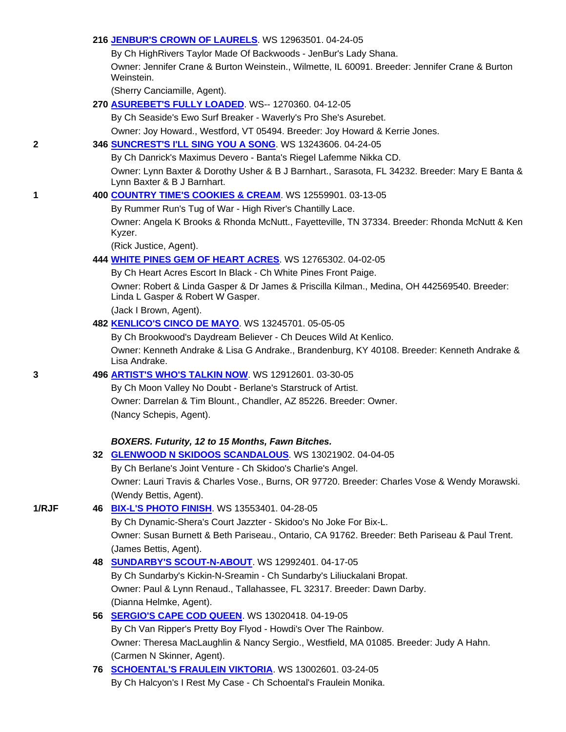**216** **JENBUR'S CROWN OF LAURELS**. WS 12963501. 04-24-05
By Ch HighRivers Taylor Made Of Backwoods - JenBur's Lady Shana.
Owner: Jennifer Crane & Burton Weinstein., Wilmette, IL 60091. Breeder: Jennifer Crane & Burton Weinstein.
(Sherry Canciamille, Agent).

**270** **ASUREBET'S FULLY LOADED**. WS-- 1270360. 04-12-05
By Ch Seaside's Ewo Surf Breaker - Waverly's Pro She's Asurebet.
Owner: Joy Howard., Westford, VT 05494. Breeder: Joy Howard & Kerrie Jones.

**2** **346** **SUNCREST'S I'LL SING YOU A SONG**. WS 13243606. 04-24-05
By Ch Danrick's Maximus Devero - Banta's Riegel Lafemme Nikka CD.
Owner: Lynn Baxter & Dorothy Usher & B J Barnhart., Sarasota, FL 34232. Breeder: Mary E Banta & Lynn Baxter & B J Barnhart.

**1** **400** **COUNTRY TIME'S COOKIES & CREAM**. WS 12559901. 03-13-05
By Rummer Run's Tug of War - High River's Chantilly Lace.
Owner: Angela K Brooks & Rhonda McNutt., Fayetteville, TN 37334. Breeder: Rhonda McNutt & Ken Kyzer.
(Rick Justice, Agent).

**444** **WHITE PINES GEM OF HEART ACRES**. WS 12765302. 04-02-05
By Ch Heart Acres Escort In Black - Ch White Pines Front Paige.
Owner: Robert & Linda Gasper & Dr James & Priscilla Kilman., Medina, OH 442569540. Breeder: Linda L Gasper & Robert W Gasper.
(Jack I Brown, Agent).

**482** **KENLICO'S CINCO DE MAYO**. WS 13245701. 05-05-05
By Ch Brookwood's Daydream Believer - Ch Deuces Wild At Kenlico.
Owner: Kenneth Andrake & Lisa G Andrake., Brandenburg, KY 40108. Breeder: Kenneth Andrake & Lisa Andrake.

**3** **496** **ARTIST'S WHO'S TALKIN NOW**. WS 12912601. 03-30-05
By Ch Moon Valley No Doubt - Berlane's Starstruck of Artist.
Owner: Darrelan & Tim Blount., Chandler, AZ 85226. Breeder: Owner.
(Nancy Schepis, Agent).

***BOXERS. Futurity, 12 to 15 Months, Fawn Bitches.***

**32** **GLENWOOD N SKIDOOS SCANDALOUS**. WS 13021902. 04-04-05
By Ch Berlane's Joint Venture - Ch Skidoo's Charlie's Angel.
Owner: Lauri Travis & Charles Vose., Burns, OR 97720. Breeder: Charles Vose & Wendy Morawski.
(Wendy Bettis, Agent).

**1/RJF** **46** **BIX-L'S PHOTO FINISH**. WS 13553401. 04-28-05
By Ch Dynamic-Shera's Court Jazzter - Skidoo's No Joke For Bix-L.
Owner: Susan Burnett & Beth Pariseau., Ontario, CA 91762. Breeder: Beth Pariseau & Paul Trent.
(James Bettis, Agent).

**48** **SUNDARBY'S SCOUT-N-ABOUT**. WS 12992401. 04-17-05
By Ch Sundarby's Kickin-N-Sreamin - Ch Sundarby's Liliuckalani Bropat.
Owner: Paul & Lynn Renaud., Tallahassee, FL 32317. Breeder: Dawn Darby.
(Dianna Helmke, Agent).

**56** **SERGIO'S CAPE COD QUEEN**. WS 13020418. 04-19-05
By Ch Van Ripper's Pretty Boy Flyod - Howdi's Over The Rainbow.
Owner: Theresa MacLaughlin & Nancy Sergio., Westfield, MA 01085. Breeder: Judy A Hahn.
(Carmen N Skinner, Agent).

**76** **SCHOENTAL'S FRAULEIN VIKTORIA**. WS 13002601. 03-24-05
By Ch Halcyon's I Rest My Case - Ch Schoental's Fraulein Monika.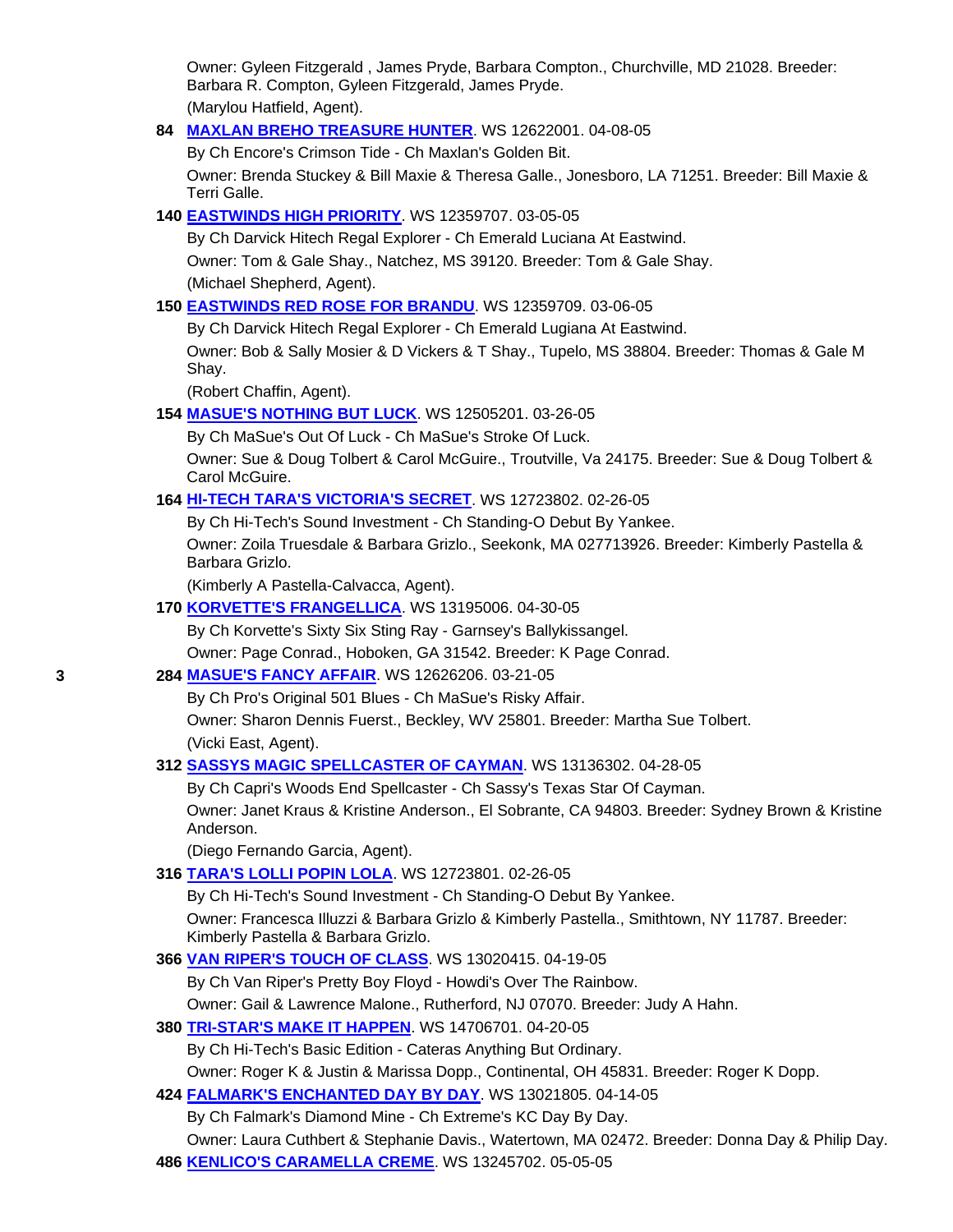Owner: Gyleen Fitzgerald , James Pryde, Barbara Compton., Churchville, MD 21028. Breeder: Barbara R. Compton, Gyleen Fitzgerald, James Pryde.

(Marylou Hatfield, Agent).

**84** **MAXLAN BREHO TREASURE HUNTER**. WS 12622001. 04-08-05

By Ch Encore's Crimson Tide - Ch Maxlan's Golden Bit.

Owner: Brenda Stuckey & Bill Maxie & Theresa Galle., Jonesboro, LA 71251. Breeder: Bill Maxie & Terri Galle.

**140** **EASTWINDS HIGH PRIORITY**. WS 12359707. 03-05-05

By Ch Darvick Hitech Regal Explorer - Ch Emerald Luciana At Eastwind.

Owner: Tom & Gale Shay., Natchez, MS 39120. Breeder: Tom & Gale Shay.

(Michael Shepherd, Agent).

**150** **EASTWINDS RED ROSE FOR BRANDU**. WS 12359709. 03-06-05

By Ch Darvick Hitech Regal Explorer - Ch Emerald Lugiana At Eastwind.

Owner: Bob & Sally Mosier & D Vickers & T Shay., Tupelo, MS 38804. Breeder: Thomas & Gale M Shay.

(Robert Chaffin, Agent).

**154** **MASUE'S NOTHING BUT LUCK**. WS 12505201. 03-26-05

By Ch MaSue's Out Of Luck - Ch MaSue's Stroke Of Luck.

Owner: Sue & Doug Tolbert & Carol McGuire., Troutville, Va 24175. Breeder: Sue & Doug Tolbert & Carol McGuire.

**164** **HI-TECH TARA'S VICTORIA'S SECRET**. WS 12723802. 02-26-05

By Ch Hi-Tech's Sound Investment - Ch Standing-O Debut By Yankee.

Owner: Zoila Truesdale & Barbara Grizlo., Seekonk, MA 027713926. Breeder: Kimberly Pastella & Barbara Grizlo.

(Kimberly A Pastella-Calvacca, Agent).

**170** **KORVETTE'S FRANGELLICA**. WS 13195006. 04-30-05

By Ch Korvette's Sixty Six Sting Ray - Garnsey's Ballykissangel.

Owner: Page Conrad., Hoboken, GA 31542. Breeder: K Page Conrad.

**3** **284** **MASUE'S FANCY AFFAIR**. WS 12626206. 03-21-05

By Ch Pro's Original 501 Blues - Ch MaSue's Risky Affair.

Owner: Sharon Dennis Fuerst., Beckley, WV 25801. Breeder: Martha Sue Tolbert.

(Vicki East, Agent).

**312** **SASSYS MAGIC SPELLCASTER OF CAYMAN**. WS 13136302. 04-28-05

By Ch Capri's Woods End Spellcaster - Ch Sassy's Texas Star Of Cayman.

Owner: Janet Kraus & Kristine Anderson., El Sobrante, CA 94803. Breeder: Sydney Brown & Kristine Anderson.

(Diego Fernando Garcia, Agent).

**316** **TARA'S LOLLI POPIN LOLA**. WS 12723801. 02-26-05

By Ch Hi-Tech's Sound Investment - Ch Standing-O Debut By Yankee.

Owner: Francesca Illuzzi & Barbara Grizlo & Kimberly Pastella., Smithtown, NY 11787. Breeder: Kimberly Pastella & Barbara Grizlo.

**366** **VAN RIPER'S TOUCH OF CLASS**. WS 13020415. 04-19-05

By Ch Van Riper's Pretty Boy Floyd - Howdi's Over The Rainbow.

Owner: Gail & Lawrence Malone., Rutherford, NJ 07070. Breeder: Judy A Hahn.

**380** **TRI-STAR'S MAKE IT HAPPEN**. WS 14706701. 04-20-05

By Ch Hi-Tech's Basic Edition - Cateras Anything But Ordinary.

Owner: Roger K & Justin & Marissa Dopp., Continental, OH 45831. Breeder: Roger K Dopp.

**424** **FALMARK'S ENCHANTED DAY BY DAY**. WS 13021805. 04-14-05

By Ch Falmark's Diamond Mine - Ch Extreme's KC Day By Day.

Owner: Laura Cuthbert & Stephanie Davis., Watertown, MA 02472. Breeder: Donna Day & Philip Day.

**486** **KENLICO'S CARAMELLA CREME**. WS 13245702. 05-05-05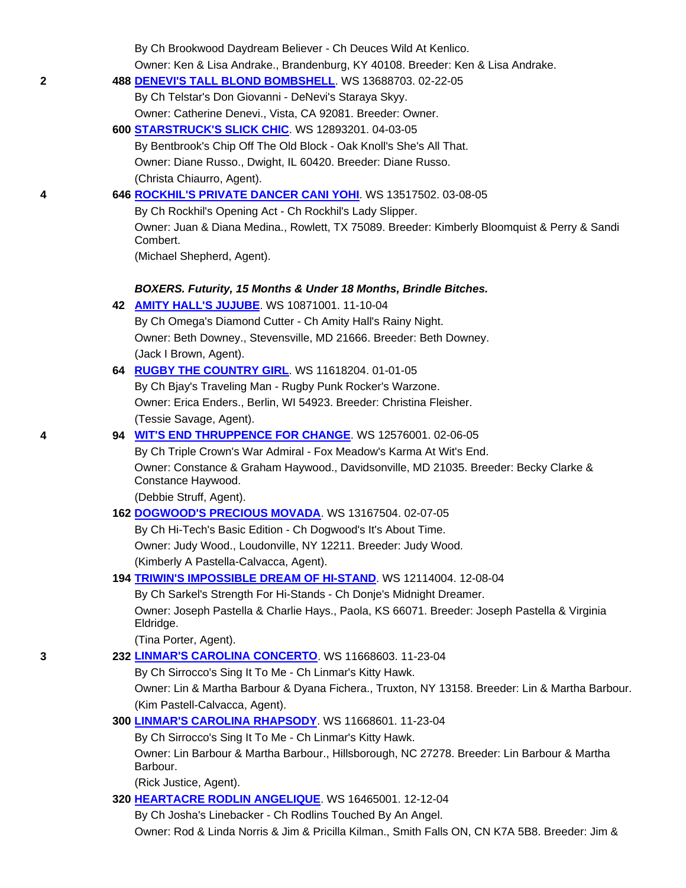By Ch Brookwood Daydream Believer - Ch Deuces Wild At Kenlico.
Owner: Ken & Lisa Andrake., Brandenburg, KY 40108. Breeder: Ken & Lisa Andrake.

2 **488** **DENEVI'S TALL BLOND BOMBSHELL**. WS 13688703. 02-22-05
By Ch Telstar's Don Giovanni - DeNevi's Staraya Skyy.
Owner: Catherine Denevi., Vista, CA 92081. Breeder: Owner.

**600** **STARSTRUCK'S SLICK CHIC**. WS 12893201. 04-03-05
By Bentbrook's Chip Off The Old Block - Oak Knoll's She's All That.
Owner: Diane Russo., Dwight, IL 60420. Breeder: Diane Russo.
(Christa Chiaurro, Agent).

4 **646** **ROCKHIL'S PRIVATE DANCER CANI YOHI**. WS 13517502. 03-08-05
By Ch Rockhil's Opening Act - Ch Rockhil's Lady Slipper.
Owner: Juan & Diana Medina., Rowlett, TX 75089. Breeder: Kimberly Bloomquist & Perry & Sandi Combert.
(Michael Shepherd, Agent).

***BOXERS. Futurity, 15 Months & Under 18 Months, Brindle Bitches.***

**42** **AMITY HALL'S JUJUBE**. WS 10871001. 11-10-04
By Ch Omega's Diamond Cutter - Ch Amity Hall's Rainy Night.
Owner: Beth Downey., Stevensville, MD 21666. Breeder: Beth Downey.
(Jack I Brown, Agent).

**64** **RUGBY THE COUNTRY GIRL**. WS 11618204. 01-01-05
By Ch Bjay's Traveling Man - Rugby Punk Rocker's Warzone.
Owner: Erica Enders., Berlin, WI 54923. Breeder: Christina Fleisher.
(Tessie Savage, Agent).

4 **94** **WIT'S END THRUPPENCE FOR CHANGE**. WS 12576001. 02-06-05
By Ch Triple Crown's War Admiral - Fox Meadow's Karma At Wit's End.
Owner: Constance & Graham Haywood., Davidsonville, MD 21035. Breeder: Becky Clarke & Constance Haywood.
(Debbie Struff, Agent).

**162** **DOGWOOD'S PRECIOUS MOVADA**. WS 13167504. 02-07-05
By Ch Hi-Tech's Basic Edition - Ch Dogwood's It's About Time.
Owner: Judy Wood., Loudonville, NY 12211. Breeder: Judy Wood.
(Kimberly A Pastella-Calvacca, Agent).

**194** **TRIWIN'S IMPOSSIBLE DREAM OF HI-STAND**. WS 12114004. 12-08-04
By Ch Sarkel's Strength For Hi-Stands - Ch Donje's Midnight Dreamer.
Owner: Joseph Pastella & Charlie Hays., Paola, KS 66071. Breeder: Joseph Pastella & Virginia Eldridge.
(Tina Porter, Agent).

3 **232** **LINMAR'S CAROLINA CONCERTO**. WS 11668603. 11-23-04
By Ch Sirrocco's Sing It To Me - Ch Linmar's Kitty Hawk.
Owner: Lin & Martha Barbour & Dyana Fichera., Truxton, NY 13158. Breeder: Lin & Martha Barbour.
(Kim Pastell-Calvacca, Agent).

**300** **LINMAR'S CAROLINA RHAPSODY**. WS 11668601. 11-23-04
By Ch Sirrocco's Sing It To Me - Ch Linmar's Kitty Hawk.
Owner: Lin Barbour & Martha Barbour., Hillsborough, NC 27278. Breeder: Lin Barbour & Martha Barbour.
(Rick Justice, Agent).

**320** **HEARTACRE RODLIN ANGELIQUE**. WS 16465001. 12-12-04
By Ch Josha's Linebacker - Ch Rodlins Touched By An Angel.
Owner: Rod & Linda Norris & Jim & Pricilla Kilman., Smith Falls ON, CN K7A 5B8. Breeder: Jim &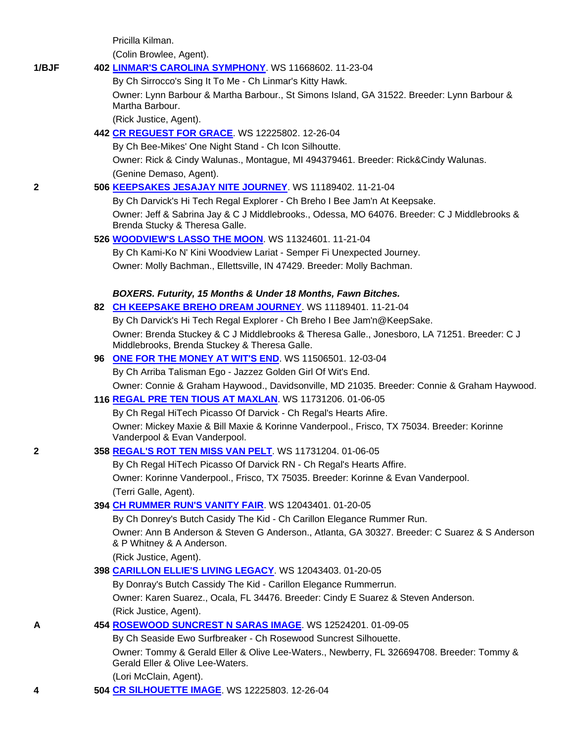Pricilla Kilman.

(Colin Browlee, Agent).

**1/BJF** **402** **LINMAR'S CAROLINA SYMPHONY**. WS 11668602. 11-23-04

By Ch Sirrocco's Sing It To Me - Ch Linmar's Kitty Hawk.

Owner: Lynn Barbour & Martha Barbour., St Simons Island, GA 31522. Breeder: Lynn Barbour & Martha Barbour.

(Rick Justice, Agent).

**442** **CR REGUEST FOR GRACE**. WS 12225802. 12-26-04

By Ch Bee-Mikes' One Night Stand - Ch Icon Silhoutte.

Owner: Rick & Cindy Walunas., Montague, MI 494379461. Breeder: Rick&Cindy Walunas.

(Genine Demaso, Agent).

**2** **506** **KEEPSAKES JESAJAY NITE JOURNEY**. WS 11189402. 11-21-04

By Ch Darvick's Hi Tech Regal Explorer - Ch Breho I Bee Jam'n At Keepsake.

Owner: Jeff & Sabrina Jay & C J Middlebrooks., Odessa, MO 64076. Breeder: C J Middlebrooks & Brenda Stucky & Theresa Galle.

**526** **WOODVIEW'S LASSO THE MOON**. WS 11324601. 11-21-04

By Ch Kami-Ko N' Kini Woodview Lariat - Semper Fi Unexpected Journey.

Owner: Molly Bachman., Ellettsville, IN 47429. Breeder: Molly Bachman.

***BOXERS. Futurity, 15 Months & Under 18 Months, Fawn Bitches.***

**82** **CH KEEPSAKE BREHO DREAM JOURNEY**. WS 11189401. 11-21-04

By Ch Darvick's Hi Tech Regal Explorer - Ch Breho I Bee Jam'n@KeepSake.

Owner: Brenda Stuckey & C J Middlebrooks & Theresa Galle., Jonesboro, LA 71251. Breeder: C J Middlebrooks, Brenda Stuckey & Theresa Galle.

**96** **ONE FOR THE MONEY AT WIT'S END**. WS 11506501. 12-03-04

By Ch Arriba Talisman Ego - Jazzez Golden Girl Of Wit's End.

Owner: Connie & Graham Haywood., Davidsonville, MD 21035. Breeder: Connie & Graham Haywood.

**116** **REGAL PRE TEN TIOUS AT MAXLAN**. WS 11731206. 01-06-05

By Ch Regal HiTech Picasso Of Darvick - Ch Regal's Hearts Afire.

Owner: Mickey Maxie & Bill Maxie & Korinne Vanderpool., Frisco, TX 75034. Breeder: Korinne Vanderpool & Evan Vanderpool.

**2** **358** **REGAL'S ROT TEN MISS VAN PELT**. WS 11731204. 01-06-05

By Ch Regal HiTech Picasso Of Darvick RN - Ch Regal's Hearts Affire.

Owner: Korinne Vanderpool., Frisco, TX 75035. Breeder: Korinne & Evan Vanderpool.

(Terri Galle, Agent).

**394** **CH RUMMER RUN'S VANITY FAIR**. WS 12043401. 01-20-05

By Ch Donrey's Butch Casidy The Kid - Ch Carillon Elegance Rummer Run.

Owner: Ann B Anderson & Steven G Anderson., Atlanta, GA 30327. Breeder: C Suarez & S Anderson & P Whitney & A Anderson.

(Rick Justice, Agent).

**398** **CARILLON ELLIE'S LIVING LEGACY**. WS 12043403. 01-20-05

By Donray's Butch Cassidy The Kid - Carillon Elegance Rummerrun.

Owner: Karen Suarez., Ocala, FL 34476. Breeder: Cindy E Suarez & Steven Anderson.

(Rick Justice, Agent).

**A** **454** **ROSEWOOD SUNCREST N SARAS IMAGE**. WS 12524201. 01-09-05

By Ch Seaside Ewo Surfbreaker - Ch Rosewood Suncrest Silhouette.

Owner: Tommy & Gerald Eller & Olive Lee-Waters., Newberry, FL 326694708. Breeder: Tommy & Gerald Eller & Olive Lee-Waters.

(Lori McClain, Agent).

**4** **504** **CR SILHOUETTE IMAGE**. WS 12225803. 12-26-04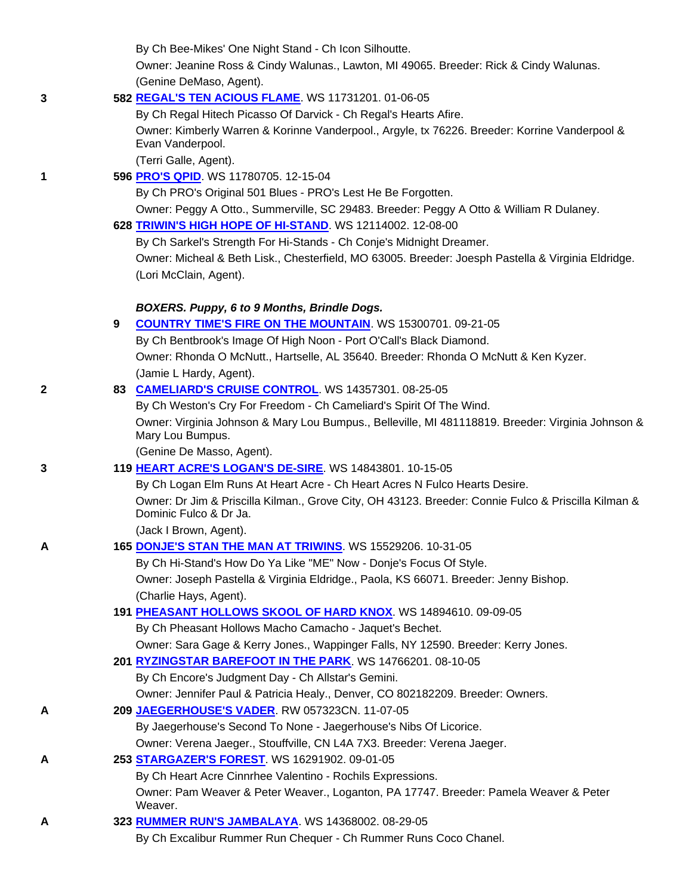By Ch Bee-Mikes' One Night Stand - Ch Icon Silhoutte.
Owner: Jeanine Ross & Cindy Walunas., Lawton, MI 49065. Breeder: Rick & Cindy Walunas.
(Genine DeMaso, Agent).

3 **582 REGAL'S TEN ACIOUS FLAME**. WS 11731201. 01-06-05
By Ch Regal Hitech Picasso Of Darvick - Ch Regal's Hearts Afire.
Owner: Kimberly Warren & Korinne Vanderpool., Argyle, tx 76226. Breeder: Korrine Vanderpool & Evan Vanderpool.
(Terri Galle, Agent).

1 **596 PRO'S QPID**. WS 11780705. 12-15-04
By Ch PRO's Original 501 Blues - PRO's Lest He Be Forgotten.
Owner: Peggy A Otto., Summerville, SC 29483. Breeder: Peggy A Otto & William R Dulaney.

**628 TRIWIN'S HIGH HOPE OF HI-STAND**. WS 12114002. 12-08-00
By Ch Sarkel's Strength For Hi-Stands - Ch Conje's Midnight Dreamer.
Owner: Micheal & Beth Lisk., Chesterfield, MO 63005. Breeder: Joesph Pastella & Virginia Eldridge.
(Lori McClain, Agent).

***BOXERS. Puppy, 6 to 9 Months, Brindle Dogs.***

**9 COUNTRY TIME'S FIRE ON THE MOUNTAIN**. WS 15300701. 09-21-05
By Ch Bentbrook's Image Of High Noon - Port O'Call's Black Diamond.
Owner: Rhonda O McNutt., Hartselle, AL 35640. Breeder: Rhonda O McNutt & Ken Kyzer.
(Jamie L Hardy, Agent).

2 **83 CAMELIARD'S CRUISE CONTROL**. WS 14357301. 08-25-05
By Ch Weston's Cry For Freedom - Ch Cameliard's Spirit Of The Wind.
Owner: Virginia Johnson & Mary Lou Bumpus., Belleville, MI 481118819. Breeder: Virginia Johnson & Mary Lou Bumpus.
(Genine De Masso, Agent).

3 **119 HEART ACRE'S LOGAN'S DE-SIRE**. WS 14843801. 10-15-05
By Ch Logan Elm Runs At Heart Acre - Ch Heart Acres N Fulco Hearts Desire.
Owner: Dr Jim & Priscilla Kilman., Grove City, OH 43123. Breeder: Connie Fulco & Priscilla Kilman & Dominic Fulco & Dr Ja.
(Jack I Brown, Agent).

A **165 DONJE'S STAN THE MAN AT TRIWINS**. WS 15529206. 10-31-05
By Ch Hi-Stand's How Do Ya Like "ME" Now - Donje's Focus Of Style.
Owner: Joseph Pastella & Virginia Eldridge., Paola, KS 66071. Breeder: Jenny Bishop.
(Charlie Hays, Agent).

**191 PHEASANT HOLLOWS SKOOL OF HARD KNOX**. WS 14894610. 09-09-05
By Ch Pheasant Hollows Macho Camacho - Jaquet's Bechet.
Owner: Sara Gage & Kerry Jones., Wappinger Falls, NY 12590. Breeder: Kerry Jones.

**201 RYZINGSTAR BAREFOOT IN THE PARK**. WS 14766201. 08-10-05
By Ch Encore's Judgment Day - Ch Allstar's Gemini.
Owner: Jennifer Paul & Patricia Healy., Denver, CO 802182209. Breeder: Owners.

A **209 JAEGERHOUSE'S VADER**. RW 057323CN. 11-07-05
By Jaegerhouse's Second To None - Jaegerhouse's Nibs Of Licorice.
Owner: Verena Jaeger., Stouffville, CN L4A 7X3. Breeder: Verena Jaeger.

A **253 STARGAZER'S FOREST**. WS 16291902. 09-01-05
By Ch Heart Acre Cinnrhee Valentino - Rochils Expressions.
Owner: Pam Weaver & Peter Weaver., Loganton, PA 17747. Breeder: Pamela Weaver & Peter Weaver.

A **323 RUMMER RUN'S JAMBALAYA**. WS 14368002. 08-29-05
By Ch Excalibur Rummer Run Chequer - Ch Rummer Runs Coco Chanel.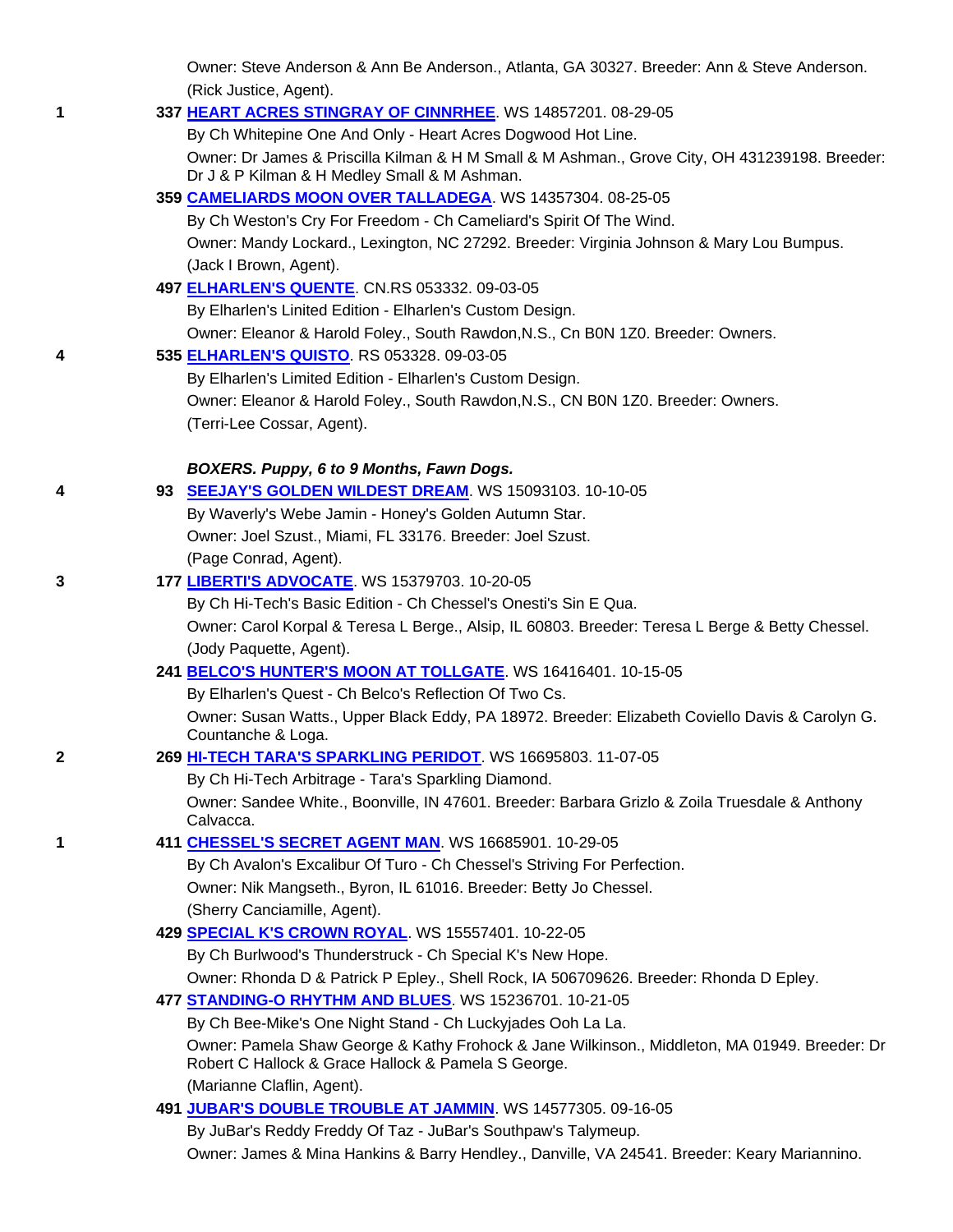Owner: Steve Anderson & Ann Be Anderson., Atlanta, GA 30327. Breeder: Ann & Steve Anderson.
(Rick Justice, Agent).

1 **337 HEART ACRES STINGRAY OF CINNRHEE**. WS 14857201. 08-29-05
By Ch Whitepine One And Only - Heart Acres Dogwood Hot Line.
Owner: Dr James & Priscilla Kilman & H M Small & M Ashman., Grove City, OH 431239198. Breeder: Dr J & P Kilman & H Medley Small & M Ashman.

**359 CAMELIARDS MOON OVER TALLADEGA**. WS 14357304. 08-25-05
By Ch Weston's Cry For Freedom - Ch Cameliard's Spirit Of The Wind.
Owner: Mandy Lockard., Lexington, NC 27292. Breeder: Virginia Johnson & Mary Lou Bumpus.
(Jack I Brown, Agent).

**497 ELHARLEN'S QUENTE**. CN.RS 053332. 09-03-05
By Elharlen's Limited Edition - Elharlen's Custom Design.
Owner: Eleanor & Harold Foley., South Rawdon,N.S., Cn B0N 1Z0. Breeder: Owners.

4 **535 ELHARLEN'S QUISTO**. RS 053328. 09-03-05
By Elharlen's Limited Edition - Elharlen's Custom Design.
Owner: Eleanor & Harold Foley., South Rawdon,N.S., CN B0N 1Z0. Breeder: Owners.
(Terri-Lee Cossar, Agent).

***BOXERS. Puppy, 6 to 9 Months, Fawn Dogs.***

4 **93 SEEJAY'S GOLDEN WILDEST DREAM**. WS 15093103. 10-10-05
By Waverly's Webe Jamin - Honey's Golden Autumn Star.
Owner: Joel Szust., Miami, FL 33176. Breeder: Joel Szust.
(Page Conrad, Agent).

3 **177 LIBERTI'S ADVOCATE**. WS 15379703. 10-20-05
By Ch Hi-Tech's Basic Edition - Ch Chessel's Onesti's Sin E Qua.
Owner: Carol Korpal & Teresa L Berge., Alsip, IL 60803. Breeder: Teresa L Berge & Betty Chessel.
(Jody Paquette, Agent).

**241 BELCO'S HUNTER'S MOON AT TOLLGATE**. WS 16416401. 10-15-05
By Elharlen's Quest - Ch Belco's Reflection Of Two Cs.
Owner: Susan Watts., Upper Black Eddy, PA 18972. Breeder: Elizabeth Coviello Davis & Carolyn G. Countanche & Loga.

2 **269 HI-TECH TARA'S SPARKLING PERIDOT**. WS 16695803. 11-07-05
By Ch Hi-Tech Arbitrage - Tara's Sparkling Diamond.
Owner: Sandee White., Boonville, IN 47601. Breeder: Barbara Grizlo & Zoila Truesdale & Anthony Calvacca.

1 **411 CHESSEL'S SECRET AGENT MAN**. WS 16685901. 10-29-05
By Ch Avalon's Excalibur Of Turo - Ch Chessel's Striving For Perfection.
Owner: Nik Mangseth., Byron, IL 61016. Breeder: Betty Jo Chessel.
(Sherry Canciamille, Agent).

**429 SPECIAL K'S CROWN ROYAL**. WS 15557401. 10-22-05
By Ch Burlwood's Thunderstruck - Ch Special K's New Hope.
Owner: Rhonda D & Patrick P Epley., Shell Rock, IA 506709626. Breeder: Rhonda D Epley.

**477 STANDING-O RHYTHM AND BLUES**. WS 15236701. 10-21-05
By Ch Bee-Mike's One Night Stand - Ch Luckyjades Ooh La La.
Owner: Pamela Shaw George & Kathy Frohock & Jane Wilkinson., Middleton, MA 01949. Breeder: Dr Robert C Hallock & Grace Hallock & Pamela S George.
(Marianne Claflin, Agent).

**491 JUBAR'S DOUBLE TROUBLE AT JAMMIN**. WS 14577305. 09-16-05
By JuBar's Reddy Freddy Of Taz - JuBar's Southpaw's Talymeup.
Owner: James & Mina Hankins & Barry Hendley., Danville, VA 24541. Breeder: Keary Mariannino.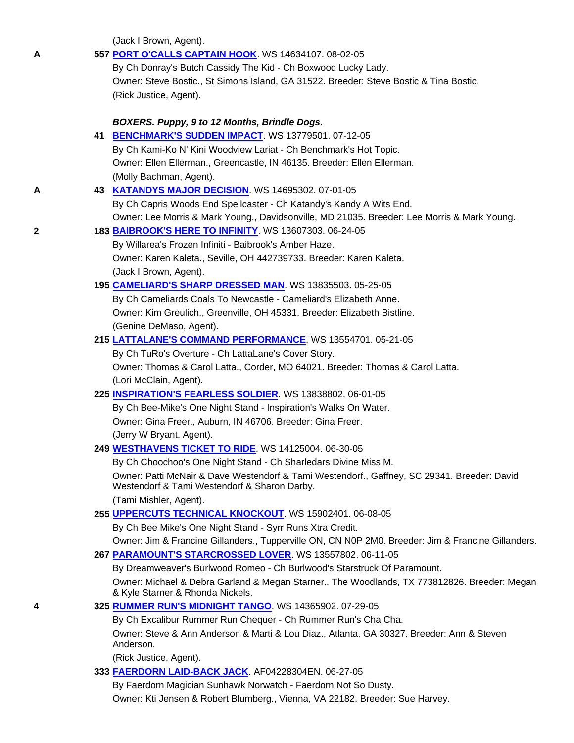(Jack I Brown, Agent).

A **557 PORT O'CALLS CAPTAIN HOOK**. WS 14634107. 08-02-05
By Ch Donray's Butch Cassidy The Kid - Ch Boxwood Lucky Lady.
Owner: Steve Bostic., St Simons Island, GA 31522. Breeder: Steve Bostic & Tina Bostic.
(Rick Justice, Agent).

***BOXERS. Puppy, 9 to 12 Months, Brindle Dogs.***

**41 BENCHMARK'S SUDDEN IMPACT**. WS 13779501. 07-12-05
By Ch Kami-Ko N' Kini Woodview Lariat - Ch Benchmark's Hot Topic.
Owner: Ellen Ellerman., Greencastle, IN 46135. Breeder: Ellen Ellerman.
(Molly Bachman, Agent).

A **43 KATANDYS MAJOR DECISION**. WS 14695302. 07-01-05
By Ch Capris Woods End Spellcaster - Ch Katandy's Kandy A Wits End.
Owner: Lee Morris & Mark Young., Davidsonville, MD 21035. Breeder: Lee Morris & Mark Young.

2 **183 BAIBROOK'S HERE TO INFINITY**. WS 13607303. 06-24-05
By Willarea's Frozen Infiniti - Baibrook's Amber Haze.
Owner: Karen Kaleta., Seville, OH 442739733. Breeder: Karen Kaleta.
(Jack I Brown, Agent).

**195 CAMELIARD'S SHARP DRESSED MAN**. WS 13835503. 05-25-05
By Ch Cameliards Coals To Newcastle - Cameliard's Elizabeth Anne.
Owner: Kim Greulich., Greenville, OH 45331. Breeder: Elizabeth Bistline.
(Genine DeMaso, Agent).

**215 LATTALANE'S COMMAND PERFORMANCE**. WS 13554701. 05-21-05
By Ch TuRo's Overture - Ch LattaLane's Cover Story.
Owner: Thomas & Carol Latta., Corder, MO 64021. Breeder: Thomas & Carol Latta.
(Lori McClain, Agent).

**225 INSPIRATION'S FEARLESS SOLDIER**. WS 13838802. 06-01-05
By Ch Bee-Mike's One Night Stand - Inspiration's Walks On Water.
Owner: Gina Freer., Auburn, IN 46706. Breeder: Gina Freer.
(Jerry W Bryant, Agent).

**249 WESTHAVENS TICKET TO RIDE**. WS 14125004. 06-30-05
By Ch Choochoo's One Night Stand - Ch Sharledars Divine Miss M.
Owner: Patti McNair & Dave Westendorf & Tami Westendorf., Gaffney, SC 29341. Breeder: David Westendorf & Tami Westendorf & Sharon Darby.
(Tami Mishler, Agent).

**255 UPPERCUTS TECHNICAL KNOCKOUT**. WS 15902401. 06-08-05
By Ch Bee Mike's One Night Stand - Syrr Runs Xtra Credit.
Owner: Jim & Francine Gillanders., Tupperville ON, CN N0P 2M0. Breeder: Jim & Francine Gillanders.

**267 PARAMOUNT'S STARCROSSED LOVER**. WS 13557802. 06-11-05
By Dreamweaver's Burlwood Romeo - Ch Burlwood's Starstruck Of Paramount.
Owner: Michael & Debra Garland & Megan Starner., The Woodlands, TX 773812826. Breeder: Megan & Kyle Starner & Rhonda Nickels.

4 **325 RUMMER RUN'S MIDNIGHT TANGO**. WS 14365902. 07-29-05
By Ch Excalibur Rummer Run Chequer - Ch Rummer Run's Cha Cha.
Owner: Steve & Ann Anderson & Marti & Lou Diaz., Atlanta, GA 30327. Breeder: Ann & Steven Anderson.
(Rick Justice, Agent).

**333 FAERDORN LAID-BACK JACK**. AF04228304EN. 06-27-05
By Faerdorn Magician Sunhawk Norwatch - Faerdorn Not So Dusty.
Owner: Kti Jensen & Robert Blumberg., Vienna, VA 22182. Breeder: Sue Harvey.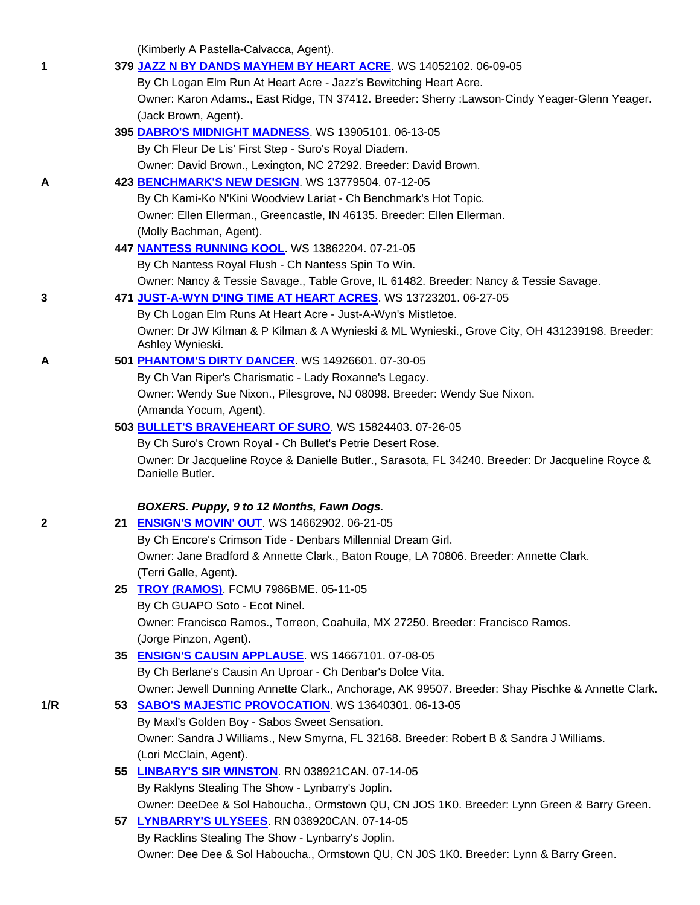(Kimberly A Pastella-Calvacca, Agent).

**1** 379 **JAZZ N BY DANDS MAYHEM BY HEART ACRE**. WS 14052102. 06-09-05
By Ch Logan Elm Run At Heart Acre - Jazz's Bewitching Heart Acre.
Owner: Karon Adams., East Ridge, TN 37412. Breeder: Sherry :Lawson-Cindy Yeager-Glenn Yeager.
(Jack Brown, Agent).

395 **DABRO'S MIDNIGHT MADNESS**. WS 13905101. 06-13-05
By Ch Fleur De Lis' First Step - Suro's Royal Diadem.
Owner: David Brown., Lexington, NC 27292. Breeder: David Brown.

**A** 423 **BENCHMARK'S NEW DESIGN**. WS 13779504. 07-12-05
By Ch Kami-Ko N'Kini Woodview Lariat - Ch Benchmark's Hot Topic.
Owner: Ellen Ellerman., Greencastle, IN 46135. Breeder: Ellen Ellerman.
(Molly Bachman, Agent).

447 **NANTESS RUNNING KOOL**. WS 13862204. 07-21-05
By Ch Nantess Royal Flush - Ch Nantess Spin To Win.
Owner: Nancy & Tessie Savage., Table Grove, IL 61482. Breeder: Nancy & Tessie Savage.

**3** 471 **JUST-A-WYN D'ING TIME AT HEART ACRES**. WS 13723201. 06-27-05
By Ch Logan Elm Runs At Heart Acre - Just-A-Wyn's Mistletoe.
Owner: Dr JW Kilman & P Kilman & A Wynieski & ML Wynieski., Grove City, OH 431239198. Breeder: Ashley Wynieski.

**A** 501 **PHANTOM'S DIRTY DANCER**. WS 14926601. 07-30-05
By Ch Van Riper's Charismatic - Lady Roxanne's Legacy.
Owner: Wendy Sue Nixon., Pilesgrove, NJ 08098. Breeder: Wendy Sue Nixon.
(Amanda Yocum, Agent).

503 **BULLET'S BRAVEHEART OF SURO**. WS 15824403. 07-26-05
By Ch Suro's Crown Royal - Ch Bullet's Petrie Desert Rose.
Owner: Dr Jacqueline Royce & Danielle Butler., Sarasota, FL 34240. Breeder: Dr Jacqueline Royce & Danielle Butler.

***BOXERS. Puppy, 9 to 12 Months, Fawn Dogs.***

**2** 21 **ENSIGN'S MOVIN' OUT**. WS 14662902. 06-21-05
By Ch Encore's Crimson Tide - Denbars Millennial Dream Girl.
Owner: Jane Bradford & Annette Clark., Baton Rouge, LA 70806. Breeder: Annette Clark.
(Terri Galle, Agent).

25 **TROY (RAMOS)**. FCMU 7986BME. 05-11-05
By Ch GUAPO Soto - Ecot Ninel.
Owner: Francisco Ramos., Torreon, Coahuila, MX 27250. Breeder: Francisco Ramos.
(Jorge Pinzon, Agent).

35 **ENSIGN'S CAUSIN APPLAUSE**. WS 14667101. 07-08-05
By Ch Berlane's Causin An Uproar - Ch Denbar's Dolce Vita.
Owner: Jewell Dunning Annette Clark., Anchorage, AK 99507. Breeder: Shay Pischke & Annette Clark.

**1/R** 53 **SABO'S MAJESTIC PROVOCATION**. WS 13640301. 06-13-05
By Maxl's Golden Boy - Sabos Sweet Sensation.
Owner: Sandra J Williams., New Smyrna, FL 32168. Breeder: Robert B & Sandra J Williams.
(Lori McClain, Agent).

55 **LINBARY'S SIR WINSTON**. RN 038921CAN. 07-14-05
By Raklyns Stealing The Show - Lynbarry's Joplin.
Owner: DeeDee & Sol Haboucha., Ormstown QU, CN JOS 1K0. Breeder: Lynn Green & Barry Green.

57 **LYNBARRY'S ULYSEES**. RN 038920CAN. 07-14-05
By Racklins Stealing The Show - Lynbarry's Joplin.
Owner: Dee Dee & Sol Haboucha., Ormstown QU, CN J0S 1K0. Breeder: Lynn & Barry Green.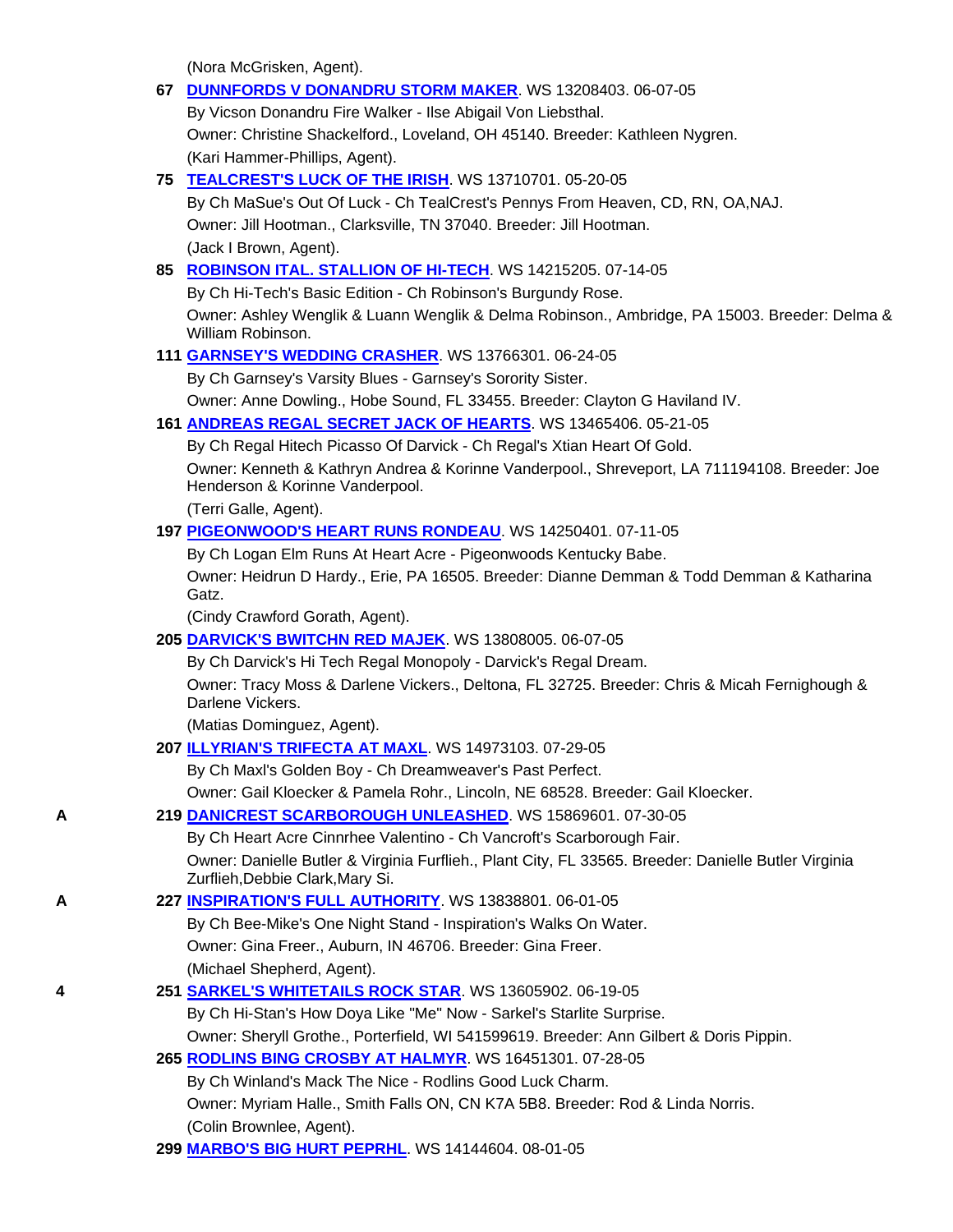(Nora McGrisken, Agent).

67 **DUNNFORDS V DONANDRU STORM MAKER**. WS 13208403. 06-07-05
By Vicson Donandru Fire Walker - Ilse Abigail Von Liebsthal.
Owner: Christine Shackelford., Loveland, OH 45140. Breeder: Kathleen Nygren.
(Kari Hammer-Phillips, Agent).

75 **TEALCREST'S LUCK OF THE IRISH**. WS 13710701. 05-20-05
By Ch MaSue's Out Of Luck - Ch TealCrest's Pennys From Heaven, CD, RN, OA,NAJ.
Owner: Jill Hootman., Clarksville, TN 37040. Breeder: Jill Hootman.
(Jack I Brown, Agent).

85 **ROBINSON ITAL. STALLION OF HI-TECH**. WS 14215205. 07-14-05
By Ch Hi-Tech's Basic Edition - Ch Robinson's Burgundy Rose.
Owner: Ashley Wenglik & Luann Wenglik & Delma Robinson., Ambridge, PA 15003. Breeder: Delma & William Robinson.

111 **GARNSEY'S WEDDING CRASHER**. WS 13766301. 06-24-05
By Ch Garnsey's Varsity Blues - Garnsey's Sorority Sister.
Owner: Anne Dowling., Hobe Sound, FL 33455. Breeder: Clayton G Haviland IV.

161 **ANDREAS REGAL SECRET JACK OF HEARTS**. WS 13465406. 05-21-05
By Ch Regal Hitech Picasso Of Darvick - Ch Regal's Xtian Heart Of Gold.
Owner: Kenneth & Kathryn Andrea & Korinne Vanderpool., Shreveport, LA 711194108. Breeder: Joe Henderson & Korinne Vanderpool.
(Terri Galle, Agent).

197 **PIGEONWOOD'S HEART RUNS RONDEAU**. WS 14250401. 07-11-05
By Ch Logan Elm Runs At Heart Acre - Pigeonwoods Kentucky Babe.
Owner: Heidrun D Hardy., Erie, PA 16505. Breeder: Dianne Demman & Todd Demman & Katharina Gatz.
(Cindy Crawford Gorath, Agent).

205 **DARVICK'S BWITCHN RED MAJEK**. WS 13808005. 06-07-05
By Ch Darvick's Hi Tech Regal Monopoly - Darvick's Regal Dream.
Owner: Tracy Moss & Darlene Vickers., Deltona, FL 32725. Breeder: Chris & Micah Fernighough & Darlene Vickers.
(Matias Dominguez, Agent).

207 **ILLYRIAN'S TRIFECTA AT MAXL**. WS 14973103. 07-29-05
By Ch Maxl's Golden Boy - Ch Dreamweaver's Past Perfect.
Owner: Gail Kloecker & Pamela Rohr., Lincoln, NE 68528. Breeder: Gail Kloecker.

A 219 **DANICREST SCARBOROUGH UNLEASHED**. WS 15869601. 07-30-05
By Ch Heart Acre Cinnrhee Valentino - Ch Vancroft's Scarborough Fair.
Owner: Danielle Butler & Virginia Furflieh., Plant City, FL 33565. Breeder: Danielle Butler Virginia Zurflieh,Debbie Clark,Mary Si.

A 227 **INSPIRATION'S FULL AUTHORITY**. WS 13838801. 06-01-05
By Ch Bee-Mike's One Night Stand - Inspiration's Walks On Water.
Owner: Gina Freer., Auburn, IN 46706. Breeder: Gina Freer.
(Michael Shepherd, Agent).

4 251 **SARKEL'S WHITETAILS ROCK STAR**. WS 13605902. 06-19-05
By Ch Hi-Stan's How Doya Like "Me" Now - Sarkel's Starlite Surprise.
Owner: Sheryll Grothe., Porterfield, WI 541599619. Breeder: Ann Gilbert & Doris Pippin.

265 **RODLINS BING CROSBY AT HALMYR**. WS 16451301. 07-28-05
By Ch Winland's Mack The Nice - Rodlins Good Luck Charm.
Owner: Myriam Halle., Smith Falls ON, CN K7A 5B8. Breeder: Rod & Linda Norris.
(Colin Brownlee, Agent).

299 **MARBO'S BIG HURT PEPRHL**. WS 14144604. 08-01-05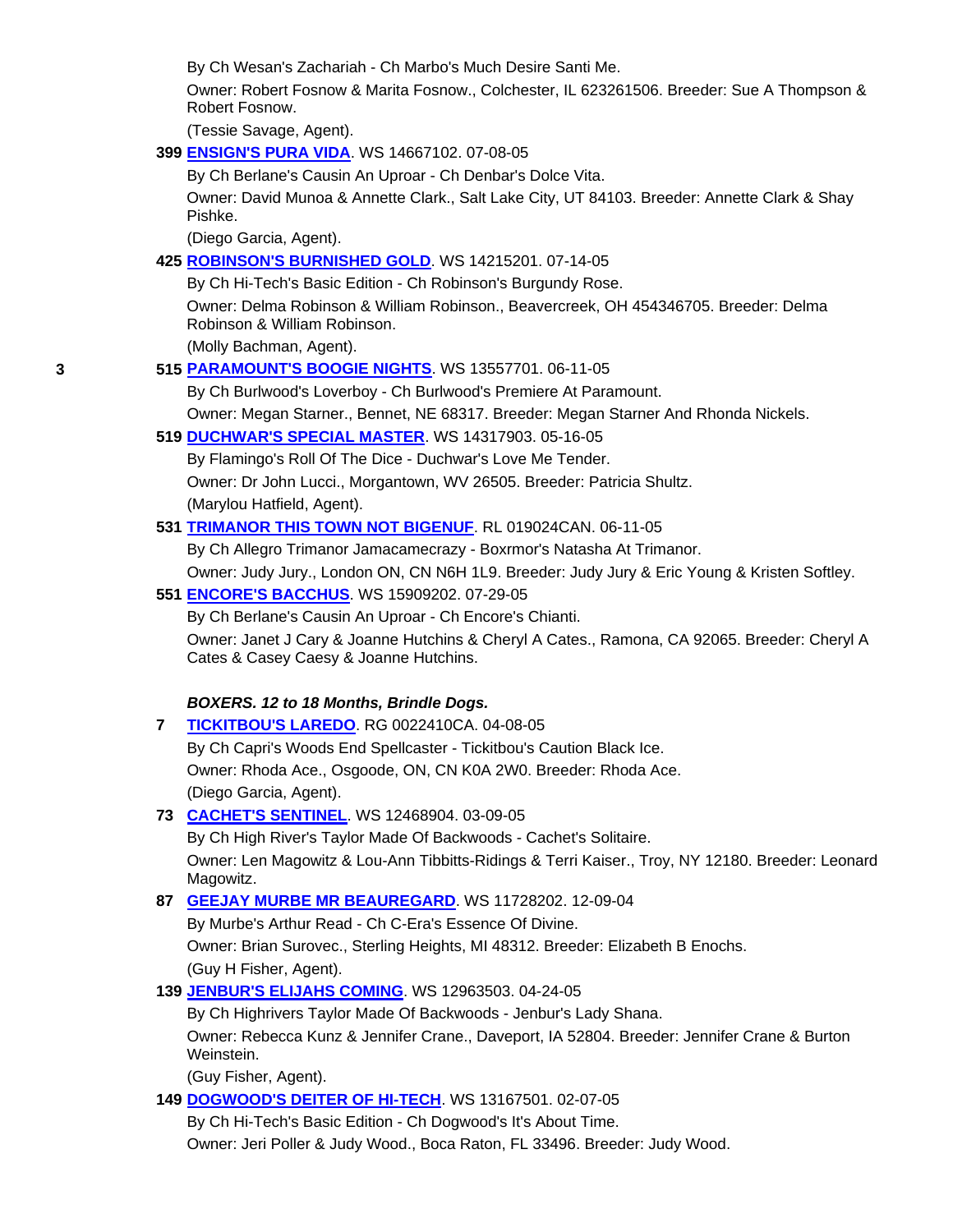By Ch Wesan's Zachariah - Ch Marbo's Much Desire Santi Me.

Owner: Robert Fosnow & Marita Fosnow., Colchester, IL 623261506. Breeder: Sue A Thompson & Robert Fosnow.

(Tessie Savage, Agent).

**399** **ENSIGN'S PURA VIDA**. WS 14667102. 07-08-05

By Ch Berlane's Causin An Uproar - Ch Denbar's Dolce Vita.

Owner: David Munoa & Annette Clark., Salt Lake City, UT 84103. Breeder: Annette Clark & Shay Pishke.

(Diego Garcia, Agent).

**425** **ROBINSON'S BURNISHED GOLD**. WS 14215201. 07-14-05

By Ch Hi-Tech's Basic Edition - Ch Robinson's Burgundy Rose.

Owner: Delma Robinson & William Robinson., Beavercreek, OH 454346705. Breeder: Delma Robinson & William Robinson.

(Molly Bachman, Agent).

**3** **515** **PARAMOUNT'S BOOGIE NIGHTS**. WS 13557701. 06-11-05

By Ch Burlwood's Loverboy - Ch Burlwood's Premiere At Paramount.

Owner: Megan Starner., Bennet, NE 68317. Breeder: Megan Starner And Rhonda Nickels.

**519** **DUCHWAR'S SPECIAL MASTER**. WS 14317903. 05-16-05

By Flamingo's Roll Of The Dice - Duchwar's Love Me Tender.

Owner: Dr John Lucci., Morgantown, WV 26505. Breeder: Patricia Shultz.

(Marylou Hatfield, Agent).

**531** **TRIMANOR THIS TOWN NOT BIGENUF**. RL 019024CAN. 06-11-05

By Ch Allegro Trimanor Jamacamecrazy - Boxrmor's Natasha At Trimanor.

Owner: Judy Jury., London ON, CN N6H 1L9. Breeder: Judy Jury & Eric Young & Kristen Softley.

**551** **ENCORE'S BACCHUS**. WS 15909202. 07-29-05

By Ch Berlane's Causin An Uproar - Ch Encore's Chianti.

Owner: Janet J Cary & Joanne Hutchins & Cheryl A Cates., Ramona, CA 92065. Breeder: Cheryl A Cates & Casey Caesy & Joanne Hutchins.

***BOXERS. 12 to 18 Months, Brindle Dogs.***

**7** **TICKITBOU'S LAREDO**. RG 0022410CA. 04-08-05

By Ch Capri's Woods End Spellcaster - Tickitbou's Caution Black Ice.

Owner: Rhoda Ace., Osgoode, ON, CN K0A 2W0. Breeder: Rhoda Ace.

(Diego Garcia, Agent).

**73** **CACHET'S SENTINEL**. WS 12468904. 03-09-05

By Ch High River's Taylor Made Of Backwoods - Cachet's Solitaire.

Owner: Len Magowitz & Lou-Ann Tibbitts-Ridings & Terri Kaiser., Troy, NY 12180. Breeder: Leonard Magowitz.

**87** **GEEJAY MURBE MR BEAUREGARD**. WS 11728202. 12-09-04

By Murbe's Arthur Read - Ch C-Era's Essence Of Divine.

Owner: Brian Surovec., Sterling Heights, MI 48312. Breeder: Elizabeth B Enochs.

(Guy H Fisher, Agent).

**139** **JENBUR'S ELIJAHS COMING**. WS 12963503. 04-24-05

By Ch Highrivers Taylor Made Of Backwoods - Jenbur's Lady Shana.

Owner: Rebecca Kunz & Jennifer Crane., Daveport, IA 52804. Breeder: Jennifer Crane & Burton Weinstein.

(Guy Fisher, Agent).

**149** **DOGWOOD'S DEITER OF HI-TECH**. WS 13167501. 02-07-05

By Ch Hi-Tech's Basic Edition - Ch Dogwood's It's About Time.

Owner: Jeri Poller & Judy Wood., Boca Raton, FL 33496. Breeder: Judy Wood.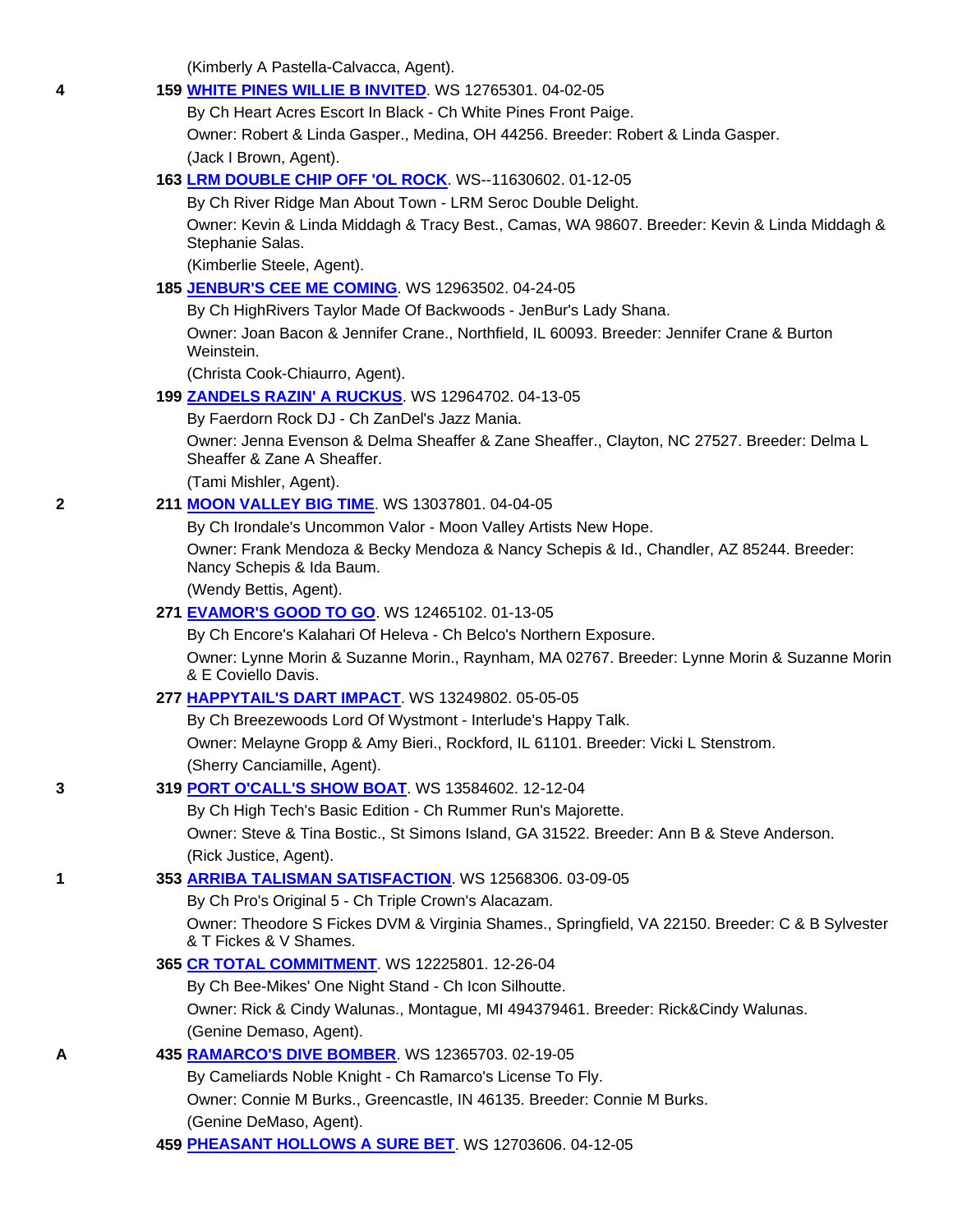(Kimberly A Pastella-Calvacca, Agent).

**4** **159** **WHITE PINES WILLIE B INVITED**. WS 12765301. 04-02-05
By Ch Heart Acres Escort In Black - Ch White Pines Front Paige.
Owner: Robert & Linda Gasper., Medina, OH 44256. Breeder: Robert & Linda Gasper.
(Jack I Brown, Agent).

**163** **LRM DOUBLE CHIP OFF 'OL ROCK**. WS--11630602. 01-12-05
By Ch River Ridge Man About Town - LRM Seroc Double Delight.
Owner: Kevin & Linda Middagh & Tracy Best., Camas, WA 98607. Breeder: Kevin & Linda Middagh & Stephanie Salas.
(Kimberlie Steele, Agent).

**185** **JENBUR'S CEE ME COMING**. WS 12963502. 04-24-05
By Ch HighRivers Taylor Made Of Backwoods - JenBur's Lady Shana.
Owner: Joan Bacon & Jennifer Crane., Northfield, IL 60093. Breeder: Jennifer Crane & Burton Weinstein.
(Christa Cook-Chiaurro, Agent).

**199** **ZANDELS RAZIN' A RUCKUS**. WS 12964702. 04-13-05
By Faerdorn Rock DJ - Ch ZanDel's Jazz Mania.
Owner: Jenna Evenson & Delma Sheaffer & Zane Sheaffer., Clayton, NC 27527. Breeder: Delma L Sheaffer & Zane A Sheaffer.
(Tami Mishler, Agent).

**2** **211** **MOON VALLEY BIG TIME**. WS 13037801. 04-04-05
By Ch Irondale's Uncommon Valor - Moon Valley Artists New Hope.
Owner: Frank Mendoza & Becky Mendoza & Nancy Schepis & Id., Chandler, AZ 85244. Breeder: Nancy Schepis & Ida Baum.
(Wendy Bettis, Agent).

**271** **EVAMOR'S GOOD TO GO**. WS 12465102. 01-13-05
By Ch Encore's Kalahari Of Heleva - Ch Belco's Northern Exposure.
Owner: Lynne Morin & Suzanne Morin., Raynham, MA 02767. Breeder: Lynne Morin & Suzanne Morin & E Coviello Davis.

**277** **HAPPYTAIL'S DART IMPACT**. WS 13249802. 05-05-05
By Ch Breezewoods Lord Of Wystmont - Interlude's Happy Talk.
Owner: Melayne Gropp & Amy Bieri., Rockford, IL 61101. Breeder: Vicki L Stenstrom.
(Sherry Canciamille, Agent).

**3** **319** **PORT O'CALL'S SHOW BOAT**. WS 13584602. 12-12-04
By Ch High Tech's Basic Edition - Ch Rummer Run's Majorette.
Owner: Steve & Tina Bostic., St Simons Island, GA 31522. Breeder: Ann B & Steve Anderson.
(Rick Justice, Agent).

**1** **353** **ARRIBA TALISMAN SATISFACTION**. WS 12568306. 03-09-05
By Ch Pro's Original 5 - Ch Triple Crown's Alacazam.
Owner: Theodore S Fickes DVM & Virginia Shames., Springfield, VA 22150. Breeder: C & B Sylvester & T Fickes & V Shames.

**365** **CR TOTAL COMMITMENT**. WS 12225801. 12-26-04
By Ch Bee-Mikes' One Night Stand - Ch Icon Silhoutte.
Owner: Rick & Cindy Walunas., Montague, MI 494379461. Breeder: Rick&Cindy Walunas.
(Genine Demaso, Agent).

**A** **435** **RAMARCO'S DIVE BOMBER**. WS 12365703. 02-19-05
By Cameliards Noble Knight - Ch Ramarco's License To Fly.
Owner: Connie M Burks., Greencastle, IN 46135. Breeder: Connie M Burks.
(Genine DeMaso, Agent).

**459** **PHEASANT HOLLOWS A SURE BET**. WS 12703606. 04-12-05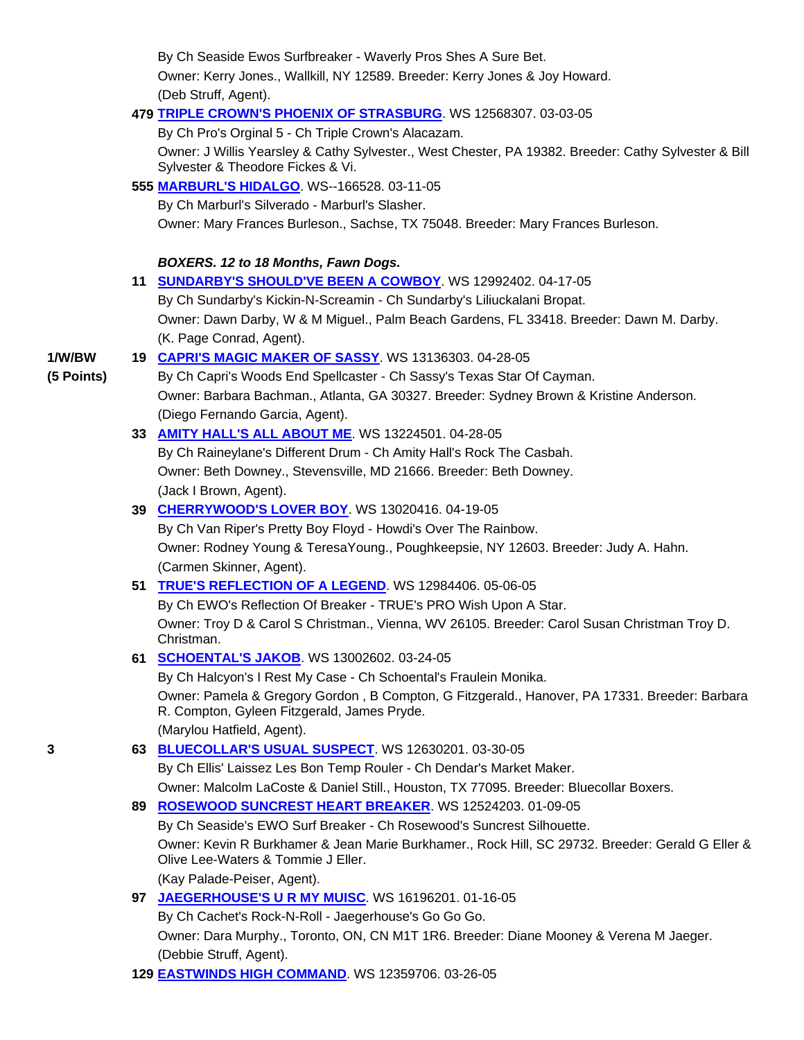By Ch Seaside Ewos Surfbreaker - Waverly Pros Shes A Sure Bet.
Owner: Kerry Jones., Wallkill, NY 12589. Breeder: Kerry Jones & Joy Howard.
(Deb Struff, Agent).

**479** **TRIPLE CROWN'S PHOENIX OF STRASBURG**. WS 12568307. 03-03-05
By Ch Pro's Orginal 5 - Ch Triple Crown's Alacazam.
Owner: J Willis Yearsley & Cathy Sylvester., West Chester, PA 19382. Breeder: Cathy Sylvester & Bill Sylvester & Theodore Fickes & Vi.

**555** **MARBURL'S HIDALGO**. WS--166528. 03-11-05
By Ch Marburl's Silverado - Marburl's Slasher.
Owner: Mary Frances Burleson., Sachse, TX 75048. Breeder: Mary Frances Burleson.

***BOXERS. 12 to 18 Months, Fawn Dogs.***

**11** **SUNDARBY'S SHOULD'VE BEEN A COWBOY**. WS 12992402. 04-17-05
By Ch Sundarby's Kickin-N-Screamin - Ch Sundarby's Liliuckalani Bropat.
Owner: Dawn Darby, W & M Miguel., Palm Beach Gardens, FL 33418. Breeder: Dawn M. Darby.
(K. Page Conrad, Agent).

**1/W/BW (5 Points)** **19** **CAPRI'S MAGIC MAKER OF SASSY**. WS 13136303. 04-28-05
By Ch Capri's Woods End Spellcaster - Ch Sassy's Texas Star Of Cayman.
Owner: Barbara Bachman., Atlanta, GA 30327. Breeder: Sydney Brown & Kristine Anderson.
(Diego Fernando Garcia, Agent).

**33** **AMITY HALL'S ALL ABOUT ME**. WS 13224501. 04-28-05
By Ch Raineylane's Different Drum - Ch Amity Hall's Rock The Casbah.
Owner: Beth Downey., Stevensville, MD 21666. Breeder: Beth Downey.
(Jack I Brown, Agent).

**39** **CHERRYWOOD'S LOVER BOY**. WS 13020416. 04-19-05
By Ch Van Riper's Pretty Boy Floyd - Howdi's Over The Rainbow.
Owner: Rodney Young & TeresaYoung., Poughkeepsie, NY 12603. Breeder: Judy A. Hahn.
(Carmen Skinner, Agent).

**51** **TRUE'S REFLECTION OF A LEGEND**. WS 12984406. 05-06-05
By Ch EWO's Reflection Of Breaker - TRUE's PRO Wish Upon A Star.
Owner: Troy D & Carol S Christman., Vienna, WV 26105. Breeder: Carol Susan Christman Troy D. Christman.

**61** **SCHOENTAL'S JAKOB**. WS 13002602. 03-24-05
By Ch Halcyon's I Rest My Case - Ch Schoental's Fraulein Monika.
Owner: Pamela & Gregory Gordon , B Compton, G Fitzgerald., Hanover, PA 17331. Breeder: Barbara R. Compton, Gyleen Fitzgerald, James Pryde.
(Marylou Hatfield, Agent).

**3** **63** **BLUECOLLAR'S USUAL SUSPECT**. WS 12630201. 03-30-05
By Ch Ellis' Laissez Les Bon Temp Rouler - Ch Dendar's Market Maker.
Owner: Malcolm LaCoste & Daniel Still., Houston, TX 77095. Breeder: Bluecollar Boxers.

**89** **ROSEWOOD SUNCREST HEART BREAKER**. WS 12524203. 01-09-05
By Ch Seaside's EWO Surf Breaker - Ch Rosewood's Suncrest Silhouette.
Owner: Kevin R Burkhamer & Jean Marie Burkhamer., Rock Hill, SC 29732. Breeder: Gerald G Eller & Olive Lee-Waters & Tommie J Eller.
(Kay Palade-Peiser, Agent).

**97** **JAEGERHOUSE'S U R MY MUISC**. WS 16196201. 01-16-05
By Ch Cachet's Rock-N-Roll - Jaegerhouse's Go Go Go.
Owner: Dara Murphy., Toronto, ON, CN M1T 1R6. Breeder: Diane Mooney & Verena M Jaeger.
(Debbie Struff, Agent).

**129** **EASTWINDS HIGH COMMAND**. WS 12359706. 03-26-05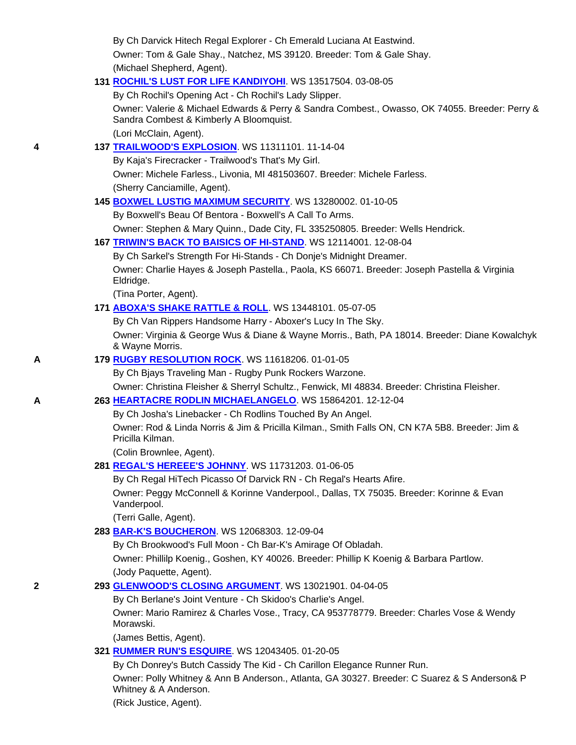By Ch Darvick Hitech Regal Explorer - Ch Emerald Luciana At Eastwind.
Owner: Tom & Gale Shay., Natchez, MS 39120. Breeder: Tom & Gale Shay.
(Michael Shepherd, Agent).

**131 [ROCHIL'S LUST FOR LIFE KANDIYOHI](#)**. WS 13517504. 03-08-05
By Ch Rochil's Opening Act - Ch Rochil's Lady Slipper.
Owner: Valerie & Michael Edwards & Perry & Sandra Combest., Owasso, OK 74055. Breeder: Perry & Sandra Combest & Kimberly A Bloomquist.
(Lori McClain, Agent).

**4** **137 [TRAILWOOD'S EXPLOSION](#)**. WS 11311101. 11-14-04
By Kaja's Firecracker - Trailwood's That's My Girl.
Owner: Michele Farless., Livonia, MI 481503607. Breeder: Michele Farless.
(Sherry Canciamille, Agent).

**145 [BOXWEL LUSTIG MAXIMUM SECURITY](#)**. WS 13280002. 01-10-05
By Boxwell's Beau Of Bentora - Boxwell's A Call To Arms.
Owner: Stephen & Mary Quinn., Dade City, FL 335250805. Breeder: Wells Hendrick.

**167 [TRIWIN'S BACK TO BAISICS OF HI-STAND](#)**. WS 12114001. 12-08-04
By Ch Sarkel's Strength For Hi-Stands - Ch Donje's Midnight Dreamer.
Owner: Charlie Hayes & Joseph Pastella., Paola, KS 66071. Breeder: Joseph Pastella & Virginia Eldridge.
(Tina Porter, Agent).

**171 [ABOXA'S SHAKE RATTLE & ROLL](#)**. WS 13448101. 05-07-05
By Ch Van Rippers Handsome Harry - Aboxer's Lucy In The Sky.
Owner: Virginia & George Wus & Diane & Wayne Morris., Bath, PA 18014. Breeder: Diane Kowalchyk & Wayne Morris.

**A** **179 [RUGBY RESOLUTION ROCK](#)**. WS 11618206. 01-01-05
By Ch Bjays Traveling Man - Rugby Punk Rockers Warzone.
Owner: Christina Fleisher & Sherryl Schultz., Fenwick, MI 48834. Breeder: Christina Fleisher.

**A** **263 [HEARTACRE RODLIN MICHAELANGELO](#)**. WS 15864201. 12-12-04
By Ch Josha's Linebacker - Ch Rodlins Touched By An Angel.
Owner: Rod & Linda Norris & Jim & Pricilla Kilman., Smith Falls ON, CN K7A 5B8. Breeder: Jim & Pricilla Kilman.
(Colin Brownlee, Agent).

**281 [REGAL'S HEREEE'S JOHNNY](#)**. WS 11731203. 01-06-05
By Ch Regal HiTech Picasso Of Darvick RN - Ch Regal's Hearts Afire.
Owner: Peggy McConnell & Korinne Vanderpool., Dallas, TX 75035. Breeder: Korinne & Evan Vanderpool.
(Terri Galle, Agent).

**283 [BAR-K'S BOUCHERON](#)**. WS 12068303. 12-09-04
By Ch Brookwood's Full Moon - Ch Bar-K's Amirage Of Obladah.
Owner: Phillilp Koenig., Goshen, KY 40026. Breeder: Phillip K Koenig & Barbara Partlow.
(Jody Paquette, Agent).

**2** **293 [GLENWOOD'S CLOSING ARGUMENT](#)**. WS 13021901. 04-04-05
By Ch Berlane's Joint Venture - Ch Skidoo's Charlie's Angel.
Owner: Mario Ramirez & Charles Vose., Tracy, CA 953778779. Breeder: Charles Vose & Wendy Morawski.
(James Bettis, Agent).

**321 [RUMMER RUN'S ESQUIRE](#)**. WS 12043405. 01-20-05
By Ch Donrey's Butch Cassidy The Kid - Ch Carillon Elegance Runner Run.
Owner: Polly Whitney & Ann B Anderson., Atlanta, GA 30327. Breeder: C Suarez & S Anderson& P Whitney & A Anderson.
(Rick Justice, Agent).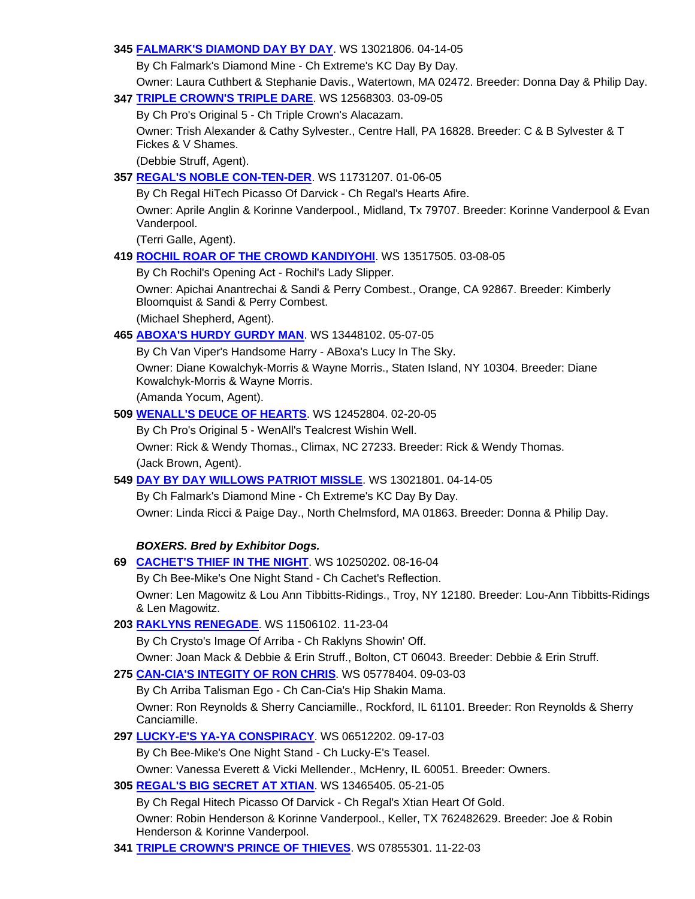**345** **FALMARK'S DIAMOND DAY BY DAY**. WS 13021806. 04-14-05

By Ch Falmark's Diamond Mine - Ch Extreme's KC Day By Day.

Owner: Laura Cuthbert & Stephanie Davis., Watertown, MA 02472. Breeder: Donna Day & Philip Day.

**347** **TRIPLE CROWN'S TRIPLE DARE**. WS 12568303. 03-09-05

By Ch Pro's Original 5 - Ch Triple Crown's Alacazam.

Owner: Trish Alexander & Cathy Sylvester., Centre Hall, PA 16828. Breeder: C & B Sylvester & T Fickes & V Shames.

(Debbie Struff, Agent).

**357** **REGAL'S NOBLE CON-TEN-DER**. WS 11731207. 01-06-05

By Ch Regal HiTech Picasso Of Darvick - Ch Regal's Hearts Afire.

Owner: Aprile Anglin & Korinne Vanderpool., Midland, Tx 79707. Breeder: Korinne Vanderpool & Evan Vanderpool.

(Terri Galle, Agent).

**419** **ROCHIL ROAR OF THE CROWD KANDIYOHI**. WS 13517505. 03-08-05

By Ch Rochil's Opening Act - Rochil's Lady Slipper.

Owner: Apichai Anantrechai & Sandi & Perry Combest., Orange, CA 92867. Breeder: Kimberly Bloomquist & Sandi & Perry Combest.

(Michael Shepherd, Agent).

**465** **ABOXA'S HURDY GURDY MAN**. WS 13448102. 05-07-05

By Ch Van Viper's Handsome Harry - ABoxa's Lucy In The Sky.

Owner: Diane Kowalchyk-Morris & Wayne Morris., Staten Island, NY 10304. Breeder: Diane Kowalchyk-Morris & Wayne Morris.

(Amanda Yocum, Agent).

**509** **WENALL'S DEUCE OF HEARTS**. WS 12452804. 02-20-05

By Ch Pro's Original 5 - WenAll's Tealcrest Wishin Well.

Owner: Rick & Wendy Thomas., Climax, NC 27233. Breeder: Rick & Wendy Thomas.

(Jack Brown, Agent).

**549** **DAY BY DAY WILLOWS PATRIOT MISSLE**. WS 13021801. 04-14-05

By Ch Falmark's Diamond Mine - Ch Extreme's KC Day By Day.

Owner: Linda Ricci & Paige Day., North Chelmsford, MA 01863. Breeder: Donna & Philip Day.

***BOXERS. Bred by Exhibitor Dogs.***

**69** **CACHET'S THIEF IN THE NIGHT**. WS 10250202. 08-16-04

By Ch Bee-Mike's One Night Stand - Ch Cachet's Reflection.

Owner: Len Magowitz & Lou Ann Tibbitts-Ridings., Troy, NY 12180. Breeder: Lou-Ann Tibbitts-Ridings & Len Magowitz.

**203** **RAKLYNS RENEGADE**. WS 11506102. 11-23-04

By Ch Crysto's Image Of Arriba - Ch Raklyns Showin' Off.

Owner: Joan Mack & Debbie & Erin Struff., Bolton, CT 06043. Breeder: Debbie & Erin Struff.

**275** **CAN-CIA'S INTEGITY OF RON CHRIS**. WS 05778404. 09-03-03

By Ch Arriba Talisman Ego - Ch Can-Cia's Hip Shakin Mama.

Owner: Ron Reynolds & Sherry Canciamille., Rockford, IL 61101. Breeder: Ron Reynolds & Sherry Canciamille.

**297** **LUCKY-E'S YA-YA CONSPIRACY**. WS 06512202. 09-17-03

By Ch Bee-Mike's One Night Stand - Ch Lucky-E's Teasel.

Owner: Vanessa Everett & Vicki Mellender., McHenry, IL 60051. Breeder: Owners.

**305** **REGAL'S BIG SECRET AT XTIAN**. WS 13465405. 05-21-05

By Ch Regal Hitech Picasso Of Darvick - Ch Regal's Xtian Heart Of Gold.

Owner: Robin Henderson & Korinne Vanderpool., Keller, TX 762482629. Breeder: Joe & Robin Henderson & Korinne Vanderpool.

**341** **TRIPLE CROWN'S PRINCE OF THIEVES**. WS 07855301. 11-22-03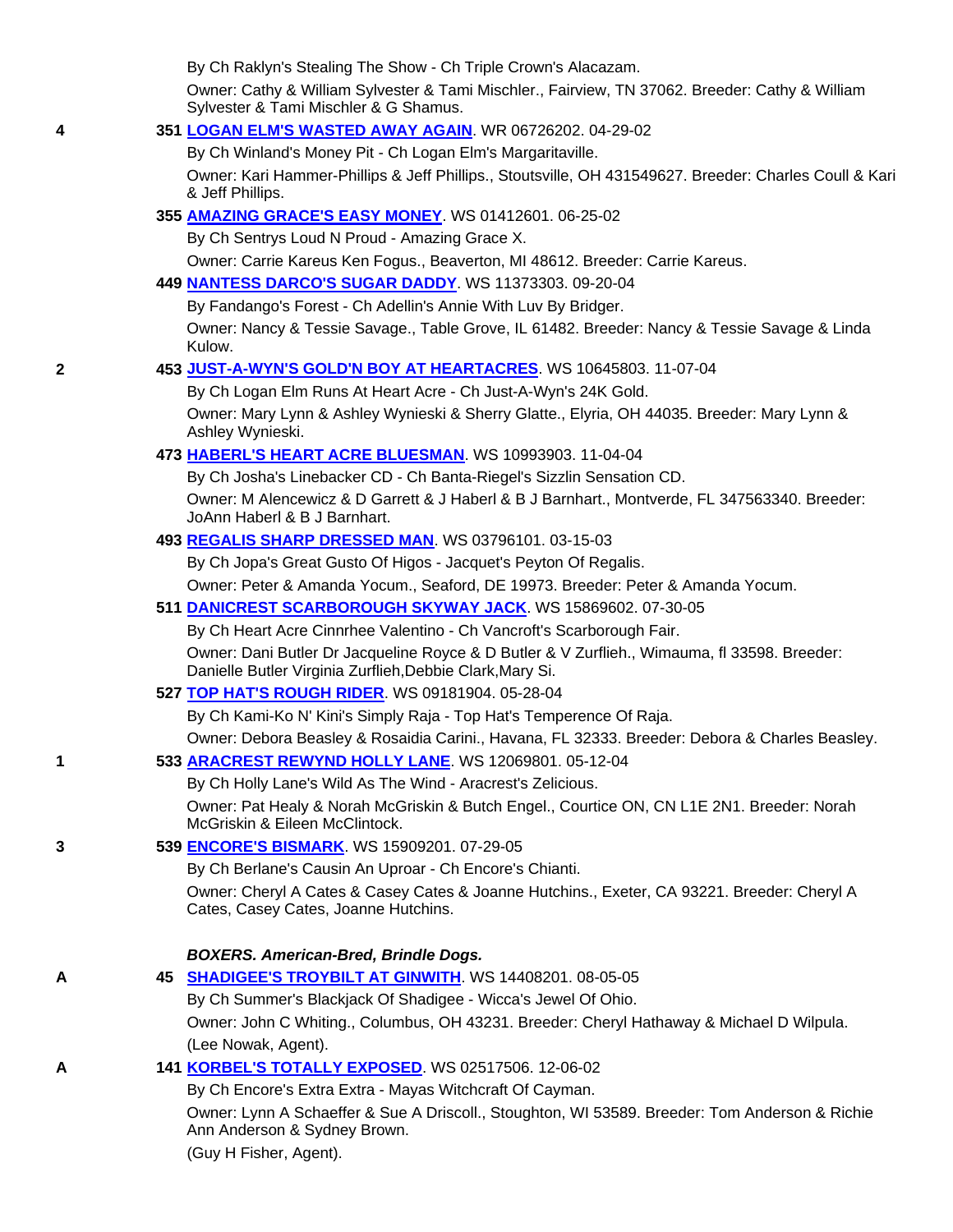By Ch Raklyn's Stealing The Show - Ch Triple Crown's Alacazam.

Owner: Cathy & William Sylvester & Tami Mischler., Fairview, TN 37062. Breeder: Cathy & William Sylvester & Tami Mischler & G Shamus.

**4** **351** **LOGAN ELM'S WASTED AWAY AGAIN**. WR 06726202. 04-29-02

By Ch Winland's Money Pit - Ch Logan Elm's Margaritaville.

Owner: Kari Hammer-Phillips & Jeff Phillips., Stoutsville, OH 431549627. Breeder: Charles Coull & Kari & Jeff Phillips.

**355** **AMAZING GRACE'S EASY MONEY**. WS 01412601. 06-25-02

By Ch Sentrys Loud N Proud - Amazing Grace X.

Owner: Carrie Kareus Ken Fogus., Beaverton, MI 48612. Breeder: Carrie Kareus.

**449** **NANTESS DARCO'S SUGAR DADDY**. WS 11373303. 09-20-04

By Fandango's Forest - Ch Adellin's Annie With Luv By Bridger.

Owner: Nancy & Tessie Savage., Table Grove, IL 61482. Breeder: Nancy & Tessie Savage & Linda Kulow.

**2** **453** **JUST-A-WYN'S GOLD'N BOY AT HEARTACRES**. WS 10645803. 11-07-04

By Ch Logan Elm Runs At Heart Acre - Ch Just-A-Wyn's 24K Gold.

Owner: Mary Lynn & Ashley Wynieski & Sherry Glatte., Elyria, OH 44035. Breeder: Mary Lynn & Ashley Wynieski.

**473** **HABERL'S HEART ACRE BLUESMAN**. WS 10993903. 11-04-04

By Ch Josha's Linebacker CD - Ch Banta-Riegel's Sizzlin Sensation CD.

Owner: M Alencewicz & D Garrett & J Haberl & B J Barnhart., Montverde, FL 347563340. Breeder: JoAnn Haberl & B J Barnhart.

**493** **REGALIS SHARP DRESSED MAN**. WS 03796101. 03-15-03

By Ch Jopa's Great Gusto Of Higos - Jacquet's Peyton Of Regalis.

Owner: Peter & Amanda Yocum., Seaford, DE 19973. Breeder: Peter & Amanda Yocum.

**511** **DANICREST SCARBOROUGH SKYWAY JACK**. WS 15869602. 07-30-05

By Ch Heart Acre Cinnrhee Valentino - Ch Vancroft's Scarborough Fair.

Owner: Dani Butler Dr Jacqueline Royce & D Butler & V Zurflieh., Wimauma, fl 33598. Breeder: Danielle Butler Virginia Zurflieh,Debbie Clark,Mary Si.

**527** **TOP HAT'S ROUGH RIDER**. WS 09181904. 05-28-04

By Ch Kami-Ko N' Kini's Simply Raja - Top Hat's Temperence Of Raja.

Owner: Debora Beasley & Rosaidia Carini., Havana, FL 32333. Breeder: Debora & Charles Beasley.

**1** **533** **ARACREST REWYND HOLLY LANE**. WS 12069801. 05-12-04

By Ch Holly Lane's Wild As The Wind - Aracrest's Zelicious.

Owner: Pat Healy & Norah McGriskin & Butch Engel., Courtice ON, CN L1E 2N1. Breeder: Norah McGriskin & Eileen McClintock.

**3** **539** **ENCORE'S BISMARK**. WS 15909201. 07-29-05

By Ch Berlane's Causin An Uproar - Ch Encore's Chianti.

Owner: Cheryl A Cates & Casey Cates & Joanne Hutchins., Exeter, CA 93221. Breeder: Cheryl A Cates, Casey Cates, Joanne Hutchins.

***BOXERS. American-Bred, Brindle Dogs.***

**A** **45** **SHADIGEE'S TROYBILT AT GINWITH**. WS 14408201. 08-05-05

By Ch Summer's Blackjack Of Shadigee - Wicca's Jewel Of Ohio.

Owner: John C Whiting., Columbus, OH 43231. Breeder: Cheryl Hathaway & Michael D Wilpula.

(Lee Nowak, Agent).

**A** **141** **KORBEL'S TOTALLY EXPOSED**. WS 02517506. 12-06-02

By Ch Encore's Extra Extra - Mayas Witchcraft Of Cayman.

Owner: Lynn A Schaeffer & Sue A Driscoll., Stoughton, WI 53589. Breeder: Tom Anderson & Richie Ann Anderson & Sydney Brown.

(Guy H Fisher, Agent).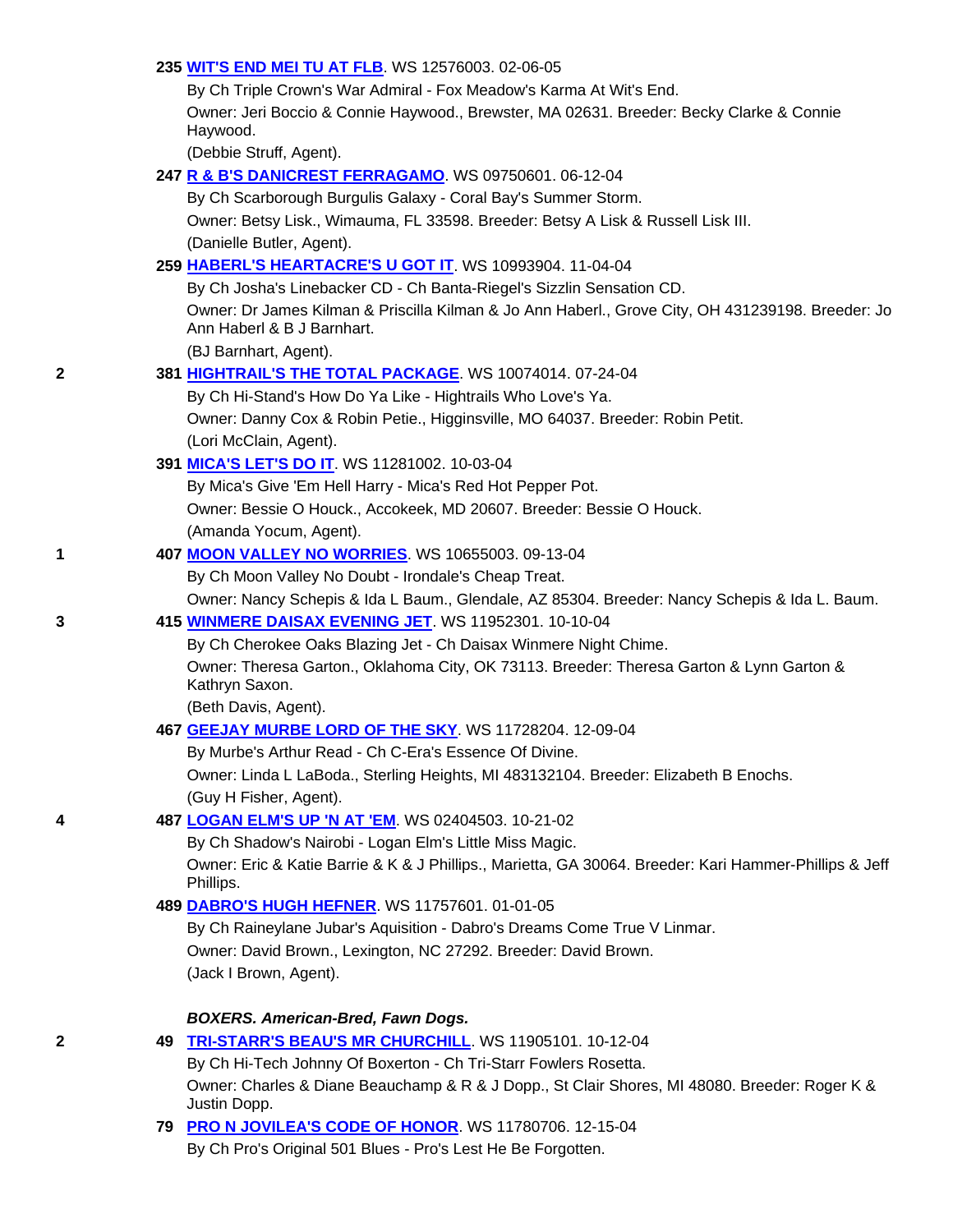235 **WIT'S END MEI TU AT FLB**. WS 12576003. 02-06-05
By Ch Triple Crown's War Admiral - Fox Meadow's Karma At Wit's End.
Owner: Jeri Boccio & Connie Haywood., Brewster, MA 02631. Breeder: Becky Clarke & Connie Haywood.
(Debbie Struff, Agent).

247 **R & B'S DANICREST FERRAGAMO**. WS 09750601. 06-12-04
By Ch Scarborough Burgulis Galaxy - Coral Bay's Summer Storm.
Owner: Betsy Lisk., Wimauma, FL 33598. Breeder: Betsy A Lisk & Russell Lisk III.
(Danielle Butler, Agent).

259 **HABERL'S HEARTACRE'S U GOT IT**. WS 10993904. 11-04-04
By Ch Josha's Linebacker CD - Ch Banta-Riegel's Sizzlin Sensation CD.
Owner: Dr James Kilman & Priscilla Kilman & Jo Ann Haberl., Grove City, OH 431239198. Breeder: Jo Ann Haberl & B J Barnhart.
(BJ Barnhart, Agent).

2 381 **HIGHTRAIL'S THE TOTAL PACKAGE**. WS 10074014. 07-24-04
By Ch Hi-Stand's How Do Ya Like - Hightrails Who Love's Ya.
Owner: Danny Cox & Robin Petie., Higginsville, MO 64037. Breeder: Robin Petit.
(Lori McClain, Agent).

391 **MICA'S LET'S DO IT**. WS 11281002. 10-03-04
By Mica's Give 'Em Hell Harry - Mica's Red Hot Pepper Pot.
Owner: Bessie O Houck., Accokeek, MD 20607. Breeder: Bessie O Houck.
(Amanda Yocum, Agent).

1 407 **MOON VALLEY NO WORRIES**. WS 10655003. 09-13-04
By Ch Moon Valley No Doubt - Irondale's Cheap Treat.
Owner: Nancy Schepis & Ida L Baum., Glendale, AZ 85304. Breeder: Nancy Schepis & Ida L. Baum.

3 415 **WINMERE DAISAX EVENING JET**. WS 11952301. 10-10-04
By Ch Cherokee Oaks Blazing Jet - Ch Daisax Winmere Night Chime.
Owner: Theresa Garton., Oklahoma City, OK 73113. Breeder: Theresa Garton & Lynn Garton & Kathryn Saxon.
(Beth Davis, Agent).

467 **GEEJAY MURBE LORD OF THE SKY**. WS 11728204. 12-09-04
By Murbe's Arthur Read - Ch C-Era's Essence Of Divine.
Owner: Linda L LaBoda., Sterling Heights, MI 483132104. Breeder: Elizabeth B Enochs.
(Guy H Fisher, Agent).

4 487 **LOGAN ELM'S UP 'N AT 'EM**. WS 02404503. 10-21-02
By Ch Shadow's Nairobi - Logan Elm's Little Miss Magic.
Owner: Eric & Katie Barrie & K & J Phillips., Marietta, GA 30064. Breeder: Kari Hammer-Phillips & Jeff Phillips.

489 **DABRO'S HUGH HEFNER**. WS 11757601. 01-01-05
By Ch Raineylane Jubar's Aquisition - Dabro's Dreams Come True V Linmar.
Owner: David Brown., Lexington, NC 27292. Breeder: David Brown.
(Jack I Brown, Agent).

***BOXERS. American-Bred, Fawn Dogs.***

2 49 **TRI-STARR'S BEAU'S MR CHURCHILL**. WS 11905101. 10-12-04
By Ch Hi-Tech Johnny Of Boxerton - Ch Tri-Starr Fowlers Rosetta.
Owner: Charles & Diane Beauchamp & R & J Dopp., St Clair Shores, MI 48080. Breeder: Roger K & Justin Dopp.

79 **PRO N JOVILEA'S CODE OF HONOR**. WS 11780706. 12-15-04
By Ch Pro's Original 501 Blues - Pro's Lest He Be Forgotten.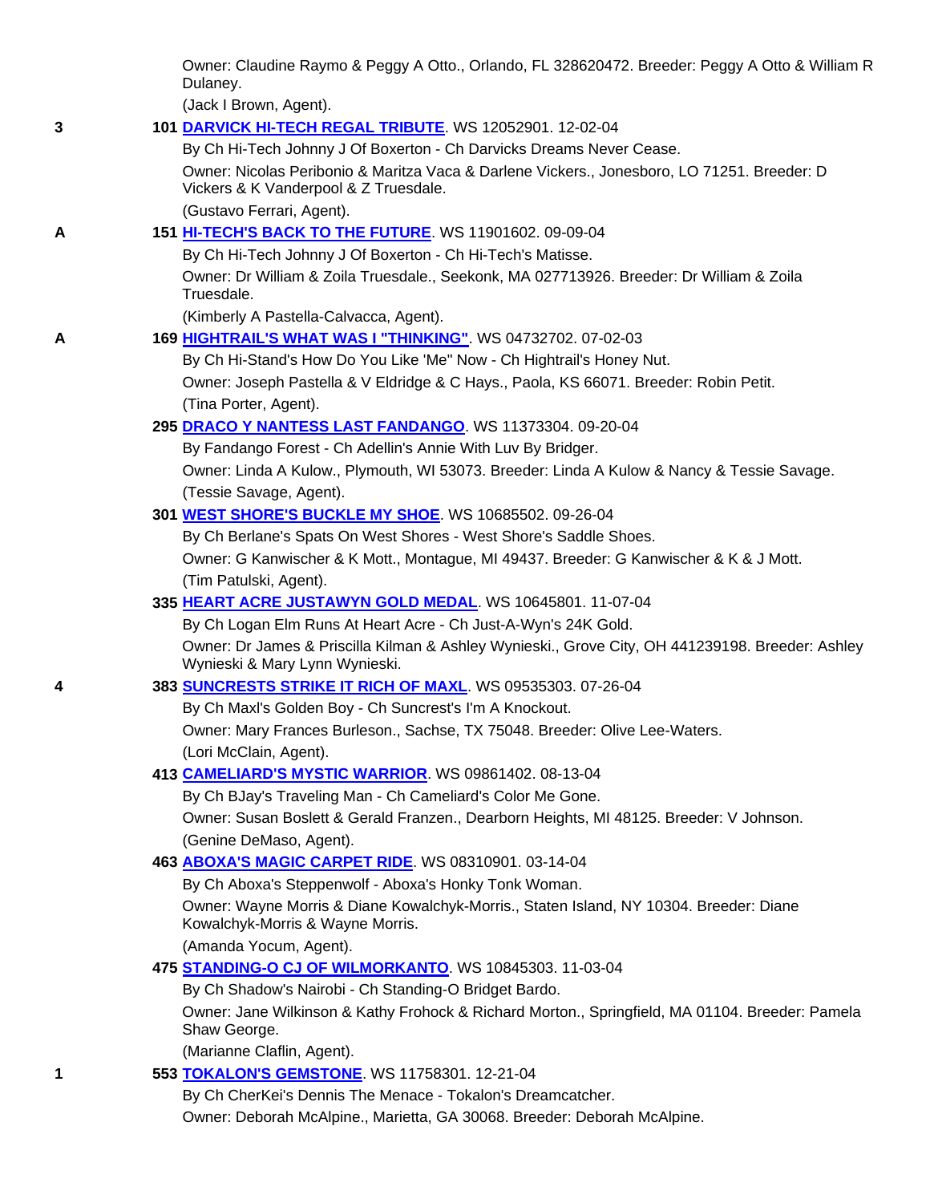Owner: Claudine Raymo & Peggy A Otto., Orlando, FL 328620472. Breeder: Peggy A Otto & William R Dulaney.

(Jack I Brown, Agent).

**3** **101** **DARVICK HI-TECH REGAL TRIBUTE**. WS 12052901. 12-02-04

By Ch Hi-Tech Johnny J Of Boxerton - Ch Darvicks Dreams Never Cease.

Owner: Nicolas Peribonio & Maritza Vaca & Darlene Vickers., Jonesboro, LO 71251. Breeder: D Vickers & K Vanderpool & Z Truesdale.

(Gustavo Ferrari, Agent).

**A** **151** **HI-TECH'S BACK TO THE FUTURE**. WS 11901602. 09-09-04

By Ch Hi-Tech Johnny J Of Boxerton - Ch Hi-Tech's Matisse.

Owner: Dr William & Zoila Truesdale., Seekonk, MA 027713926. Breeder: Dr William & Zoila Truesdale.

(Kimberly A Pastella-Calvacca, Agent).

**A** **169** **HIGHTRAIL'S WHAT WAS I "THINKING"**. WS 04732702. 07-02-03

By Ch Hi-Stand's How Do You Like 'Me" Now - Ch Hightrail's Honey Nut.

Owner: Joseph Pastella & V Eldridge & C Hays., Paola, KS 66071. Breeder: Robin Petit.

(Tina Porter, Agent).

**295** **DRACO Y NANTESS LAST FANDANGO**. WS 11373304. 09-20-04

By Fandango Forest - Ch Adellin's Annie With Luv By Bridger.

Owner: Linda A Kulow., Plymouth, WI 53073. Breeder: Linda A Kulow & Nancy & Tessie Savage.

(Tessie Savage, Agent).

**301** **WEST SHORE'S BUCKLE MY SHOE**. WS 10685502. 09-26-04

By Ch Berlane's Spats On West Shores - West Shore's Saddle Shoes.

Owner: G Kanwischer & K Mott., Montague, MI 49437. Breeder: G Kanwischer & K & J Mott.

(Tim Patulski, Agent).

**335** **HEART ACRE JUSTAWYN GOLD MEDAL**. WS 10645801. 11-07-04

By Ch Logan Elm Runs At Heart Acre - Ch Just-A-Wyn's 24K Gold.

Owner: Dr James & Priscilla Kilman & Ashley Wynieski., Grove City, OH 441239198. Breeder: Ashley Wynieski & Mary Lynn Wynieski.

**4** **383** **SUNCRESTS STRIKE IT RICH OF MAXL**. WS 09535303. 07-26-04

By Ch Maxl's Golden Boy - Ch Suncrest's I'm A Knockout.

Owner: Mary Frances Burleson., Sachse, TX 75048. Breeder: Olive Lee-Waters.

(Lori McClain, Agent).

**413** **CAMELIARD'S MYSTIC WARRIOR**. WS 09861402. 08-13-04

By Ch BJay's Traveling Man - Ch Cameliard's Color Me Gone.

Owner: Susan Boslett & Gerald Franzen., Dearborn Heights, MI 48125. Breeder: V Johnson.

(Genine DeMaso, Agent).

**463** **ABOXA'S MAGIC CARPET RIDE**. WS 08310901. 03-14-04

By Ch Aboxa's Steppenwolf - Aboxa's Honky Tonk Woman.

Owner: Wayne Morris & Diane Kowalchyk-Morris., Staten Island, NY 10304. Breeder: Diane Kowalchyk-Morris & Wayne Morris.

(Amanda Yocum, Agent).

**475** **STANDING-O CJ OF WILMORKANTO**. WS 10845303. 11-03-04

By Ch Shadow's Nairobi - Ch Standing-O Bridget Bardo.

Owner: Jane Wilkinson & Kathy Frohock & Richard Morton., Springfield, MA 01104. Breeder: Pamela Shaw George.

(Marianne Claflin, Agent).

**1** **553** **TOKALON'S GEMSTONE**. WS 11758301. 12-21-04

By Ch CherKei's Dennis The Menace - Tokalon's Dreamcatcher.

Owner: Deborah McAlpine., Marietta, GA 30068. Breeder: Deborah McAlpine.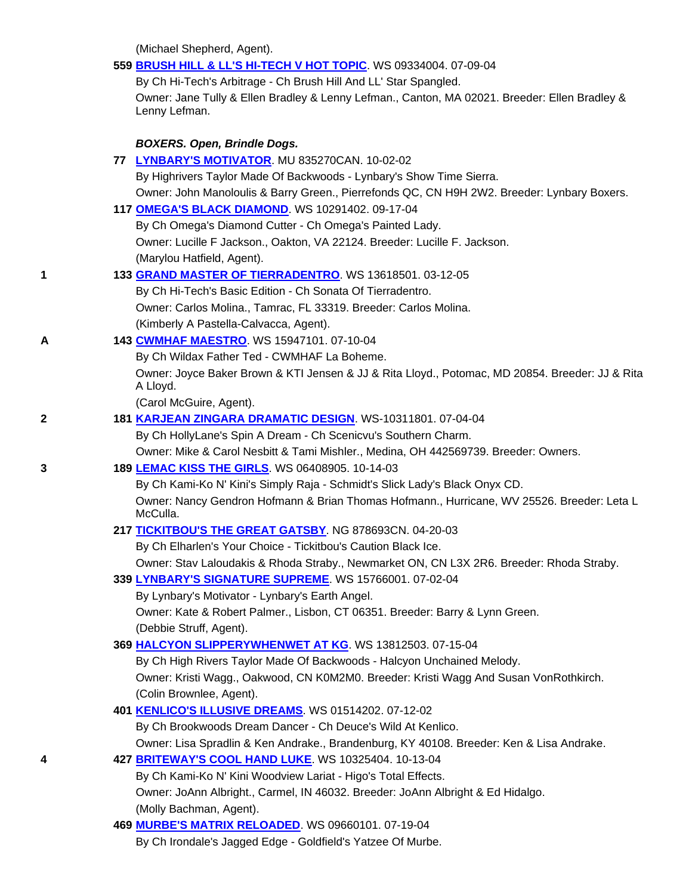(Michael Shepherd, Agent).

559 **BRUSH HILL & LL'S HI-TECH V HOT TOPIC**. WS 09334004. 07-09-04
By Ch Hi-Tech's Arbitrage - Ch Brush Hill And LL' Star Spangled.
Owner: Jane Tully & Ellen Bradley & Lenny Lefman., Canton, MA 02021. Breeder: Ellen Bradley & Lenny Lefman.

***BOXERS. Open, Brindle Dogs.***

77 **LYNBARY'S MOTIVATOR**. MU 835270CAN. 10-02-02
By Highrivers Taylor Made Of Backwoods - Lynbary's Show Time Sierra.
Owner: John Manoloulis & Barry Green., Pierrefonds QC, CN H9H 2W2. Breeder: Lynbary Boxers.

117 **OMEGA'S BLACK DIAMOND**. WS 10291402. 09-17-04
By Ch Omega's Diamond Cutter - Ch Omega's Painted Lady.
Owner: Lucille F Jackson., Oakton, VA 22124. Breeder: Lucille F. Jackson.
(Marylou Hatfield, Agent).

1 — 133 **GRAND MASTER OF TIERRADENTRO**. WS 13618501. 03-12-05
By Ch Hi-Tech's Basic Edition - Ch Sonata Of Tierradentro.
Owner: Carlos Molina., Tamrac, FL 33319. Breeder: Carlos Molina.
(Kimberly A Pastella-Calvacca, Agent).

A — 143 **CWMHAF MAESTRO**. WS 15947101. 07-10-04
By Ch Wildax Father Ted - CWMHAF La Boheme.
Owner: Joyce Baker Brown & KTI Jensen & JJ & Rita Lloyd., Potomac, MD 20854. Breeder: JJ & Rita A Lloyd.
(Carol McGuire, Agent).

2 — 181 **KARJEAN ZINGARA DRAMATIC DESIGN**. WS-10311801. 07-04-04
By Ch HollyLane's Spin A Dream - Ch Scenicvu's Southern Charm.
Owner: Mike & Carol Nesbitt & Tami Mishler., Medina, OH 442569739. Breeder: Owners.

3 — 189 **LEMAC KISS THE GIRLS**. WS 06408905. 10-14-03
By Ch Kami-Ko N' Kini's Simply Raja - Schmidt's Slick Lady's Black Onyx CD.
Owner: Nancy Gendron Hofmann & Brian Thomas Hofmann., Hurricane, WV 25526. Breeder: Leta L McCulla.

217 **TICKITBOU'S THE GREAT GATSBY**. NG 878693CN. 04-20-03
By Ch Elharlen's Your Choice - Tickitbou's Caution Black Ice.
Owner: Stav Laloudakis & Rhoda Straby., Newmarket ON, CN L3X 2R6. Breeder: Rhoda Straby.

339 **LYNBARY'S SIGNATURE SUPREME**. WS 15766001. 07-02-04
By Lynbary's Motivator - Lynbary's Earth Angel.
Owner: Kate & Robert Palmer., Lisbon, CT 06351. Breeder: Barry & Lynn Green.
(Debbie Struff, Agent).

369 **HALCYON SLIPPERYWHENWET AT KG**. WS 13812503. 07-15-04
By Ch High Rivers Taylor Made Of Backwoods - Halcyon Unchained Melody.
Owner: Kristi Wagg., Oakwood, CN K0M2M0. Breeder: Kristi Wagg And Susan VonRothkirch.
(Colin Brownlee, Agent).

401 **KENLICO'S ILLUSIVE DREAMS**. WS 01514202. 07-12-02
By Ch Brookwoods Dream Dancer - Ch Deuce's Wild At Kenlico.
Owner: Lisa Spradlin & Ken Andrake., Brandenburg, KY 40108. Breeder: Ken & Lisa Andrake.

4 — 427 **BRITEWAY'S COOL HAND LUKE**. WS 10325404. 10-13-04
By Ch Kami-Ko N' Kini Woodview Lariat - Higo's Total Effects.
Owner: JoAnn Albright., Carmel, IN 46032. Breeder: JoAnn Albright & Ed Hidalgo.
(Molly Bachman, Agent).

469 **MURBE'S MATRIX RELOADED**. WS 09660101. 07-19-04
By Ch Irondale's Jagged Edge - Goldfield's Yatzee Of Murbe.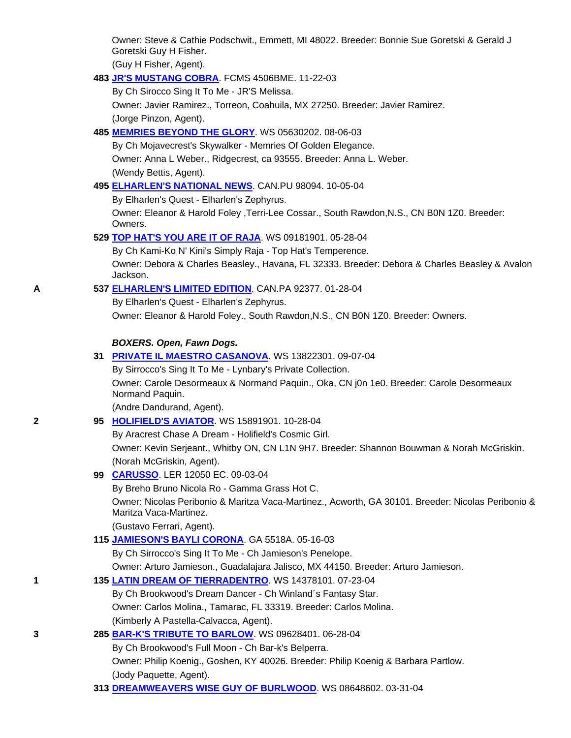Owner: Steve & Cathie Podschwit., Emmett, MI 48022. Breeder: Bonnie Sue Goretski & Gerald J Goretski Guy H Fisher.
(Guy H Fisher, Agent).

**483 JR'S MUSTANG COBRA**. FCMS 4506BME. 11-22-03
By Ch Sirocco Sing It To Me - JR'S Melissa.
Owner: Javier Ramirez., Torreon, Coahuila, MX 27250. Breeder: Javier Ramirez.
(Jorge Pinzon, Agent).

**485 MEMRIES BEYOND THE GLORY**. WS 05630202. 08-06-03
By Ch Mojavecrest's Skywalker - Memries Of Golden Elegance.
Owner: Anna L Weber., Ridgecrest, ca 93555. Breeder: Anna L. Weber.
(Wendy Bettis, Agent).

**495 ELHARLEN'S NATIONAL NEWS**. CAN.PU 98094. 10-05-04
By Elharlen's Quest - Elharlen's Zephyrus.
Owner: Eleanor & Harold Foley ,Terri-Lee Cossar., South Rawdon,N.S., CN B0N 1Z0. Breeder: Owners.

**529 TOP HAT'S YOU ARE IT OF RAJA**. WS 09181901. 05-28-04
By Ch Kami-Ko N' Kini's Simply Raja - Top Hat's Temperence.
Owner: Debora & Charles Beasley., Havana, FL 32333. Breeder: Debora & Charles Beasley & Avalon Jackson.

A **537 ELHARLEN'S LIMITED EDITION**. CAN.PA 92377. 01-28-04
By Elharlen's Quest - Elharlen's Zephyrus.
Owner: Eleanor & Harold Foley., South Rawdon,N.S., CN B0N 1Z0. Breeder: Owners.

***BOXERS. Open, Fawn Dogs.***

**31 PRIVATE IL MAESTRO CASANOVA**. WS 13822301. 09-07-04
By Sirrocco's Sing It To Me - Lynbary's Private Collection.
Owner: Carole Desormeaux & Normand Paquin., Oka, CN j0n 1e0. Breeder: Carole Desormeaux Normand Paquin.
(Andre Dandurand, Agent).

2 **95 HOLIFIELD'S AVIATOR**. WS 15891901. 10-28-04
By Aracrest Chase A Dream - Holifield's Cosmic Girl.
Owner: Kevin Serjeant., Whitby ON, CN L1N 9H7. Breeder: Shannon Bouwman & Norah McGriskin.
(Norah McGriskin, Agent).

**99 CARUSSO**. LER 12050 EC. 09-03-04
By Breho Bruno Nicola Ro - Gamma Grass Hot C.
Owner: Nicolas Peribonio & Maritza Vaca-Martinez., Acworth, GA 30101. Breeder: Nicolas Peribonio & Maritza Vaca-Martinez.
(Gustavo Ferrari, Agent).

**115 JAMIESON'S BAYLI CORONA**. GA 5518A. 05-16-03
By Ch Sirrocco's Sing It To Me - Ch Jamieson's Penelope.
Owner: Arturo Jamieson., Guadalajara Jalisco, MX 44150. Breeder: Arturo Jamieson.

1 **135 LATIN DREAM OF TIERRADENTRO**. WS 14378101. 07-23-04
By Ch Brookwood's Dream Dancer - Ch Winland´s Fantasy Star.
Owner: Carlos Molina., Tamarac, FL 33319. Breeder: Carlos Molina.
(Kimberly A Pastella-Calvacca, Agent).

3 **285 BAR-K'S TRIBUTE TO BARLOW**. WS 09628401. 06-28-04
By Ch Brookwood's Full Moon - Ch Bar-k's Belperra.
Owner: Philip Koenig., Goshen, KY 40026. Breeder: Philip Koenig & Barbara Partlow.
(Jody Paquette, Agent).

**313 DREAMWEAVERS WISE GUY OF BURLWOOD**. WS 08648602. 03-31-04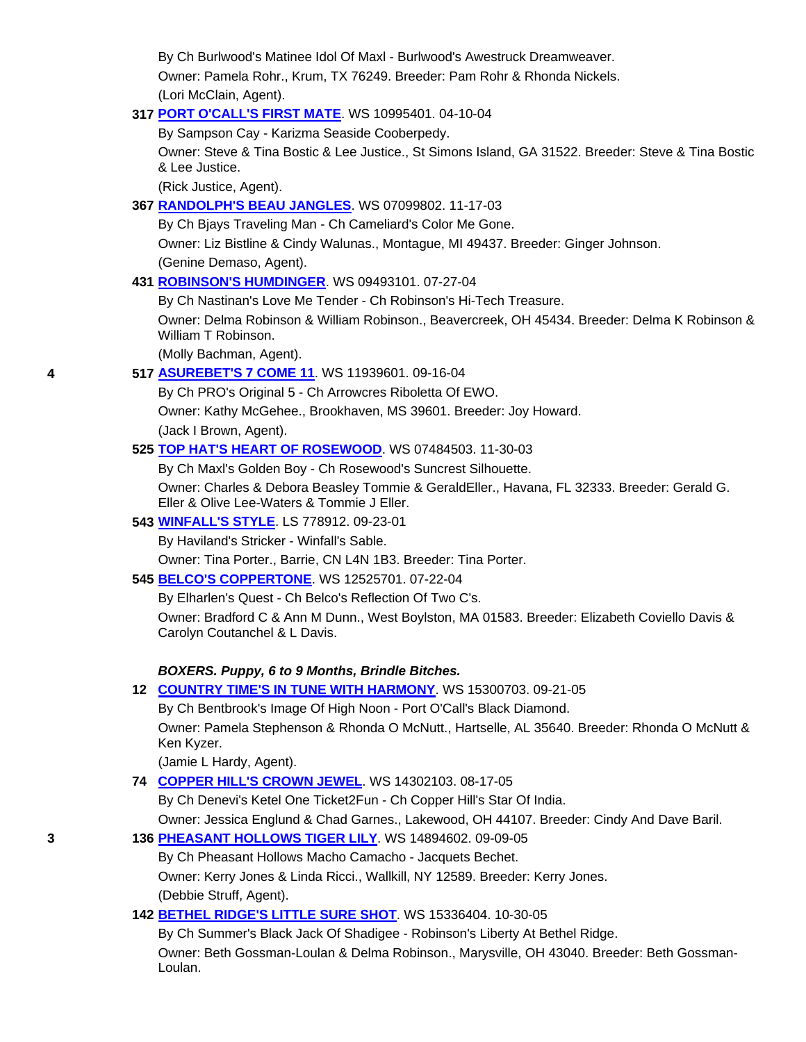By Ch Burlwood's Matinee Idol Of Maxl - Burlwood's Awestruck Dreamweaver.
Owner: Pamela Rohr., Krum, TX 76249. Breeder: Pam Rohr & Rhonda Nickels.
(Lori McClain, Agent).

**317** **PORT O'CALL'S FIRST MATE**. WS 10995401. 04-10-04
By Sampson Cay - Karizma Seaside Cooberpedy.
Owner: Steve & Tina Bostic & Lee Justice., St Simons Island, GA 31522. Breeder: Steve & Tina Bostic & Lee Justice.
(Rick Justice, Agent).

**367** **RANDOLPH'S BEAU JANGLES**. WS 07099802. 11-17-03
By Ch Bjays Traveling Man - Ch Cameliard's Color Me Gone.
Owner: Liz Bistline & Cindy Walunas., Montague, MI 49437. Breeder: Ginger Johnson.
(Genine Demaso, Agent).

**431** **ROBINSON'S HUMDINGER**. WS 09493101. 07-27-04
By Ch Nastinan's Love Me Tender - Ch Robinson's Hi-Tech Treasure.
Owner: Delma Robinson & William Robinson., Beavercreek, OH 45434. Breeder: Delma K Robinson & William T Robinson.
(Molly Bachman, Agent).

4 **517** **ASUREBET'S 7 COME 11**. WS 11939601. 09-16-04
By Ch PRO's Original 5 - Ch Arrowcres Riboletta Of EWO.
Owner: Kathy McGehee., Brookhaven, MS 39601. Breeder: Joy Howard.
(Jack I Brown, Agent).

**525** **TOP HAT'S HEART OF ROSEWOOD**. WS 07484503. 11-30-03
By Ch Maxl's Golden Boy - Ch Rosewood's Suncrest Silhouette.
Owner: Charles & Debora Beasley Tommie & GeraldEller., Havana, FL 32333. Breeder: Gerald G. Eller & Olive Lee-Waters & Tommie J Eller.

**543** **WINFALL'S STYLE**. LS 778912. 09-23-01
By Haviland's Stricker - Winfall's Sable.
Owner: Tina Porter., Barrie, CN L4N 1B3. Breeder: Tina Porter.

**545** **BELCO'S COPPERTONE**. WS 12525701. 07-22-04
By Elharlen's Quest - Ch Belco's Reflection Of Two C's.
Owner: Bradford C & Ann M Dunn., West Boylston, MA 01583. Breeder: Elizabeth Coviello Davis & Carolyn Coutanchel & L Davis.

***BOXERS. Puppy, 6 to 9 Months, Brindle Bitches.***

**12** **COUNTRY TIME'S IN TUNE WITH HARMONY**. WS 15300703. 09-21-05
By Ch Bentbrook's Image Of High Noon - Port O'Call's Black Diamond.
Owner: Pamela Stephenson & Rhonda O McNutt., Hartselle, AL 35640. Breeder: Rhonda O McNutt & Ken Kyzer.
(Jamie L Hardy, Agent).

**74** **COPPER HILL'S CROWN JEWEL**. WS 14302103. 08-17-05
By Ch Denevi's Ketel One Ticket2Fun - Ch Copper Hill's Star Of India.
Owner: Jessica Englund & Chad Garnes., Lakewood, OH 44107. Breeder: Cindy And Dave Baril.

3 **136** **PHEASANT HOLLOWS TIGER LILY**. WS 14894602. 09-09-05
By Ch Pheasant Hollows Macho Camacho - Jacquets Bechet.
Owner: Kerry Jones & Linda Ricci., Wallkill, NY 12589. Breeder: Kerry Jones.
(Debbie Struff, Agent).

**142** **BETHEL RIDGE'S LITTLE SURE SHOT**. WS 15336404. 10-30-05
By Ch Summer's Black Jack Of Shadigee - Robinson's Liberty At Bethel Ridge.
Owner: Beth Gossman-Loulan & Delma Robinson., Marysville, OH 43040. Breeder: Beth Gossman-Loulan.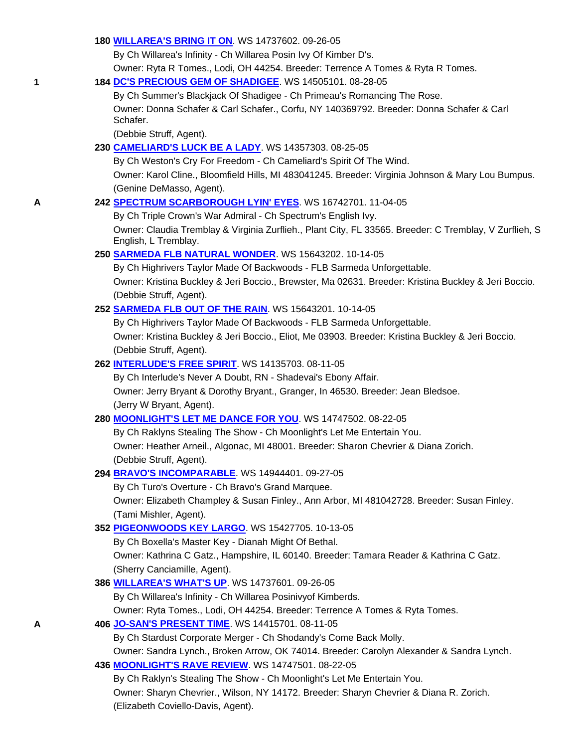**180 WILLAREA'S BRING IT ON**. WS 14737602. 09-26-05
By Ch Willarea's Infinity - Ch Willarea Posin Ivy Of Kimber D's.
Owner: Ryta R Tomes., Lodi, OH 44254. Breeder: Terrence A Tomes & Ryta R Tomes.

1 **184 DC'S PRECIOUS GEM OF SHADIGEE**. WS 14505101. 08-28-05
By Ch Summer's Blackjack Of Shadigee - Ch Primeau's Romancing The Rose.
Owner: Donna Schafer & Carl Schafer., Corfu, NY 140369792. Breeder: Donna Schafer & Carl Schafer.
(Debbie Struff, Agent).

**230 CAMELIARD'S LUCK BE A LADY**. WS 14357303. 08-25-05
By Ch Weston's Cry For Freedom - Ch Cameliard's Spirit Of The Wind.
Owner: Karol Cline., Bloomfield Hills, MI 483041245. Breeder: Virginia Johnson & Mary Lou Bumpus.
(Genine DeMasso, Agent).

A **242 SPECTRUM SCARBOROUGH LYIN' EYES**. WS 16742701. 11-04-05
By Ch Triple Crown's War Admiral - Ch Spectrum's English Ivy.
Owner: Claudia Tremblay & Virginia Zurflieh., Plant City, FL 33565. Breeder: C Tremblay, V Zurflieh, S English, L Tremblay.

**250 SARMEDA FLB NATURAL WONDER**. WS 15643202. 10-14-05
By Ch Highrivers Taylor Made Of Backwoods - FLB Sarmeda Unforgettable.
Owner: Kristina Buckley & Jeri Boccio., Brewster, Ma 02631. Breeder: Kristina Buckley & Jeri Boccio.
(Debbie Struff, Agent).

**252 SARMEDA FLB OUT OF THE RAIN**. WS 15643201. 10-14-05
By Ch Highrivers Taylor Made Of Backwoods - FLB Sarmeda Unforgettable.
Owner: Kristina Buckley & Jeri Boccio., Eliot, Me 03903. Breeder: Kristina Buckley & Jeri Boccio.
(Debbie Struff, Agent).

**262 INTERLUDE'S FREE SPIRIT**. WS 14135703. 08-11-05
By Ch Interlude's Never A Doubt, RN - Shadevai's Ebony Affair.
Owner: Jerry Bryant & Dorothy Bryant., Granger, In 46530. Breeder: Jean Bledsoe.
(Jerry W Bryant, Agent).

**280 MOONLIGHT'S LET ME DANCE FOR YOU**. WS 14747502. 08-22-05
By Ch Raklyns Stealing The Show - Ch Moonlight's Let Me Entertain You.
Owner: Heather Arneil., Algonac, MI 48001. Breeder: Sharon Chevrier & Diana Zorich.
(Debbie Struff, Agent).

**294 BRAVO'S INCOMPARABLE**. WS 14944401. 09-27-05
By Ch Turo's Overture - Ch Bravo's Grand Marquee.
Owner: Elizabeth Champley & Susan Finley., Ann Arbor, MI 481042728. Breeder: Susan Finley.
(Tami Mishler, Agent).

**352 PIGEONWOODS KEY LARGO**. WS 15427705. 10-13-05
By Ch Boxella's Master Key - Dianah Might Of Bethal.
Owner: Kathrina C Gatz., Hampshire, IL 60140. Breeder: Tamara Reader & Kathrina C Gatz.
(Sherry Canciamille, Agent).

**386 WILLAREA'S WHAT'S UP**. WS 14737601. 09-26-05
By Ch Willarea's Infinity - Ch Willarea Posinivyof Kimberds.
Owner: Ryta Tomes., Lodi, OH 44254. Breeder: Terrence A Tomes & Ryta Tomes.

A **406 JO-SAN'S PRESENT TIME**. WS 14415701. 08-11-05
By Ch Stardust Corporate Merger - Ch Shodandy's Come Back Molly.
Owner: Sandra Lynch., Broken Arrow, OK 74014. Breeder: Carolyn Alexander & Sandra Lynch.

**436 MOONLIGHT'S RAVE REVIEW**. WS 14747501. 08-22-05
By Ch Raklyn's Stealing The Show - Ch Moonlight's Let Me Entertain You.
Owner: Sharyn Chevrier., Wilson, NY 14172. Breeder: Sharyn Chevrier & Diana R. Zorich.
(Elizabeth Coviello-Davis, Agent).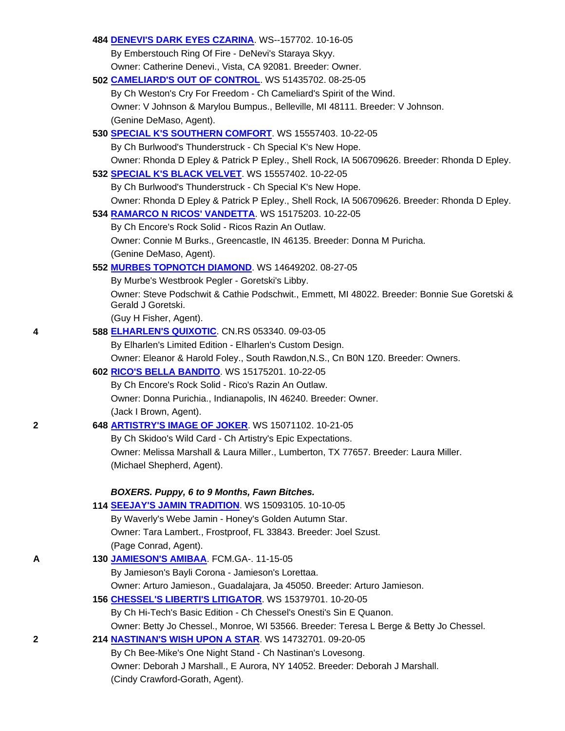484 **DENEVI'S DARK EYES CZARINA**. WS--157702. 10-16-05
By Emberstouch Ring Of Fire - DeNevi's Staraya Skyy.
Owner: Catherine Denevi., Vista, CA 92081. Breeder: Owner.

502 **CAMELIARD'S OUT OF CONTROL**. WS 51435702. 08-25-05
By Ch Weston's Cry For Freedom - Ch Cameliard's Spirit of the Wind.
Owner: V Johnson & Marylou Bumpus., Belleville, MI 48111. Breeder: V Johnson.
(Genine DeMaso, Agent).

530 **SPECIAL K'S SOUTHERN COMFORT**. WS 15557403. 10-22-05
By Ch Burlwood's Thunderstruck - Ch Special K's New Hope.
Owner: Rhonda D Epley & Patrick P Epley., Shell Rock, IA 506709626. Breeder: Rhonda D Epley.

532 **SPECIAL K'S BLACK VELVET**. WS 15557402. 10-22-05
By Ch Burlwood's Thunderstruck - Ch Special K's New Hope.
Owner: Rhonda D Epley & Patrick P Epley., Shell Rock, IA 506709626. Breeder: Rhonda D Epley.

534 **RAMARCO N RICOS' VANDETTA**. WS 15175203. 10-22-05
By Ch Encore's Rock Solid - Ricos Razin An Outlaw.
Owner: Connie M Burks., Greencastle, IN 46135. Breeder: Donna M Puricha.
(Genine DeMaso, Agent).

552 **MURBES TOPNOTCH DIAMOND**. WS 14649202. 08-27-05
By Murbe's Westbrook Pegler - Goretski's Libby.
Owner: Steve Podschwit & Cathie Podschwit., Emmett, MI 48022. Breeder: Bonnie Sue Goretski & Gerald J Goretski.
(Guy H Fisher, Agent).

4 — 588 **ELHARLEN'S QUIXOTIC**. CN.RS 053340. 09-03-05
By Elharlen's Limited Edition - Elharlen's Custom Design.
Owner: Eleanor & Harold Foley., South Rawdon,N.S., Cn B0N 1Z0. Breeder: Owners.

602 **RICO'S BELLA BANDITO**. WS 15175201. 10-22-05
By Ch Encore's Rock Solid - Rico's Razin An Outlaw.
Owner: Donna Purichia., Indianapolis, IN 46240. Breeder: Owner.
(Jack I Brown, Agent).

2 — 648 **ARTISTRY'S IMAGE OF JOKER**. WS 15071102. 10-21-05
By Ch Skidoo's Wild Card - Ch Artistry's Epic Expectations.
Owner: Melissa Marshall & Laura Miller., Lumberton, TX 77657. Breeder: Laura Miller.
(Michael Shepherd, Agent).

***BOXERS. Puppy, 6 to 9 Months, Fawn Bitches.***

114 **SEEJAY'S JAMIN TRADITION**. WS 15093105. 10-10-05
By Waverly's Webe Jamin - Honey's Golden Autumn Star.
Owner: Tara Lambert., Frostproof, FL 33843. Breeder: Joel Szust.
(Page Conrad, Agent).

A — 130 **JAMIESON'S AMIBAA**. FCM.GA-. 11-15-05
By Jamieson's Bayli Corona - Jamieson's Lorettaa.
Owner: Arturo Jamieson., Guadalajara, Ja 45050. Breeder: Arturo Jamieson.

156 **CHESSEL'S LIBERTI'S LITIGATOR**. WS 15379701. 10-20-05
By Ch Hi-Tech's Basic Edition - Ch Chessel's Onesti's Sin E Quanon.
Owner: Betty Jo Chessel., Monroe, WI 53566. Breeder: Teresa L Berge & Betty Jo Chessel.

2 — 214 **NASTINAN'S WISH UPON A STAR**. WS 14732701. 09-20-05
By Ch Bee-Mike's One Night Stand - Ch Nastinan's Lovesong.
Owner: Deborah J Marshall., E Aurora, NY 14052. Breeder: Deborah J Marshall.
(Cindy Crawford-Gorath, Agent).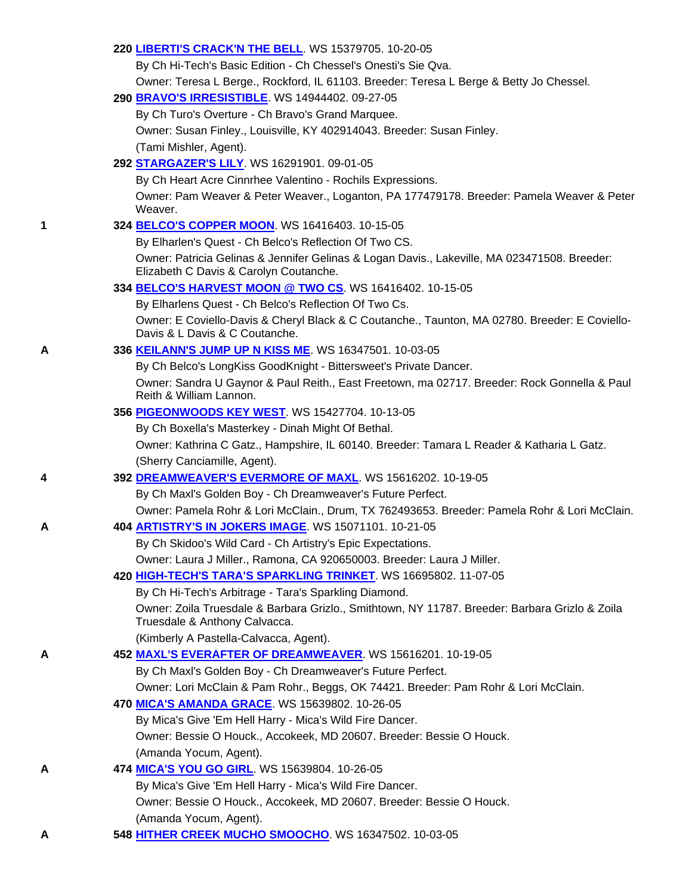220 **LIBERTI'S CRACK'N THE BELL**. WS 15379705. 10-20-05
By Ch Hi-Tech's Basic Edition - Ch Chessel's Onesti's Sie Qva.
Owner: Teresa L Berge., Rockford, IL 61103. Breeder: Teresa L Berge & Betty Jo Chessel.

290 **BRAVO'S IRRESISTIBLE**. WS 14944402. 09-27-05
By Ch Turo's Overture - Ch Bravo's Grand Marquee.
Owner: Susan Finley., Louisville, KY 402914043. Breeder: Susan Finley.
(Tami Mishler, Agent).

292 **STARGAZER'S LILY**. WS 16291901. 09-01-05
By Ch Heart Acre Cinnrhee Valentino - Rochils Expressions.
Owner: Pam Weaver & Peter Weaver., Loganton, PA 177479178. Breeder: Pamela Weaver & Peter Weaver.

1 — 324 **BELCO'S COPPER MOON**. WS 16416403. 10-15-05
By Elharlen's Quest - Ch Belco's Reflection Of Two CS.
Owner: Patricia Gelinas & Jennifer Gelinas & Logan Davis., Lakeville, MA 023471508. Breeder: Elizabeth C Davis & Carolyn Coutanche.

334 **BELCO'S HARVEST MOON @ TWO CS**. WS 16416402. 10-15-05
By Elharlens Quest - Ch Belco's Reflection Of Two Cs.
Owner: E Coviello-Davis & Cheryl Black & C Coutanche., Taunton, MA 02780. Breeder: E Coviello-Davis & L Davis & C Coutanche.

A — 336 **KEILANN'S JUMP UP N KISS ME**. WS 16347501. 10-03-05
By Ch Belco's LongKiss GoodKnight - Bittersweet's Private Dancer.
Owner: Sandra U Gaynor & Paul Reith., East Freetown, ma 02717. Breeder: Rock Gonnella & Paul Reith & William Lannon.

356 **PIGEONWOODS KEY WEST**. WS 15427704. 10-13-05
By Ch Boxella's Masterkey - Dinah Might Of Bethal.
Owner: Kathrina C Gatz., Hampshire, IL 60140. Breeder: Tamara L Reader & Katharia L Gatz.
(Sherry Canciamille, Agent).

4 — 392 **DREAMWEAVER'S EVERMORE OF MAXL**. WS 15616202. 10-19-05
By Ch Maxl's Golden Boy - Ch Dreamweaver's Future Perfect.
Owner: Pamela Rohr & Lori McClain., Drum, TX 762493653. Breeder: Pamela Rohr & Lori McClain.

A — 404 **ARTISTRY'S IN JOKERS IMAGE**. WS 15071101. 10-21-05
By Ch Skidoo's Wild Card - Ch Artistry's Epic Expectations.
Owner: Laura J Miller., Ramona, CA 920650003. Breeder: Laura J Miller.

420 **HIGH-TECH'S TARA'S SPARKLING TRINKET**. WS 16695802. 11-07-05
By Ch Hi-Tech's Arbitrage - Tara's Sparkling Diamond.
Owner: Zoila Truesdale & Barbara Grizlo., Smithtown, NY 11787. Breeder: Barbara Grizlo & Zoila Truesdale & Anthony Calvacca.
(Kimberly A Pastella-Calvacca, Agent).

A — 452 **MAXL'S EVERAFTER OF DREAMWEAVER**. WS 15616201. 10-19-05
By Ch Maxl's Golden Boy - Ch Dreamweaver's Future Perfect.
Owner: Lori McClain & Pam Rohr., Beggs, OK 74421. Breeder: Pam Rohr & Lori McClain.

470 **MICA'S AMANDA GRACE**. WS 15639802. 10-26-05
By Mica's Give 'Em Hell Harry - Mica's Wild Fire Dancer.
Owner: Bessie O Houck., Accokeek, MD 20607. Breeder: Bessie O Houck.
(Amanda Yocum, Agent).

A — 474 **MICA'S YOU GO GIRL**. WS 15639804. 10-26-05
By Mica's Give 'Em Hell Harry - Mica's Wild Fire Dancer.
Owner: Bessie O Houck., Accokeek, MD 20607. Breeder: Bessie O Houck.
(Amanda Yocum, Agent).

A — 548 **HITHER CREEK MUCHO SMOOCHO**. WS 16347502. 10-03-05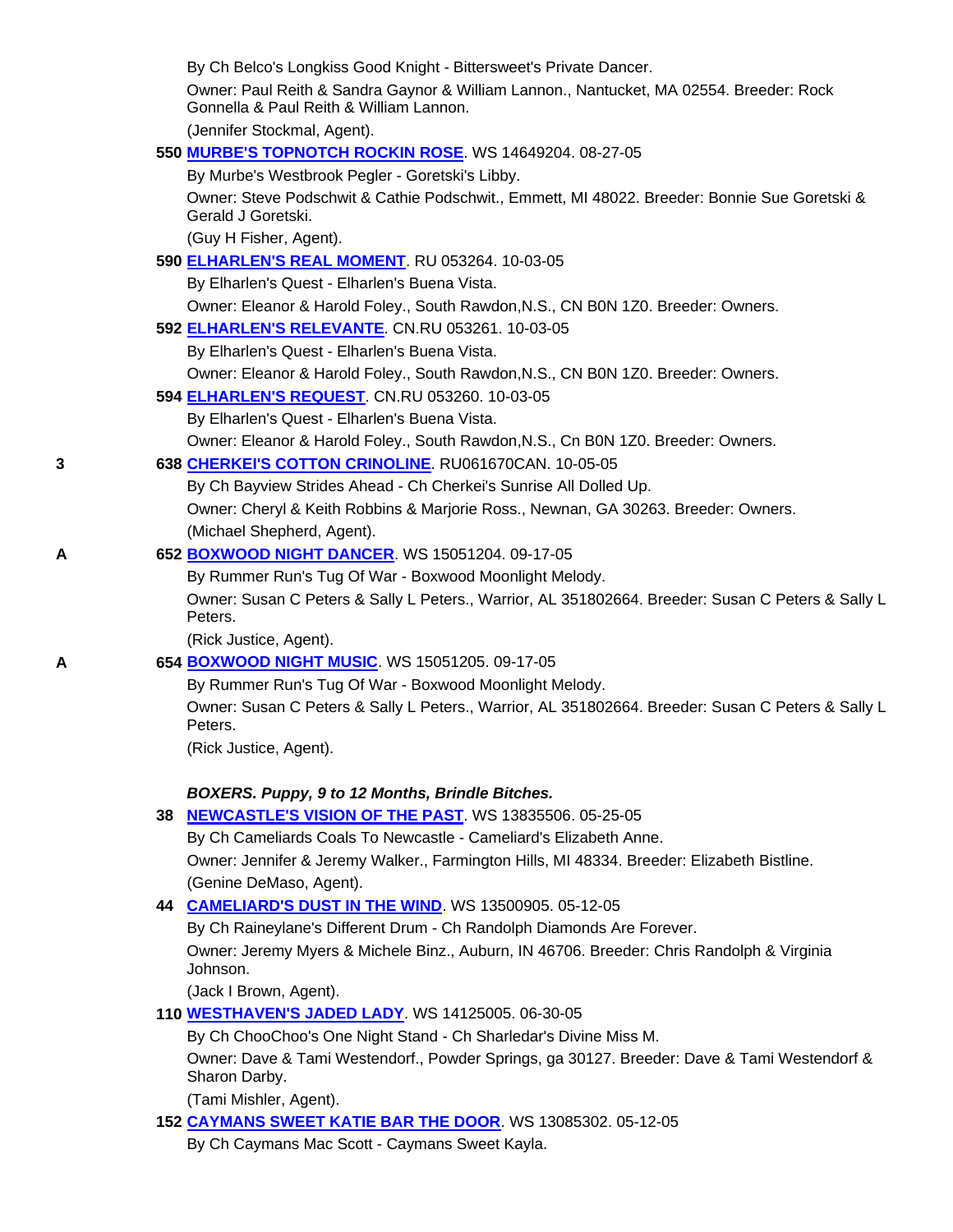By Ch Belco's Longkiss Good Knight - Bittersweet's Private Dancer.

Owner: Paul Reith & Sandra Gaynor & William Lannon., Nantucket, MA 02554. Breeder: Rock Gonnella & Paul Reith & William Lannon.

(Jennifer Stockmal, Agent).

**550 MURBE'S TOPNOTCH ROCKIN ROSE**. WS 14649204. 08-27-05

By Murbe's Westbrook Pegler - Goretski's Libby.

Owner: Steve Podschwit & Cathie Podschwit., Emmett, MI 48022. Breeder: Bonnie Sue Goretski & Gerald J Goretski.

(Guy H Fisher, Agent).

**590 ELHARLEN'S REAL MOMENT**. RU 053264. 10-03-05

By Elharlen's Quest - Elharlen's Buena Vista.

Owner: Eleanor & Harold Foley., South Rawdon,N.S., CN B0N 1Z0. Breeder: Owners.

**592 ELHARLEN'S RELEVANTE**. CN.RU 053261. 10-03-05

By Elharlen's Quest - Elharlen's Buena Vista.

Owner: Eleanor & Harold Foley., South Rawdon,N.S., CN B0N 1Z0. Breeder: Owners.

**594 ELHARLEN'S REQUEST**. CN.RU 053260. 10-03-05

By Elharlen's Quest - Elharlen's Buena Vista.

Owner: Eleanor & Harold Foley., South Rawdon,N.S., Cn B0N 1Z0. Breeder: Owners.

3 **638 CHERKEI'S COTTON CRINOLINE**. RU061670CAN. 10-05-05

By Ch Bayview Strides Ahead - Ch Cherkei's Sunrise All Dolled Up.

Owner: Cheryl & Keith Robbins & Marjorie Ross., Newnan, GA 30263. Breeder: Owners.

(Michael Shepherd, Agent).

A **652 BOXWOOD NIGHT DANCER**. WS 15051204. 09-17-05

By Rummer Run's Tug Of War - Boxwood Moonlight Melody.

Owner: Susan C Peters & Sally L Peters., Warrior, AL 351802664. Breeder: Susan C Peters & Sally L Peters.

(Rick Justice, Agent).

A **654 BOXWOOD NIGHT MUSIC**. WS 15051205. 09-17-05

By Rummer Run's Tug Of War - Boxwood Moonlight Melody.

Owner: Susan C Peters & Sally L Peters., Warrior, AL 351802664. Breeder: Susan C Peters & Sally L Peters.

(Rick Justice, Agent).

***BOXERS. Puppy, 9 to 12 Months, Brindle Bitches.***

**38 NEWCASTLE'S VISION OF THE PAST**. WS 13835506. 05-25-05

By Ch Cameliards Coals To Newcastle - Cameliard's Elizabeth Anne.

Owner: Jennifer & Jeremy Walker., Farmington Hills, MI 48334. Breeder: Elizabeth Bistline.

(Genine DeMaso, Agent).

**44 CAMELIARD'S DUST IN THE WIND**. WS 13500905. 05-12-05

By Ch Raineylane's Different Drum - Ch Randolph Diamonds Are Forever.

Owner: Jeremy Myers & Michele Binz., Auburn, IN 46706. Breeder: Chris Randolph & Virginia Johnson.

(Jack I Brown, Agent).

**110 WESTHAVEN'S JADED LADY**. WS 14125005. 06-30-05

By Ch ChooChoo's One Night Stand - Ch Sharledar's Divine Miss M.

Owner: Dave & Tami Westendorf., Powder Springs, ga 30127. Breeder: Dave & Tami Westendorf & Sharon Darby.

(Tami Mishler, Agent).

**152 CAYMANS SWEET KATIE BAR THE DOOR**. WS 13085302. 05-12-05

By Ch Caymans Mac Scott - Caymans Sweet Kayla.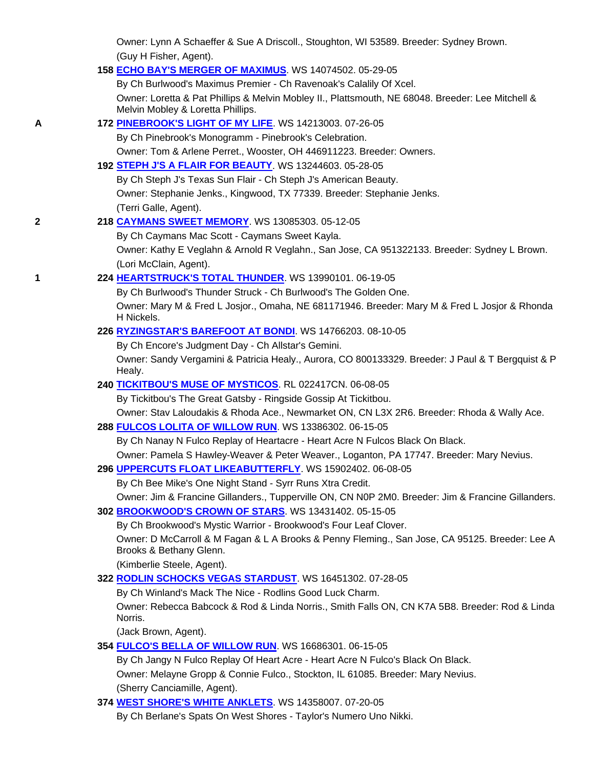Owner: Lynn A Schaeffer & Sue A Driscoll., Stoughton, WI 53589. Breeder: Sydney Brown.
(Guy H Fisher, Agent).

**158** **ECHO BAY'S MERGER OF MAXIMUS**. WS 14074502. 05-29-05
By Ch Burlwood's Maximus Premier - Ch Ravenoak's Calalily Of Xcel.
Owner: Loretta & Pat Phillips & Melvin Mobley II., Plattsmouth, NE 68048. Breeder: Lee Mitchell & Melvin Mobley & Loretta Phillips.

**A** **172** **PINEBROOK'S LIGHT OF MY LIFE**. WS 14213003. 07-26-05
By Ch Pinebrook's Monogramm - Pinebrook's Celebration.
Owner: Tom & Arlene Perret., Wooster, OH 446911223. Breeder: Owners.

**192** **STEPH J'S A FLAIR FOR BEAUTY**. WS 13244603. 05-28-05
By Ch Steph J's Texas Sun Flair - Ch Steph J's American Beauty.
Owner: Stephanie Jenks., Kingwood, TX 77339. Breeder: Stephanie Jenks.
(Terri Galle, Agent).

**2** **218** **CAYMANS SWEET MEMORY**. WS 13085303. 05-12-05
By Ch Caymans Mac Scott - Caymans Sweet Kayla.
Owner: Kathy E Veglahn & Arnold R Veglahn., San Jose, CA 951322133. Breeder: Sydney L Brown.
(Lori McClain, Agent).

**1** **224** **HEARTSTRUCK'S TOTAL THUNDER**. WS 13990101. 06-19-05
By Ch Burlwood's Thunder Struck - Ch Burlwood's The Golden One.
Owner: Mary M & Fred L Josjor., Omaha, NE 681171946. Breeder: Mary M & Fred L Josjor & Rhonda H Nickels.

**226** **RYZINGSTAR'S BAREFOOT AT BONDI**. WS 14766203. 08-10-05
By Ch Encore's Judgment Day - Ch Allstar's Gemini.
Owner: Sandy Vergamini & Patricia Healy., Aurora, CO 800133329. Breeder: J Paul & T Bergquist & P Healy.

**240** **TICKITBOU'S MUSE OF MYSTICOS**. RL 022417CN. 06-08-05
By Tickitbou's The Great Gatsby - Ringside Gossip At Tickitbou.
Owner: Stav Laloudakis & Rhoda Ace., Newmarket ON, CN L3X 2R6. Breeder: Rhoda & Wally Ace.

**288** **FULCOS LOLITA OF WILLOW RUN**. WS 13386302. 06-15-05
By Ch Nanay N Fulco Replay of Heartacre - Heart Acre N Fulcos Black On Black.
Owner: Pamela S Hawley-Weaver & Peter Weaver., Loganton, PA 17747. Breeder: Mary Nevius.

**296** **UPPERCUTS FLOAT LIKEABUTTERFLY**. WS 15902402. 06-08-05
By Ch Bee Mike's One Night Stand - Syrr Runs Xtra Credit.
Owner: Jim & Francine Gillanders., Tupperville ON, CN N0P 2M0. Breeder: Jim & Francine Gillanders.

**302** **BROOKWOOD'S CROWN OF STARS**. WS 13431402. 05-15-05
By Ch Brookwood's Mystic Warrior - Brookwood's Four Leaf Clover.
Owner: D McCarroll & M Fagan & L A Brooks & Penny Fleming., San Jose, CA 95125. Breeder: Lee A Brooks & Bethany Glenn.
(Kimberlie Steele, Agent).

**322** **RODLIN SCHOCKS VEGAS STARDUST**. WS 16451302. 07-28-05
By Ch Winland's Mack The Nice - Rodlins Good Luck Charm.
Owner: Rebecca Babcock & Rod & Linda Norris., Smith Falls ON, CN K7A 5B8. Breeder: Rod & Linda Norris.
(Jack Brown, Agent).

**354** **FULCO'S BELLA OF WILLOW RUN**. WS 16686301. 06-15-05
By Ch Jangy N Fulco Replay Of Heart Acre - Heart Acre N Fulco's Black On Black.
Owner: Melayne Gropp & Connie Fulco., Stockton, IL 61085. Breeder: Mary Nevius.
(Sherry Canciamille, Agent).

**374** **WEST SHORE'S WHITE ANKLETS**. WS 14358007. 07-20-05
By Ch Berlane's Spats On West Shores - Taylor's Numero Uno Nikki.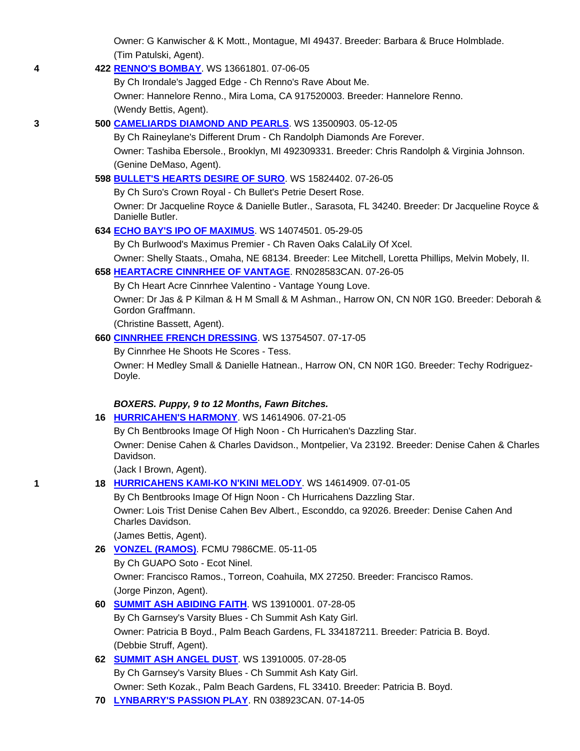Owner: G Kanwischer & K Mott., Montague, MI 49437. Breeder: Barbara & Bruce Holmblade.
(Tim Patulski, Agent).

4 &nbsp; **422** **RENNO'S BOMBAY**. WS 13661801. 07-06-05
By Ch Irondale's Jagged Edge - Ch Renno's Rave About Me.
Owner: Hannelore Renno., Mira Loma, CA 917520003. Breeder: Hannelore Renno.
(Wendy Bettis, Agent).

3 &nbsp; **500** **CAMELIARDS DIAMOND AND PEARLS**. WS 13500903. 05-12-05
By Ch Raineylane's Different Drum - Ch Randolph Diamonds Are Forever.
Owner: Tashiba Ebersole., Brooklyn, MI 492309331. Breeder: Chris Randolph & Virginia Johnson.
(Genine DeMaso, Agent).

**598** **BULLET'S HEARTS DESIRE OF SURO**. WS 15824402. 07-26-05
By Ch Suro's Crown Royal - Ch Bullet's Petrie Desert Rose.
Owner: Dr Jacqueline Royce & Danielle Butler., Sarasota, FL 34240. Breeder: Dr Jacqueline Royce & Danielle Butler.

**634** **ECHO BAY'S IPO OF MAXIMUS**. WS 14074501. 05-29-05
By Ch Burlwood's Maximus Premier - Ch Raven Oaks CalaLily Of Xcel.
Owner: Shelly Staats., Omaha, NE 68134. Breeder: Lee Mitchell, Loretta Phillips, Melvin Mobely, II.

**658** **HEARTACRE CINNRHEE OF VANTAGE**. RN028583CAN. 07-26-05
By Ch Heart Acre Cinnrhee Valentino - Vantage Young Love.
Owner: Dr Jas & P Kilman & H M Small & M Ashman., Harrow ON, CN N0R 1G0. Breeder: Deborah & Gordon Graffmann.
(Christine Bassett, Agent).

**660** **CINNRHEE FRENCH DRESSING**. WS 13754507. 07-17-05
By Cinnrhee He Shoots He Scores - Tess.
Owner: H Medley Small & Danielle Hatnean., Harrow ON, CN N0R 1G0. Breeder: Techy Rodriguez-Doyle.

***BOXERS. Puppy, 9 to 12 Months, Fawn Bitches.***

**16** **HURRICAHEN'S HARMONY**. WS 14614906. 07-21-05
By Ch Bentbrooks Image Of High Noon - Ch Hurricahen's Dazzling Star.
Owner: Denise Cahen & Charles Davidson., Montpelier, Va 23192. Breeder: Denise Cahen & Charles Davidson.
(Jack I Brown, Agent).

1 &nbsp; **18** **HURRICAHENS KAMI-KO N'KINI MELODY**. WS 14614909. 07-01-05
By Ch Bentbrooks Image Of Hign Noon - Ch Hurricahens Dazzling Star.
Owner: Lois Trist Denise Cahen Bev Albert., Esconddo, ca 92026. Breeder: Denise Cahen And Charles Davidson.
(James Bettis, Agent).

**26** **VONZEL (RAMOS)**. FCMU 7986CME. 05-11-05
By Ch GUAPO Soto - Ecot Ninel.
Owner: Francisco Ramos., Torreon, Coahuila, MX 27250. Breeder: Francisco Ramos.
(Jorge Pinzon, Agent).

**60** **SUMMIT ASH ABIDING FAITH**. WS 13910001. 07-28-05
By Ch Garnsey's Varsity Blues - Ch Summit Ash Katy Girl.
Owner: Patricia B Boyd., Palm Beach Gardens, FL 334187211. Breeder: Patricia B. Boyd.
(Debbie Struff, Agent).

**62** **SUMMIT ASH ANGEL DUST**. WS 13910005. 07-28-05
By Ch Garnsey's Varsity Blues - Ch Summit Ash Katy Girl.
Owner: Seth Kozak., Palm Beach Gardens, FL 33410. Breeder: Patricia B. Boyd.

**70** **LYNBARRY'S PASSION PLAY**. RN 038923CAN. 07-14-05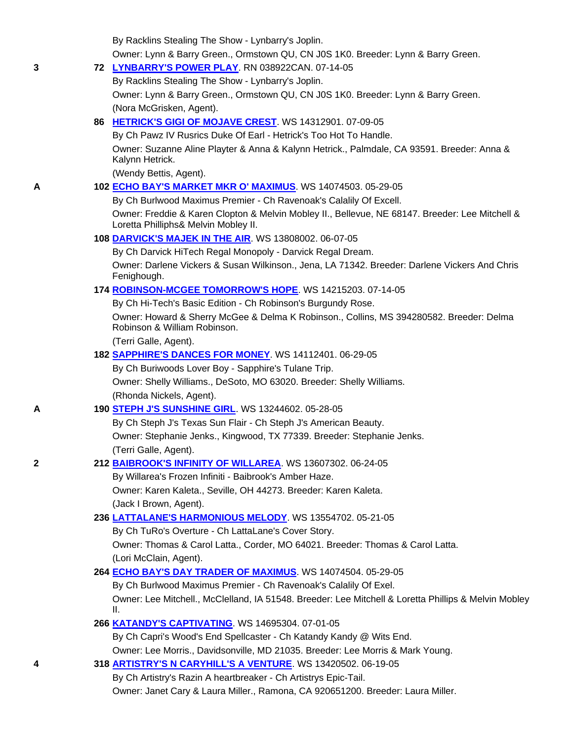By Racklins Stealing The Show - Lynbarry's Joplin.

Owner: Lynn & Barry Green., Ormstown QU, CN J0S 1K0. Breeder: Lynn & Barry Green.

3 **72 LYNBARRY'S POWER PLAY**. RN 038922CAN. 07-14-05

By Racklins Stealing The Show - Lynbarry's Joplin.

Owner: Lynn & Barry Green., Ormstown QU, CN J0S 1K0. Breeder: Lynn & Barry Green.

(Nora McGrisken, Agent).

**86 HETRICK'S GIGI OF MOJAVE CREST**. WS 14312901. 07-09-05

By Ch Pawz IV Rusrics Duke Of Earl - Hetrick's Too Hot To Handle.

Owner: Suzanne Aline Playter & Anna & Kalynn Hetrick., Palmdale, CA 93591. Breeder: Anna & Kalynn Hetrick.

(Wendy Bettis, Agent).

A **102 ECHO BAY'S MARKET MKR O' MAXIMUS**. WS 14074503. 05-29-05

By Ch Burlwood Maximus Premier - Ch Ravenoak's Calalily Of Excell.

Owner: Freddie & Karen Clopton & Melvin Mobley II., Bellevue, NE 68147. Breeder: Lee Mitchell & Loretta Phillipphs& Melvin Mobley II.

**108 DARVICK'S MAJEK IN THE AIR**. WS 13808002. 06-07-05

By Ch Darvick HiTech Regal Monopoly - Darvick Regal Dream.

Owner: Darlene Vickers & Susan Wilkinson., Jena, LA 71342. Breeder: Darlene Vickers And Chris Fenighough.

**174 ROBINSON-MCGEE TOMORROW'S HOPE**. WS 14215203. 07-14-05

By Ch Hi-Tech's Basic Edition - Ch Robinson's Burgundy Rose.

Owner: Howard & Sherry McGee & Delma K Robinson., Collins, MS 394280582. Breeder: Delma Robinson & William Robinson.

(Terri Galle, Agent).

**182 SAPPHIRE'S DANCES FOR MONEY**. WS 14112401. 06-29-05

By Ch Buriwoods Lover Boy - Sapphire's Tulane Trip.

Owner: Shelly Williams., DeSoto, MO 63020. Breeder: Shelly Williams.

(Rhonda Nickels, Agent).

A **190 STEPH J'S SUNSHINE GIRL**. WS 13244602. 05-28-05

By Ch Steph J's Texas Sun Flair - Ch Steph J's American Beauty.

Owner: Stephanie Jenks., Kingwood, TX 77339. Breeder: Stephanie Jenks.

(Terri Galle, Agent).

2 **212 BAIBROOK'S INFINITY OF WILLAREA**. WS 13607302. 06-24-05

By Willarea's Frozen Infiniti - Baibrook's Amber Haze.

Owner: Karen Kaleta., Seville, OH 44273. Breeder: Karen Kaleta.

(Jack I Brown, Agent).

**236 LATTALANE'S HARMONIOUS MELODY**. WS 13554702. 05-21-05

By Ch TuRo's Overture - Ch LattaLane's Cover Story.

Owner: Thomas & Carol Latta., Corder, MO 64021. Breeder: Thomas & Carol Latta.

(Lori McClain, Agent).

**264 ECHO BAY'S DAY TRADER OF MAXIMUS**. WS 14074504. 05-29-05

By Ch Burlwood Maximus Premier - Ch Ravenoak's Calalily Of Exel.

Owner: Lee Mitchell., McClelland, IA 51548. Breeder: Lee Mitchell & Loretta Phillips & Melvin Mobley II.

**266 KATANDY'S CAPTIVATING**. WS 14695304. 07-01-05

By Ch Capri's Wood's End Spellcaster - Ch Katandy Kandy @ Wits End.

Owner: Lee Morris., Davidsonville, MD 21035. Breeder: Lee Morris & Mark Young.

4 **318 ARTISTRY'S N CARYHILL'S A VENTURE**. WS 13420502. 06-19-05

By Ch Artistry's Razin A heartbreaker - Ch Artistrys Epic-Tail.

Owner: Janet Cary & Laura Miller., Ramona, CA 920651200. Breeder: Laura Miller.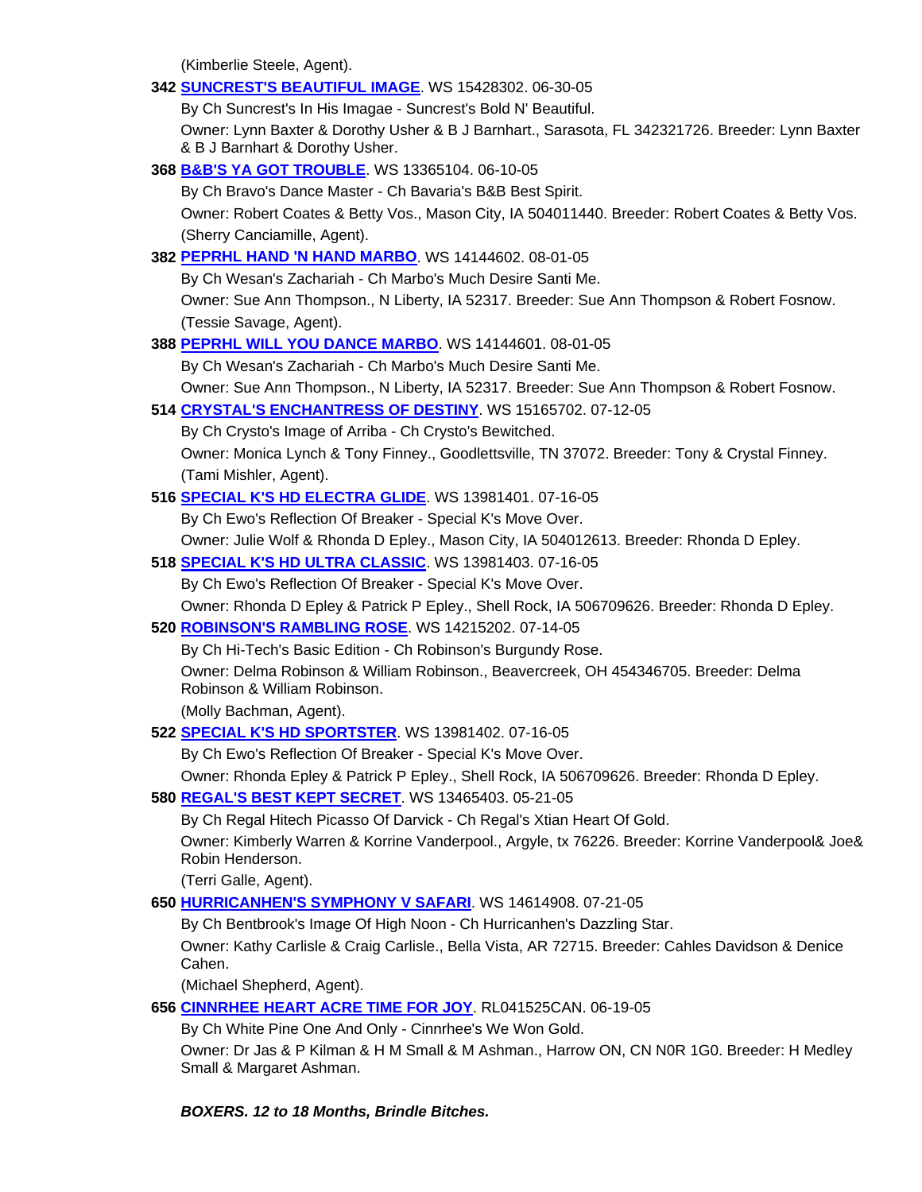(Kimberlie Steele, Agent).

**342** **SUNCREST'S BEAUTIFUL IMAGE**. WS 15428302. 06-30-05

By Ch Suncrest's In His Imagae - Suncrest's Bold N' Beautiful.

Owner: Lynn Baxter & Dorothy Usher & B J Barnhart., Sarasota, FL 342321726. Breeder: Lynn Baxter & B J Barnhart & Dorothy Usher.

**368** **B&B'S YA GOT TROUBLE**. WS 13365104. 06-10-05

By Ch Bravo's Dance Master - Ch Bavaria's B&B Best Spirit.

Owner: Robert Coates & Betty Vos., Mason City, IA 504011440. Breeder: Robert Coates & Betty Vos. (Sherry Canciamille, Agent).

**382** **PEPRHL HAND 'N HAND MARBO**. WS 14144602. 08-01-05

By Ch Wesan's Zachariah - Ch Marbo's Much Desire Santi Me.

Owner: Sue Ann Thompson., N Liberty, IA 52317. Breeder: Sue Ann Thompson & Robert Fosnow. (Tessie Savage, Agent).

**388** **PEPRHL WILL YOU DANCE MARBO**. WS 14144601. 08-01-05

By Ch Wesan's Zachariah - Ch Marbo's Much Desire Santi Me.

Owner: Sue Ann Thompson., N Liberty, IA 52317. Breeder: Sue Ann Thompson & Robert Fosnow.

**514** **CRYSTAL'S ENCHANTRESS OF DESTINY**. WS 15165702. 07-12-05

By Ch Crysto's Image of Arriba - Ch Crysto's Bewitched.

Owner: Monica Lynch & Tony Finney., Goodlettsville, TN 37072. Breeder: Tony & Crystal Finney. (Tami Mishler, Agent).

**516** **SPECIAL K'S HD ELECTRA GLIDE**. WS 13981401. 07-16-05

By Ch Ewo's Reflection Of Breaker - Special K's Move Over.

Owner: Julie Wolf & Rhonda D Epley., Mason City, IA 504012613. Breeder: Rhonda D Epley.

**518** **SPECIAL K'S HD ULTRA CLASSIC**. WS 13981403. 07-16-05

By Ch Ewo's Reflection Of Breaker - Special K's Move Over.

Owner: Rhonda D Epley & Patrick P Epley., Shell Rock, IA 506709626. Breeder: Rhonda D Epley.

**520** **ROBINSON'S RAMBLING ROSE**. WS 14215202. 07-14-05

By Ch Hi-Tech's Basic Edition - Ch Robinson's Burgundy Rose.

Owner: Delma Robinson & William Robinson., Beavercreek, OH 454346705. Breeder: Delma Robinson & William Robinson.

(Molly Bachman, Agent).

**522** **SPECIAL K'S HD SPORTSTER**. WS 13981402. 07-16-05

By Ch Ewo's Reflection Of Breaker - Special K's Move Over.

Owner: Rhonda Epley & Patrick P Epley., Shell Rock, IA 506709626. Breeder: Rhonda D Epley.

**580** **REGAL'S BEST KEPT SECRET**. WS 13465403. 05-21-05

By Ch Regal Hitech Picasso Of Darvick - Ch Regal's Xtian Heart Of Gold.

Owner: Kimberly Warren & Korrine Vanderpool., Argyle, tx 76226. Breeder: Korrine Vanderpool& Joe& Robin Henderson.

(Terri Galle, Agent).

**650** **HURRICANHEN'S SYMPHONY V SAFARI**. WS 14614908. 07-21-05

By Ch Bentbrook's Image Of High Noon - Ch Hurricanhen's Dazzling Star.

Owner: Kathy Carlisle & Craig Carlisle., Bella Vista, AR 72715. Breeder: Cahles Davidson & Denice Cahen.

(Michael Shepherd, Agent).

**656** **CINNRHEE HEART ACRE TIME FOR JOY**. RL041525CAN. 06-19-05

By Ch White Pine One And Only - Cinnrhee's We Won Gold.

Owner: Dr Jas & P Kilman & H M Small & M Ashman., Harrow ON, CN N0R 1G0. Breeder: H Medley Small & Margaret Ashman.

***BOXERS. 12 to 18 Months, Brindle Bitches.***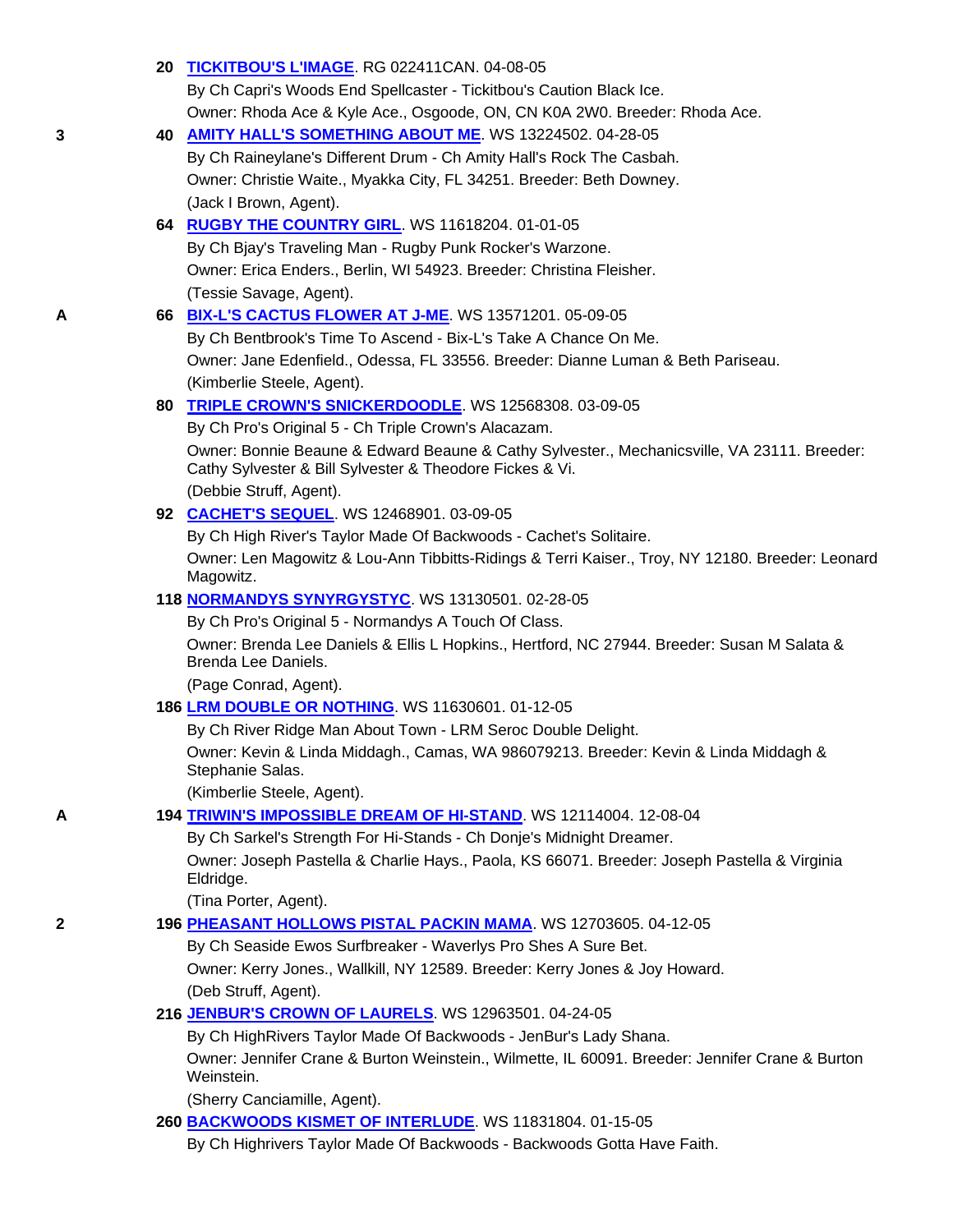20 **TICKITBOU'S L'IMAGE**. RG 022411CAN. 04-08-05
By Ch Capri's Woods End Spellcaster - Tickitbou's Caution Black Ice.
Owner: Rhoda Ace & Kyle Ace., Osgoode, ON, CN K0A 2W0. Breeder: Rhoda Ace.

3 — 40 **AMITY HALL'S SOMETHING ABOUT ME**. WS 13224502. 04-28-05
By Ch Raineylane's Different Drum - Ch Amity Hall's Rock The Casbah.
Owner: Christie Waite., Myakka City, FL 34251. Breeder: Beth Downey.
(Jack I Brown, Agent).

64 **RUGBY THE COUNTRY GIRL**. WS 11618204. 01-01-05
By Ch Bjay's Traveling Man - Rugby Punk Rocker's Warzone.
Owner: Erica Enders., Berlin, WI 54923. Breeder: Christina Fleisher.
(Tessie Savage, Agent).

A — 66 **BIX-L'S CACTUS FLOWER AT J-ME**. WS 13571201. 05-09-05
By Ch Bentbrook's Time To Ascend - Bix-L's Take A Chance On Me.
Owner: Jane Edenfield., Odessa, FL 33556. Breeder: Dianne Luman & Beth Pariseau.
(Kimberlie Steele, Agent).

80 **TRIPLE CROWN'S SNICKERDOODLE**. WS 12568308. 03-09-05
By Ch Pro's Original 5 - Ch Triple Crown's Alacazam.
Owner: Bonnie Beaune & Edward Beaune & Cathy Sylvester., Mechanicsville, VA 23111. Breeder: Cathy Sylvester & Bill Sylvester & Theodore Fickes & Vi.
(Debbie Struff, Agent).

92 **CACHET'S SEQUEL**. WS 12468901. 03-09-05
By Ch High River's Taylor Made Of Backwoods - Cachet's Solitaire.
Owner: Len Magowitz & Lou-Ann Tibbitts-Ridings & Terri Kaiser., Troy, NY 12180. Breeder: Leonard Magowitz.

118 **NORMANDYS SYNYRGYSTYC**. WS 13130501. 02-28-05
By Ch Pro's Original 5 - Normandys A Touch Of Class.
Owner: Brenda Lee Daniels & Ellis L Hopkins., Hertford, NC 27944. Breeder: Susan M Salata & Brenda Lee Daniels.
(Page Conrad, Agent).

186 **LRM DOUBLE OR NOTHING**. WS 11630601. 01-12-05
By Ch River Ridge Man About Town - LRM Seroc Double Delight.
Owner: Kevin & Linda Middagh., Camas, WA 986079213. Breeder: Kevin & Linda Middagh & Stephanie Salas.
(Kimberlie Steele, Agent).

A — 194 **TRIWIN'S IMPOSSIBLE DREAM OF HI-STAND**. WS 12114004. 12-08-04
By Ch Sarkel's Strength For Hi-Stands - Ch Donje's Midnight Dreamer.
Owner: Joseph Pastella & Charlie Hays., Paola, KS 66071. Breeder: Joseph Pastella & Virginia Eldridge.
(Tina Porter, Agent).

2 — 196 **PHEASANT HOLLOWS PISTAL PACKIN MAMA**. WS 12703605. 04-12-05
By Ch Seaside Ewos Surfbreaker - Waverlys Pro Shes A Sure Bet.
Owner: Kerry Jones., Wallkill, NY 12589. Breeder: Kerry Jones & Joy Howard.
(Deb Struff, Agent).

216 **JENBUR'S CROWN OF LAURELS**. WS 12963501. 04-24-05
By Ch HighRivers Taylor Made Of Backwoods - JenBur's Lady Shana.
Owner: Jennifer Crane & Burton Weinstein., Wilmette, IL 60091. Breeder: Jennifer Crane & Burton Weinstein.
(Sherry Canciamille, Agent).

260 **BACKWOODS KISMET OF INTERLUDE**. WS 11831804. 01-15-05
By Ch Highrivers Taylor Made Of Backwoods - Backwoods Gotta Have Faith.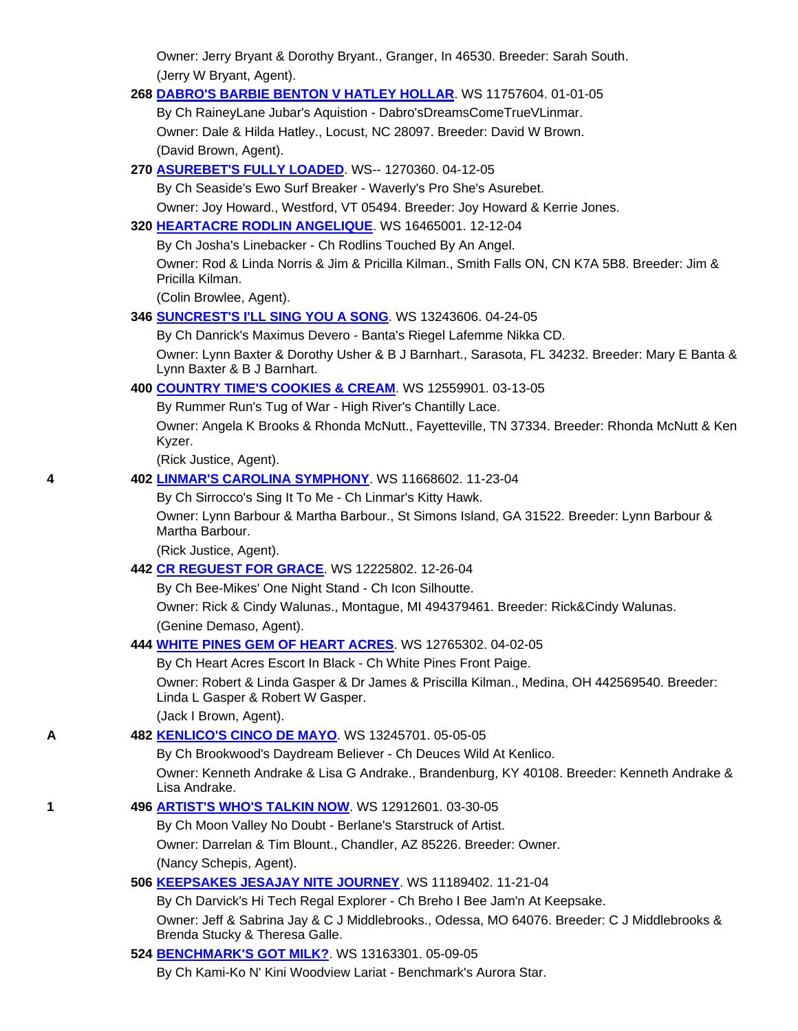Owner: Jerry Bryant & Dorothy Bryant., Granger, In 46530. Breeder: Sarah South.
(Jerry W Bryant, Agent).

**268** **DABRO'S BARBIE BENTON V HATLEY HOLLAR**. WS 11757604. 01-01-05
By Ch RaineyLane Jubar's Aquistion - Dabro'sDreamsComeTrueVLinmar.
Owner: Dale & Hilda Hatley., Locust, NC 28097. Breeder: David W Brown.
(David Brown, Agent).

**270** **ASUREBET'S FULLY LOADED**. WS-- 1270360. 04-12-05
By Ch Seaside's Ewo Surf Breaker - Waverly's Pro She's Asurebet.
Owner: Joy Howard., Westford, VT 05494. Breeder: Joy Howard & Kerrie Jones.

**320** **HEARTACRE RODLIN ANGELIQUE**. WS 16465001. 12-12-04
By Ch Josha's Linebacker - Ch Rodlins Touched By An Angel.
Owner: Rod & Linda Norris & Jim & Pricilla Kilman., Smith Falls ON, CN K7A 5B8. Breeder: Jim & Pricilla Kilman.
(Colin Browlee, Agent).

**346** **SUNCREST'S I'LL SING YOU A SONG**. WS 13243606. 04-24-05
By Ch Danrick's Maximus Devero - Banta's Riegel Lafemme Nikka CD.
Owner: Lynn Baxter & Dorothy Usher & B J Barnhart., Sarasota, FL 34232. Breeder: Mary E Banta & Lynn Baxter & B J Barnhart.

**400** **COUNTRY TIME'S COOKIES & CREAM**. WS 12559901. 03-13-05
By Rummer Run's Tug of War - High River's Chantilly Lace.
Owner: Angela K Brooks & Rhonda McNutt., Fayetteville, TN 37334. Breeder: Rhonda McNutt & Ken Kyzer.
(Rick Justice, Agent).

4 **402** **LINMAR'S CAROLINA SYMPHONY**. WS 11668602. 11-23-04
By Ch Sirrocco's Sing It To Me - Ch Linmar's Kitty Hawk.
Owner: Lynn Barbour & Martha Barbour., St Simons Island, GA 31522. Breeder: Lynn Barbour & Martha Barbour.
(Rick Justice, Agent).

**442** **CR REGUEST FOR GRACE**. WS 12225802. 12-26-04
By Ch Bee-Mikes' One Night Stand - Ch Icon Silhoutte.
Owner: Rick & Cindy Walunas., Montague, MI 494379461. Breeder: Rick&Cindy Walunas.
(Genine Demaso, Agent).

**444** **WHITE PINES GEM OF HEART ACRES**. WS 12765302. 04-02-05
By Ch Heart Acres Escort In Black - Ch White Pines Front Paige.
Owner: Robert & Linda Gasper & Dr James & Priscilla Kilman., Medina, OH 442569540. Breeder: Linda L Gasper & Robert W Gasper.
(Jack I Brown, Agent).

A **482** **KENLICO'S CINCO DE MAYO**. WS 13245701. 05-05-05
By Ch Brookwood's Daydream Believer - Ch Deuces Wild At Kenlico.
Owner: Kenneth Andrake & Lisa G Andrake., Brandenburg, KY 40108. Breeder: Kenneth Andrake & Lisa Andrake.

1 **496** **ARTIST'S WHO'S TALKIN NOW**. WS 12912601. 03-30-05
By Ch Moon Valley No Doubt - Berlane's Starstruck of Artist.
Owner: Darrelan & Tim Blount., Chandler, AZ 85226. Breeder: Owner.
(Nancy Schepis, Agent).

**506** **KEEPSAKES JESAJAY NITE JOURNEY**. WS 11189402. 11-21-04
By Ch Darvick's Hi Tech Regal Explorer - Ch Breho I Bee Jam'n At Keepsake.
Owner: Jeff & Sabrina Jay & C J Middlebrooks., Odessa, MO 64076. Breeder: C J Middlebrooks & Brenda Stucky & Theresa Galle.

**524** **BENCHMARK'S GOT MILK?**. WS 13163301. 05-09-05
By Ch Kami-Ko N' Kini Woodview Lariat - Benchmark's Aurora Star.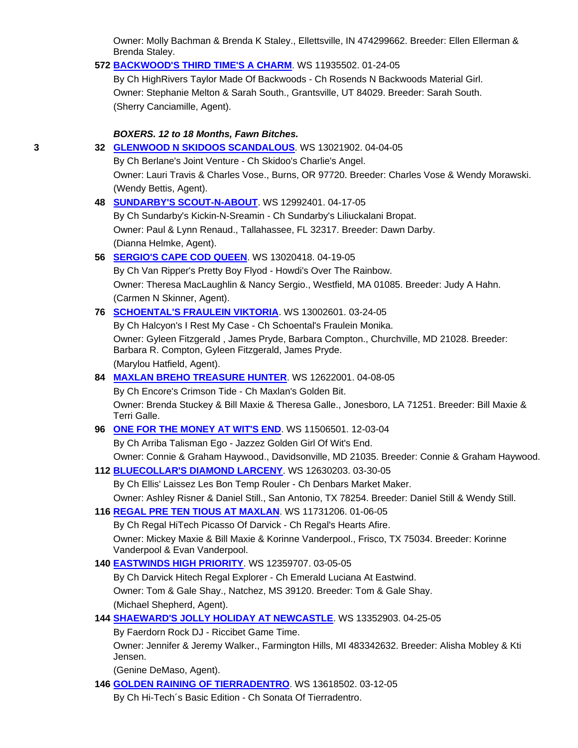Owner: Molly Bachman & Brenda K Staley., Ellettsville, IN 474299662. Breeder: Ellen Ellerman & Brenda Staley.

**572** **BACKWOOD'S THIRD TIME'S A CHARM**. WS 11935502. 01-24-05

By Ch HighRivers Taylor Made Of Backwoods - Ch Rosends N Backwoods Material Girl.

Owner: Stephanie Melton & Sarah South., Grantsville, UT 84029. Breeder: Sarah South.

(Sherry Canciamille, Agent).

***BOXERS. 12 to 18 Months, Fawn Bitches.***

3 **32** **GLENWOOD N SKIDOOS SCANDALOUS**. WS 13021902. 04-04-05

By Ch Berlane's Joint Venture - Ch Skidoo's Charlie's Angel.

Owner: Lauri Travis & Charles Vose., Burns, OR 97720. Breeder: Charles Vose & Wendy Morawski.

(Wendy Bettis, Agent).

**48** **SUNDARBY'S SCOUT-N-ABOUT**. WS 12992401. 04-17-05

By Ch Sundarby's Kickin-N-Sreamin - Ch Sundarby's Liliuckalani Bropat.

Owner: Paul & Lynn Renaud., Tallahassee, FL 32317. Breeder: Dawn Darby.

(Dianna Helmke, Agent).

**56** **SERGIO'S CAPE COD QUEEN**. WS 13020418. 04-19-05

By Ch Van Ripper's Pretty Boy Flyod - Howdi's Over The Rainbow.

Owner: Theresa MacLaughlin & Nancy Sergio., Westfield, MA 01085. Breeder: Judy A Hahn.

(Carmen N Skinner, Agent).

**76** **SCHOENTAL'S FRAULEIN VIKTORIA**. WS 13002601. 03-24-05

By Ch Halcyon's I Rest My Case - Ch Schoental's Fraulein Monika.

Owner: Gyleen Fitzgerald , James Pryde, Barbara Compton., Churchville, MD 21028. Breeder: Barbara R. Compton, Gyleen Fitzgerald, James Pryde.

(Marylou Hatfield, Agent).

**84** **MAXLAN BREHO TREASURE HUNTER**. WS 12622001. 04-08-05

By Ch Encore's Crimson Tide - Ch Maxlan's Golden Bit.

Owner: Brenda Stuckey & Bill Maxie & Theresa Galle., Jonesboro, LA 71251. Breeder: Bill Maxie & Terri Galle.

**96** **ONE FOR THE MONEY AT WIT'S END**. WS 11506501. 12-03-04

By Ch Arriba Talisman Ego - Jazzez Golden Girl Of Wit's End.

Owner: Connie & Graham Haywood., Davidsonville, MD 21035. Breeder: Connie & Graham Haywood.

**112** **BLUECOLLAR'S DIAMOND LARCENY**. WS 12630203. 03-30-05

By Ch Ellis' Laissez Les Bon Temp Rouler - Ch Denbars Market Maker.

Owner: Ashley Risner & Daniel Still., San Antonio, TX 78254. Breeder: Daniel Still & Wendy Still.

**116** **REGAL PRE TEN TIOUS AT MAXLAN**. WS 11731206. 01-06-05

By Ch Regal HiTech Picasso Of Darvick - Ch Regal's Hearts Afire.

Owner: Mickey Maxie & Bill Maxie & Korinne Vanderpool., Frisco, TX 75034. Breeder: Korinne Vanderpool & Evan Vanderpool.

**140** **EASTWINDS HIGH PRIORITY**. WS 12359707. 03-05-05

By Ch Darvick Hitech Regal Explorer - Ch Emerald Luciana At Eastwind.

Owner: Tom & Gale Shay., Natchez, MS 39120. Breeder: Tom & Gale Shay.

(Michael Shepherd, Agent).

**144** **SHAEWARD'S JOLLY HOLIDAY AT NEWCASTLE**. WS 13352903. 04-25-05

By Faerdorn Rock DJ - Riccibet Game Time.

Owner: Jennifer & Jeremy Walker., Farmington Hills, MI 483342632. Breeder: Alisha Mobley & Kti Jensen.

(Genine DeMaso, Agent).

**146** **GOLDEN RAINING OF TIERRADENTRO**. WS 13618502. 03-12-05

By Ch Hi-Tech´s Basic Edition - Ch Sonata Of Tierradentro.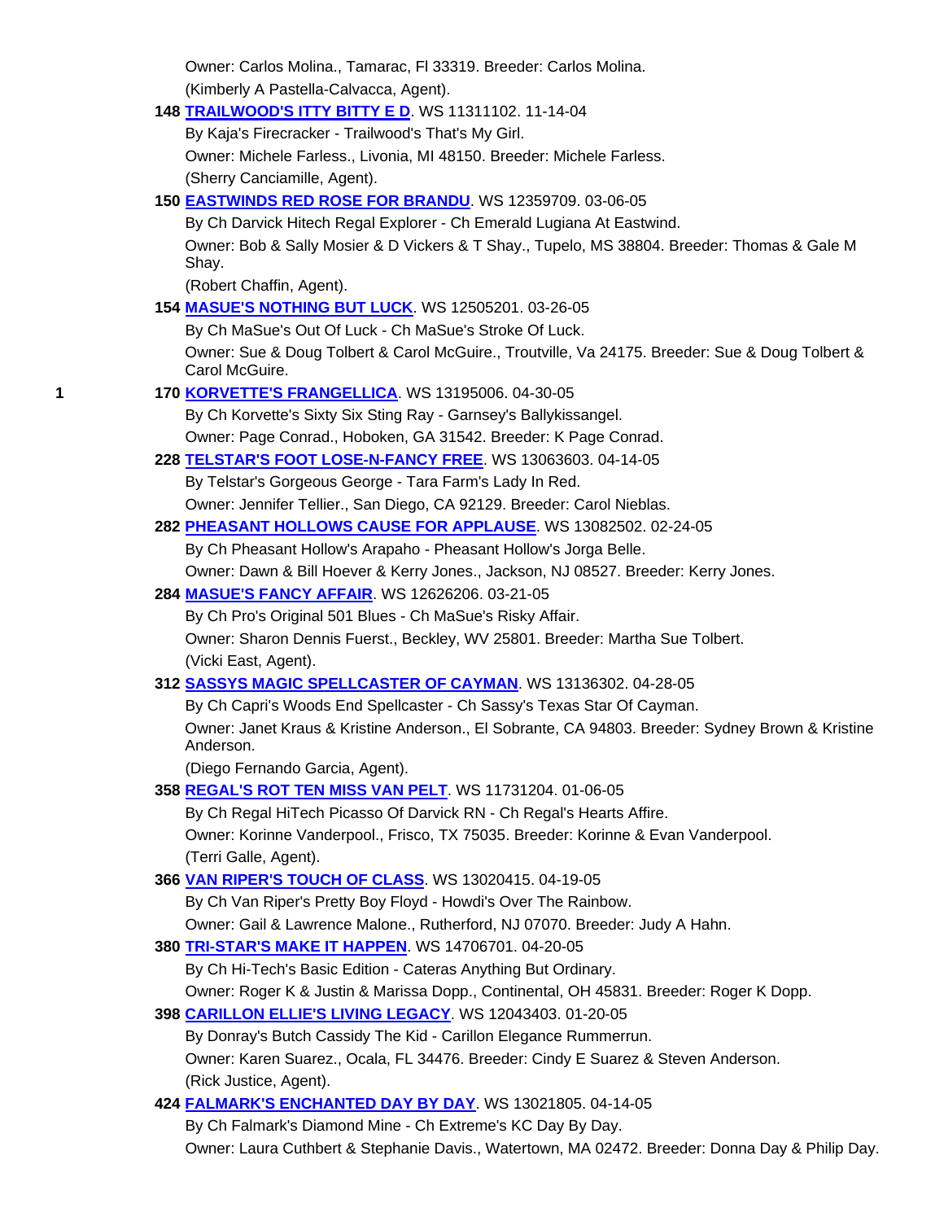Owner: Carlos Molina., Tamarac, Fl 33319. Breeder: Carlos Molina.
(Kimberly A Pastella-Calvacca, Agent).

**148** **TRAILWOOD'S ITTY BITTY E D**. WS 11311102. 11-14-04
By Kaja's Firecracker - Trailwood's That's My Girl.
Owner: Michele Farless., Livonia, MI 48150. Breeder: Michele Farless.
(Sherry Canciamille, Agent).

**150** **EASTWINDS RED ROSE FOR BRANDU**. WS 12359709. 03-06-05
By Ch Darvick Hitech Regal Explorer - Ch Emerald Lugiana At Eastwind.
Owner: Bob & Sally Mosier & D Vickers & T Shay., Tupelo, MS 38804. Breeder: Thomas & Gale M Shay.
(Robert Chaffin, Agent).

**154** **MASUE'S NOTHING BUT LUCK**. WS 12505201. 03-26-05
By Ch MaSue's Out Of Luck - Ch MaSue's Stroke Of Luck.
Owner: Sue & Doug Tolbert & Carol McGuire., Troutville, Va 24175. Breeder: Sue & Doug Tolbert & Carol McGuire.

1 **170** **KORVETTE'S FRANGELLICA**. WS 13195006. 04-30-05
By Ch Korvette's Sixty Six Sting Ray - Garnsey's Ballykissangel.
Owner: Page Conrad., Hoboken, GA 31542. Breeder: K Page Conrad.

**228** **TELSTAR'S FOOT LOSE-N-FANCY FREE**. WS 13063603. 04-14-05
By Telstar's Gorgeous George - Tara Farm's Lady In Red.
Owner: Jennifer Tellier., San Diego, CA 92129. Breeder: Carol Nieblas.

**282** **PHEASANT HOLLOWS CAUSE FOR APPLAUSE**. WS 13082502. 02-24-05
By Ch Pheasant Hollow's Arapaho - Pheasant Hollow's Jorga Belle.
Owner: Dawn & Bill Hoever & Kerry Jones., Jackson, NJ 08527. Breeder: Kerry Jones.

**284** **MASUE'S FANCY AFFAIR**. WS 12626206. 03-21-05
By Ch Pro's Original 501 Blues - Ch MaSue's Risky Affair.
Owner: Sharon Dennis Fuerst., Beckley, WV 25801. Breeder: Martha Sue Tolbert.
(Vicki East, Agent).

**312** **SASSYS MAGIC SPELLCASTER OF CAYMAN**. WS 13136302. 04-28-05
By Ch Capri's Woods End Spellcaster - Ch Sassy's Texas Star Of Cayman.
Owner: Janet Kraus & Kristine Anderson., El Sobrante, CA 94803. Breeder: Sydney Brown & Kristine Anderson.
(Diego Fernando Garcia, Agent).

**358** **REGAL'S ROT TEN MISS VAN PELT**. WS 11731204. 01-06-05
By Ch Regal HiTech Picasso Of Darvick RN - Ch Regal's Hearts Affire.
Owner: Korinne Vanderpool., Frisco, TX 75035. Breeder: Korinne & Evan Vanderpool.
(Terri Galle, Agent).

**366** **VAN RIPER'S TOUCH OF CLASS**. WS 13020415. 04-19-05
By Ch Van Riper's Pretty Boy Floyd - Howdi's Over The Rainbow.
Owner: Gail & Lawrence Malone., Rutherford, NJ 07070. Breeder: Judy A Hahn.

**380** **TRI-STAR'S MAKE IT HAPPEN**. WS 14706701. 04-20-05
By Ch Hi-Tech's Basic Edition - Cateras Anything But Ordinary.
Owner: Roger K & Justin & Marissa Dopp., Continental, OH 45831. Breeder: Roger K Dopp.

**398** **CARILLON ELLIE'S LIVING LEGACY**. WS 12043403. 01-20-05
By Donray's Butch Cassidy The Kid - Carillon Elegance Rummerrun.
Owner: Karen Suarez., Ocala, FL 34476. Breeder: Cindy E Suarez & Steven Anderson.
(Rick Justice, Agent).

**424** **FALMARK'S ENCHANTED DAY BY DAY**. WS 13021805. 04-14-05
By Ch Falmark's Diamond Mine - Ch Extreme's KC Day By Day.
Owner: Laura Cuthbert & Stephanie Davis., Watertown, MA 02472. Breeder: Donna Day & Philip Day.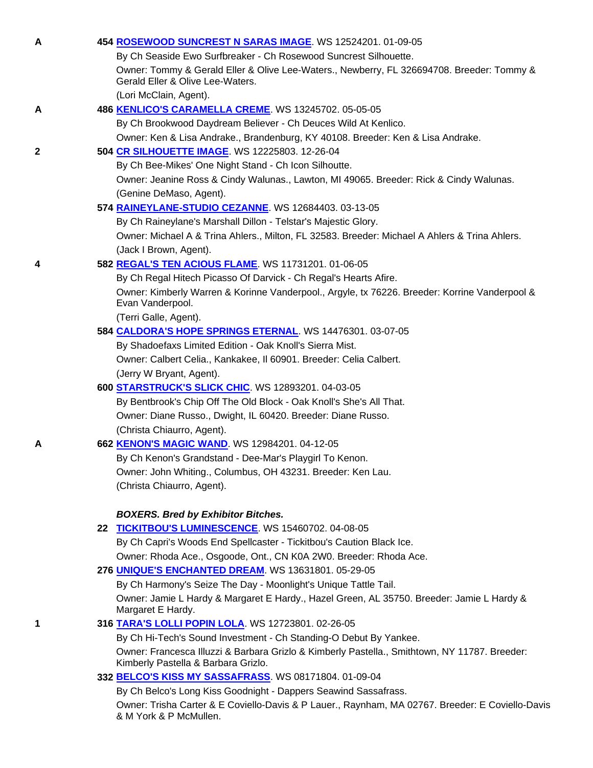A 454 **ROSEWOOD SUNCREST N SARAS IMAGE**. WS 12524201. 01-09-05
By Ch Seaside Ewo Surfbreaker - Ch Rosewood Suncrest Silhouette.
Owner: Tommy & Gerald Eller & Olive Lee-Waters., Newberry, FL 326694708. Breeder: Tommy & Gerald Eller & Olive Lee-Waters.
(Lori McClain, Agent).

A 486 **KENLICO'S CARAMELLA CREME**. WS 13245702. 05-05-05
By Ch Brookwood Daydream Believer - Ch Deuces Wild At Kenlico.
Owner: Ken & Lisa Andrake., Brandenburg, KY 40108. Breeder: Ken & Lisa Andrake.

2 504 **CR SILHOUETTE IMAGE**. WS 12225803. 12-26-04
By Ch Bee-Mikes' One Night Stand - Ch Icon Silhoutte.
Owner: Jeanine Ross & Cindy Walunas., Lawton, MI 49065. Breeder: Rick & Cindy Walunas.
(Genine DeMaso, Agent).

574 **RAINEYLANE-STUDIO CEZANNE**. WS 12684403. 03-13-05
By Ch Raineylane's Marshall Dillon - Telstar's Majestic Glory.
Owner: Michael A & Trina Ahlers., Milton, FL 32583. Breeder: Michael A Ahlers & Trina Ahlers.
(Jack I Brown, Agent).

4 582 **REGAL'S TEN ACIOUS FLAME**. WS 11731201. 01-06-05
By Ch Regal Hitech Picasso Of Darvick - Ch Regal's Hearts Afire.
Owner: Kimberly Warren & Korinne Vanderpool., Argyle, tx 76226. Breeder: Korrine Vanderpool & Evan Vanderpool.
(Terri Galle, Agent).

584 **CALDORA'S HOPE SPRINGS ETERNAL**. WS 14476301. 03-07-05
By Shadoefaxs Limited Edition - Oak Knoll's Sierra Mist.
Owner: Calbert Celia., Kankakee, Il 60901. Breeder: Celia Calbert.
(Jerry W Bryant, Agent).

600 **STARSTRUCK'S SLICK CHIC**. WS 12893201. 04-03-05
By Bentbrook's Chip Off The Old Block - Oak Knoll's She's All That.
Owner: Diane Russo., Dwight, IL 60420. Breeder: Diane Russo.
(Christa Chiaurro, Agent).

A 662 **KENON'S MAGIC WAND**. WS 12984201. 04-12-05
By Ch Kenon's Grandstand - Dee-Mar's Playgirl To Kenon.
Owner: John Whiting., Columbus, OH 43231. Breeder: Ken Lau.
(Christa Chiaurro, Agent).

***BOXERS. Bred by Exhibitor Bitches.***

22 **TICKITBOU'S LUMINESCENCE**. WS 15460702. 04-08-05
By Ch Capri's Woods End Spellcaster - Tickitbou's Caution Black Ice.
Owner: Rhoda Ace., Osgoode, Ont., CN K0A 2W0. Breeder: Rhoda Ace.

276 **UNIQUE'S ENCHANTED DREAM**. WS 13631801. 05-29-05
By Ch Harmony's Seize The Day - Moonlight's Unique Tattle Tail.
Owner: Jamie L Hardy & Margaret E Hardy., Hazel Green, AL 35750. Breeder: Jamie L Hardy & Margaret E Hardy.

1 316 **TARA'S LOLLI POPIN LOLA**. WS 12723801. 02-26-05
By Ch Hi-Tech's Sound Investment - Ch Standing-O Debut By Yankee.
Owner: Francesca Illuzzi & Barbara Grizlo & Kimberly Pastella., Smithtown, NY 11787. Breeder: Kimberly Pastella & Barbara Grizlo.

332 **BELCO'S KISS MY SASSAFRASS**. WS 08171804. 01-09-04
By Ch Belco's Long Kiss Goodnight - Dappers Seawind Sassafrass.
Owner: Trisha Carter & E Coviello-Davis & P Lauer., Raynham, MA 02767. Breeder: E Coviello-Davis & M York & P McMullen.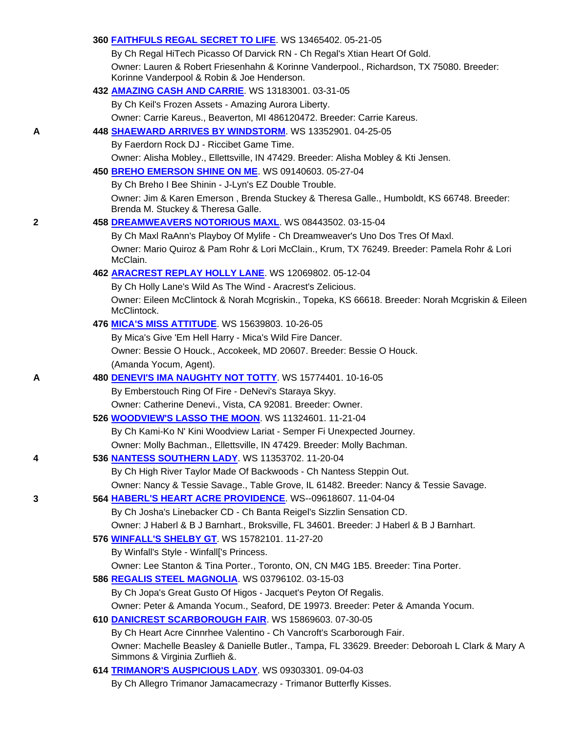360 **FAITHFULS REGAL SECRET TO LIFE**. WS 13465402. 05-21-05

By Ch Regal HiTech Picasso Of Darvick RN - Ch Regal's Xtian Heart Of Gold.

Owner: Lauren & Robert Friesenhahn & Korinne Vanderpool., Richardson, TX 75080. Breeder: Korinne Vanderpool & Robin & Joe Henderson.

432 **AMAZING CASH AND CARRIE**. WS 13183001. 03-31-05

By Ch Keil's Frozen Assets - Amazing Aurora Liberty.

Owner: Carrie Kareus., Beaverton, MI 486120472. Breeder: Carrie Kareus.

A 448 **SHAEWARD ARRIVES BY WINDSTORM**. WS 13352901. 04-25-05

By Faerdorn Rock DJ - Riccibet Game Time.

Owner: Alisha Mobley., Ellettsville, IN 47429. Breeder: Alisha Mobley & Kti Jensen.

450 **BREHO EMERSON SHINE ON ME**. WS 09140603. 05-27-04

By Ch Breho I Bee Shinin - J-Lyn's EZ Double Trouble.

Owner: Jim & Karen Emerson , Brenda Stuckey & Theresa Galle., Humboldt, KS 66748. Breeder: Brenda M. Stuckey & Theresa Galle.

2 458 **DREAMWEAVERS NOTORIOUS MAXL**. WS 08443502. 03-15-04

By Ch Maxl RaAnn's Playboy Of Mylife - Ch Dreamweaver's Uno Dos Tres Of Maxl.

Owner: Mario Quiroz & Pam Rohr & Lori McClain., Krum, TX 76249. Breeder: Pamela Rohr & Lori McClain.

462 **ARACREST REPLAY HOLLY LANE**. WS 12069802. 05-12-04

By Ch Holly Lane's Wild As The Wind - Aracrest's Zelicious.

Owner: Eileen McClintock & Norah Mcgriskin., Topeka, KS 66618. Breeder: Norah Mcgriskin & Eileen McClintock.

476 **MICA'S MISS ATTITUDE**. WS 15639803. 10-26-05

By Mica's Give 'Em Hell Harry - Mica's Wild Fire Dancer.

Owner: Bessie O Houck., Accokeek, MD 20607. Breeder: Bessie O Houck.

(Amanda Yocum, Agent).

A 480 **DENEVI'S IMA NAUGHTY NOT TOTTY**. WS 15774401. 10-16-05

By Emberstouch Ring Of Fire - DeNevi's Staraya Skyy.

Owner: Catherine Denevi., Vista, CA 92081. Breeder: Owner.

526 **WOODVIEW'S LASSO THE MOON**. WS 11324601. 11-21-04

By Ch Kami-Ko N' Kini Woodview Lariat - Semper Fi Unexpected Journey.

Owner: Molly Bachman., Ellettsville, IN 47429. Breeder: Molly Bachman.

4 536 **NANTESS SOUTHERN LADY**. WS 11353702. 11-20-04

By Ch High River Taylor Made Of Backwoods - Ch Nantess Steppin Out.

Owner: Nancy & Tessie Savage., Table Grove, IL 61482. Breeder: Nancy & Tessie Savage.

3 564 **HABERL'S HEART ACRE PROVIDENCE**. WS--09618607. 11-04-04

By Ch Josha's Linebacker CD - Ch Banta Reigel's Sizzlin Sensation CD.

Owner: J Haberl & B J Barnhart., Broksville, FL 34601. Breeder: J Haberl & B J Barnhart.

576 **WINFALL'S SHELBY GT**. WS 15782101. 11-27-20

By Winfall's Style - Winfall['s Princess.

Owner: Lee Stanton & Tina Porter., Toronto, ON, CN M4G 1B5. Breeder: Tina Porter.

586 **REGALIS STEEL MAGNOLIA**. WS 03796102. 03-15-03

By Ch Jopa's Great Gusto Of Higos - Jacquet's Peyton Of Regalis.

Owner: Peter & Amanda Yocum., Seaford, DE 19973. Breeder: Peter & Amanda Yocum.

610 **DANICREST SCARBOROUGH FAIR**. WS 15869603. 07-30-05

By Ch Heart Acre Cinnrhee Valentino - Ch Vancroft's Scarborough Fair.

Owner: Machelle Beasley & Danielle Butler., Tampa, FL 33629. Breeder: Deboroah L Clark & Mary A Simmons & Virginia Zurflieh &.

614 **TRIMANOR'S AUSPICIOUS LADY**. WS 09303301. 09-04-03

By Ch Allegro Trimanor Jamacamecrazy - Trimanor Butterfly Kisses.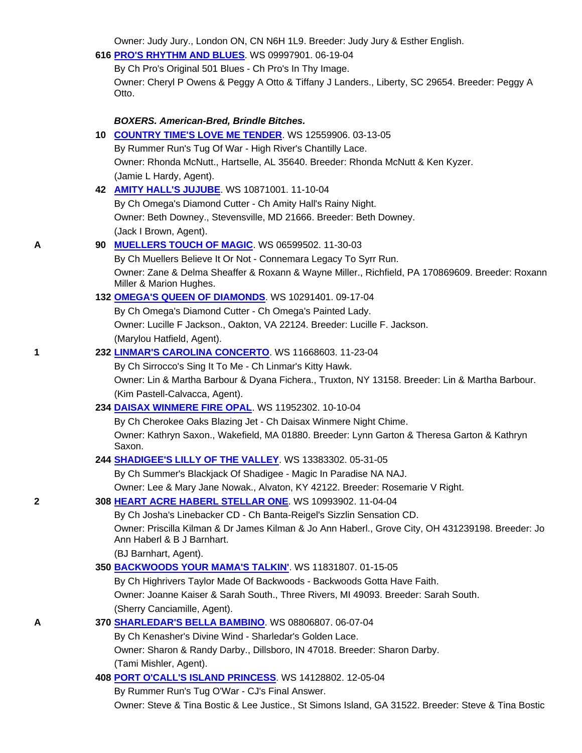Owner: Judy Jury., London ON, CN N6H 1L9. Breeder: Judy Jury & Esther English.

**616 PRO'S RHYTHM AND BLUES**. WS 09997901. 06-19-04
By Ch Pro's Original 501 Blues - Ch Pro's In Thy Image.
Owner: Cheryl P Owens & Peggy A Otto & Tiffany J Landers., Liberty, SC 29654. Breeder: Peggy A Otto.

***BOXERS. American-Bred, Brindle Bitches.***

**10 COUNTRY TIME'S LOVE ME TENDER**. WS 12559906. 03-13-05
By Rummer Run's Tug Of War - High River's Chantilly Lace.
Owner: Rhonda McNutt., Hartselle, AL 35640. Breeder: Rhonda McNutt & Ken Kyzer.
(Jamie L Hardy, Agent).

**42 AMITY HALL'S JUJUBE**. WS 10871001. 11-10-04
By Ch Omega's Diamond Cutter - Ch Amity Hall's Rainy Night.
Owner: Beth Downey., Stevensville, MD 21666. Breeder: Beth Downey.
(Jack I Brown, Agent).

A **90 MUELLERS TOUCH OF MAGIC**. WS 06599502. 11-30-03
By Ch Muellers Believe It Or Not - Connemara Legacy To Syrr Run.
Owner: Zane & Delma Sheaffer & Roxann & Wayne Miller., Richfield, PA 170869609. Breeder: Roxann Miller & Marion Hughes.

**132 OMEGA'S QUEEN OF DIAMONDS**. WS 10291401. 09-17-04
By Ch Omega's Diamond Cutter - Ch Omega's Painted Lady.
Owner: Lucille F Jackson., Oakton, VA 22124. Breeder: Lucille F. Jackson.
(Marylou Hatfield, Agent).

1 **232 LINMAR'S CAROLINA CONCERTO**. WS 11668603. 11-23-04
By Ch Sirrocco's Sing It To Me - Ch Linmar's Kitty Hawk.
Owner: Lin & Martha Barbour & Dyana Fichera., Truxton, NY 13158. Breeder: Lin & Martha Barbour.
(Kim Pastell-Calvacca, Agent).

**234 DAISAX WINMERE FIRE OPAL**. WS 11952302. 10-10-04
By Ch Cherokee Oaks Blazing Jet - Ch Daisax Winmere Night Chime.
Owner: Kathryn Saxon., Wakefield, MA 01880. Breeder: Lynn Garton & Theresa Garton & Kathryn Saxon.

**244 SHADIGEE'S LILLY OF THE VALLEY**. WS 13383302. 05-31-05
By Ch Summer's Blackjack Of Shadigee - Magic In Paradise NA NAJ.
Owner: Lee & Mary Jane Nowak., Alvaton, KY 42122. Breeder: Rosemarie V Right.

2 **308 HEART ACRE HABERL STELLAR ONE**. WS 10993902. 11-04-04
By Ch Josha's Linebacker CD - Ch Banta-Reigel's Sizzlin Sensation CD.
Owner: Priscilla Kilman & Dr James Kilman & Jo Ann Haberl., Grove City, OH 431239198. Breeder: Jo Ann Haberl & B J Barnhart.
(BJ Barnhart, Agent).

**350 BACKWOODS YOUR MAMA'S TALKIN'**. WS 11831807. 01-15-05
By Ch Highrivers Taylor Made Of Backwoods - Backwoods Gotta Have Faith.
Owner: Joanne Kaiser & Sarah South., Three Rivers, MI 49093. Breeder: Sarah South.
(Sherry Canciamille, Agent).

A **370 SHARLEDAR'S BELLA BAMBINO**. WS 08806807. 06-07-04
By Ch Kenasher's Divine Wind - Sharledar's Golden Lace.
Owner: Sharon & Randy Darby., Dillsboro, IN 47018. Breeder: Sharon Darby.
(Tami Mishler, Agent).

**408 PORT O'CALL'S ISLAND PRINCESS**. WS 14128802. 12-05-04
By Rummer Run's Tug O'War - CJ's Final Answer.
Owner: Steve & Tina Bostic & Lee Justice., St Simons Island, GA 31522. Breeder: Steve & Tina Bostic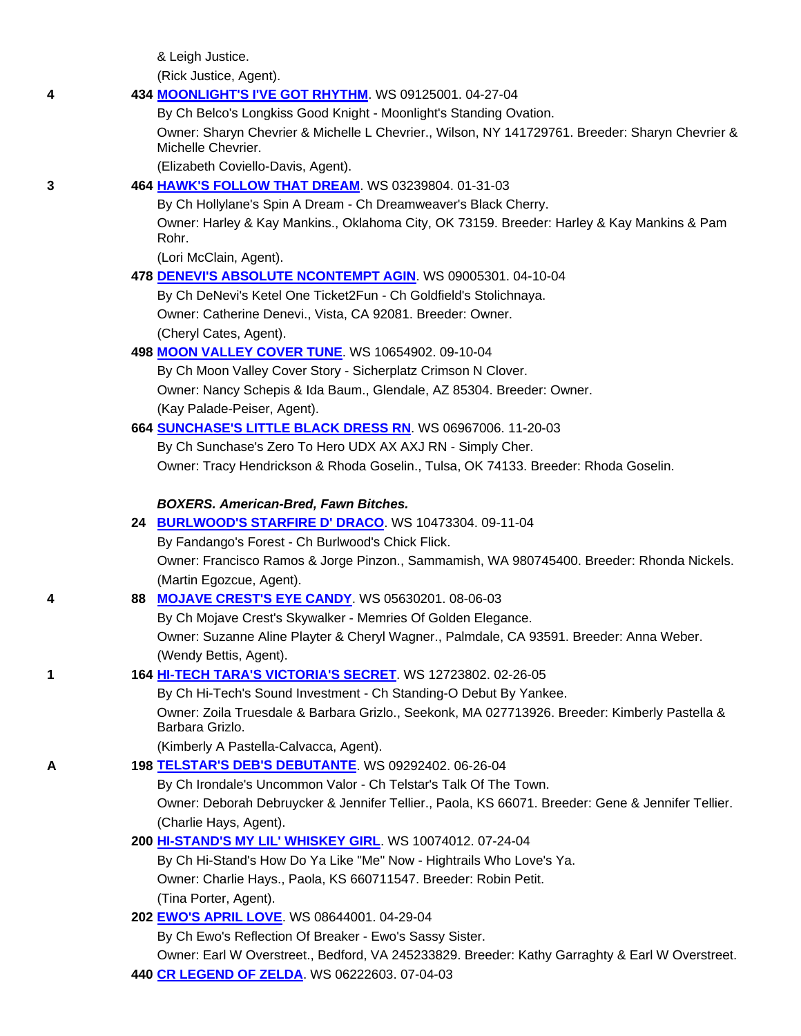& Leigh Justice.
(Rick Justice, Agent).

4 **434 MOONLIGHT'S I'VE GOT RHYTHM**. WS 09125001. 04-27-04
By Ch Belco's Longkiss Good Knight - Moonlight's Standing Ovation.
Owner: Sharyn Chevrier & Michelle L Chevrier., Wilson, NY 141729761. Breeder: Sharyn Chevrier & Michelle Chevrier.
(Elizabeth Coviello-Davis, Agent).

3 **464 HAWK'S FOLLOW THAT DREAM**. WS 03239804. 01-31-03
By Ch Hollylane's Spin A Dream - Ch Dreamweaver's Black Cherry.
Owner: Harley & Kay Mankins., Oklahoma City, OK 73159. Breeder: Harley & Kay Mankins & Pam Rohr.
(Lori McClain, Agent).

**478 DENEVI'S ABSOLUTE NCONTEMPT AGIN**. WS 09005301. 04-10-04
By Ch DeNevi's Ketel One Ticket2Fun - Ch Goldfield's Stolichnaya.
Owner: Catherine Denevi., Vista, CA 92081. Breeder: Owner.
(Cheryl Cates, Agent).

**498 MOON VALLEY COVER TUNE**. WS 10654902. 09-10-04
By Ch Moon Valley Cover Story - Sicherplatz Crimson N Clover.
Owner: Nancy Schepis & Ida Baum., Glendale, AZ 85304. Breeder: Owner.
(Kay Palade-Peiser, Agent).

**664 SUNCHASE'S LITTLE BLACK DRESS RN**. WS 06967006. 11-20-03
By Ch Sunchase's Zero To Hero UDX AX AXJ RN - Simply Cher.
Owner: Tracy Hendrickson & Rhoda Goselin., Tulsa, OK 74133. Breeder: Rhoda Goselin.

***BOXERS. American-Bred, Fawn Bitches.***

**24 BURLWOOD'S STARFIRE D' DRACO**. WS 10473304. 09-11-04
By Fandango's Forest - Ch Burlwood's Chick Flick.
Owner: Francisco Ramos & Jorge Pinzon., Sammamish, WA 980745400. Breeder: Rhonda Nickels.
(Martin Egozcue, Agent).

4 **88 MOJAVE CREST'S EYE CANDY**. WS 05630201. 08-06-03
By Ch Mojave Crest's Skywalker - Memries Of Golden Elegance.
Owner: Suzanne Aline Playter & Cheryl Wagner., Palmdale, CA 93591. Breeder: Anna Weber.
(Wendy Bettis, Agent).

1 **164 HI-TECH TARA'S VICTORIA'S SECRET**. WS 12723802. 02-26-05
By Ch Hi-Tech's Sound Investment - Ch Standing-O Debut By Yankee.
Owner: Zoila Truesdale & Barbara Grizlo., Seekonk, MA 027713926. Breeder: Kimberly Pastella & Barbara Grizlo.
(Kimberly A Pastella-Calvacca, Agent).

A **198 TELSTAR'S DEB'S DEBUTANTE**. WS 09292402. 06-26-04
By Ch Irondale's Uncommon Valor - Ch Telstar's Talk Of The Town.
Owner: Deborah Debruycker & Jennifer Tellier., Paola, KS 66071. Breeder: Gene & Jennifer Tellier.
(Charlie Hays, Agent).

**200 HI-STAND'S MY LIL' WHISKEY GIRL**. WS 10074012. 07-24-04
By Ch Hi-Stand's How Do Ya Like "Me" Now - Hightrails Who Love's Ya.
Owner: Charlie Hays., Paola, KS 660711547. Breeder: Robin Petit.
(Tina Porter, Agent).

**202 EWO'S APRIL LOVE**. WS 08644001. 04-29-04
By Ch Ewo's Reflection Of Breaker - Ewo's Sassy Sister.
Owner: Earl W Overstreet., Bedford, VA 245233829. Breeder: Kathy Garraghty & Earl W Overstreet.

**440 CR LEGEND OF ZELDA**. WS 06222603. 07-04-03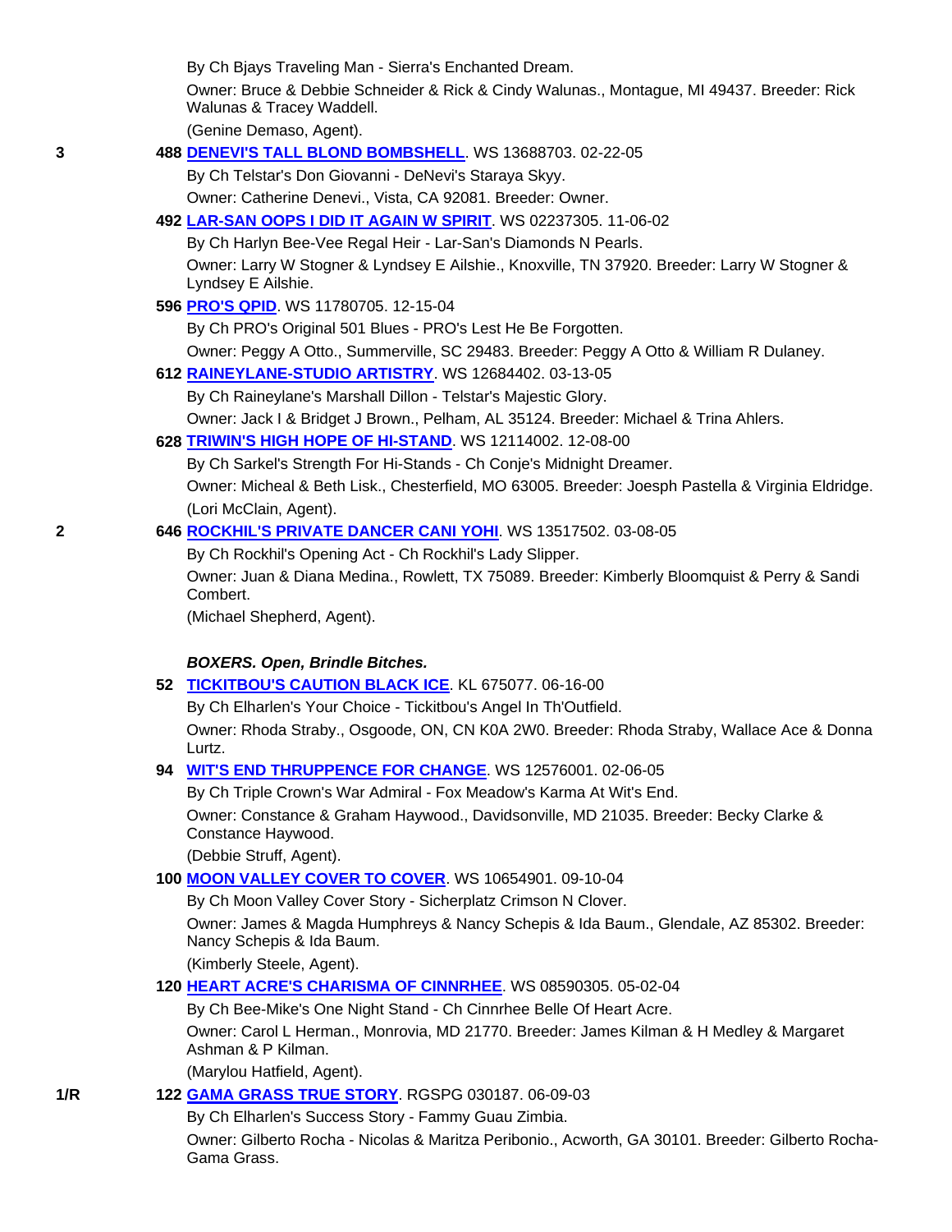By Ch Bjays Traveling Man - Sierra's Enchanted Dream.

Owner: Bruce & Debbie Schneider & Rick & Cindy Walunas., Montague, MI 49437. Breeder: Rick Walunas & Tracey Waddell.

(Genine Demaso, Agent).

3 **488 DENEVI'S TALL BLOND BOMBSHELL**. WS 13688703. 02-22-05

By Ch Telstar's Don Giovanni - DeNevi's Staraya Skyy.

Owner: Catherine Denevi., Vista, CA 92081. Breeder: Owner.

**492 LAR-SAN OOPS I DID IT AGAIN W SPIRIT**. WS 02237305. 11-06-02

By Ch Harlyn Bee-Vee Regal Heir - Lar-San's Diamonds N Pearls.

Owner: Larry W Stogner & Lyndsey E Ailshie., Knoxville, TN 37920. Breeder: Larry W Stogner & Lyndsey E Ailshie.

**596 PRO'S QPID**. WS 11780705. 12-15-04

By Ch PRO's Original 501 Blues - PRO's Lest He Be Forgotten.

Owner: Peggy A Otto., Summerville, SC 29483. Breeder: Peggy A Otto & William R Dulaney.

**612 RAINEYLANE-STUDIO ARTISTRY**. WS 12684402. 03-13-05

By Ch Raineylane's Marshall Dillon - Telstar's Majestic Glory.

Owner: Jack I & Bridget J Brown., Pelham, AL 35124. Breeder: Michael & Trina Ahlers.

**628 TRIWIN'S HIGH HOPE OF HI-STAND**. WS 12114002. 12-08-00

By Ch Sarkel's Strength For Hi-Stands - Ch Conje's Midnight Dreamer.

Owner: Micheal & Beth Lisk., Chesterfield, MO 63005. Breeder: Joesph Pastella & Virginia Eldridge.

(Lori McClain, Agent).

2 **646 ROCKHIL'S PRIVATE DANCER CANI YOHI**. WS 13517502. 03-08-05

By Ch Rockhil's Opening Act - Ch Rockhil's Lady Slipper.

Owner: Juan & Diana Medina., Rowlett, TX 75089. Breeder: Kimberly Bloomquist & Perry & Sandi Combert.

(Michael Shepherd, Agent).

***BOXERS. Open, Brindle Bitches.***

**52 TICKITBOU'S CAUTION BLACK ICE**. KL 675077. 06-16-00

By Ch Elharlen's Your Choice - Tickitbou's Angel In Th'Outfield.

Owner: Rhoda Straby., Osgoode, ON, CN K0A 2W0. Breeder: Rhoda Straby, Wallace Ace & Donna Lurtz.

**94 WIT'S END THRUPPENCE FOR CHANGE**. WS 12576001. 02-06-05

By Ch Triple Crown's War Admiral - Fox Meadow's Karma At Wit's End.

Owner: Constance & Graham Haywood., Davidsonville, MD 21035. Breeder: Becky Clarke & Constance Haywood.

(Debbie Struff, Agent).

**100 MOON VALLEY COVER TO COVER**. WS 10654901. 09-10-04

By Ch Moon Valley Cover Story - Sicherplatz Crimson N Clover.

Owner: James & Magda Humphreys & Nancy Schepis & Ida Baum., Glendale, AZ 85302. Breeder: Nancy Schepis & Ida Baum.

(Kimberly Steele, Agent).

**120 HEART ACRE'S CHARISMA OF CINNRHEE**. WS 08590305. 05-02-04

By Ch Bee-Mike's One Night Stand - Ch Cinnrhee Belle Of Heart Acre.

Owner: Carol L Herman., Monrovia, MD 21770. Breeder: James Kilman & H Medley & Margaret Ashman & P Kilman.

(Marylou Hatfield, Agent).

1/R **122 GAMA GRASS TRUE STORY**. RGSPG 030187. 06-09-03

By Ch Elharlen's Success Story - Fammy Guau Zimbia.

Owner: Gilberto Rocha - Nicolas & Maritza Peribonio., Acworth, GA 30101. Breeder: Gilberto Rocha-Gama Grass.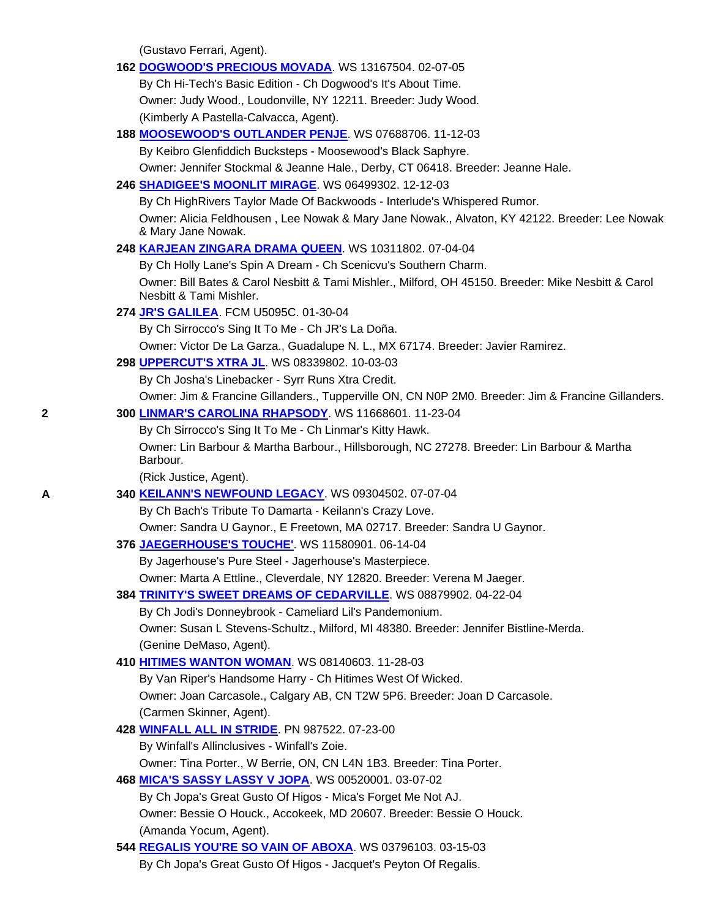(Gustavo Ferrari, Agent).

**162** **DOGWOOD'S PRECIOUS MOVADA**. WS 13167504. 02-07-05
By Ch Hi-Tech's Basic Edition - Ch Dogwood's It's About Time.
Owner: Judy Wood., Loudonville, NY 12211. Breeder: Judy Wood.
(Kimberly A Pastella-Calvacca, Agent).

**188** **MOOSEWOOD'S OUTLANDER PENJE**. WS 07688706. 11-12-03
By Keibro Glenfiddich Bucksteps - Moosewood's Black Saphyre.
Owner: Jennifer Stockmal & Jeanne Hale., Derby, CT 06418. Breeder: Jeanne Hale.

**246** **SHADIGEE'S MOONLIT MIRAGE**. WS 06499302. 12-12-03
By Ch HighRivers Taylor Made Of Backwoods - Interlude's Whispered Rumor.
Owner: Alicia Feldhousen , Lee Nowak & Mary Jane Nowak., Alvaton, KY 42122. Breeder: Lee Nowak & Mary Jane Nowak.

**248** **KARJEAN ZINGARA DRAMA QUEEN**. WS 10311802. 07-04-04
By Ch Holly Lane's Spin A Dream - Ch Scenicvu's Southern Charm.
Owner: Bill Bates & Carol Nesbitt & Tami Mishler., Milford, OH 45150. Breeder: Mike Nesbitt & Carol Nesbitt & Tami Mishler.

**274** **JR'S GALILEA**. FCM U5095C. 01-30-04
By Ch Sirrocco's Sing It To Me - Ch JR's La Doña.
Owner: Victor De La Garza., Guadalupe N. L., MX 67174. Breeder: Javier Ramirez.

**298** **UPPERCUT'S XTRA JL**. WS 08339802. 10-03-03
By Ch Josha's Linebacker - Syrr Runs Xtra Credit.
Owner: Jim & Francine Gillanders., Tupperville ON, CN N0P 2M0. Breeder: Jim & Francine Gillanders.

2 **300** **LINMAR'S CAROLINA RHAPSODY**. WS 11668601. 11-23-04
By Ch Sirrocco's Sing It To Me - Ch Linmar's Kitty Hawk.
Owner: Lin Barbour & Martha Barbour., Hillsborough, NC 27278. Breeder: Lin Barbour & Martha Barbour.
(Rick Justice, Agent).

A **340** **KEILANN'S NEWFOUND LEGACY**. WS 09304502. 07-07-04
By Ch Bach's Tribute To Damarta - Keilann's Crazy Love.
Owner: Sandra U Gaynor., E Freetown, MA 02717. Breeder: Sandra U Gaynor.

**376** **JAEGERHOUSE'S TOUCHE'**. WS 11580901. 06-14-04
By Jagerhouse's Pure Steel - Jagerhouse's Masterpiece.
Owner: Marta A Ettline., Cleverdale, NY 12820. Breeder: Verena M Jaeger.

**384** **TRINITY'S SWEET DREAMS OF CEDARVILLE**. WS 08879902. 04-22-04
By Ch Jodi's Donneybrook - Cameliard Lil's Pandemonium.
Owner: Susan L Stevens-Schultz., Milford, MI 48380. Breeder: Jennifer Bistline-Merda.
(Genine DeMaso, Agent).

**410** **HITIMES WANTON WOMAN**. WS 08140603. 11-28-03
By Van Riper's Handsome Harry - Ch Hitimes West Of Wicked.
Owner: Joan Carcasole., Calgary AB, CN T2W 5P6. Breeder: Joan D Carcasole.
(Carmen Skinner, Agent).

**428** **WINFALL ALL IN STRIDE**. PN 987522. 07-23-00
By Winfall's Allinclusives - Winfall's Zoie.
Owner: Tina Porter., W Berrie, ON, CN L4N 1B3. Breeder: Tina Porter.

**468** **MICA'S SASSY LASSY V JOPA**. WS 00520001. 03-07-02
By Ch Jopa's Great Gusto Of Higos - Mica's Forget Me Not AJ.
Owner: Bessie O Houck., Accokeek, MD 20607. Breeder: Bessie O Houck.
(Amanda Yocum, Agent).

**544** **REGALIS YOU'RE SO VAIN OF ABOXA**. WS 03796103. 03-15-03
By Ch Jopa's Great Gusto Of Higos - Jacquet's Peyton Of Regalis.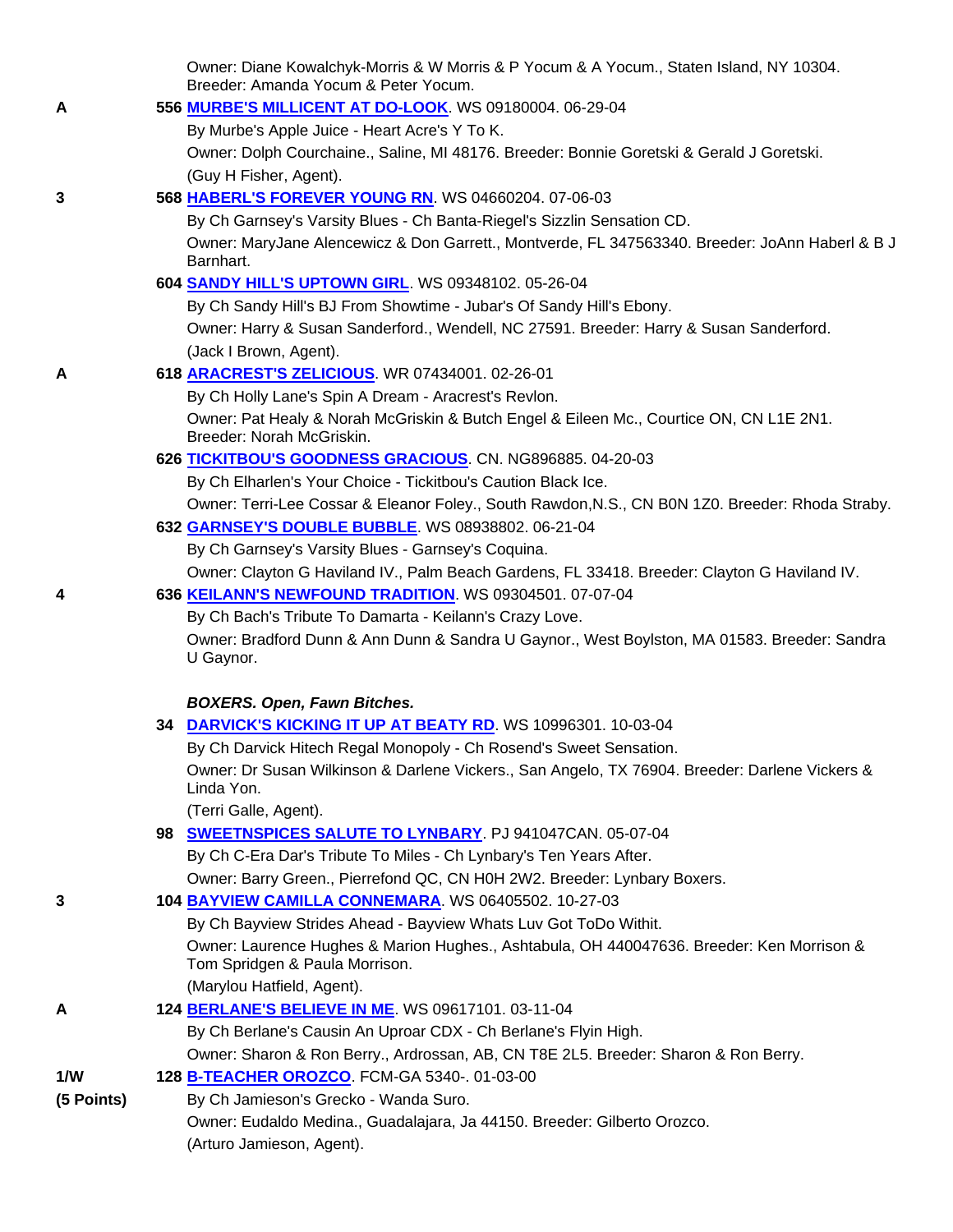Owner: Diane Kowalchyk-Morris & W Morris & P Yocum & A Yocum., Staten Island, NY 10304. Breeder: Amanda Yocum & Peter Yocum.

A **556 MURBE'S MILLICENT AT DO-LOOK**. WS 09180004. 06-29-04
By Murbe's Apple Juice - Heart Acre's Y To K.
Owner: Dolph Courchaine., Saline, MI 48176. Breeder: Bonnie Goretski & Gerald J Goretski.
(Guy H Fisher, Agent).

3 **568 HABERL'S FOREVER YOUNG RN**. WS 04660204. 07-06-03
By Ch Garnsey's Varsity Blues - Ch Banta-Riegel's Sizzlin Sensation CD.
Owner: MaryJane Alencewicz & Don Garrett., Montverde, FL 347563340. Breeder: JoAnn Haberl & B J Barnhart.

**604 SANDY HILL'S UPTOWN GIRL**. WS 09348102. 05-26-04
By Ch Sandy Hill's BJ From Showtime - Jubar's Of Sandy Hill's Ebony.
Owner: Harry & Susan Sanderford., Wendell, NC 27591. Breeder: Harry & Susan Sanderford.
(Jack I Brown, Agent).

A **618 ARACREST'S ZELICIOUS**. WR 07434001. 02-26-01
By Ch Holly Lane's Spin A Dream - Aracrest's Revlon.
Owner: Pat Healy & Norah McGriskin & Butch Engel & Eileen Mc., Courtice ON, CN L1E 2N1. Breeder: Norah McGriskin.

**626 TICKITBOU'S GOODNESS GRACIOUS**. CN. NG896885. 04-20-03
By Ch Elharlen's Your Choice - Tickitbou's Caution Black Ice.
Owner: Terri-Lee Cossar & Eleanor Foley., South Rawdon,N.S., CN B0N 1Z0. Breeder: Rhoda Straby.

**632 GARNSEY'S DOUBLE BUBBLE**. WS 08938802. 06-21-04
By Ch Garnsey's Varsity Blues - Garnsey's Coquina.
Owner: Clayton G Haviland IV., Palm Beach Gardens, FL 33418. Breeder: Clayton G Haviland IV.

4 **636 KEILANN'S NEWFOUND TRADITION**. WS 09304501. 07-07-04
By Ch Bach's Tribute To Damarta - Keilann's Crazy Love.
Owner: Bradford Dunn & Ann Dunn & Sandra U Gaynor., West Boylston, MA 01583. Breeder: Sandra U Gaynor.

***BOXERS. Open, Fawn Bitches.***

**34 DARVICK'S KICKING IT UP AT BEATY RD**. WS 10996301. 10-03-04
By Ch Darvick Hitech Regal Monopoly - Ch Rosend's Sweet Sensation.
Owner: Dr Susan Wilkinson & Darlene Vickers., San Angelo, TX 76904. Breeder: Darlene Vickers & Linda Yon.
(Terri Galle, Agent).

**98 SWEETNSPICES SALUTE TO LYNBARY**. PJ 941047CAN. 05-07-04
By Ch C-Era Dar's Tribute To Miles - Ch Lynbary's Ten Years After.
Owner: Barry Green., Pierrefond QC, CN H0H 2W2. Breeder: Lynbary Boxers.

3 **104 BAYVIEW CAMILLA CONNEMARA**. WS 06405502. 10-27-03
By Ch Bayview Strides Ahead - Bayview Whats Luv Got ToDo Withit.
Owner: Laurence Hughes & Marion Hughes., Ashtabula, OH 440047636. Breeder: Ken Morrison & Tom Spridgen & Paula Morrison.
(Marylou Hatfield, Agent).

A **124 BERLANE'S BELIEVE IN ME**. WS 09617101. 03-11-04
By Ch Berlane's Causin An Uproar CDX - Ch Berlane's Flyin High.
Owner: Sharon & Ron Berry., Ardrossan, AB, CN T8E 2L5. Breeder: Sharon & Ron Berry.

1/W (5 Points) **128 B-TEACHER OROZCO**. FCM-GA 5340-. 01-03-00
By Ch Jamieson's Grecko - Wanda Suro.
Owner: Eudaldo Medina., Guadalajara, Ja 44150. Breeder: Gilberto Orozco.
(Arturo Jamieson, Agent).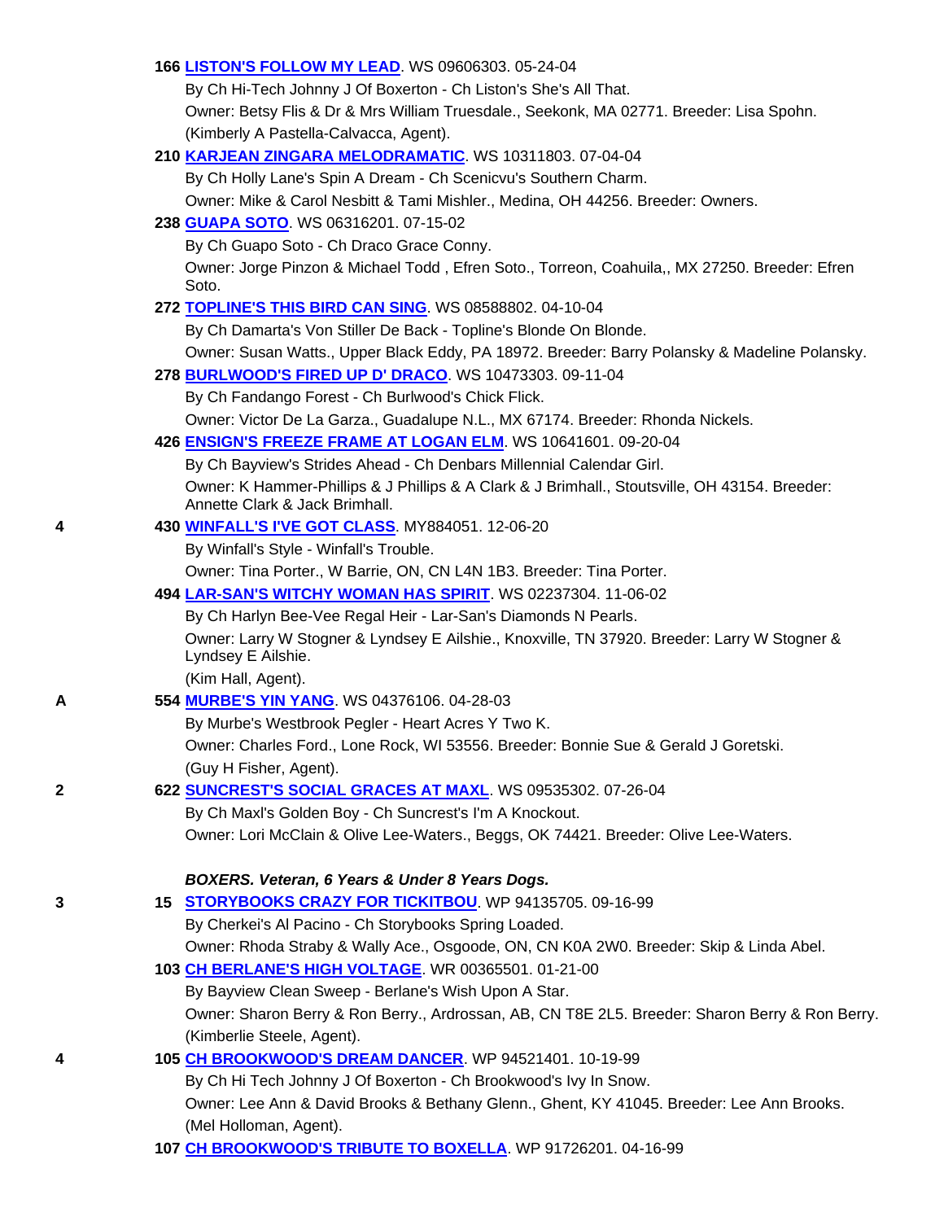166 **LISTON'S FOLLOW MY LEAD**. WS 09606303. 05-24-04
By Ch Hi-Tech Johnny J Of Boxerton - Ch Liston's She's All That.
Owner: Betsy Flis & Dr & Mrs William Truesdale., Seekonk, MA 02771. Breeder: Lisa Spohn.
(Kimberly A Pastella-Calvacca, Agent).

210 **KARJEAN ZINGARA MELODRAMATIC**. WS 10311803. 07-04-04
By Ch Holly Lane's Spin A Dream - Ch Scenicvu's Southern Charm.
Owner: Mike & Carol Nesbitt & Tami Mishler., Medina, OH 44256. Breeder: Owners.

238 **GUAPA SOTO**. WS 06316201. 07-15-02
By Ch Guapo Soto - Ch Draco Grace Conny.
Owner: Jorge Pinzon & Michael Todd , Efren Soto., Torreon, Coahuila,, MX 27250. Breeder: Efren Soto.

272 **TOPLINE'S THIS BIRD CAN SING**. WS 08588802. 04-10-04
By Ch Damarta's Von Stiller De Back - Topline's Blonde On Blonde.
Owner: Susan Watts., Upper Black Eddy, PA 18972. Breeder: Barry Polansky & Madeline Polansky.

278 **BURLWOOD'S FIRED UP D' DRACO**. WS 10473303. 09-11-04
By Ch Fandango Forest - Ch Burlwood's Chick Flick.
Owner: Victor De La Garza., Guadalupe N.L., MX 67174. Breeder: Rhonda Nickels.

426 **ENSIGN'S FREEZE FRAME AT LOGAN ELM**. WS 10641601. 09-20-04
By Ch Bayview's Strides Ahead - Ch Denbars Millennial Calendar Girl.
Owner: K Hammer-Phillips & J Phillips & A Clark & J Brimhall., Stoutsville, OH 43154. Breeder: Annette Clark & Jack Brimhall.

4 — 430 **WINFALL'S I'VE GOT CLASS**. MY884051. 12-06-20
By Winfall's Style - Winfall's Trouble.
Owner: Tina Porter., W Barrie, ON, CN L4N 1B3. Breeder: Tina Porter.

494 **LAR-SAN'S WITCHY WOMAN HAS SPIRIT**. WS 02237304. 11-06-02
By Ch Harlyn Bee-Vee Regal Heir - Lar-San's Diamonds N Pearls.
Owner: Larry W Stogner & Lyndsey E Ailshie., Knoxville, TN 37920. Breeder: Larry W Stogner & Lyndsey E Ailshie.
(Kim Hall, Agent).

A — 554 **MURBE'S YIN YANG**. WS 04376106. 04-28-03
By Murbe's Westbrook Pegler - Heart Acres Y Two K.
Owner: Charles Ford., Lone Rock, WI 53556. Breeder: Bonnie Sue & Gerald J Goretski.
(Guy H Fisher, Agent).

2 — 622 **SUNCREST'S SOCIAL GRACES AT MAXL**. WS 09535302. 07-26-04
By Ch Maxl's Golden Boy - Ch Suncrest's I'm A Knockout.
Owner: Lori McClain & Olive Lee-Waters., Beggs, OK 74421. Breeder: Olive Lee-Waters.

***BOXERS. Veteran, 6 Years & Under 8 Years Dogs.***

3 — 15 **STORYBOOKS CRAZY FOR TICKITBOU**. WP 94135705. 09-16-99
By Cherkei's Al Pacino - Ch Storybooks Spring Loaded.
Owner: Rhoda Straby & Wally Ace., Osgoode, ON, CN K0A 2W0. Breeder: Skip & Linda Abel.

103 **CH BERLANE'S HIGH VOLTAGE**. WR 00365501. 01-21-00
By Bayview Clean Sweep - Berlane's Wish Upon A Star.
Owner: Sharon Berry & Ron Berry., Ardrossan, AB, CN T8E 2L5. Breeder: Sharon Berry & Ron Berry.
(Kimberlie Steele, Agent).

4 — 105 **CH BROOKWOOD'S DREAM DANCER**. WP 94521401. 10-19-99
By Ch Hi Tech Johnny J Of Boxerton - Ch Brookwood's Ivy In Snow.
Owner: Lee Ann & David Brooks & Bethany Glenn., Ghent, KY 41045. Breeder: Lee Ann Brooks.
(Mel Holloman, Agent).

107 **CH BROOKWOOD'S TRIBUTE TO BOXELLA**. WP 91726201. 04-16-99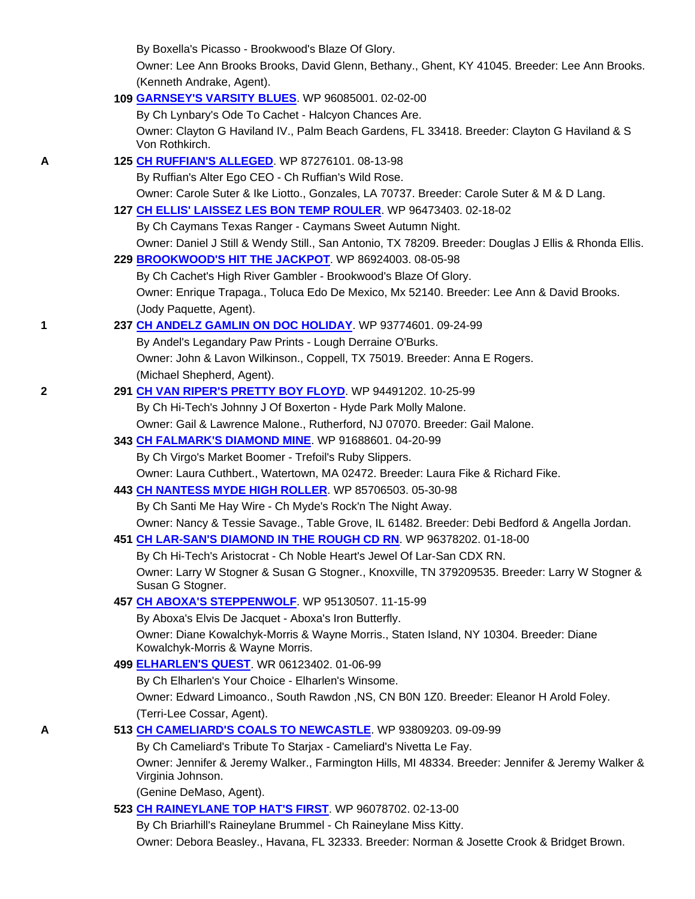By Boxella's Picasso - Brookwood's Blaze Of Glory.
Owner: Lee Ann Brooks Brooks, David Glenn, Bethany., Ghent, KY 41045. Breeder: Lee Ann Brooks.
(Kenneth Andrake, Agent).

**109** **GARNSEY'S VARSITY BLUES**. WP 96085001. 02-02-00
By Ch Lynbary's Ode To Cachet - Halcyon Chances Are.
Owner: Clayton G Haviland IV., Palm Beach Gardens, FL 33418. Breeder: Clayton G Haviland & S Von Rothkirch.

A **125** **CH RUFFIAN'S ALLEGED**. WP 87276101. 08-13-98
By Ruffian's Alter Ego CEO - Ch Ruffian's Wild Rose.
Owner: Carole Suter & Ike Liotto., Gonzales, LA 70737. Breeder: Carole Suter & M & D Lang.

**127** **CH ELLIS' LAISSEZ LES BON TEMP ROULER**. WP 96473403. 02-18-02
By Ch Caymans Texas Ranger - Caymans Sweet Autumn Night.
Owner: Daniel J Still & Wendy Still., San Antonio, TX 78209. Breeder: Douglas J Ellis & Rhonda Ellis.

**229** **BROOKWOOD'S HIT THE JACKPOT**. WP 86924003. 08-05-98
By Ch Cachet's High River Gambler - Brookwood's Blaze Of Glory.
Owner: Enrique Trapaga., Toluca Edo De Mexico, Mx 52140. Breeder: Lee Ann & David Brooks.
(Jody Paquette, Agent).

1 **237** **CH ANDELZ GAMLIN ON DOC HOLIDAY**. WP 93774601. 09-24-99
By Andel's Legandary Paw Prints - Lough Derraine O'Burks.
Owner: John & Lavon Wilkinson., Coppell, TX 75019. Breeder: Anna E Rogers.
(Michael Shepherd, Agent).

2 **291** **CH VAN RIPER'S PRETTY BOY FLOYD**. WP 94491202. 10-25-99
By Ch Hi-Tech's Johnny J Of Boxerton - Hyde Park Molly Malone.
Owner: Gail & Lawrence Malone., Rutherford, NJ 07070. Breeder: Gail Malone.

**343** **CH FALMARK'S DIAMOND MINE**. WP 91688601. 04-20-99
By Ch Virgo's Market Boomer - Trefoil's Ruby Slippers.
Owner: Laura Cuthbert., Watertown, MA 02472. Breeder: Laura Fike & Richard Fike.

**443** **CH NANTESS MYDE HIGH ROLLER**. WP 85706503. 05-30-98
By Ch Santi Me Hay Wire - Ch Myde's Rock'n The Night Away.
Owner: Nancy & Tessie Savage., Table Grove, IL 61482. Breeder: Debi Bedford & Angella Jordan.

**451** **CH LAR-SAN'S DIAMOND IN THE ROUGH CD RN**. WP 96378202. 01-18-00
By Ch Hi-Tech's Aristocrat - Ch Noble Heart's Jewel Of Lar-San CDX RN.
Owner: Larry W Stogner & Susan G Stogner., Knoxville, TN 379209535. Breeder: Larry W Stogner & Susan G Stogner.

**457** **CH ABOXA'S STEPPENWOLF**. WP 95130507. 11-15-99
By Aboxa's Elvis De Jacquet - Aboxa's Iron Butterfly.
Owner: Diane Kowalchyk-Morris & Wayne Morris., Staten Island, NY 10304. Breeder: Diane Kowalchyk-Morris & Wayne Morris.

**499** **ELHARLEN'S QUEST**. WR 06123402. 01-06-99
By Ch Elharlen's Your Choice - Elharlen's Winsome.
Owner: Edward Limoanco., South Rawdon ,NS, CN B0N 1Z0. Breeder: Eleanor H Arold Foley.
(Terri-Lee Cossar, Agent).

A **513** **CH CAMELIARD'S COALS TO NEWCASTLE**. WP 93809203. 09-09-99
By Ch Cameliard's Tribute To Starjax - Cameliard's Nivetta Le Fay.
Owner: Jennifer & Jeremy Walker., Farmington Hills, MI 48334. Breeder: Jennifer & Jeremy Walker & Virginia Johnson.
(Genine DeMaso, Agent).

**523** **CH RAINEYLANE TOP HAT'S FIRST**. WP 96078702. 02-13-00
By Ch Briarhill's Raineylane Brummel - Ch Raineylane Miss Kitty.
Owner: Debora Beasley., Havana, FL 32333. Breeder: Norman & Josette Crook & Bridget Brown.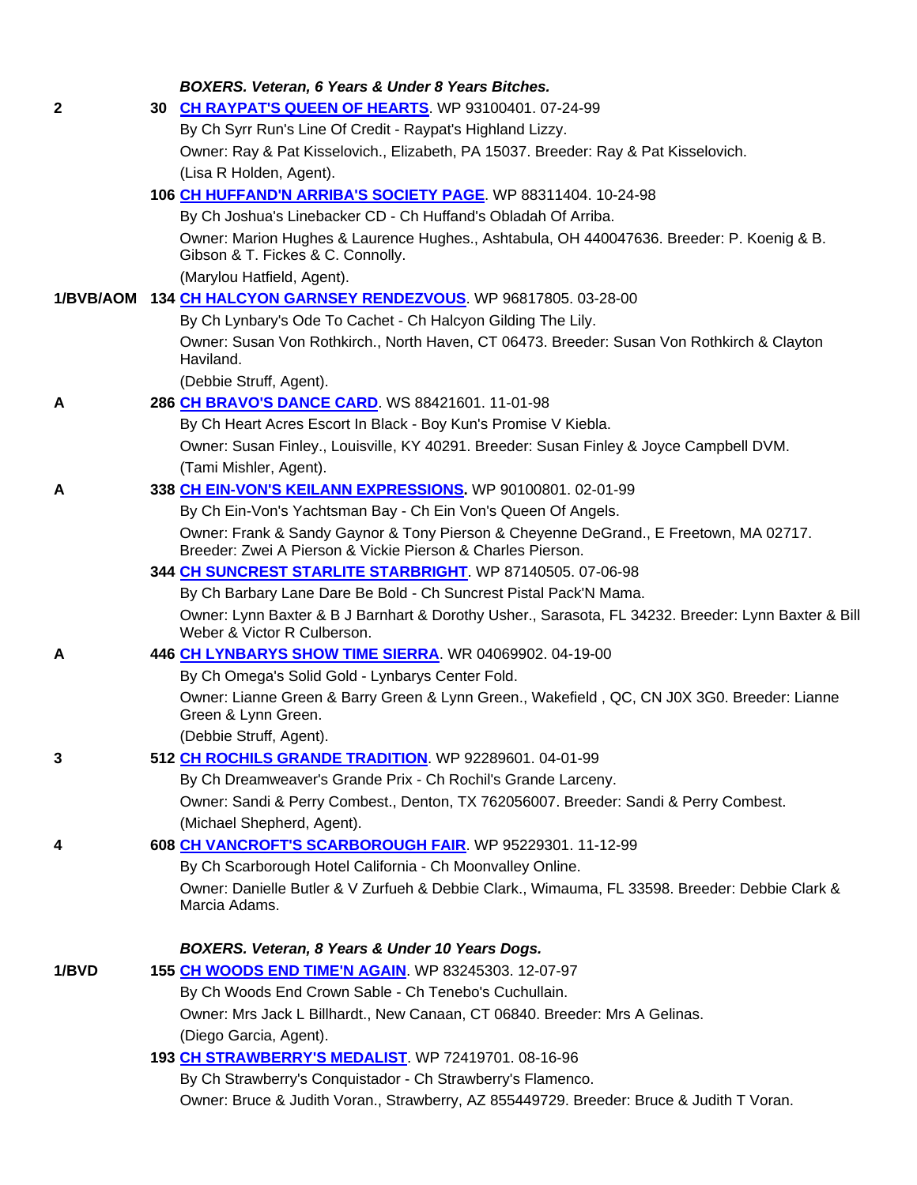***BOXERS. Veteran, 6 Years & Under 8 Years Bitches.***

**2** **30** **CH RAYPAT'S QUEEN OF HEARTS**. WP 93100401. 07-24-99
By Ch Syrr Run's Line Of Credit - Raypat's Highland Lizzy.
Owner: Ray & Pat Kisselovich., Elizabeth, PA 15037. Breeder: Ray & Pat Kisselovich.
(Lisa R Holden, Agent).

**106** **CH HUFFAND'N ARRIBA'S SOCIETY PAGE**. WP 88311404. 10-24-98
By Ch Joshua's Linebacker CD - Ch Huffand's Obladah Of Arriba.
Owner: Marion Hughes & Laurence Hughes., Ashtabula, OH 440047636. Breeder: P. Koenig & B. Gibson & T. Fickes & C. Connolly.
(Marylou Hatfield, Agent).

**1/BVB/AOM** **134** **CH HALCYON GARNSEY RENDEZVOUS**. WP 96817805. 03-28-00
By Ch Lynbary's Ode To Cachet - Ch Halcyon Gilding The Lily.
Owner: Susan Von Rothkirch., North Haven, CT 06473. Breeder: Susan Von Rothkirch & Clayton Haviland.
(Debbie Struff, Agent).

**A** **286** **CH BRAVO'S DANCE CARD**. WS 88421601. 11-01-98
By Ch Heart Acres Escort In Black - Boy Kun's Promise V Kiebla.
Owner: Susan Finley., Louisville, KY 40291. Breeder: Susan Finley & Joyce Campbell DVM.
(Tami Mishler, Agent).

**A** **338** **CH EIN-VON'S KEILANN EXPRESSIONS.** WP 90100801. 02-01-99
By Ch Ein-Von's Yachtsman Bay - Ch Ein Von's Queen Of Angels.
Owner: Frank & Sandy Gaynor & Tony Pierson & Cheyenne DeGrand., E Freetown, MA 02717. Breeder: Zwei A Pierson & Vickie Pierson & Charles Pierson.

**344** **CH SUNCREST STARLITE STARBRIGHT**. WP 87140505. 07-06-98
By Ch Barbary Lane Dare Be Bold - Ch Suncrest Pistal Pack'N Mama.
Owner: Lynn Baxter & B J Barnhart & Dorothy Usher., Sarasota, FL 34232. Breeder: Lynn Baxter & Bill Weber & Victor R Culberson.

**A** **446** **CH LYNBARYS SHOW TIME SIERRA**. WR 04069902. 04-19-00
By Ch Omega's Solid Gold - Lynbarys Center Fold.
Owner: Lianne Green & Barry Green & Lynn Green., Wakefield , QC, CN J0X 3G0. Breeder: Lianne Green & Lynn Green.
(Debbie Struff, Agent).

**3** **512** **CH ROCHILS GRANDE TRADITION**. WP 92289601. 04-01-99
By Ch Dreamweaver's Grande Prix - Ch Rochil's Grande Larceny.
Owner: Sandi & Perry Combest., Denton, TX 762056007. Breeder: Sandi & Perry Combest.
(Michael Shepherd, Agent).

**4** **608** **CH VANCROFT'S SCARBOROUGH FAIR**. WP 95229301. 11-12-99
By Ch Scarborough Hotel California - Ch Moonvalley Online.
Owner: Danielle Butler & V Zurfueh & Debbie Clark., Wimauma, FL 33598. Breeder: Debbie Clark & Marcia Adams.

***BOXERS. Veteran, 8 Years & Under 10 Years Dogs.***

**1/BVD** **155** **CH WOODS END TIME'N AGAIN**. WP 83245303. 12-07-97
By Ch Woods End Crown Sable - Ch Tenebo's Cuchullain.
Owner: Mrs Jack L Billhardt., New Canaan, CT 06840. Breeder: Mrs A Gelinas.
(Diego Garcia, Agent).

**193** **CH STRAWBERRY'S MEDALIST**. WP 72419701. 08-16-96
By Ch Strawberry's Conquistador - Ch Strawberry's Flamenco.
Owner: Bruce & Judith Voran., Strawberry, AZ 855449729. Breeder: Bruce & Judith T Voran.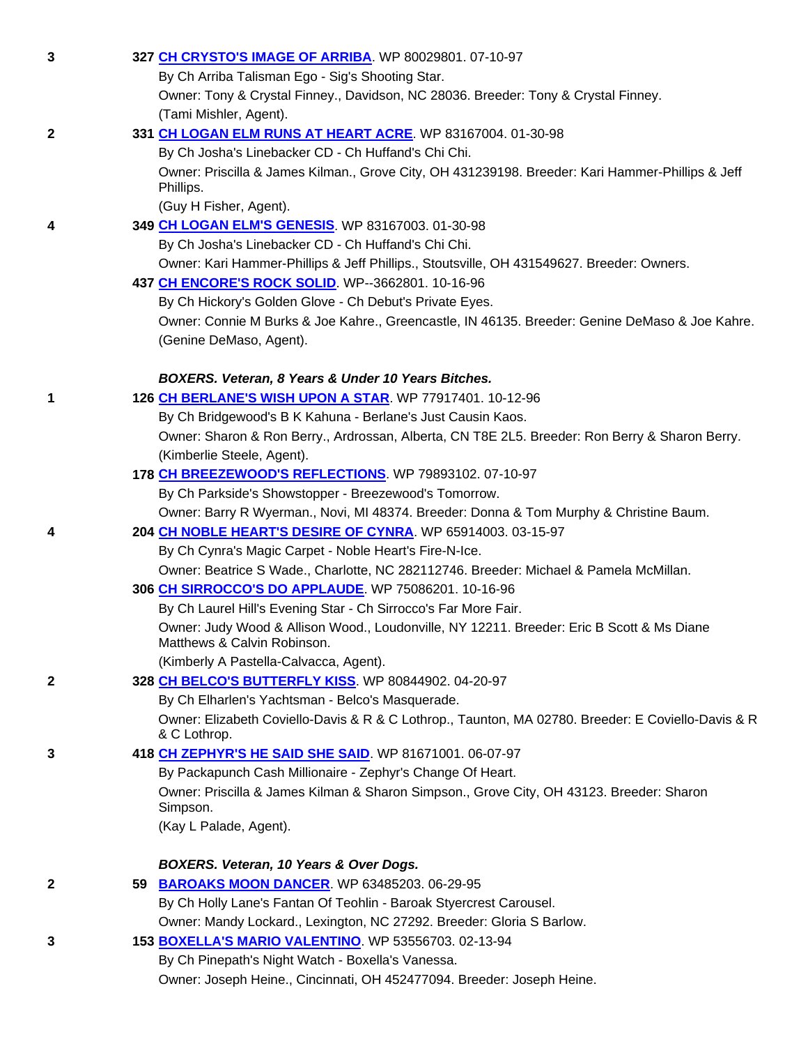3 **327 CH CRYSTO'S IMAGE OF ARRIBA**. WP 80029801. 07-10-97
By Ch Arriba Talisman Ego - Sig's Shooting Star.
Owner: Tony & Crystal Finney., Davidson, NC 28036. Breeder: Tony & Crystal Finney.
(Tami Mishler, Agent).

2 **331 CH LOGAN ELM RUNS AT HEART ACRE**. WP 83167004. 01-30-98
By Ch Josha's Linebacker CD - Ch Huffand's Chi Chi.
Owner: Priscilla & James Kilman., Grove City, OH 431239198. Breeder: Kari Hammer-Phillips & Jeff Phillips.
(Guy H Fisher, Agent).

4 **349 CH LOGAN ELM'S GENESIS**. WP 83167003. 01-30-98
By Ch Josha's Linebacker CD - Ch Huffand's Chi Chi.
Owner: Kari Hammer-Phillips & Jeff Phillips., Stoutsville, OH 431549627. Breeder: Owners.

**437 CH ENCORE'S ROCK SOLID**. WP--3662801. 10-16-96
By Ch Hickory's Golden Glove - Ch Debut's Private Eyes.
Owner: Connie M Burks & Joe Kahre., Greencastle, IN 46135. Breeder: Genine DeMaso & Joe Kahre.
(Genine DeMaso, Agent).

### *BOXERS. Veteran, 8 Years & Under 10 Years Bitches.*

1 **126 CH BERLANE'S WISH UPON A STAR**. WP 77917401. 10-12-96
By Ch Bridgewood's B K Kahuna - Berlane's Just Causin Kaos.
Owner: Sharon & Ron Berry., Ardrossan, Alberta, CN T8E 2L5. Breeder: Ron Berry & Sharon Berry.
(Kimberlie Steele, Agent).

**178 CH BREEZEWOOD'S REFLECTIONS**. WP 79893102. 07-10-97
By Ch Parkside's Showstopper - Breezewood's Tomorrow.
Owner: Barry R Wyerman., Novi, MI 48374. Breeder: Donna & Tom Murphy & Christine Baum.

4 **204 CH NOBLE HEART'S DESIRE OF CYNRA**. WP 65914003. 03-15-97
By Ch Cynra's Magic Carpet - Noble Heart's Fire-N-Ice.
Owner: Beatrice S Wade., Charlotte, NC 282112746. Breeder: Michael & Pamela McMillan.

**306 CH SIRROCCO'S DO APPLAUDE**. WP 75086201. 10-16-96
By Ch Laurel Hill's Evening Star - Ch Sirrocco's Far More Fair.
Owner: Judy Wood & Allison Wood., Loudonville, NY 12211. Breeder: Eric B Scott & Ms Diane Matthews & Calvin Robinson.
(Kimberly A Pastella-Calvacca, Agent).

2 **328 CH BELCO'S BUTTERFLY KISS**. WP 80844902. 04-20-97
By Ch Elharlen's Yachtsman - Belco's Masquerade.
Owner: Elizabeth Coviello-Davis & R & C Lothrop., Taunton, MA 02780. Breeder: E Coviello-Davis & R & C Lothrop.

3 **418 CH ZEPHYR'S HE SAID SHE SAID**. WP 81671001. 06-07-97
By Packapunch Cash Millionaire - Zephyr's Change Of Heart.
Owner: Priscilla & James Kilman & Sharon Simpson., Grove City, OH 43123. Breeder: Sharon Simpson.
(Kay L Palade, Agent).

### *BOXERS. Veteran, 10 Years & Over Dogs.*

2 **59 BAROAKS MOON DANCER**. WP 63485203. 06-29-95
By Ch Holly Lane's Fantan Of Teohlin - Baroak Styercrest Carousel.
Owner: Mandy Lockard., Lexington, NC 27292. Breeder: Gloria S Barlow.

3 **153 BOXELLA'S MARIO VALENTINO**. WP 53556703. 02-13-94
By Ch Pinepath's Night Watch - Boxella's Vanessa.
Owner: Joseph Heine., Cincinnati, OH 452477094. Breeder: Joseph Heine.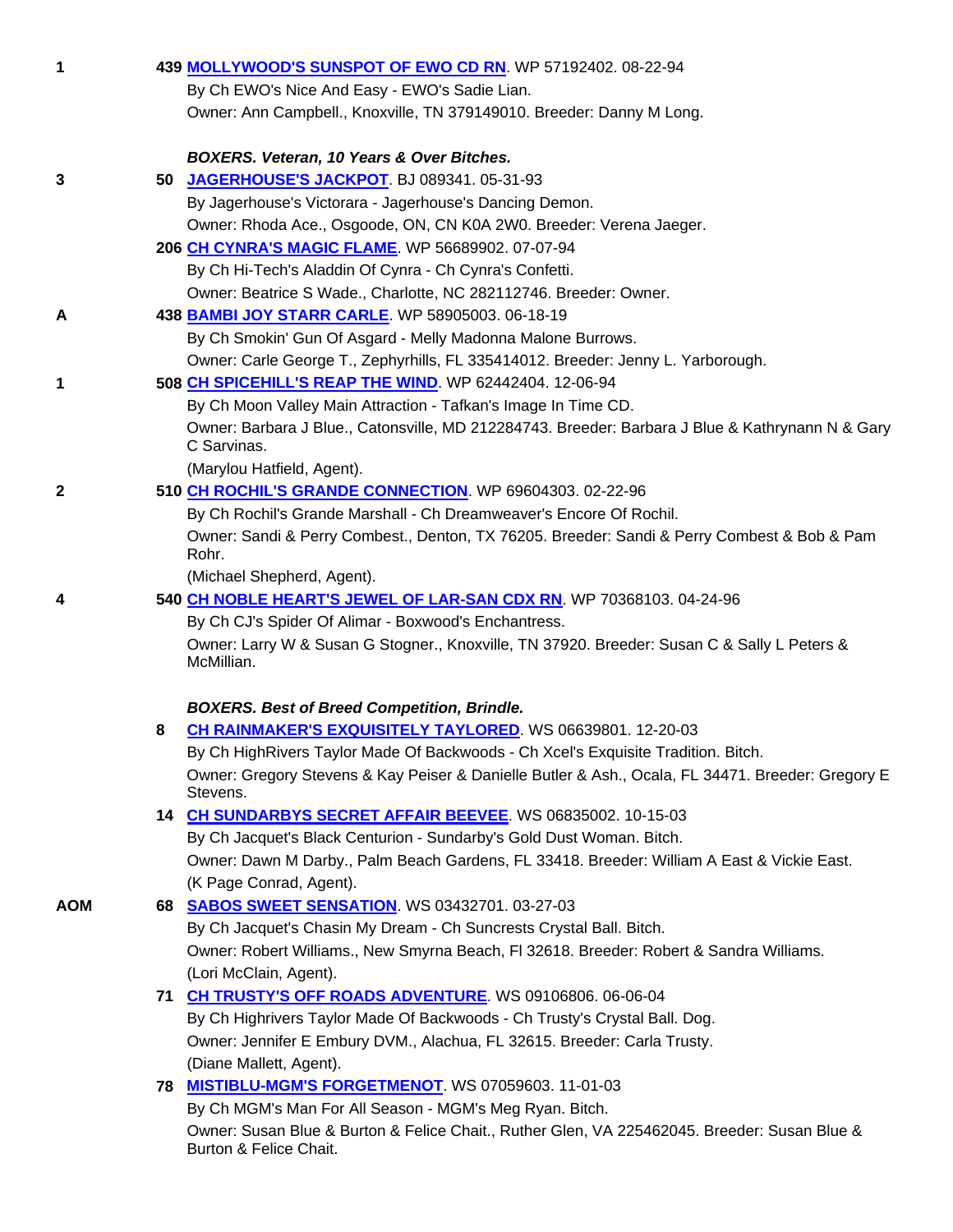1 **439 MOLLYWOOD'S SUNSPOT OF EWO CD RN**. WP 57192402. 08-22-94
By Ch EWO's Nice And Easy - EWO's Sadie Lian.
Owner: Ann Campbell., Knoxville, TN 379149010. Breeder: Danny M Long.

***BOXERS. Veteran, 10 Years & Over Bitches.***

3 **50 JAGERHOUSE'S JACKPOT**. BJ 089341. 05-31-93
By Jagerhouse's Victorara - Jagerhouse's Dancing Demon.
Owner: Rhoda Ace., Osgoode, ON, CN K0A 2W0. Breeder: Verena Jaeger.

**206 CH CYNRA'S MAGIC FLAME**. WP 56689902. 07-07-94
By Ch Hi-Tech's Aladdin Of Cynra - Ch Cynra's Confetti.
Owner: Beatrice S Wade., Charlotte, NC 282112746. Breeder: Owner.

A **438 BAMBI JOY STARR CARLE**. WP 58905003. 06-18-19
By Ch Smokin' Gun Of Asgard - Melly Madonna Malone Burrows.
Owner: Carle George T., Zephyrhills, FL 335414012. Breeder: Jenny L. Yarborough.

1 **508 CH SPICEHILL'S REAP THE WIND**. WP 62442404. 12-06-94
By Ch Moon Valley Main Attraction - Tafkan's Image In Time CD.
Owner: Barbara J Blue., Catonsville, MD 212284743. Breeder: Barbara J Blue & Kathrynann N & Gary C Sarvinas.
(Marylou Hatfield, Agent).

2 **510 CH ROCHIL'S GRANDE CONNECTION**. WP 69604303. 02-22-96
By Ch Rochil's Grande Marshall - Ch Dreamweaver's Encore Of Rochil.
Owner: Sandi & Perry Combest., Denton, TX 76205. Breeder: Sandi & Perry Combest & Bob & Pam Rohr.
(Michael Shepherd, Agent).

4 **540 CH NOBLE HEART'S JEWEL OF LAR-SAN CDX RN**. WP 70368103. 04-24-96
By Ch CJ's Spider Of Alimar - Boxwood's Enchantress.
Owner: Larry W & Susan G Stogner., Knoxville, TN 37920. Breeder: Susan C & Sally L Peters & McMillian.

***BOXERS. Best of Breed Competition, Brindle.***

**8 CH RAINMAKER'S EXQUISITELY TAYLORED**. WS 06639801. 12-20-03
By Ch HighRivers Taylor Made Of Backwoods - Ch Xcel's Exquisite Tradition. Bitch.
Owner: Gregory Stevens & Kay Peiser & Danielle Butler & Ash., Ocala, FL 34471. Breeder: Gregory E Stevens.

**14 CH SUNDARBYS SECRET AFFAIR BEEVEE**. WS 06835002. 10-15-03
By Ch Jacquet's Black Centurion - Sundarby's Gold Dust Woman. Bitch.
Owner: Dawn M Darby., Palm Beach Gardens, FL 33418. Breeder: William A East & Vickie East.
(K Page Conrad, Agent).

AOM **68 SABOS SWEET SENSATION**. WS 03432701. 03-27-03
By Ch Jacquet's Chasin My Dream - Ch Suncrests Crystal Ball. Bitch.
Owner: Robert Williams., New Smyrna Beach, Fl 32618. Breeder: Robert & Sandra Williams.
(Lori McClain, Agent).

**71 CH TRUSTY'S OFF ROADS ADVENTURE**. WS 09106806. 06-06-04
By Ch Highrivers Taylor Made Of Backwoods - Ch Trusty's Crystal Ball. Dog.
Owner: Jennifer E Embury DVM., Alachua, FL 32615. Breeder: Carla Trusty.
(Diane Mallett, Agent).

**78 MISTIBLU-MGM'S FORGETMENOT**. WS 07059603. 11-01-03
By Ch MGM's Man For All Season - MGM's Meg Ryan. Bitch.
Owner: Susan Blue & Burton & Felice Chait., Ruther Glen, VA 225462045. Breeder: Susan Blue & Burton & Felice Chait.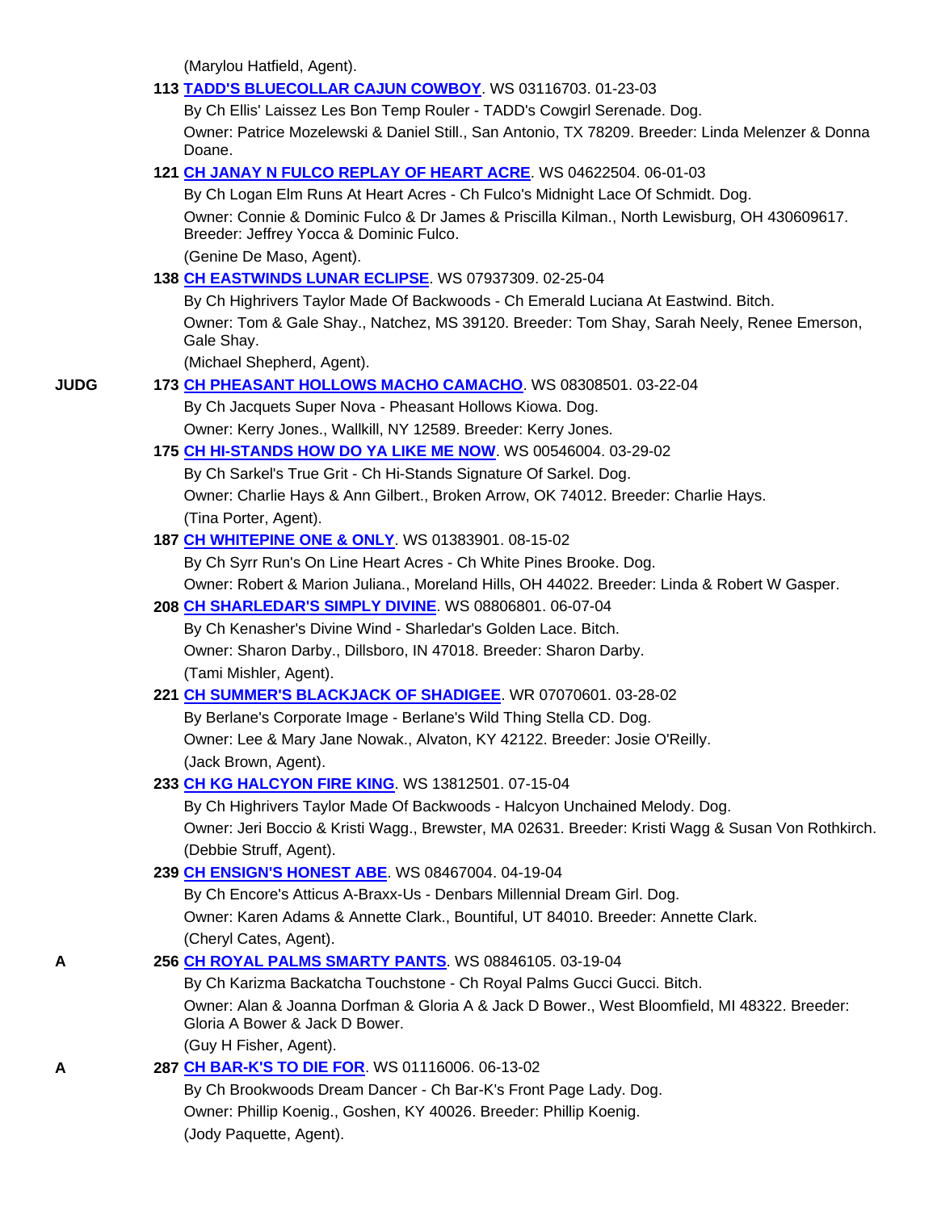(Marylou Hatfield, Agent).

**113** **TADD'S BLUECOLLAR CAJUN COWBOY**. WS 03116703. 01-23-03
By Ch Ellis' Laissez Les Bon Temp Rouler - TADD's Cowgirl Serenade. Dog.
Owner: Patrice Mozelewski & Daniel Still., San Antonio, TX 78209. Breeder: Linda Melenzer & Donna Doane.

**121** **CH JANAY N FULCO REPLAY OF HEART ACRE**. WS 04622504. 06-01-03
By Ch Logan Elm Runs At Heart Acres - Ch Fulco's Midnight Lace Of Schmidt. Dog.
Owner: Connie & Dominic Fulco & Dr James & Priscilla Kilman., North Lewisburg, OH 430609617. Breeder: Jeffrey Yocca & Dominic Fulco.
(Genine De Maso, Agent).

**138** **CH EASTWINDS LUNAR ECLIPSE**. WS 07937309. 02-25-04
By Ch Highrivers Taylor Made Of Backwoods - Ch Emerald Luciana At Eastwind. Bitch.
Owner: Tom & Gale Shay., Natchez, MS 39120. Breeder: Tom Shay, Sarah Neely, Renee Emerson, Gale Shay.
(Michael Shepherd, Agent).

**JUDG** **173** **CH PHEASANT HOLLOWS MACHO CAMACHO**. WS 08308501. 03-22-04
By Ch Jacquets Super Nova - Pheasant Hollows Kiowa. Dog.
Owner: Kerry Jones., Wallkill, NY 12589. Breeder: Kerry Jones.

**175** **CH HI-STANDS HOW DO YA LIKE ME NOW**. WS 00546004. 03-29-02
By Ch Sarkel's True Grit - Ch Hi-Stands Signature Of Sarkel. Dog.
Owner: Charlie Hays & Ann Gilbert., Broken Arrow, OK 74012. Breeder: Charlie Hays.
(Tina Porter, Agent).

**187** **CH WHITEPINE ONE & ONLY**. WS 01383901. 08-15-02
By Ch Syrr Run's On Line Heart Acres - Ch White Pines Brooke. Dog.
Owner: Robert & Marion Juliana., Moreland Hills, OH 44022. Breeder: Linda & Robert W Gasper.

**208** **CH SHARLEDAR'S SIMPLY DIVINE**. WS 08806801. 06-07-04
By Ch Kenasher's Divine Wind - Sharledar's Golden Lace. Bitch.
Owner: Sharon Darby., Dillsboro, IN 47018. Breeder: Sharon Darby.
(Tami Mishler, Agent).

**221** **CH SUMMER'S BLACKJACK OF SHADIGEE**. WR 07070601. 03-28-02
By Berlane's Corporate Image - Berlane's Wild Thing Stella CD. Dog.
Owner: Lee & Mary Jane Nowak., Alvaton, KY 42122. Breeder: Josie O'Reilly.
(Jack Brown, Agent).

**233** **CH KG HALCYON FIRE KING**. WS 13812501. 07-15-04
By Ch Highrivers Taylor Made Of Backwoods - Halcyon Unchained Melody. Dog.
Owner: Jeri Boccio & Kristi Wagg., Brewster, MA 02631. Breeder: Kristi Wagg & Susan Von Rothkirch.
(Debbie Struff, Agent).

**239** **CH ENSIGN'S HONEST ABE**. WS 08467004. 04-19-04
By Ch Encore's Atticus A-Braxx-Us - Denbars Millennial Dream Girl. Dog.
Owner: Karen Adams & Annette Clark., Bountiful, UT 84010. Breeder: Annette Clark.
(Cheryl Cates, Agent).

**A** **256** **CH ROYAL PALMS SMARTY PANTS**. WS 08846105. 03-19-04
By Ch Karizma Backatcha Touchstone - Ch Royal Palms Gucci Gucci. Bitch.
Owner: Alan & Joanna Dorfman & Gloria A & Jack D Bower., West Bloomfield, MI 48322. Breeder: Gloria A Bower & Jack D Bower.
(Guy H Fisher, Agent).

**A** **287** **CH BAR-K'S TO DIE FOR**. WS 01116006. 06-13-02
By Ch Brookwoods Dream Dancer - Ch Bar-K's Front Page Lady. Dog.
Owner: Phillip Koenig., Goshen, KY 40026. Breeder: Phillip Koenig.
(Jody Paquette, Agent).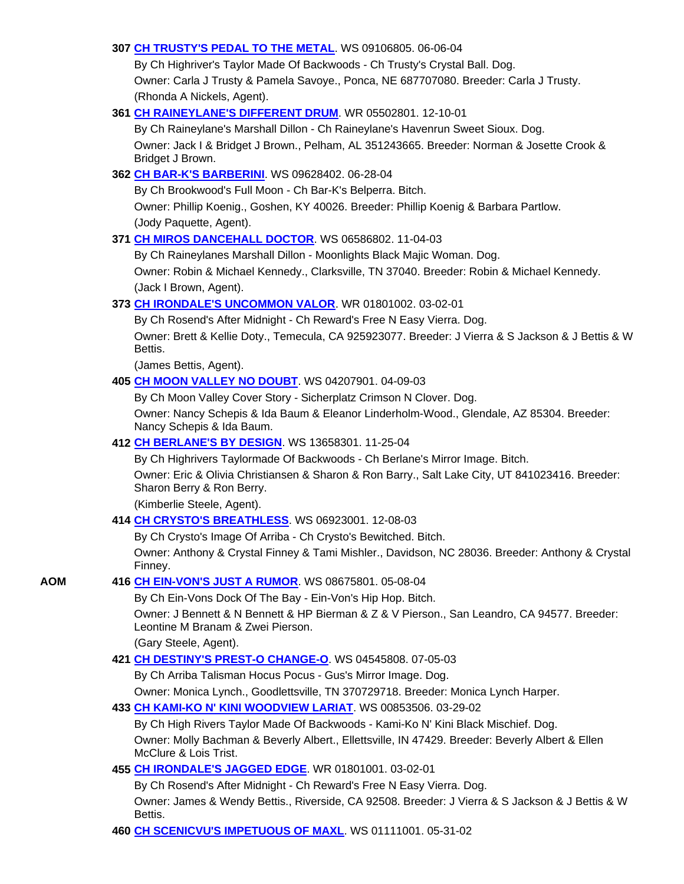**307** **CH TRUSTY'S PEDAL TO THE METAL**. WS 09106805. 06-06-04

By Ch Highriver's Taylor Made Of Backwoods - Ch Trusty's Crystal Ball. Dog.

Owner: Carla J Trusty & Pamela Savoye., Ponca, NE 687707080. Breeder: Carla J Trusty.

(Rhonda A Nickels, Agent).

**361** **CH RAINEYLANE'S DIFFERENT DRUM**. WR 05502801. 12-10-01

By Ch Raineylane's Marshall Dillon - Ch Raineylane's Havenrun Sweet Sioux. Dog.

Owner: Jack I & Bridget J Brown., Pelham, AL 351243665. Breeder: Norman & Josette Crook & Bridget J Brown.

**362** **CH BAR-K'S BARBERINI**. WS 09628402. 06-28-04

By Ch Brookwood's Full Moon - Ch Bar-K's Belperra. Bitch.

Owner: Phillip Koenig., Goshen, KY 40026. Breeder: Phillip Koenig & Barbara Partlow.

(Jody Paquette, Agent).

**371** **CH MIROS DANCEHALL DOCTOR**. WS 06586802. 11-04-03

By Ch Raineylanes Marshall Dillon - Moonlights Black Majic Woman. Dog.

Owner: Robin & Michael Kennedy., Clarksville, TN 37040. Breeder: Robin & Michael Kennedy.

(Jack I Brown, Agent).

**373** **CH IRONDALE'S UNCOMMON VALOR**. WR 01801002. 03-02-01

By Ch Rosend's After Midnight - Ch Reward's Free N Easy Vierra. Dog.

Owner: Brett & Kellie Doty., Temecula, CA 925923077. Breeder: J Vierra & S Jackson & J Bettis & W Bettis.

(James Bettis, Agent).

**405** **CH MOON VALLEY NO DOUBT**. WS 04207901. 04-09-03

By Ch Moon Valley Cover Story - Sicherplatz Crimson N Clover. Dog.

Owner: Nancy Schepis & Ida Baum & Eleanor Linderholm-Wood., Glendale, AZ 85304. Breeder: Nancy Schepis & Ida Baum.

**412** **CH BERLANE'S BY DESIGN**. WS 13658301. 11-25-04

By Ch Highrivers Taylormade Of Backwoods - Ch Berlane's Mirror Image. Bitch.

Owner: Eric & Olivia Christiansen & Sharon & Ron Barry., Salt Lake City, UT 841023416. Breeder: Sharon Berry & Ron Berry.

(Kimberlie Steele, Agent).

**414** **CH CRYSTO'S BREATHLESS**. WS 06923001. 12-08-03

By Ch Crysto's Image Of Arriba - Ch Crysto's Bewitched. Bitch.

Owner: Anthony & Crystal Finney & Tami Mishler., Davidson, NC 28036. Breeder: Anthony & Crystal Finney.

**AOM** **416** **CH EIN-VON'S JUST A RUMOR**. WS 08675801. 05-08-04

By Ch Ein-Vons Dock Of The Bay - Ein-Von's Hip Hop. Bitch.

Owner: J Bennett & N Bennett & HP Bierman & Z & V Pierson., San Leandro, CA 94577. Breeder: Leontine M Branam & Zwei Pierson.

(Gary Steele, Agent).

**421** **CH DESTINY'S PREST-O CHANGE-O**. WS 04545808. 07-05-03

By Ch Arriba Talisman Hocus Pocus - Gus's Mirror Image. Dog.

Owner: Monica Lynch., Goodlettsville, TN 370729718. Breeder: Monica Lynch Harper.

**433** **CH KAMI-KO N' KINI WOODVIEW LARIAT**. WS 00853506. 03-29-02

By Ch High Rivers Taylor Made Of Backwoods - Kami-Ko N' Kini Black Mischief. Dog.

Owner: Molly Bachman & Beverly Albert., Ellettsville, IN 47429. Breeder: Beverly Albert & Ellen McClure & Lois Trist.

**455** **CH IRONDALE'S JAGGED EDGE**. WR 01801001. 03-02-01

By Ch Rosend's After Midnight - Ch Reward's Free N Easy Vierra. Dog.

Owner: James & Wendy Bettis., Riverside, CA 92508. Breeder: J Vierra & S Jackson & J Bettis & W Bettis.

**460** **CH SCENICVU'S IMPETUOUS OF MAXL**. WS 01111001. 05-31-02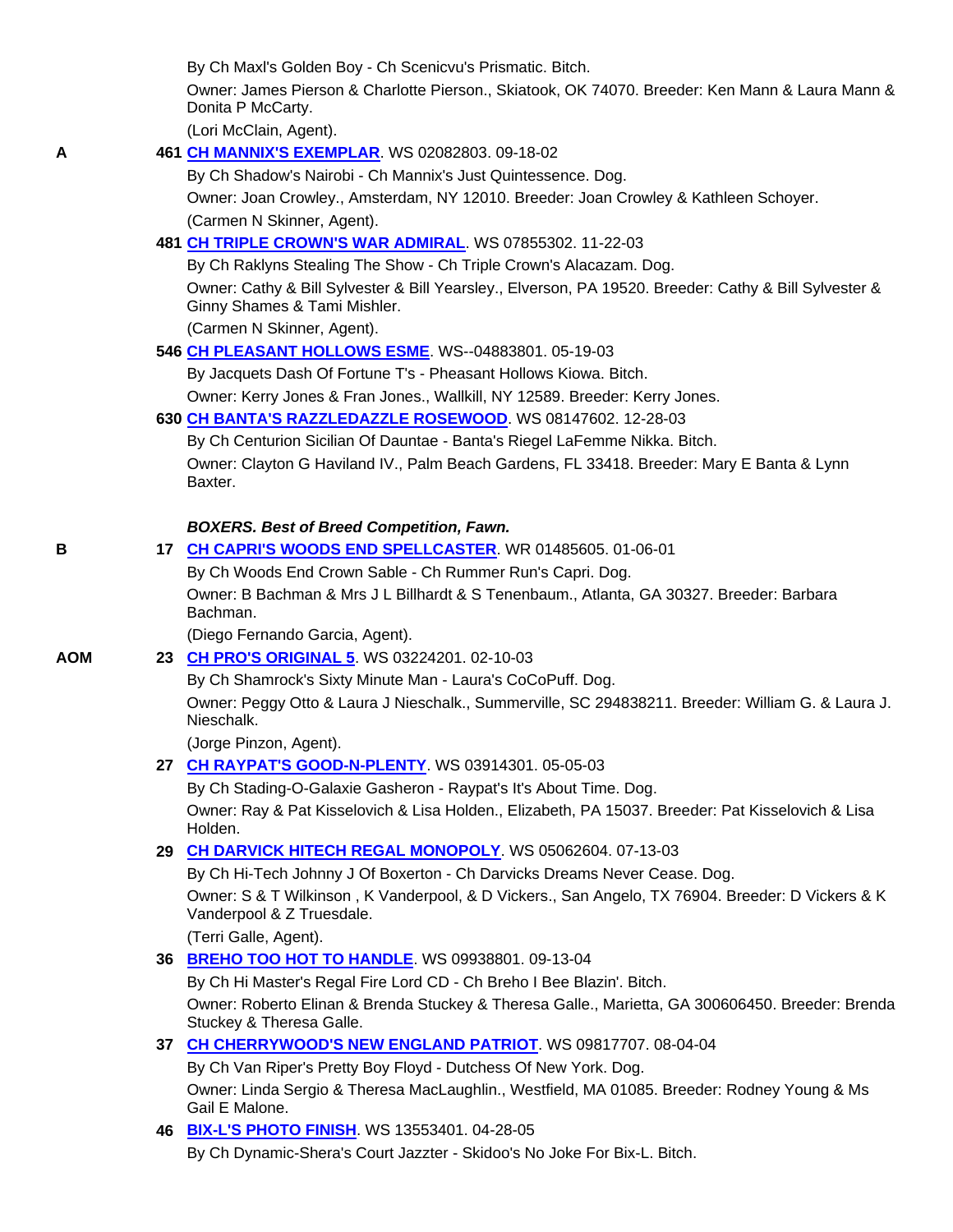By Ch Maxl's Golden Boy - Ch Scenicvu's Prismatic. Bitch.

Owner: James Pierson & Charlotte Pierson., Skiatook, OK 74070. Breeder: Ken Mann & Laura Mann & Donita P McCarty.

(Lori McClain, Agent).

**A** 461 **CH MANNIX'S EXEMPLAR**. WS 02082803. 09-18-02

By Ch Shadow's Nairobi - Ch Mannix's Just Quintessence. Dog.

Owner: Joan Crowley., Amsterdam, NY 12010. Breeder: Joan Crowley & Kathleen Schoyer.

(Carmen N Skinner, Agent).

481 **CH TRIPLE CROWN'S WAR ADMIRAL**. WS 07855302. 11-22-03

By Ch Raklyns Stealing The Show - Ch Triple Crown's Alacazam. Dog.

Owner: Cathy & Bill Sylvester & Bill Yearsley., Elverson, PA 19520. Breeder: Cathy & Bill Sylvester & Ginny Shames & Tami Mishler.

(Carmen N Skinner, Agent).

546 **CH PLEASANT HOLLOWS ESME**. WS--04883801. 05-19-03

By Jacquets Dash Of Fortune T's - Pheasant Hollows Kiowa. Bitch.

Owner: Kerry Jones & Fran Jones., Wallkill, NY 12589. Breeder: Kerry Jones.

630 **CH BANTA'S RAZZLEDAZZLE ROSEWOOD**. WS 08147602. 12-28-03

By Ch Centurion Sicilian Of Dauntae - Banta's Riegel LaFemme Nikka. Bitch.

Owner: Clayton G Haviland IV., Palm Beach Gardens, FL 33418. Breeder: Mary E Banta & Lynn Baxter.

***BOXERS. Best of Breed Competition, Fawn.***

**B** 17 **CH CAPRI'S WOODS END SPELLCASTER**. WR 01485605. 01-06-01

By Ch Woods End Crown Sable - Ch Rummer Run's Capri. Dog.

Owner: B Bachman & Mrs J L Billhardt & S Tenenbaum., Atlanta, GA 30327. Breeder: Barbara Bachman.

(Diego Fernando Garcia, Agent).

**AOM** 23 **CH PRO'S ORIGINAL 5**. WS 03224201. 02-10-03

By Ch Shamrock's Sixty Minute Man - Laura's CoCoPuff. Dog.

Owner: Peggy Otto & Laura J Nieschalk., Summerville, SC 294838211. Breeder: William G. & Laura J. Nieschalk.

(Jorge Pinzon, Agent).

27 **CH RAYPAT'S GOOD-N-PLENTY**. WS 03914301. 05-05-03

By Ch Stading-O-Galaxie Gasheron - Raypat's It's About Time. Dog.

Owner: Ray & Pat Kisselovich & Lisa Holden., Elizabeth, PA 15037. Breeder: Pat Kisselovich & Lisa Holden.

29 **CH DARVICK HITECH REGAL MONOPOLY**. WS 05062604. 07-13-03

By Ch Hi-Tech Johnny J Of Boxerton - Ch Darvicks Dreams Never Cease. Dog.

Owner: S & T Wilkinson , K Vanderpool, & D Vickers., San Angelo, TX 76904. Breeder: D Vickers & K Vanderpool & Z Truesdale.

(Terri Galle, Agent).

36 **BREHO TOO HOT TO HANDLE**. WS 09938801. 09-13-04

By Ch Hi Master's Regal Fire Lord CD - Ch Breho I Bee Blazin'. Bitch.

Owner: Roberto Elinan & Brenda Stuckey & Theresa Galle., Marietta, GA 300606450. Breeder: Brenda Stuckey & Theresa Galle.

37 **CH CHERRYWOOD'S NEW ENGLAND PATRIOT**. WS 09817707. 08-04-04

By Ch Van Riper's Pretty Boy Floyd - Dutchess Of New York. Dog.

Owner: Linda Sergio & Theresa MacLaughlin., Westfield, MA 01085. Breeder: Rodney Young & Ms Gail E Malone.

46 **BIX-L'S PHOTO FINISH**. WS 13553401. 04-28-05

By Ch Dynamic-Shera's Court Jazzter - Skidoo's No Joke For Bix-L. Bitch.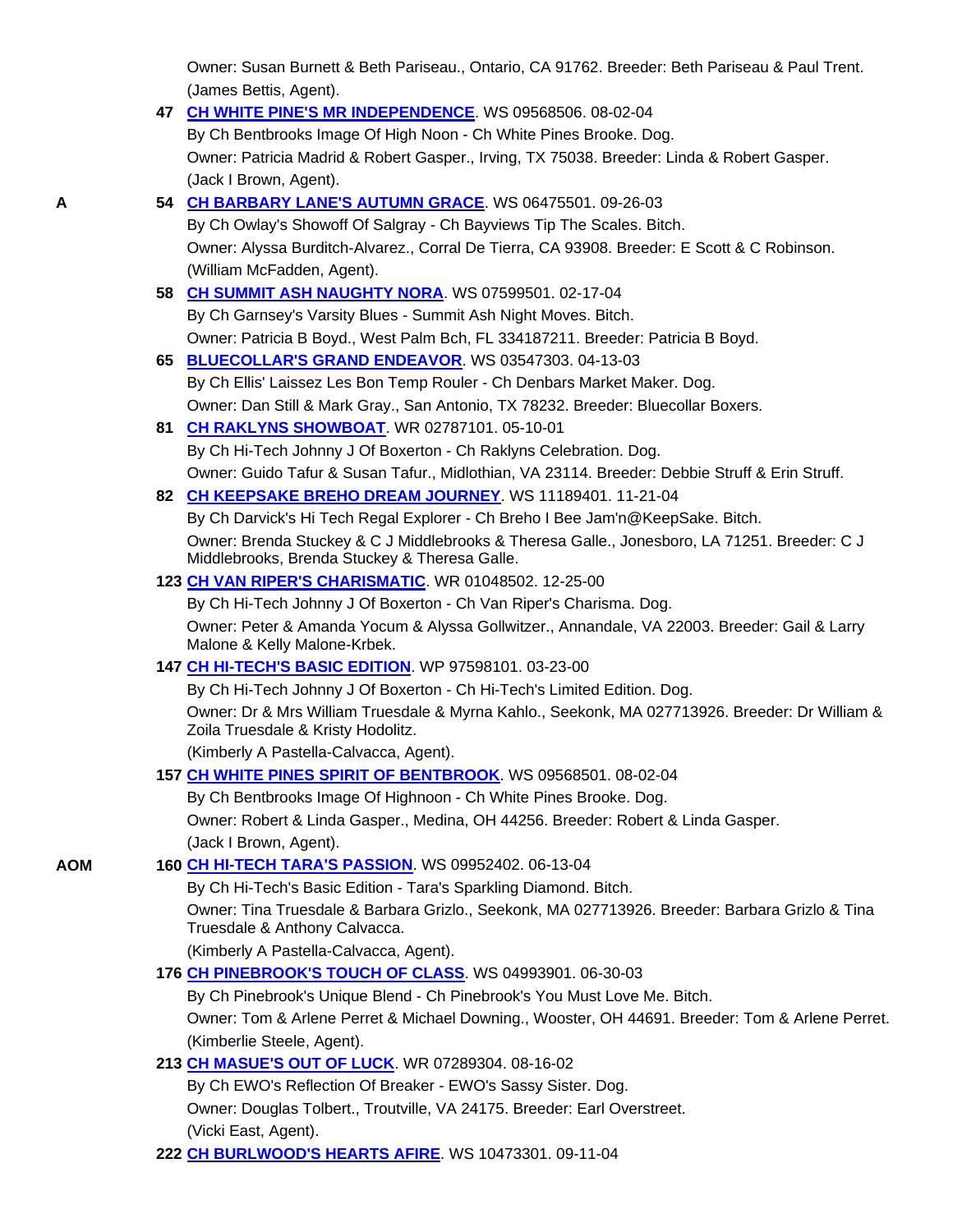Owner: Susan Burnett & Beth Pariseau., Ontario, CA 91762. Breeder: Beth Pariseau & Paul Trent. (James Bettis, Agent).

**47** **CH WHITE PINE'S MR INDEPENDENCE**. WS 09568506. 08-02-04
By Ch Bentbrooks Image Of High Noon - Ch White Pines Brooke. Dog.
Owner: Patricia Madrid & Robert Gasper., Irving, TX 75038. Breeder: Linda & Robert Gasper.
(Jack I Brown, Agent).

**A** **54** **CH BARBARY LANE'S AUTUMN GRACE**. WS 06475501. 09-26-03
By Ch Owlay's Showoff Of Salgray - Ch Bayviews Tip The Scales. Bitch.
Owner: Alyssa Burditch-Alvarez., Corral De Tierra, CA 93908. Breeder: E Scott & C Robinson.
(William McFadden, Agent).

**58** **CH SUMMIT ASH NAUGHTY NORA**. WS 07599501. 02-17-04
By Ch Garnsey's Varsity Blues - Summit Ash Night Moves. Bitch.
Owner: Patricia B Boyd., West Palm Bch, FL 334187211. Breeder: Patricia B Boyd.

**65** **BLUECOLLAR'S GRAND ENDEAVOR**. WS 03547303. 04-13-03
By Ch Ellis' Laissez Les Bon Temp Rouler - Ch Denbars Market Maker. Dog.
Owner: Dan Still & Mark Gray., San Antonio, TX 78232. Breeder: Bluecollar Boxers.

**81** **CH RAKLYNS SHOWBOAT**. WR 02787101. 05-10-01
By Ch Hi-Tech Johnny J Of Boxerton - Ch Raklyns Celebration. Dog.
Owner: Guido Tafur & Susan Tafur., Midlothian, VA 23114. Breeder: Debbie Struff & Erin Struff.

**82** **CH KEEPSAKE BREHO DREAM JOURNEY**. WS 11189401. 11-21-04
By Ch Darvick's Hi Tech Regal Explorer - Ch Breho I Bee Jam'n@KeepSake. Bitch.
Owner: Brenda Stuckey & C J Middlebrooks & Theresa Galle., Jonesboro, LA 71251. Breeder: C J Middlebrooks, Brenda Stuckey & Theresa Galle.

**123** **CH VAN RIPER'S CHARISMATIC**. WR 01048502. 12-25-00
By Ch Hi-Tech Johnny J Of Boxerton - Ch Van Riper's Charisma. Dog.
Owner: Peter & Amanda Yocum & Alyssa Gollwitzer., Annandale, VA 22003. Breeder: Gail & Larry Malone & Kelly Malone-Krbek.

**147** **CH HI-TECH'S BASIC EDITION**. WP 97598101. 03-23-00
By Ch Hi-Tech Johnny J Of Boxerton - Ch Hi-Tech's Limited Edition. Dog.
Owner: Dr & Mrs William Truesdale & Myrna Kahlo., Seekonk, MA 027713926. Breeder: Dr William & Zoila Truesdale & Kristy Hodolitz.
(Kimberly A Pastella-Calvacca, Agent).

**157** **CH WHITE PINES SPIRIT OF BENTBROOK**. WS 09568501. 08-02-04
By Ch Bentbrooks Image Of Highnoon - Ch White Pines Brooke. Dog.
Owner: Robert & Linda Gasper., Medina, OH 44256. Breeder: Robert & Linda Gasper.
(Jack I Brown, Agent).

**AOM** **160** **CH HI-TECH TARA'S PASSION**. WS 09952402. 06-13-04
By Ch Hi-Tech's Basic Edition - Tara's Sparkling Diamond. Bitch.
Owner: Tina Truesdale & Barbara Grizlo., Seekonk, MA 027713926. Breeder: Barbara Grizlo & Tina Truesdale & Anthony Calvacca.
(Kimberly A Pastella-Calvacca, Agent).

**176** **CH PINEBROOK'S TOUCH OF CLASS**. WS 04993901. 06-30-03
By Ch Pinebrook's Unique Blend - Ch Pinebrook's You Must Love Me. Bitch.
Owner: Tom & Arlene Perret & Michael Downing., Wooster, OH 44691. Breeder: Tom & Arlene Perret.
(Kimberlie Steele, Agent).

**213** **CH MASUE'S OUT OF LUCK**. WR 07289304. 08-16-02
By Ch EWO's Reflection Of Breaker - EWO's Sassy Sister. Dog.
Owner: Douglas Tolbert., Troutville, VA 24175. Breeder: Earl Overstreet.
(Vicki East, Agent).

**222** **CH BURLWOOD'S HEARTS AFIRE**. WS 10473301. 09-11-04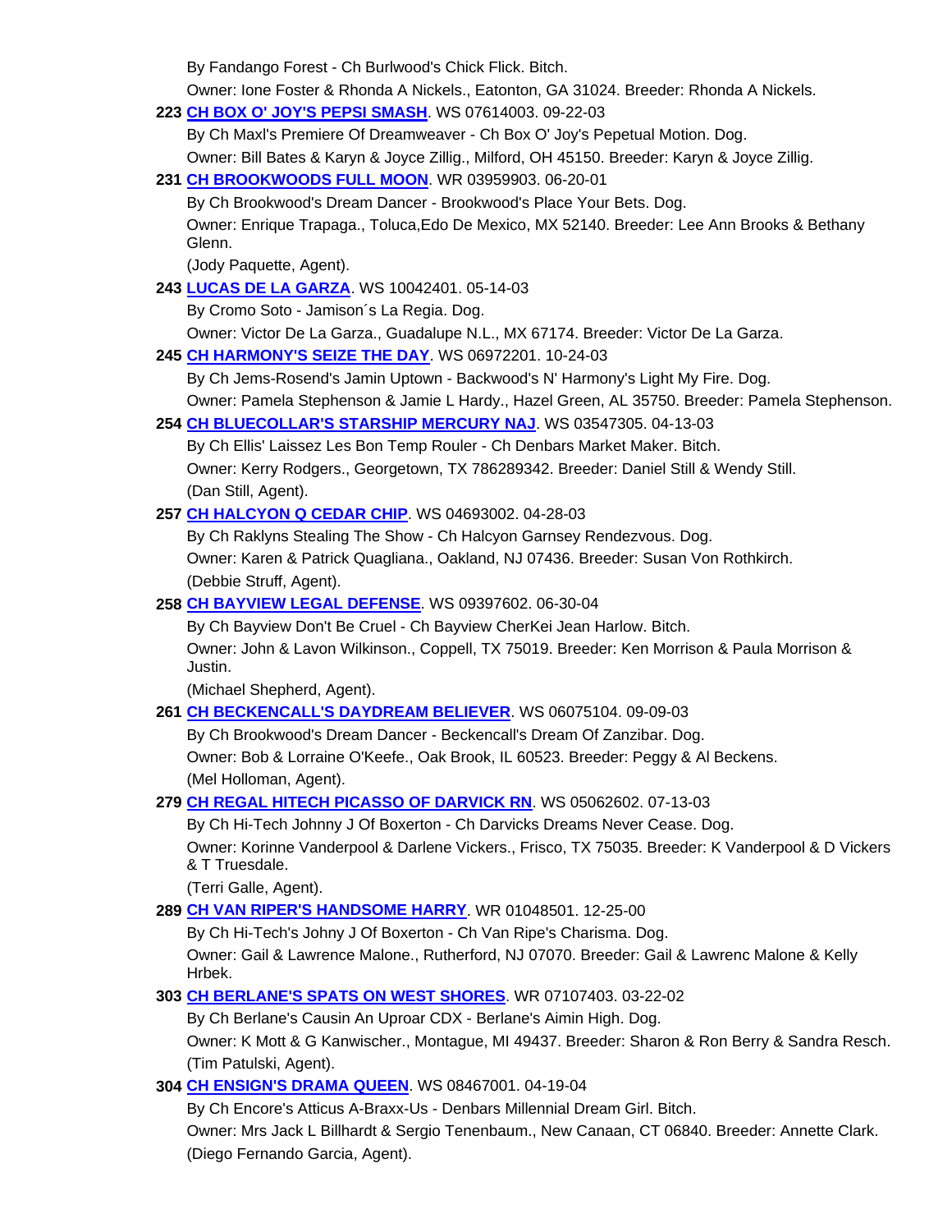By Fandango Forest - Ch Burlwood's Chick Flick. Bitch.

Owner: Ione Foster & Rhonda A Nickels., Eatonton, GA 31024. Breeder: Rhonda A Nickels.

**223** **CH BOX O' JOY'S PEPSI SMASH**. WS 07614003. 09-22-03

By Ch Maxl's Premiere Of Dreamweaver - Ch Box O' Joy's Pepetual Motion. Dog.

Owner: Bill Bates & Karyn & Joyce Zillig., Milford, OH 45150. Breeder: Karyn & Joyce Zillig.

**231** **CH BROOKWOODS FULL MOON**. WR 03959903. 06-20-01

By Ch Brookwood's Dream Dancer - Brookwood's Place Your Bets. Dog.

Owner: Enrique Trapaga., Toluca,Edo De Mexico, MX 52140. Breeder: Lee Ann Brooks & Bethany Glenn.

(Jody Paquette, Agent).

**243** **LUCAS DE LA GARZA**. WS 10042401. 05-14-03

By Cromo Soto - Jamison´s La Regia. Dog.

Owner: Victor De La Garza., Guadalupe N.L., MX 67174. Breeder: Victor De La Garza.

**245** **CH HARMONY'S SEIZE THE DAY**. WS 06972201. 10-24-03

By Ch Jems-Rosend's Jamin Uptown - Backwood's N' Harmony's Light My Fire. Dog.

Owner: Pamela Stephenson & Jamie L Hardy., Hazel Green, AL 35750. Breeder: Pamela Stephenson.

**254** **CH BLUECOLLAR'S STARSHIP MERCURY NAJ**. WS 03547305. 04-13-03

By Ch Ellis' Laissez Les Bon Temp Rouler - Ch Denbars Market Maker. Bitch.

Owner: Kerry Rodgers., Georgetown, TX 786289342. Breeder: Daniel Still & Wendy Still.

(Dan Still, Agent).

**257** **CH HALCYON Q CEDAR CHIP**. WS 04693002. 04-28-03

By Ch Raklyns Stealing The Show - Ch Halcyon Garnsey Rendezvous. Dog.

Owner: Karen & Patrick Quagliana., Oakland, NJ 07436. Breeder: Susan Von Rothkirch.

(Debbie Struff, Agent).

**258** **CH BAYVIEW LEGAL DEFENSE**. WS 09397602. 06-30-04

By Ch Bayview Don't Be Cruel - Ch Bayview CherKei Jean Harlow. Bitch.

Owner: John & Lavon Wilkinson., Coppell, TX 75019. Breeder: Ken Morrison & Paula Morrison & Justin.

(Michael Shepherd, Agent).

**261** **CH BECKENCALL'S DAYDREAM BELIEVER**. WS 06075104. 09-09-03

By Ch Brookwood's Dream Dancer - Beckencall's Dream Of Zanzibar. Dog.

Owner: Bob & Lorraine O'Keefe., Oak Brook, IL 60523. Breeder: Peggy & Al Beckens.

(Mel Holloman, Agent).

**279** **CH REGAL HITECH PICASSO OF DARVICK RN**. WS 05062602. 07-13-03

By Ch Hi-Tech Johnny J Of Boxerton - Ch Darvicks Dreams Never Cease. Dog.

Owner: Korinne Vanderpool & Darlene Vickers., Frisco, TX 75035. Breeder: K Vanderpool & D Vickers & T Truesdale.

(Terri Galle, Agent).

**289** **CH VAN RIPER'S HANDSOME HARRY**. WR 01048501. 12-25-00

By Ch Hi-Tech's Johny J Of Boxerton - Ch Van Ripe's Charisma. Dog.

Owner: Gail & Lawrence Malone., Rutherford, NJ 07070. Breeder: Gail & Lawrenc Malone & Kelly Hrbek.

**303** **CH BERLANE'S SPATS ON WEST SHORES**. WR 07107403. 03-22-02

By Ch Berlane's Causin An Uproar CDX - Berlane's Aimin High. Dog.

Owner: K Mott & G Kanwischer., Montague, MI 49437. Breeder: Sharon & Ron Berry & Sandra Resch.

(Tim Patulski, Agent).

**304** **CH ENSIGN'S DRAMA QUEEN**. WS 08467001. 04-19-04

By Ch Encore's Atticus A-Braxx-Us - Denbars Millennial Dream Girl. Bitch.

Owner: Mrs Jack L Billhardt & Sergio Tenenbaum., New Canaan, CT 06840. Breeder: Annette Clark.

(Diego Fernando Garcia, Agent).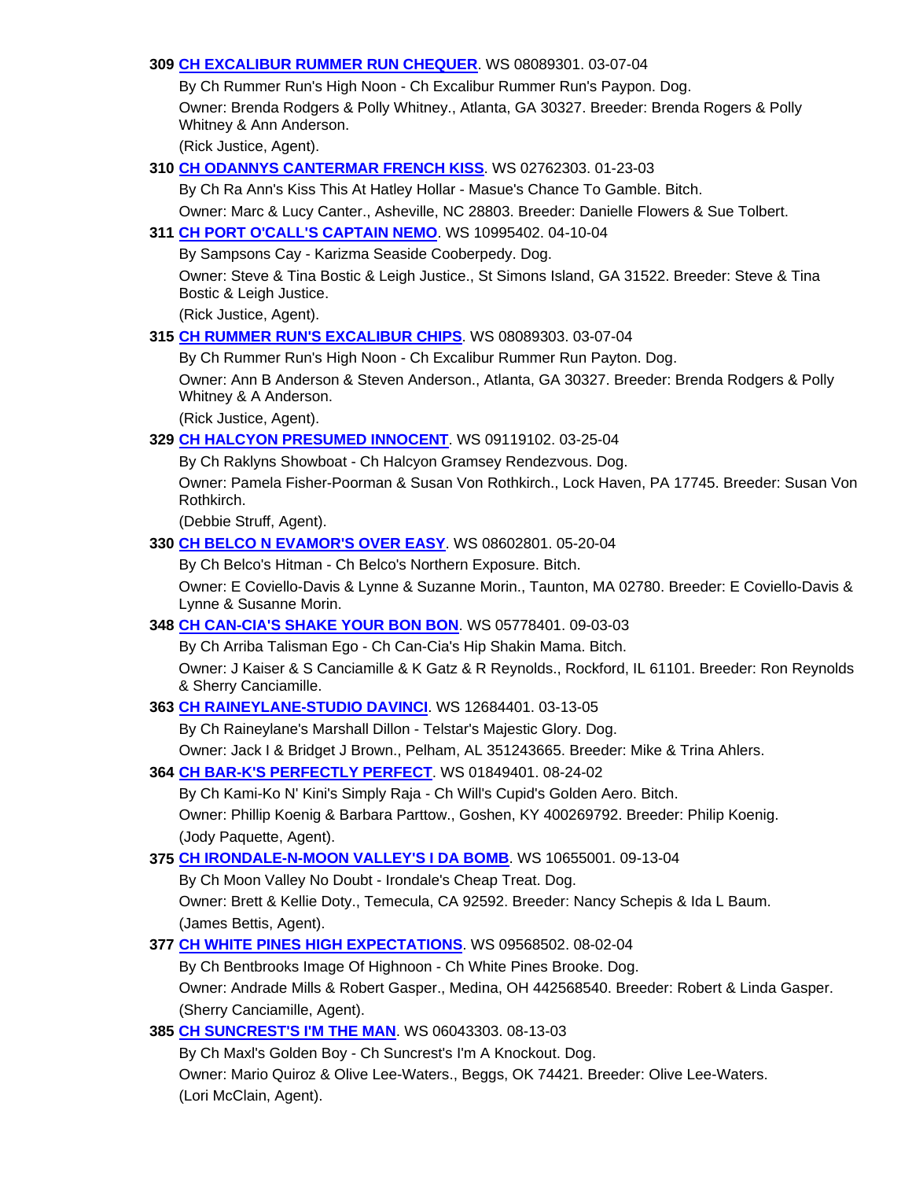**309** **CH EXCALIBUR RUMMER RUN CHEQUER**. WS 08089301. 03-07-04

By Ch Rummer Run's High Noon - Ch Excalibur Rummer Run's Paypon. Dog.

Owner: Brenda Rodgers & Polly Whitney., Atlanta, GA 30327. Breeder: Brenda Rogers & Polly Whitney & Ann Anderson.

(Rick Justice, Agent).

**310** **CH ODANNYS CANTERMAR FRENCH KISS**. WS 02762303. 01-23-03

By Ch Ra Ann's Kiss This At Hatley Hollar - Masue's Chance To Gamble. Bitch.

Owner: Marc & Lucy Canter., Asheville, NC 28803. Breeder: Danielle Flowers & Sue Tolbert.

**311** **CH PORT O'CALL'S CAPTAIN NEMO**. WS 10995402. 04-10-04

By Sampsons Cay - Karizma Seaside Cooberpedy. Dog.

Owner: Steve & Tina Bostic & Leigh Justice., St Simons Island, GA 31522. Breeder: Steve & Tina Bostic & Leigh Justice.

(Rick Justice, Agent).

**315** **CH RUMMER RUN'S EXCALIBUR CHIPS**. WS 08089303. 03-07-04

By Ch Rummer Run's High Noon - Ch Excalibur Rummer Run Payton. Dog.

Owner: Ann B Anderson & Steven Anderson., Atlanta, GA 30327. Breeder: Brenda Rodgers & Polly Whitney & A Anderson.

(Rick Justice, Agent).

**329** **CH HALCYON PRESUMED INNOCENT**. WS 09119102. 03-25-04

By Ch Raklyns Showboat - Ch Halcyon Gramsey Rendezvous. Dog.

Owner: Pamela Fisher-Poorman & Susan Von Rothkirch., Lock Haven, PA 17745. Breeder: Susan Von Rothkirch.

(Debbie Struff, Agent).

**330** **CH BELCO N EVAMOR'S OVER EASY**. WS 08602801. 05-20-04

By Ch Belco's Hitman - Ch Belco's Northern Exposure. Bitch.

Owner: E Coviello-Davis & Lynne & Suzanne Morin., Taunton, MA 02780. Breeder: E Coviello-Davis & Lynne & Susanne Morin.

**348** **CH CAN-CIA'S SHAKE YOUR BON BON**. WS 05778401. 09-03-03

By Ch Arriba Talisman Ego - Ch Can-Cia's Hip Shakin Mama. Bitch.

Owner: J Kaiser & S Canciamille & K Gatz & R Reynolds., Rockford, IL 61101. Breeder: Ron Reynolds & Sherry Canciamille.

**363** **CH RAINEYLANE-STUDIO DAVINCI**. WS 12684401. 03-13-05

By Ch Raineylane's Marshall Dillon - Telstar's Majestic Glory. Dog.

Owner: Jack I & Bridget J Brown., Pelham, AL 351243665. Breeder: Mike & Trina Ahlers.

**364** **CH BAR-K'S PERFECTLY PERFECT**. WS 01849401. 08-24-02

By Ch Kami-Ko N' Kini's Simply Raja - Ch Will's Cupid's Golden Aero. Bitch.

Owner: Phillip Koenig & Barbara Parttow., Goshen, KY 400269792. Breeder: Philip Koenig.

(Jody Paquette, Agent).

**375** **CH IRONDALE-N-MOON VALLEY'S I DA BOMB**. WS 10655001. 09-13-04

By Ch Moon Valley No Doubt - Irondale's Cheap Treat. Dog.

Owner: Brett & Kellie Doty., Temecula, CA 92592. Breeder: Nancy Schepis & Ida L Baum.

(James Bettis, Agent).

**377** **CH WHITE PINES HIGH EXPECTATIONS**. WS 09568502. 08-02-04

By Ch Bentbrooks Image Of Highnoon - Ch White Pines Brooke. Dog.

Owner: Andrade Mills & Robert Gasper., Medina, OH 442568540. Breeder: Robert & Linda Gasper.

(Sherry Canciamille, Agent).

**385** **CH SUNCREST'S I'M THE MAN**. WS 06043303. 08-13-03

By Ch Maxl's Golden Boy - Ch Suncrest's I'm A Knockout. Dog.

Owner: Mario Quiroz & Olive Lee-Waters., Beggs, OK 74421. Breeder: Olive Lee-Waters.

(Lori McClain, Agent).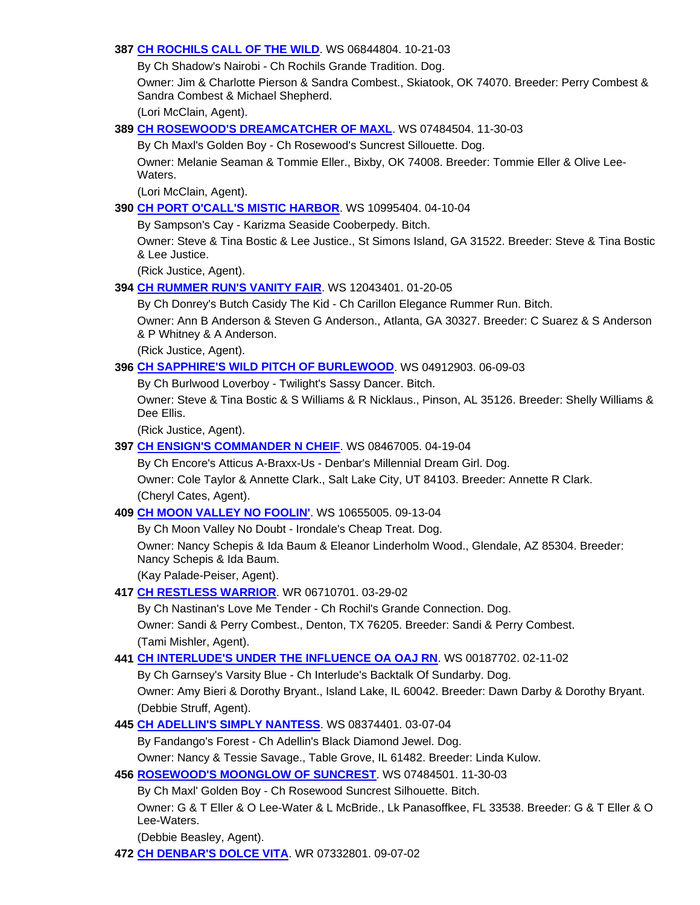**387** **CH ROCHILS CALL OF THE WILD**. WS 06844804. 10-21-03

By Ch Shadow's Nairobi - Ch Rochils Grande Tradition. Dog.

Owner: Jim & Charlotte Pierson & Sandra Combest., Skiatook, OK 74070. Breeder: Perry Combest & Sandra Combest & Michael Shepherd.

(Lori McClain, Agent).

**389** **CH ROSEWOOD'S DREAMCATCHER OF MAXL**. WS 07484504. 11-30-03

By Ch Maxl's Golden Boy - Ch Rosewood's Suncrest Sillouette. Dog.

Owner: Melanie Seaman & Tommie Eller., Bixby, OK 74008. Breeder: Tommie Eller & Olive Lee-Waters.

(Lori McClain, Agent).

**390** **CH PORT O'CALL'S MISTIC HARBOR**. WS 10995404. 04-10-04

By Sampson's Cay - Karizma Seaside Cooberpedy. Bitch.

Owner: Steve & Tina Bostic & Lee Justice., St Simons Island, GA 31522. Breeder: Steve & Tina Bostic & Lee Justice.

(Rick Justice, Agent).

**394** **CH RUMMER RUN'S VANITY FAIR**. WS 12043401. 01-20-05

By Ch Donrey's Butch Casidy The Kid - Ch Carillon Elegance Rummer Run. Bitch.

Owner: Ann B Anderson & Steven G Anderson., Atlanta, GA 30327. Breeder: C Suarez & S Anderson & P Whitney & A Anderson.

(Rick Justice, Agent).

**396** **CH SAPPHIRE'S WILD PITCH OF BURLEWOOD**. WS 04912903. 06-09-03

By Ch Burlwood Loverboy - Twilight's Sassy Dancer. Bitch.

Owner: Steve & Tina Bostic & S Williams & R Nicklaus., Pinson, AL 35126. Breeder: Shelly Williams & Dee Ellis.

(Rick Justice, Agent).

**397** **CH ENSIGN'S COMMANDER N CHEIF**. WS 08467005. 04-19-04

By Ch Encore's Atticus A-Braxx-Us - Denbar's Millennial Dream Girl. Dog.

Owner: Cole Taylor & Annette Clark., Salt Lake City, UT 84103. Breeder: Annette R Clark.

(Cheryl Cates, Agent).

**409** **CH MOON VALLEY NO FOOLIN'**. WS 10655005. 09-13-04

By Ch Moon Valley No Doubt - Irondale's Cheap Treat. Dog.

Owner: Nancy Schepis & Ida Baum & Eleanor Linderholm Wood., Glendale, AZ 85304. Breeder: Nancy Schepis & Ida Baum.

(Kay Palade-Peiser, Agent).

**417** **CH RESTLESS WARRIOR**. WR 06710701. 03-29-02

By Ch Nastinan's Love Me Tender - Ch Rochil's Grande Connection. Dog.

Owner: Sandi & Perry Combest., Denton, TX 76205. Breeder: Sandi & Perry Combest.

(Tami Mishler, Agent).

**441** **CH INTERLUDE'S UNDER THE INFLUENCE OA OAJ RN**. WS 00187702. 02-11-02

By Ch Garnsey's Varsity Blue - Ch Interlude's Backtalk Of Sundarby. Dog.

Owner: Amy Bieri & Dorothy Bryant., Island Lake, IL 60042. Breeder: Dawn Darby & Dorothy Bryant.

(Debbie Struff, Agent).

**445** **CH ADELLIN'S SIMPLY NANTESS**. WS 08374401. 03-07-04

By Fandango's Forest - Ch Adellin's Black Diamond Jewel. Dog.

Owner: Nancy & Tessie Savage., Table Grove, IL 61482. Breeder: Linda Kulow.

**456** **ROSEWOOD'S MOONGLOW OF SUNCREST**. WS 07484501. 11-30-03

By Ch Maxl' Golden Boy - Ch Rosewood Suncrest Silhouette. Bitch.

Owner: G & T Eller & O Lee-Water & L McBride., Lk Panasoffkee, FL 33538. Breeder: G & T Eller & O Lee-Waters.

(Debbie Beasley, Agent).

**472** **CH DENBAR'S DOLCE VITA**. WR 07332801. 09-07-02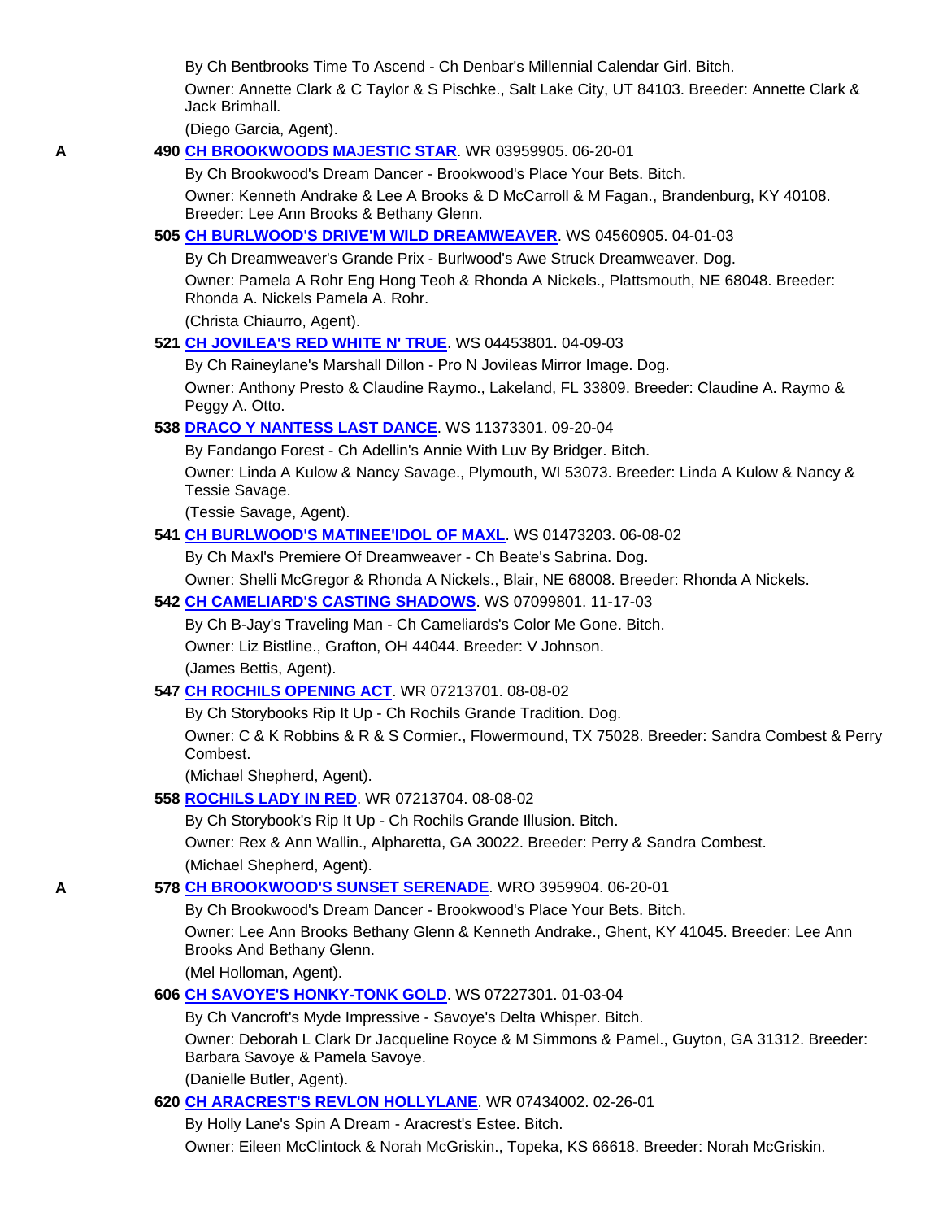By Ch Bentbrooks Time To Ascend - Ch Denbar's Millennial Calendar Girl. Bitch.

Owner: Annette Clark & C Taylor & S Pischke., Salt Lake City, UT 84103. Breeder: Annette Clark & Jack Brimhall.

(Diego Garcia, Agent).

A **490 CH BROOKWOODS MAJESTIC STAR**. WR 03959905. 06-20-01

By Ch Brookwood's Dream Dancer - Brookwood's Place Your Bets. Bitch.

Owner: Kenneth Andrake & Lee A Brooks & D McCarroll & M Fagan., Brandenburg, KY 40108. Breeder: Lee Ann Brooks & Bethany Glenn.

**505 CH BURLWOOD'S DRIVE'M WILD DREAMWEAVER**. WS 04560905. 04-01-03

By Ch Dreamweaver's Grande Prix - Burlwood's Awe Struck Dreamweaver. Dog.

Owner: Pamela A Rohr Eng Hong Teoh & Rhonda A Nickels., Plattsmouth, NE 68048. Breeder: Rhonda A. Nickels Pamela A. Rohr.

(Christa Chiaurro, Agent).

**521 CH JOVILEA'S RED WHITE N' TRUE**. WS 04453801. 04-09-03

By Ch Raineylane's Marshall Dillon - Pro N Jovileas Mirror Image. Dog.

Owner: Anthony Presto & Claudine Raymo., Lakeland, FL 33809. Breeder: Claudine A. Raymo & Peggy A. Otto.

**538 DRACO Y NANTESS LAST DANCE**. WS 11373301. 09-20-04

By Fandango Forest - Ch Adellin's Annie With Luv By Bridger. Bitch.

Owner: Linda A Kulow & Nancy Savage., Plymouth, WI 53073. Breeder: Linda A Kulow & Nancy & Tessie Savage.

(Tessie Savage, Agent).

**541 CH BURLWOOD'S MATINEE'IDOL OF MAXL**. WS 01473203. 06-08-02

By Ch Maxl's Premiere Of Dreamweaver - Ch Beate's Sabrina. Dog.

Owner: Shelli McGregor & Rhonda A Nickels., Blair, NE 68008. Breeder: Rhonda A Nickels.

**542 CH CAMELIARD'S CASTING SHADOWS**. WS 07099801. 11-17-03

By Ch B-Jay's Traveling Man - Ch Cameliards's Color Me Gone. Bitch.

Owner: Liz Bistline., Grafton, OH 44044. Breeder: V Johnson.

(James Bettis, Agent).

**547 CH ROCHILS OPENING ACT**. WR 07213701. 08-08-02

By Ch Storybooks Rip It Up - Ch Rochils Grande Tradition. Dog.

Owner: C & K Robbins & R & S Cormier., Flowermound, TX 75028. Breeder: Sandra Combest & Perry Combest.

(Michael Shepherd, Agent).

**558 ROCHILS LADY IN RED**. WR 07213704. 08-08-02

By Ch Storybook's Rip It Up - Ch Rochils Grande Illusion. Bitch.

Owner: Rex & Ann Wallin., Alpharetta, GA 30022. Breeder: Perry & Sandra Combest.

(Michael Shepherd, Agent).

A **578 CH BROOKWOOD'S SUNSET SERENADE**. WRO 3959904. 06-20-01

By Ch Brookwood's Dream Dancer - Brookwood's Place Your Bets. Bitch.

Owner: Lee Ann Brooks Bethany Glenn & Kenneth Andrake., Ghent, KY 41045. Breeder: Lee Ann Brooks And Bethany Glenn.

(Mel Holloman, Agent).

**606 CH SAVOYE'S HONKY-TONK GOLD**. WS 07227301. 01-03-04

By Ch Vancroft's Myde Impressive - Savoye's Delta Whisper. Bitch.

Owner: Deborah L Clark Dr Jacqueline Royce & M Simmons & Pamel., Guyton, GA 31312. Breeder: Barbara Savoye & Pamela Savoye.

(Danielle Butler, Agent).

**620 CH ARACREST'S REVLON HOLLYLANE**. WR 07434002. 02-26-01

By Holly Lane's Spin A Dream - Aracrest's Estee. Bitch.

Owner: Eileen McClintock & Norah McGriskin., Topeka, KS 66618. Breeder: Norah McGriskin.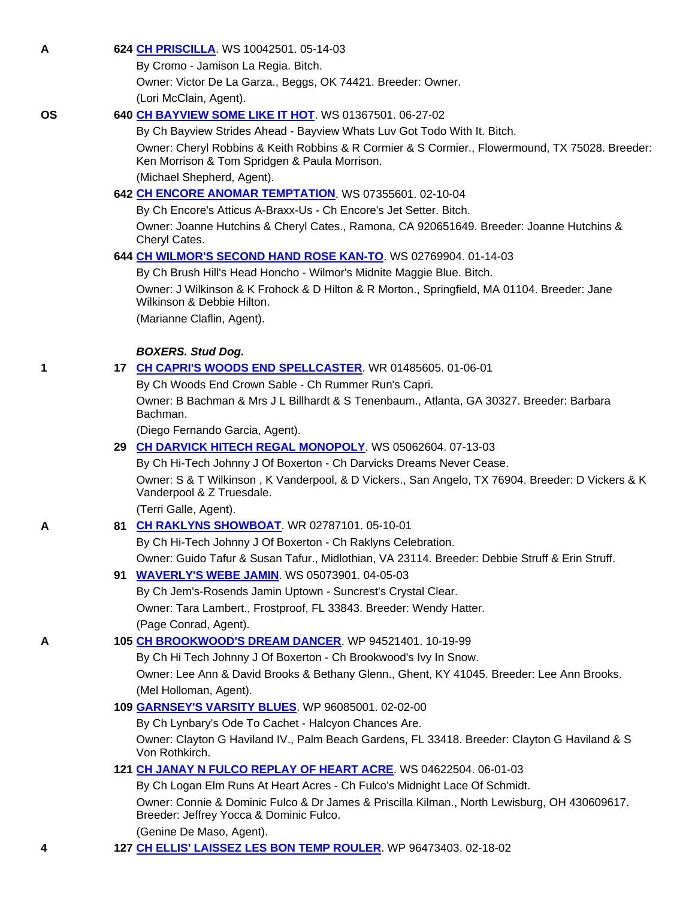A 624 **CH PRISCILLA**. WS 10042501. 05-14-03
By Cromo - Jamison La Regia. Bitch.
Owner: Victor De La Garza., Beggs, OK 74421. Breeder: Owner.
(Lori McClain, Agent).

OS 640 **CH BAYVIEW SOME LIKE IT HOT**. WS 01367501. 06-27-02
By Ch Bayview Strides Ahead - Bayview Whats Luv Got Todo With It. Bitch.
Owner: Cheryl Robbins & Keith Robbins & R Cormier & S Cormier., Flowermound, TX 75028. Breeder: Ken Morrison & Tom Spridgen & Paula Morrison.
(Michael Shepherd, Agent).

642 **CH ENCORE ANOMAR TEMPTATION**. WS 07355601. 02-10-04
By Ch Encore's Atticus A-Braxx-Us - Ch Encore's Jet Setter. Bitch.
Owner: Joanne Hutchins & Cheryl Cates., Ramona, CA 920651649. Breeder: Joanne Hutchins & Cheryl Cates.

644 **CH WILMOR'S SECOND HAND ROSE KAN-TO**. WS 02769904. 01-14-03
By Ch Brush Hill's Head Honcho - Wilmor's Midnite Maggie Blue. Bitch.
Owner: J Wilkinson & K Frohock & D Hilton & R Morton., Springfield, MA 01104. Breeder: Jane Wilkinson & Debbie Hilton.
(Marianne Claflin, Agent).

***BOXERS. Stud Dog.***

1 17 **CH CAPRI'S WOODS END SPELLCASTER**. WR 01485605. 01-06-01
By Ch Woods End Crown Sable - Ch Rummer Run's Capri.
Owner: B Bachman & Mrs J L Billhardt & S Tenenbaum., Atlanta, GA 30327. Breeder: Barbara Bachman.
(Diego Fernando Garcia, Agent).

29 **CH DARVICK HITECH REGAL MONOPOLY**. WS 05062604. 07-13-03
By Ch Hi-Tech Johnny J Of Boxerton - Ch Darvicks Dreams Never Cease.
Owner: S & T Wilkinson , K Vanderpool, & D Vickers., San Angelo, TX 76904. Breeder: D Vickers & K Vanderpool & Z Truesdale.
(Terri Galle, Agent).

A 81 **CH RAKLYNS SHOWBOAT**. WR 02787101. 05-10-01
By Ch Hi-Tech Johnny J Of Boxerton - Ch Raklyns Celebration.
Owner: Guido Tafur & Susan Tafur., Midlothian, VA 23114. Breeder: Debbie Struff & Erin Struff.

91 **WAVERLY'S WEBE JAMIN**. WS 05073901. 04-05-03
By Ch Jem's-Rosends Jamin Uptown - Suncrest's Crystal Clear.
Owner: Tara Lambert., Frostproof, FL 33843. Breeder: Wendy Hatter.
(Page Conrad, Agent).

A 105 **CH BROOKWOOD'S DREAM DANCER**. WP 94521401. 10-19-99
By Ch Hi Tech Johnny J Of Boxerton - Ch Brookwood's Ivy In Snow.
Owner: Lee Ann & David Brooks & Bethany Glenn., Ghent, KY 41045. Breeder: Lee Ann Brooks.
(Mel Holloman, Agent).

109 **GARNSEY'S VARSITY BLUES**. WP 96085001. 02-02-00
By Ch Lynbary's Ode To Cachet - Halcyon Chances Are.
Owner: Clayton G Haviland IV., Palm Beach Gardens, FL 33418. Breeder: Clayton G Haviland & S Von Rothkirch.

121 **CH JANAY N FULCO REPLAY OF HEART ACRE**. WS 04622504. 06-01-03
By Ch Logan Elm Runs At Heart Acres - Ch Fulco's Midnight Lace Of Schmidt.
Owner: Connie & Dominic Fulco & Dr James & Priscilla Kilman., North Lewisburg, OH 430609617. Breeder: Jeffrey Yocca & Dominic Fulco.
(Genine De Maso, Agent).

4 127 **CH ELLIS' LAISSEZ LES BON TEMP ROULER**. WP 96473403. 02-18-02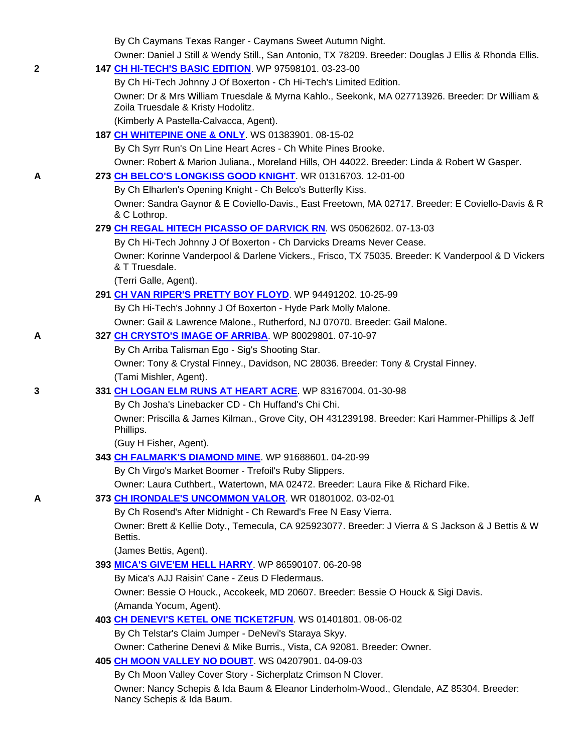By Ch Caymans Texas Ranger - Caymans Sweet Autumn Night.

Owner: Daniel J Still & Wendy Still., San Antonio, TX 78209. Breeder: Douglas J Ellis & Rhonda Ellis.

**2** **147 CH HI-TECH'S BASIC EDITION**. WP 97598101. 03-23-00

By Ch Hi-Tech Johnny J Of Boxerton - Ch Hi-Tech's Limited Edition.

Owner: Dr & Mrs William Truesdale & Myrna Kahlo., Seekonk, MA 027713926. Breeder: Dr William & Zoila Truesdale & Kristy Hodolitz.

(Kimberly A Pastella-Calvacca, Agent).

**187 CH WHITEPINE ONE & ONLY**. WS 01383901. 08-15-02

By Ch Syrr Run's On Line Heart Acres - Ch White Pines Brooke.

Owner: Robert & Marion Juliana., Moreland Hills, OH 44022. Breeder: Linda & Robert W Gasper.

**A** **273 CH BELCO'S LONGKISS GOOD KNIGHT**. WR 01316703. 12-01-00

By Ch Elharlen's Opening Knight - Ch Belco's Butterfly Kiss.

Owner: Sandra Gaynor & E Coviello-Davis., East Freetown, MA 02717. Breeder: E Coviello-Davis & R & C Lothrop.

**279 CH REGAL HITECH PICASSO OF DARVICK RN**. WS 05062602. 07-13-03

By Ch Hi-Tech Johnny J Of Boxerton - Ch Darvicks Dreams Never Cease.

Owner: Korinne Vanderpool & Darlene Vickers., Frisco, TX 75035. Breeder: K Vanderpool & D Vickers & T Truesdale.

(Terri Galle, Agent).

**291 CH VAN RIPER'S PRETTY BOY FLOYD**. WP 94491202. 10-25-99

By Ch Hi-Tech's Johnny J Of Boxerton - Hyde Park Molly Malone.

Owner: Gail & Lawrence Malone., Rutherford, NJ 07070. Breeder: Gail Malone.

**A** **327 CH CRYSTO'S IMAGE OF ARRIBA**. WP 80029801. 07-10-97

By Ch Arriba Talisman Ego - Sig's Shooting Star.

Owner: Tony & Crystal Finney., Davidson, NC 28036. Breeder: Tony & Crystal Finney.

(Tami Mishler, Agent).

**3** **331 CH LOGAN ELM RUNS AT HEART ACRE**. WP 83167004. 01-30-98

By Ch Josha's Linebacker CD - Ch Huffand's Chi Chi.

Owner: Priscilla & James Kilman., Grove City, OH 431239198. Breeder: Kari Hammer-Phillips & Jeff Phillips.

(Guy H Fisher, Agent).

**343 CH FALMARK'S DIAMOND MINE**. WP 91688601. 04-20-99

By Ch Virgo's Market Boomer - Trefoil's Ruby Slippers.

Owner: Laura Cuthbert., Watertown, MA 02472. Breeder: Laura Fike & Richard Fike.

**A** **373 CH IRONDALE'S UNCOMMON VALOR**. WR 01801002. 03-02-01

By Ch Rosend's After Midnight - Ch Reward's Free N Easy Vierra.

Owner: Brett & Kellie Doty., Temecula, CA 925923077. Breeder: J Vierra & S Jackson & J Bettis & W Bettis.

(James Bettis, Agent).

**393 MICA'S GIVE'EM HELL HARRY**. WP 86590107. 06-20-98

By Mica's AJJ Raisin' Cane - Zeus D Fledermaus.

Owner: Bessie O Houck., Accokeek, MD 20607. Breeder: Bessie O Houck & Sigi Davis.

(Amanda Yocum, Agent).

**403 CH DENEVI'S KETEL ONE TICKET2FUN**. WS 01401801. 08-06-02

By Ch Telstar's Claim Jumper - DeNevi's Staraya Skyy.

Owner: Catherine Denevi & Mike Burris., Vista, CA 92081. Breeder: Owner.

**405 CH MOON VALLEY NO DOUBT**. WS 04207901. 04-09-03

By Ch Moon Valley Cover Story - Sicherplatz Crimson N Clover.

Owner: Nancy Schepis & Ida Baum & Eleanor Linderholm-Wood., Glendale, AZ 85304. Breeder: Nancy Schepis & Ida Baum.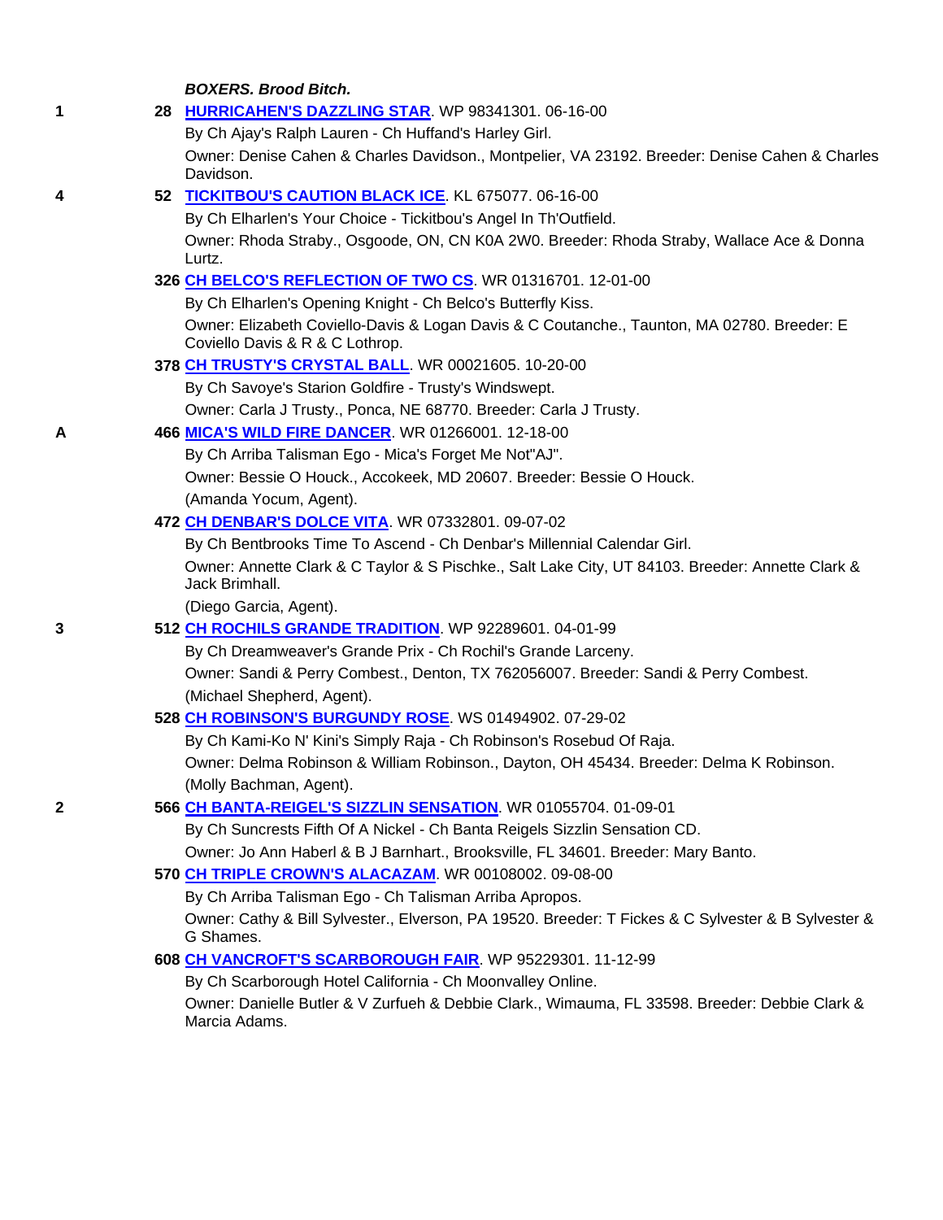***BOXERS. Brood Bitch.***

1 **28** **HURRICAHEN'S DAZZLING STAR**. WP 98341301. 06-16-00
By Ch Ajay's Ralph Lauren - Ch Huffand's Harley Girl.
Owner: Denise Cahen & Charles Davidson., Montpelier, VA 23192. Breeder: Denise Cahen & Charles Davidson.

4 **52** **TICKITBOU'S CAUTION BLACK ICE**. KL 675077. 06-16-00
By Ch Elharlen's Your Choice - Tickitbou's Angel In Th'Outfield.
Owner: Rhoda Straby., Osgoode, ON, CN K0A 2W0. Breeder: Rhoda Straby, Wallace Ace & Donna Lurtz.

**326** **CH BELCO'S REFLECTION OF TWO CS**. WR 01316701. 12-01-00
By Ch Elharlen's Opening Knight - Ch Belco's Butterfly Kiss.
Owner: Elizabeth Coviello-Davis & Logan Davis & C Coutanche., Taunton, MA 02780. Breeder: E Coviello Davis & R & C Lothrop.

**378** **CH TRUSTY'S CRYSTAL BALL**. WR 00021605. 10-20-00
By Ch Savoye's Starion Goldfire - Trusty's Windswept.
Owner: Carla J Trusty., Ponca, NE 68770. Breeder: Carla J Trusty.

A **466** **MICA'S WILD FIRE DANCER**. WR 01266001. 12-18-00
By Ch Arriba Talisman Ego - Mica's Forget Me Not"AJ".
Owner: Bessie O Houck., Accokeek, MD 20607. Breeder: Bessie O Houck.
(Amanda Yocum, Agent).

**472** **CH DENBAR'S DOLCE VITA**. WR 07332801. 09-07-02
By Ch Bentbrooks Time To Ascend - Ch Denbar's Millennial Calendar Girl.
Owner: Annette Clark & C Taylor & S Pischke., Salt Lake City, UT 84103. Breeder: Annette Clark & Jack Brimhall.
(Diego Garcia, Agent).

3 **512** **CH ROCHILS GRANDE TRADITION**. WP 92289601. 04-01-99
By Ch Dreamweaver's Grande Prix - Ch Rochil's Grande Larceny.
Owner: Sandi & Perry Combest., Denton, TX 762056007. Breeder: Sandi & Perry Combest.
(Michael Shepherd, Agent).

**528** **CH ROBINSON'S BURGUNDY ROSE**. WS 01494902. 07-29-02
By Ch Kami-Ko N' Kini's Simply Raja - Ch Robinson's Rosebud Of Raja.
Owner: Delma Robinson & William Robinson., Dayton, OH 45434. Breeder: Delma K Robinson.
(Molly Bachman, Agent).

2 **566** **CH BANTA-REIGEL'S SIZZLIN SENSATION**. WR 01055704. 01-09-01
By Ch Suncrests Fifth Of A Nickel - Ch Banta Reigels Sizzlin Sensation CD.
Owner: Jo Ann Haberl & B J Barnhart., Brooksville, FL 34601. Breeder: Mary Banto.

**570** **CH TRIPLE CROWN'S ALACAZAM**. WR 00108002. 09-08-00
By Ch Arriba Talisman Ego - Ch Talisman Arriba Apropos.
Owner: Cathy & Bill Sylvester., Elverson, PA 19520. Breeder: T Fickes & C Sylvester & B Sylvester & G Shames.

**608** **CH VANCROFT'S SCARBOROUGH FAIR**. WP 95229301. 11-12-99
By Ch Scarborough Hotel California - Ch Moonvalley Online.
Owner: Danielle Butler & V Zurfueh & Debbie Clark., Wimauma, FL 33598. Breeder: Debbie Clark & Marcia Adams.